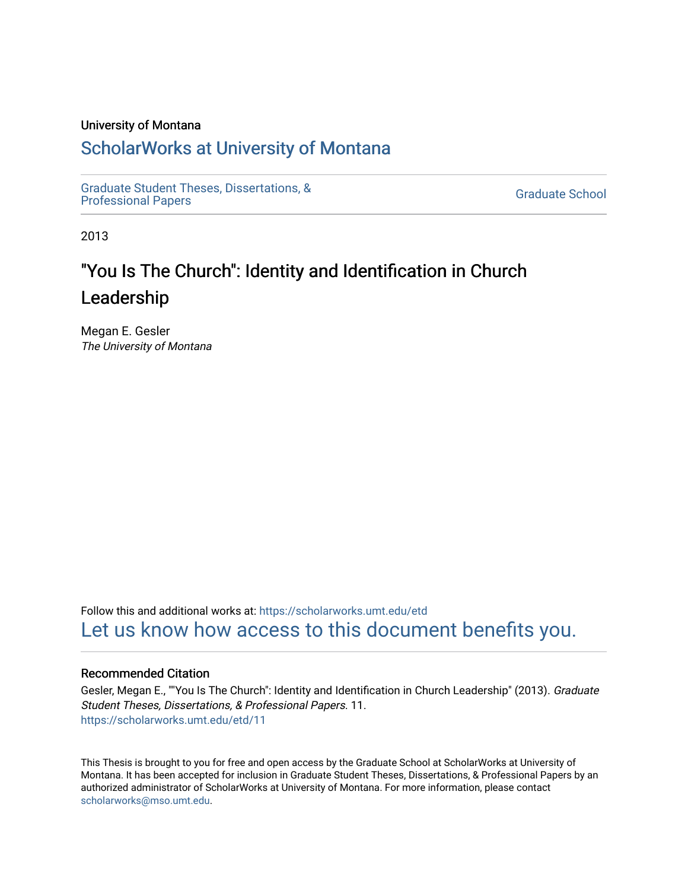University of Montana

# ScholarWorks at University of Montana

Graduate Student Theses, Dissertations, & Professional Papers | Graduate School

2013

# "You Is The Church": Identity and Identification in Church Leadership

Megan E. Gesler
*The University of Montana*

Follow this and additional works at: https://scholarworks.umt.edu/etd

Let us know how access to this document benefits you.

## Recommended Citation

Gesler, Megan E., ""You Is The Church": Identity and Identification in Church Leadership" (2013). *Graduate Student Theses, Dissertations, & Professional Papers*. 11.
https://scholarworks.umt.edu/etd/11

This Thesis is brought to you for free and open access by the Graduate School at ScholarWorks at University of Montana. It has been accepted for inclusion in Graduate Student Theses, Dissertations, & Professional Papers by an authorized administrator of ScholarWorks at University of Montana. For more information, please contact scholarworks@mso.umt.edu.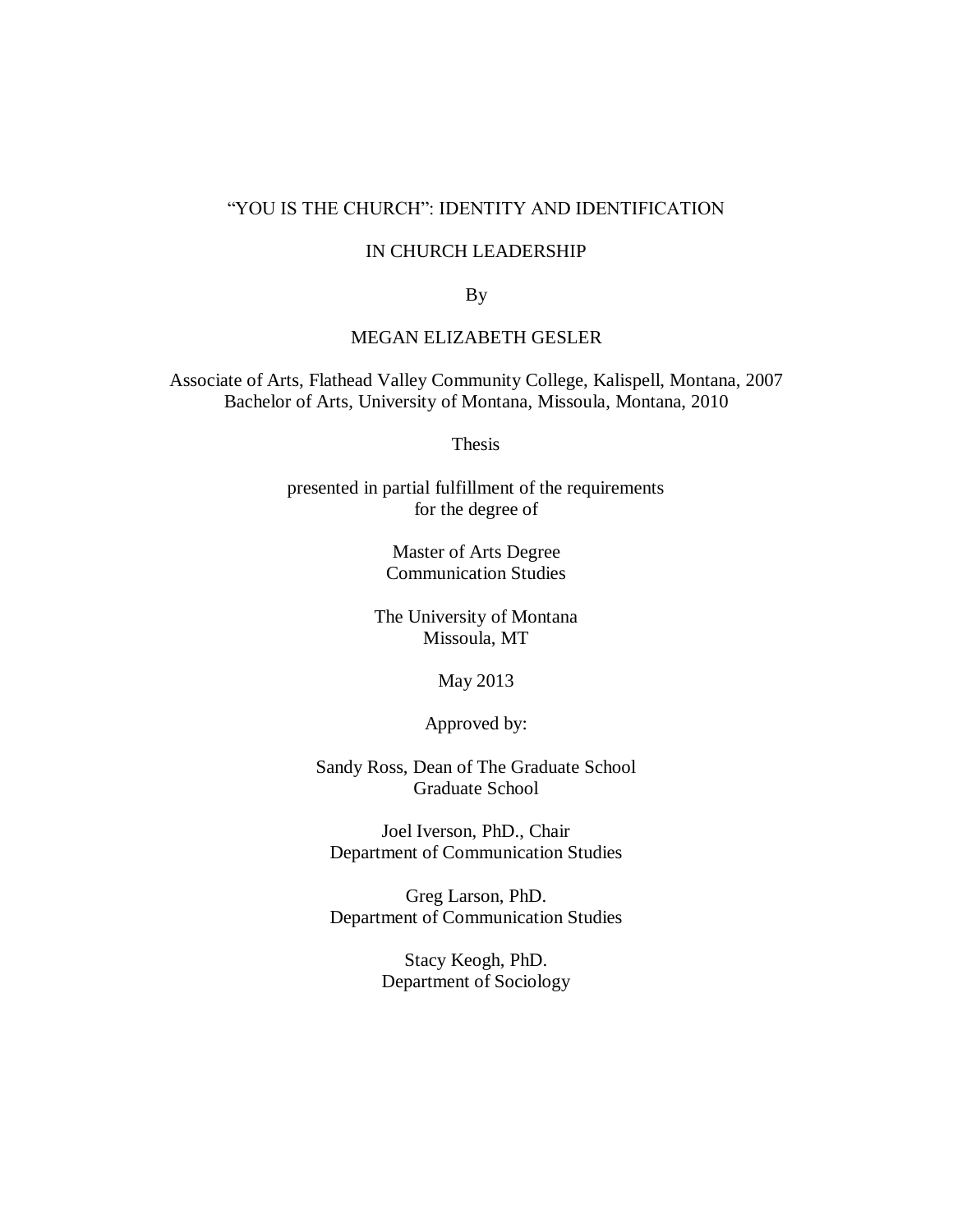# "YOU IS THE CHURCH": IDENTITY AND IDENTIFICATION IN CHURCH LEADERSHIP

By

MEGAN ELIZABETH GESLER

Associate of Arts, Flathead Valley Community College, Kalispell, Montana, 2007
Bachelor of Arts, University of Montana, Missoula, Montana, 2010

Thesis

presented in partial fulfillment of the requirements
for the degree of

Master of Arts Degree
Communication Studies

The University of Montana
Missoula, MT

May 2013

Approved by:

Sandy Ross, Dean of The Graduate School
Graduate School

Joel Iverson, PhD., Chair
Department of Communication Studies

Greg Larson, PhD.
Department of Communication Studies

Stacy Keogh, PhD.
Department of Sociology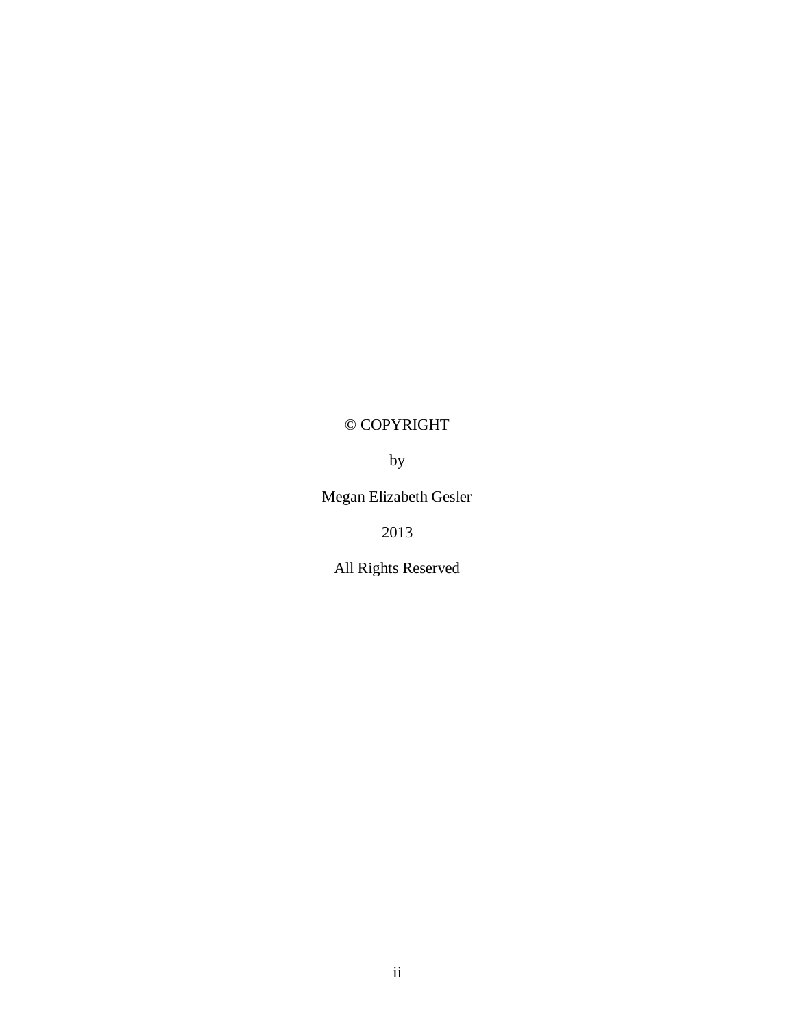© COPYRIGHT

by

Megan Elizabeth Gesler

2013

All Rights Reserved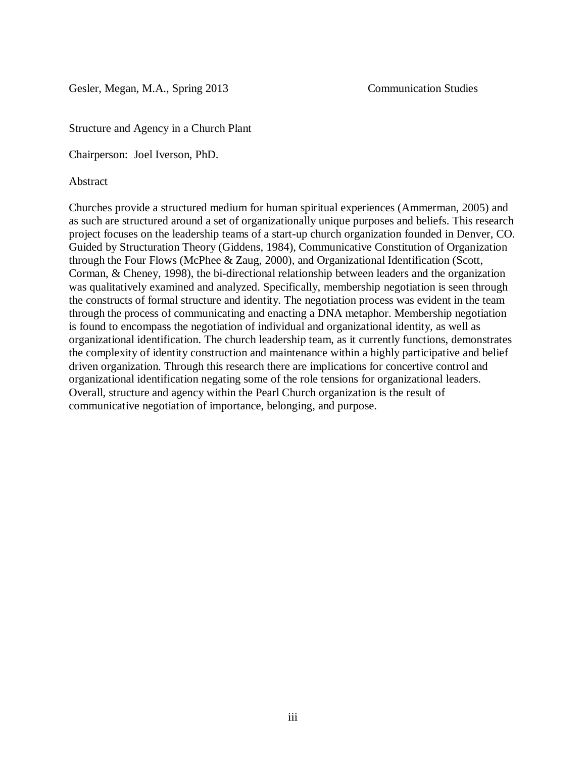Gesler, Megan, M.A., Spring 2013 Communication Studies

Structure and Agency in a Church Plant

Chairperson: Joel Iverson, PhD.

Abstract

Churches provide a structured medium for human spiritual experiences (Ammerman, 2005) and as such are structured around a set of organizationally unique purposes and beliefs. This research project focuses on the leadership teams of a start-up church organization founded in Denver, CO. Guided by Structuration Theory (Giddens, 1984), Communicative Constitution of Organization through the Four Flows (McPhee & Zaug, 2000), and Organizational Identification (Scott, Corman, & Cheney, 1998), the bi-directional relationship between leaders and the organization was qualitatively examined and analyzed. Specifically, membership negotiation is seen through the constructs of formal structure and identity. The negotiation process was evident in the team through the process of communicating and enacting a DNA metaphor. Membership negotiation is found to encompass the negotiation of individual and organizational identity, as well as organizational identification. The church leadership team, as it currently functions, demonstrates the complexity of identity construction and maintenance within a highly participative and belief driven organization. Through this research there are implications for concertive control and organizational identification negating some of the role tensions for organizational leaders. Overall, structure and agency within the Pearl Church organization is the result of communicative negotiation of importance, belonging, and purpose.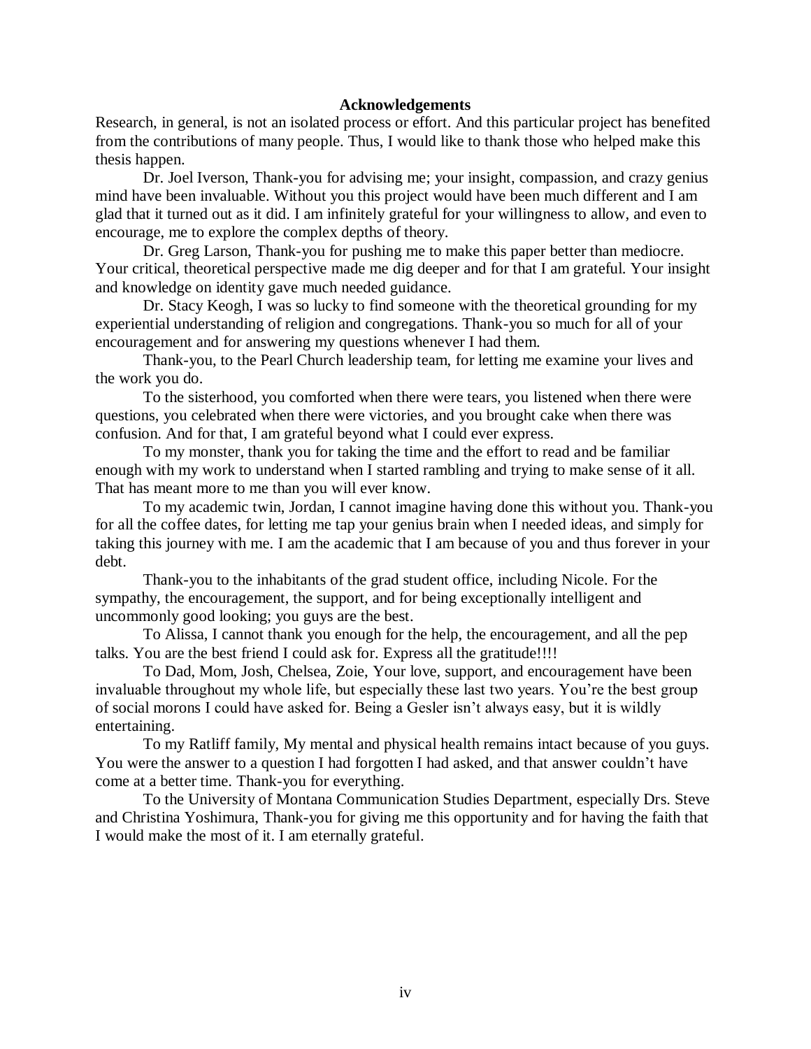## Acknowledgements

Research, in general, is not an isolated process or effort. And this particular project has benefited from the contributions of many people. Thus, I would like to thank those who helped make this thesis happen.

Dr. Joel Iverson, Thank-you for advising me; your insight, compassion, and crazy genius mind have been invaluable. Without you this project would have been much different and I am glad that it turned out as it did. I am infinitely grateful for your willingness to allow, and even to encourage, me to explore the complex depths of theory.

Dr. Greg Larson, Thank-you for pushing me to make this paper better than mediocre. Your critical, theoretical perspective made me dig deeper and for that I am grateful. Your insight and knowledge on identity gave much needed guidance.

Dr. Stacy Keogh, I was so lucky to find someone with the theoretical grounding for my experiential understanding of religion and congregations. Thank-you so much for all of your encouragement and for answering my questions whenever I had them.

Thank-you, to the Pearl Church leadership team, for letting me examine your lives and the work you do.

To the sisterhood, you comforted when there were tears, you listened when there were questions, you celebrated when there were victories, and you brought cake when there was confusion. And for that, I am grateful beyond what I could ever express.

To my monster, thank you for taking the time and the effort to read and be familiar enough with my work to understand when I started rambling and trying to make sense of it all. That has meant more to me than you will ever know.

To my academic twin, Jordan, I cannot imagine having done this without you. Thank-you for all the coffee dates, for letting me tap your genius brain when I needed ideas, and simply for taking this journey with me. I am the academic that I am because of you and thus forever in your debt.

Thank-you to the inhabitants of the grad student office, including Nicole. For the sympathy, the encouragement, the support, and for being exceptionally intelligent and uncommonly good looking; you guys are the best.

To Alissa, I cannot thank you enough for the help, the encouragement, and all the pep talks. You are the best friend I could ask for. Express all the gratitude!!!!

To Dad, Mom, Josh, Chelsea, Zoie, Your love, support, and encouragement have been invaluable throughout my whole life, but especially these last two years. You're the best group of social morons I could have asked for. Being a Gesler isn't always easy, but it is wildly entertaining.

To my Ratliff family, My mental and physical health remains intact because of you guys. You were the answer to a question I had forgotten I had asked, and that answer couldn't have come at a better time. Thank-you for everything.

To the University of Montana Communication Studies Department, especially Drs. Steve and Christina Yoshimura, Thank-you for giving me this opportunity and for having the faith that I would make the most of it. I am eternally grateful.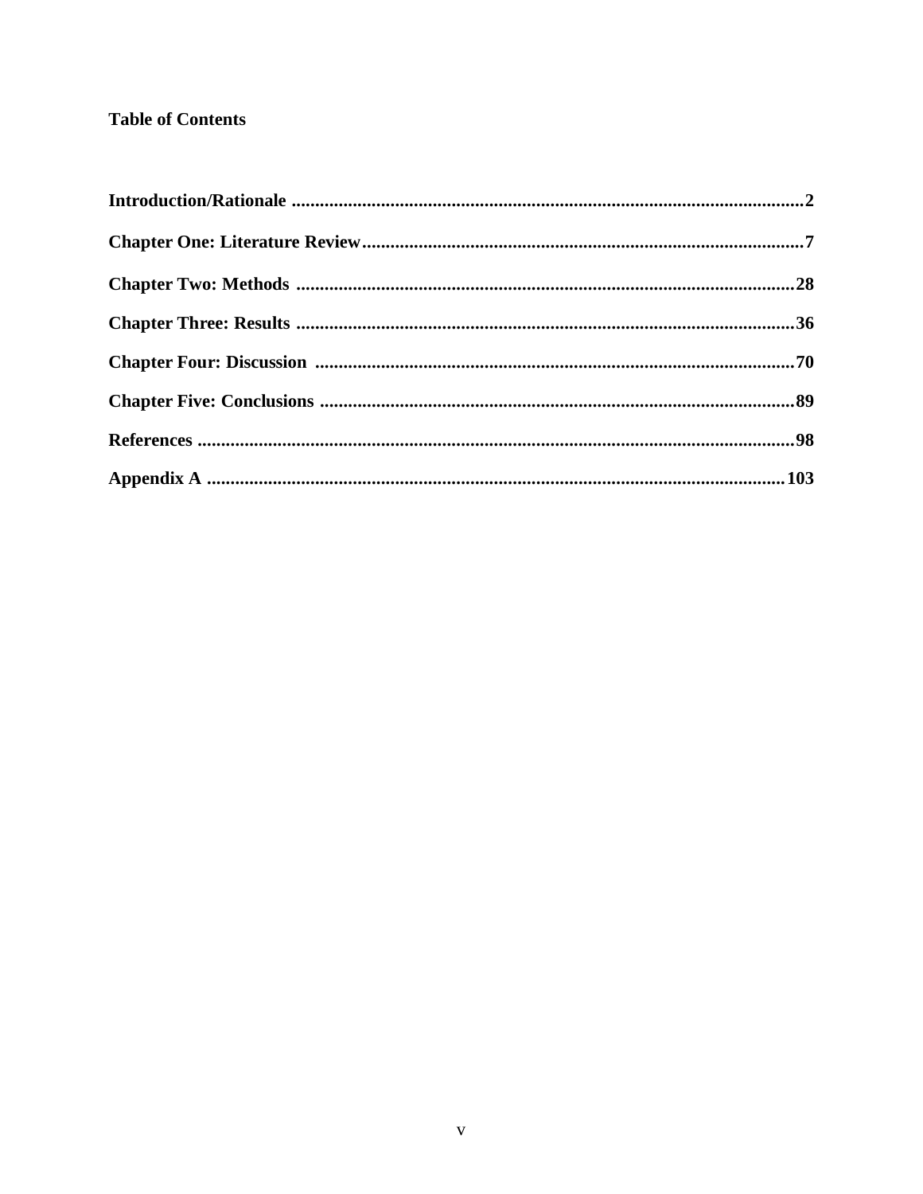## Table of Contents

**Introduction/Rationale** ......................................................................................................2

**Chapter One: Literature Review**...........................................................................................7

**Chapter Two: Methods** ......................................................................................................28

**Chapter Three: Results** ......................................................................................................36

**Chapter Four: Discussion** ..................................................................................................70

**Chapter Five: Conclusions** ................................................................................................89

**References** ........................................................................................................................98

**Appendix A** .....................................................................................................................103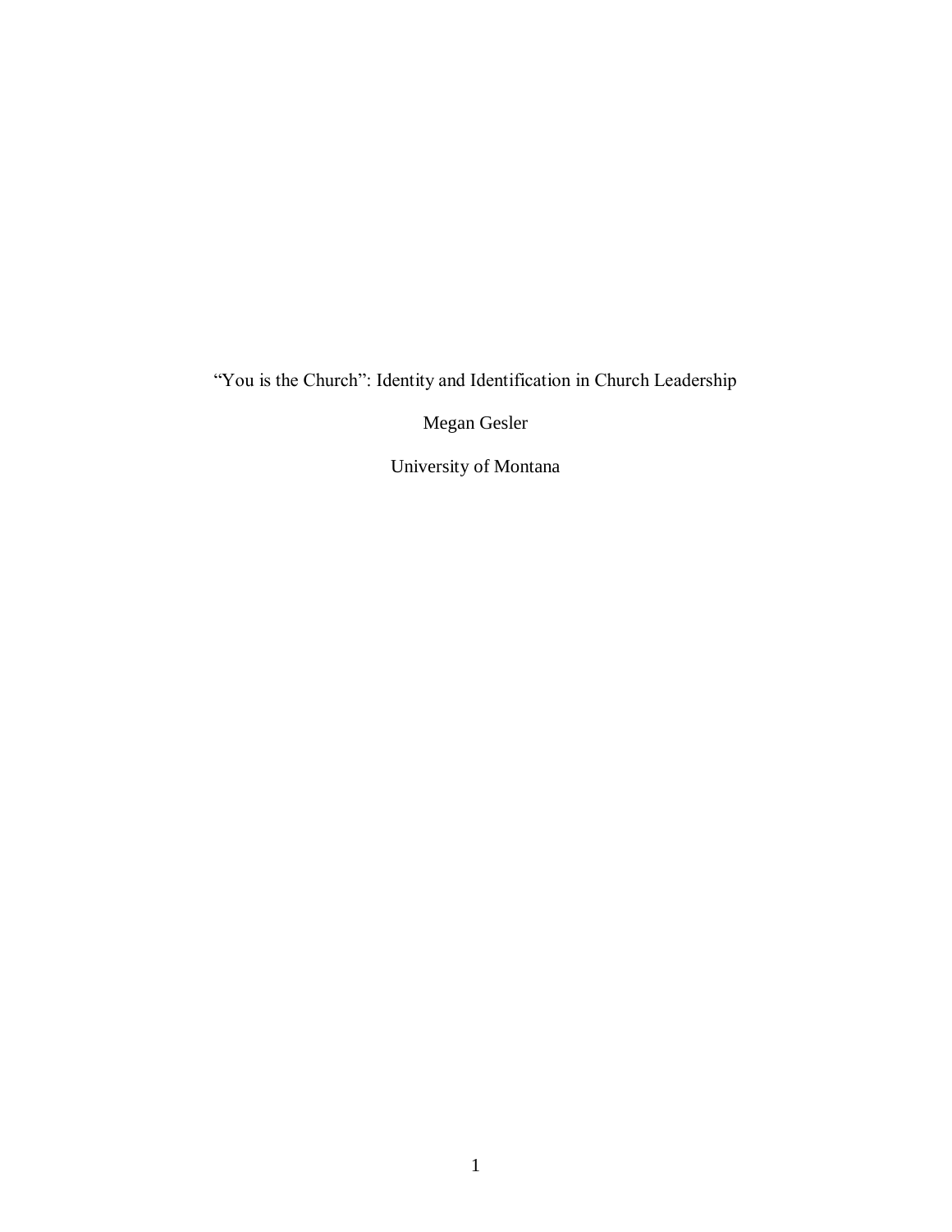# "You is the Church": Identity and Identification in Church Leadership

Megan Gesler

University of Montana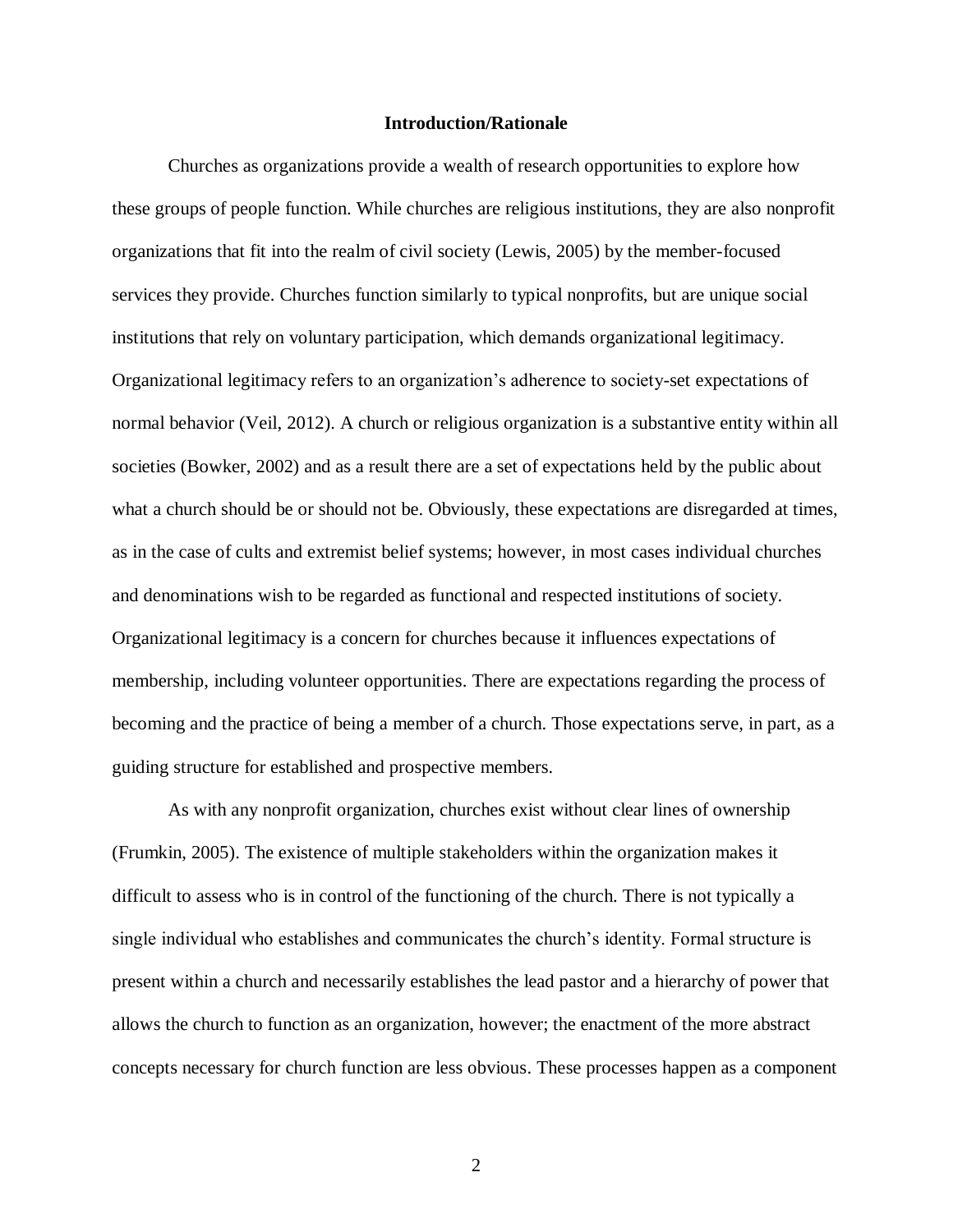## Introduction/Rationale

Churches as organizations provide a wealth of research opportunities to explore how these groups of people function. While churches are religious institutions, they are also nonprofit organizations that fit into the realm of civil society (Lewis, 2005) by the member-focused services they provide. Churches function similarly to typical nonprofits, but are unique social institutions that rely on voluntary participation, which demands organizational legitimacy. Organizational legitimacy refers to an organization's adherence to society-set expectations of normal behavior (Veil, 2012). A church or religious organization is a substantive entity within all societies (Bowker, 2002) and as a result there are a set of expectations held by the public about what a church should be or should not be. Obviously, these expectations are disregarded at times, as in the case of cults and extremist belief systems; however, in most cases individual churches and denominations wish to be regarded as functional and respected institutions of society. Organizational legitimacy is a concern for churches because it influences expectations of membership, including volunteer opportunities. There are expectations regarding the process of becoming and the practice of being a member of a church. Those expectations serve, in part, as a guiding structure for established and prospective members.

As with any nonprofit organization, churches exist without clear lines of ownership (Frumkin, 2005). The existence of multiple stakeholders within the organization makes it difficult to assess who is in control of the functioning of the church. There is not typically a single individual who establishes and communicates the church's identity. Formal structure is present within a church and necessarily establishes the lead pastor and a hierarchy of power that allows the church to function as an organization, however; the enactment of the more abstract concepts necessary for church function are less obvious. These processes happen as a component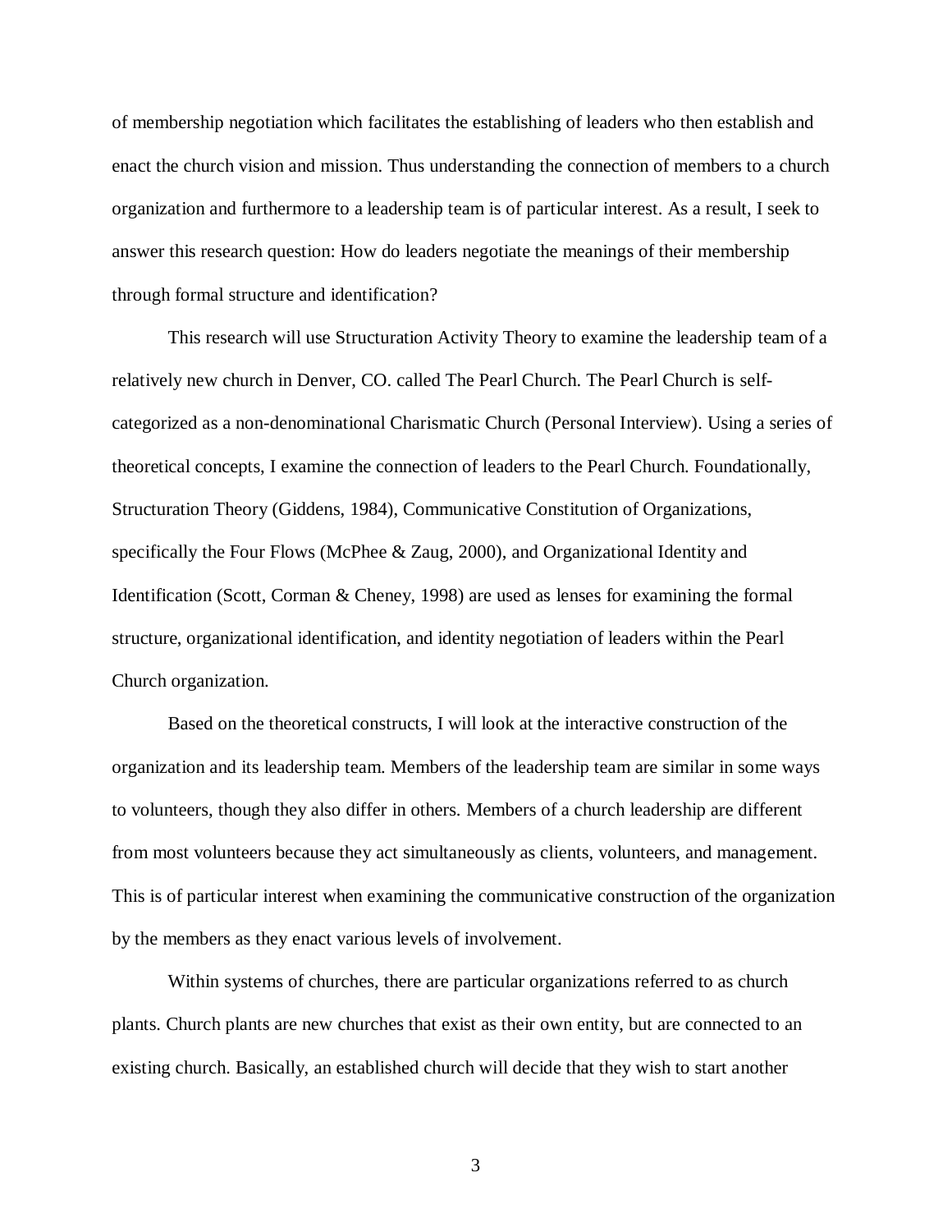of membership negotiation which facilitates the establishing of leaders who then establish and enact the church vision and mission. Thus understanding the connection of members to a church organization and furthermore to a leadership team is of particular interest. As a result, I seek to answer this research question: How do leaders negotiate the meanings of their membership through formal structure and identification?

This research will use Structuration Activity Theory to examine the leadership team of a relatively new church in Denver, CO. called The Pearl Church. The Pearl Church is self-categorized as a non-denominational Charismatic Church (Personal Interview). Using a series of theoretical concepts, I examine the connection of leaders to the Pearl Church. Foundationally, Structuration Theory (Giddens, 1984), Communicative Constitution of Organizations, specifically the Four Flows (McPhee & Zaug, 2000), and Organizational Identity and Identification (Scott, Corman & Cheney, 1998) are used as lenses for examining the formal structure, organizational identification, and identity negotiation of leaders within the Pearl Church organization.

Based on the theoretical constructs, I will look at the interactive construction of the organization and its leadership team. Members of the leadership team are similar in some ways to volunteers, though they also differ in others. Members of a church leadership are different from most volunteers because they act simultaneously as clients, volunteers, and management. This is of particular interest when examining the communicative construction of the organization by the members as they enact various levels of involvement.

Within systems of churches, there are particular organizations referred to as church plants. Church plants are new churches that exist as their own entity, but are connected to an existing church. Basically, an established church will decide that they wish to start another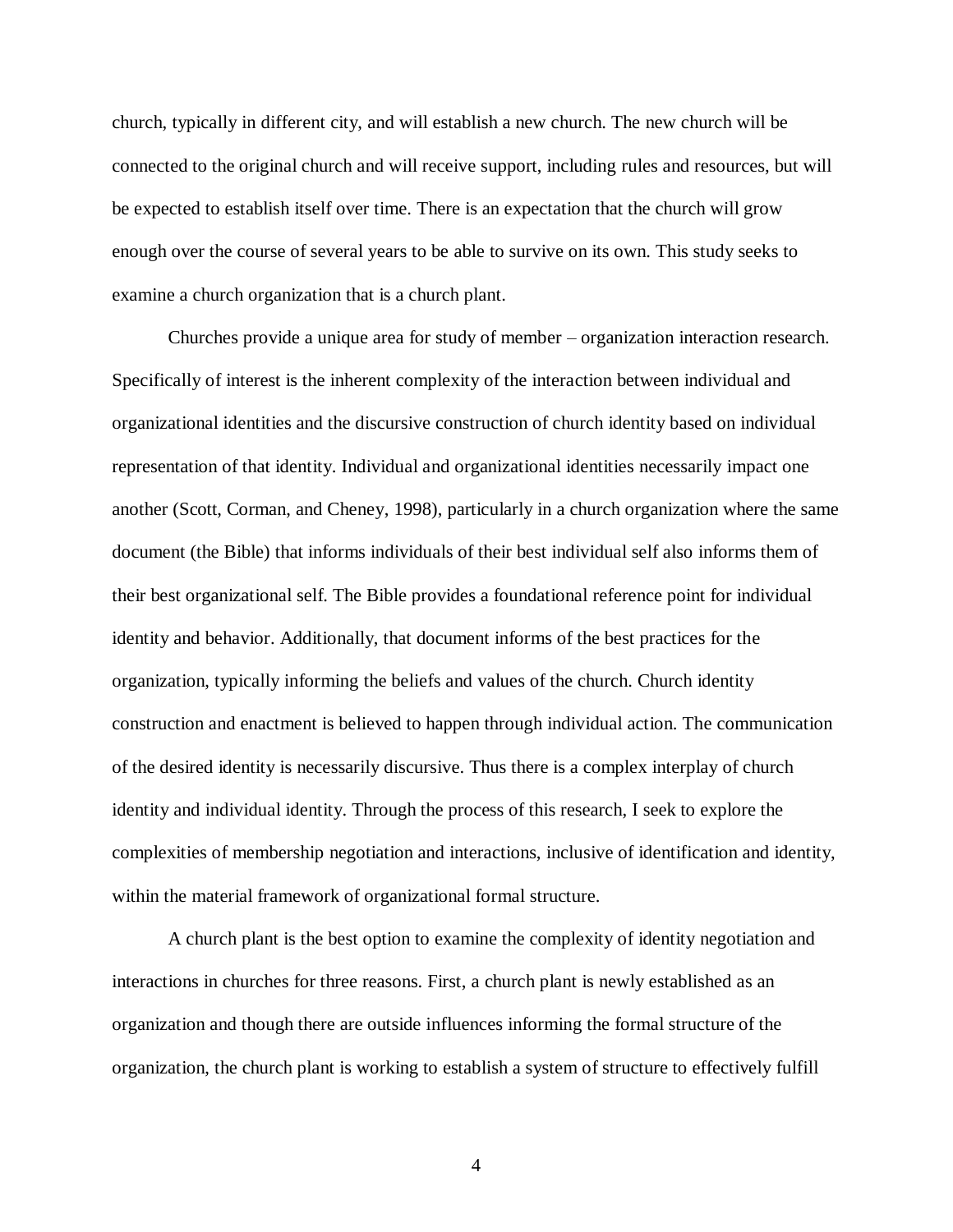church, typically in different city, and will establish a new church. The new church will be connected to the original church and will receive support, including rules and resources, but will be expected to establish itself over time. There is an expectation that the church will grow enough over the course of several years to be able to survive on its own. This study seeks to examine a church organization that is a church plant.

Churches provide a unique area for study of member – organization interaction research. Specifically of interest is the inherent complexity of the interaction between individual and organizational identities and the discursive construction of church identity based on individual representation of that identity. Individual and organizational identities necessarily impact one another (Scott, Corman, and Cheney, 1998), particularly in a church organization where the same document (the Bible) that informs individuals of their best individual self also informs them of their best organizational self. The Bible provides a foundational reference point for individual identity and behavior. Additionally, that document informs of the best practices for the organization, typically informing the beliefs and values of the church. Church identity construction and enactment is believed to happen through individual action. The communication of the desired identity is necessarily discursive. Thus there is a complex interplay of church identity and individual identity. Through the process of this research, I seek to explore the complexities of membership negotiation and interactions, inclusive of identification and identity, within the material framework of organizational formal structure.

A church plant is the best option to examine the complexity of identity negotiation and interactions in churches for three reasons. First, a church plant is newly established as an organization and though there are outside influences informing the formal structure of the organization, the church plant is working to establish a system of structure to effectively fulfill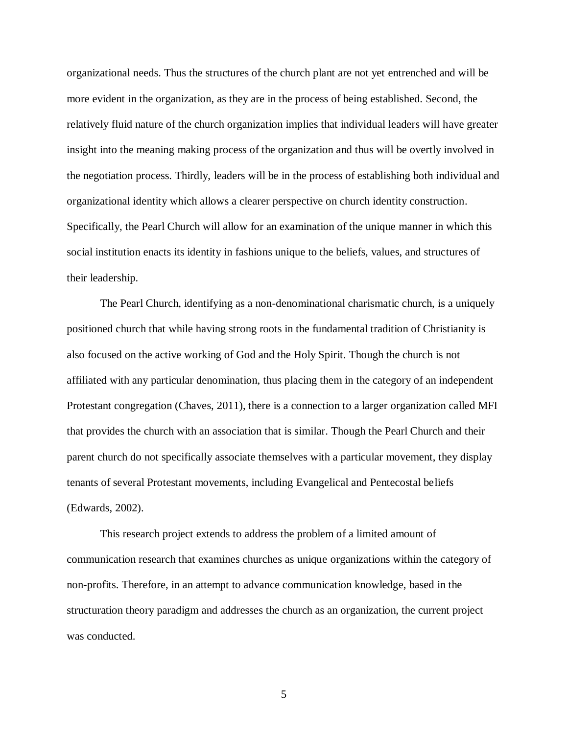organizational needs. Thus the structures of the church plant are not yet entrenched and will be more evident in the organization, as they are in the process of being established. Second, the relatively fluid nature of the church organization implies that individual leaders will have greater insight into the meaning making process of the organization and thus will be overtly involved in the negotiation process. Thirdly, leaders will be in the process of establishing both individual and organizational identity which allows a clearer perspective on church identity construction. Specifically, the Pearl Church will allow for an examination of the unique manner in which this social institution enacts its identity in fashions unique to the beliefs, values, and structures of their leadership.

The Pearl Church, identifying as a non-denominational charismatic church, is a uniquely positioned church that while having strong roots in the fundamental tradition of Christianity is also focused on the active working of God and the Holy Spirit. Though the church is not affiliated with any particular denomination, thus placing them in the category of an independent Protestant congregation (Chaves, 2011), there is a connection to a larger organization called MFI that provides the church with an association that is similar. Though the Pearl Church and their parent church do not specifically associate themselves with a particular movement, they display tenants of several Protestant movements, including Evangelical and Pentecostal beliefs (Edwards, 2002).

This research project extends to address the problem of a limited amount of communication research that examines churches as unique organizations within the category of non-profits. Therefore, in an attempt to advance communication knowledge, based in the structuration theory paradigm and addresses the church as an organization, the current project was conducted.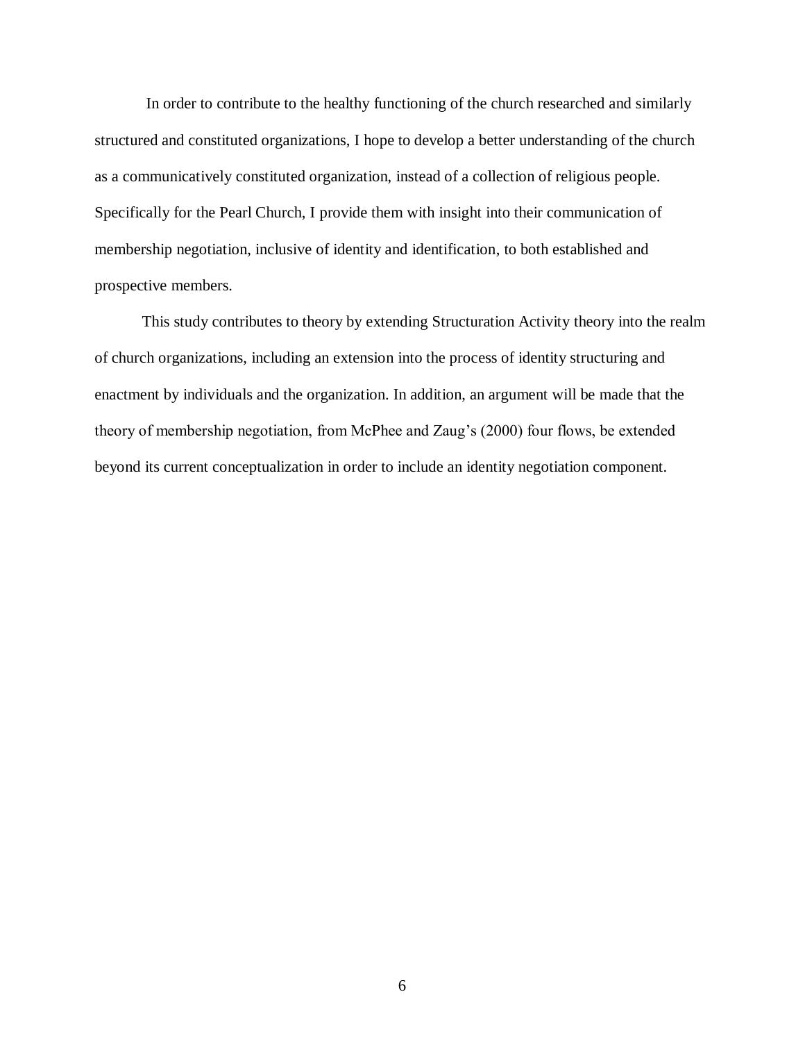In order to contribute to the healthy functioning of the church researched and similarly structured and constituted organizations, I hope to develop a better understanding of the church as a communicatively constituted organization, instead of a collection of religious people. Specifically for the Pearl Church, I provide them with insight into their communication of membership negotiation, inclusive of identity and identification, to both established and prospective members.

This study contributes to theory by extending Structuration Activity theory into the realm of church organizations, including an extension into the process of identity structuring and enactment by individuals and the organization. In addition, an argument will be made that the theory of membership negotiation, from McPhee and Zaug's (2000) four flows, be extended beyond its current conceptualization in order to include an identity negotiation component.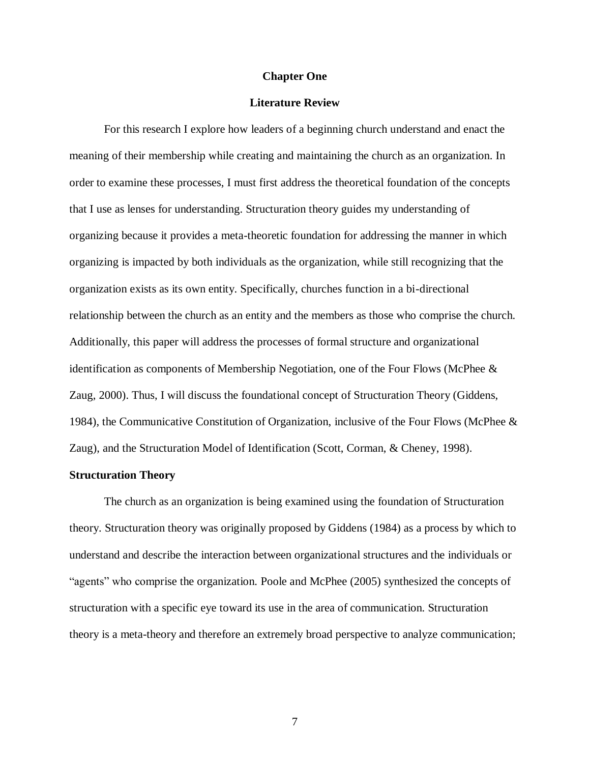# Chapter One

## Literature Review

For this research I explore how leaders of a beginning church understand and enact the meaning of their membership while creating and maintaining the church as an organization. In order to examine these processes, I must first address the theoretical foundation of the concepts that I use as lenses for understanding. Structuration theory guides my understanding of organizing because it provides a meta-theoretic foundation for addressing the manner in which organizing is impacted by both individuals as the organization, while still recognizing that the organization exists as its own entity. Specifically, churches function in a bi-directional relationship between the church as an entity and the members as those who comprise the church. Additionally, this paper will address the processes of formal structure and organizational identification as components of Membership Negotiation, one of the Four Flows (McPhee & Zaug, 2000). Thus, I will discuss the foundational concept of Structuration Theory (Giddens, 1984), the Communicative Constitution of Organization, inclusive of the Four Flows (McPhee & Zaug), and the Structuration Model of Identification (Scott, Corman, & Cheney, 1998).

### Structuration Theory

The church as an organization is being examined using the foundation of Structuration theory. Structuration theory was originally proposed by Giddens (1984) as a process by which to understand and describe the interaction between organizational structures and the individuals or "agents" who comprise the organization. Poole and McPhee (2005) synthesized the concepts of structuration with a specific eye toward its use in the area of communication. Structuration theory is a meta-theory and therefore an extremely broad perspective to analyze communication;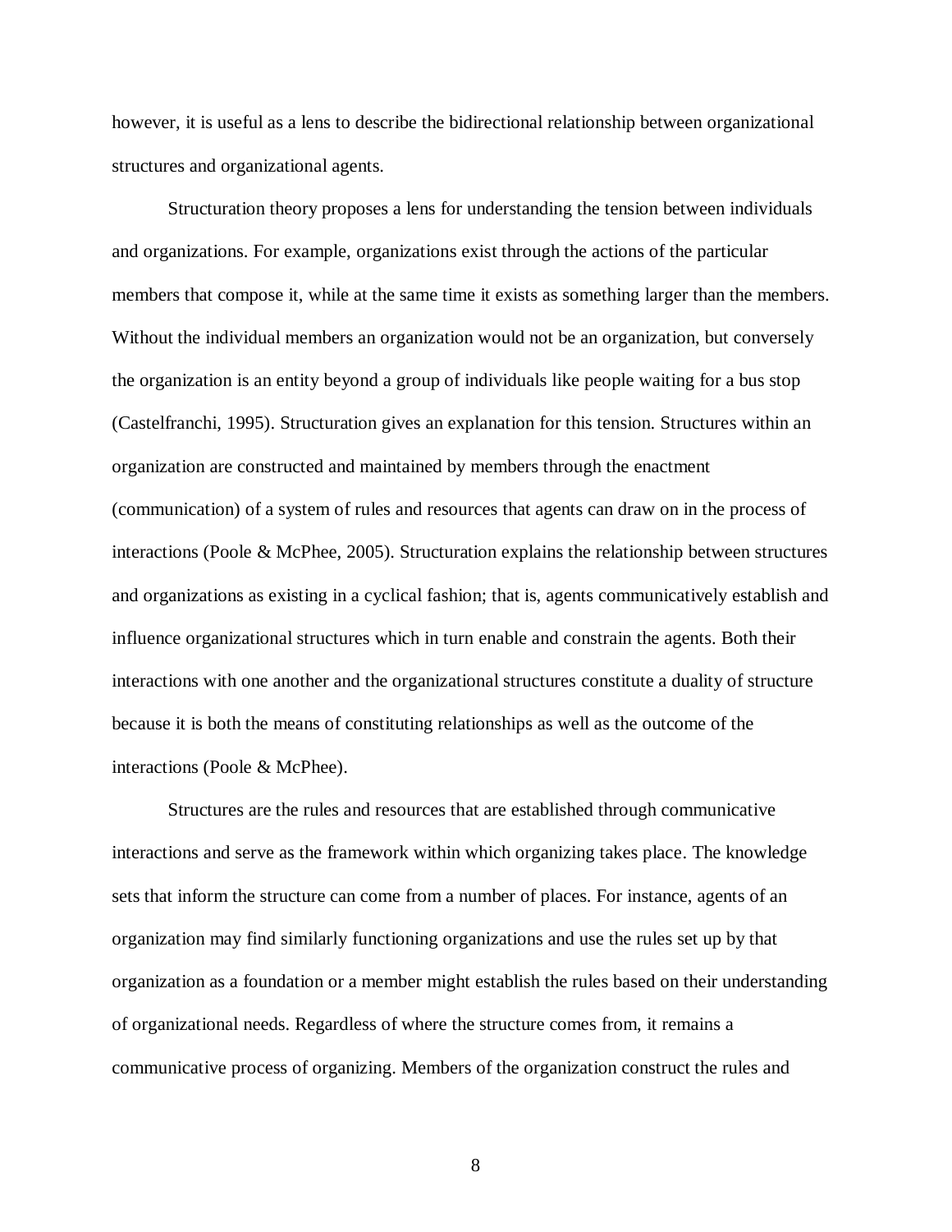however, it is useful as a lens to describe the bidirectional relationship between organizational structures and organizational agents.

Structuration theory proposes a lens for understanding the tension between individuals and organizations. For example, organizations exist through the actions of the particular members that compose it, while at the same time it exists as something larger than the members. Without the individual members an organization would not be an organization, but conversely the organization is an entity beyond a group of individuals like people waiting for a bus stop (Castelfranchi, 1995). Structuration gives an explanation for this tension. Structures within an organization are constructed and maintained by members through the enactment (communication) of a system of rules and resources that agents can draw on in the process of interactions (Poole & McPhee, 2005). Structuration explains the relationship between structures and organizations as existing in a cyclical fashion; that is, agents communicatively establish and influence organizational structures which in turn enable and constrain the agents. Both their interactions with one another and the organizational structures constitute a duality of structure because it is both the means of constituting relationships as well as the outcome of the interactions (Poole & McPhee).

Structures are the rules and resources that are established through communicative interactions and serve as the framework within which organizing takes place. The knowledge sets that inform the structure can come from a number of places. For instance, agents of an organization may find similarly functioning organizations and use the rules set up by that organization as a foundation or a member might establish the rules based on their understanding of organizational needs. Regardless of where the structure comes from, it remains a communicative process of organizing. Members of the organization construct the rules and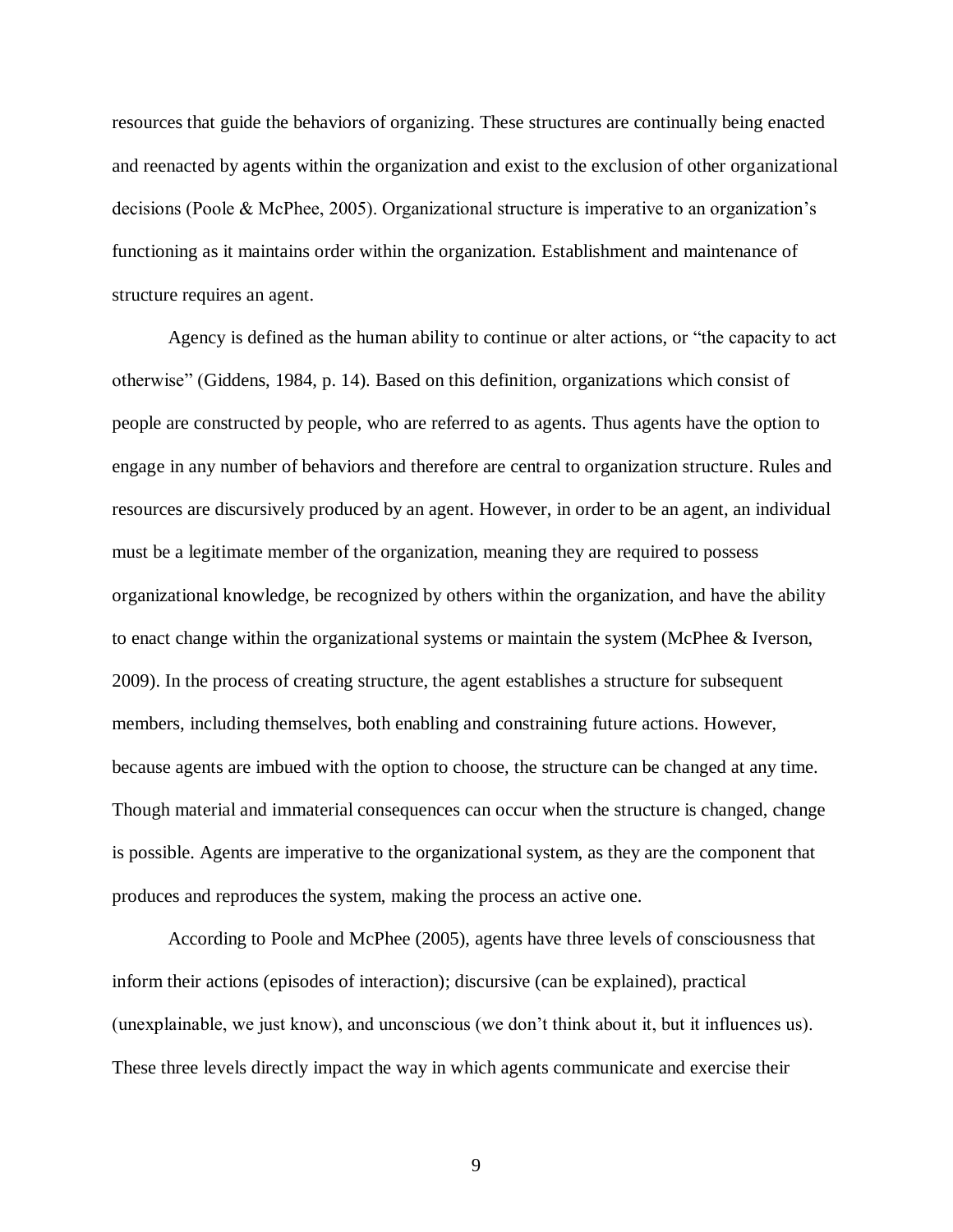resources that guide the behaviors of organizing. These structures are continually being enacted and reenacted by agents within the organization and exist to the exclusion of other organizational decisions (Poole & McPhee, 2005). Organizational structure is imperative to an organization's functioning as it maintains order within the organization. Establishment and maintenance of structure requires an agent.

Agency is defined as the human ability to continue or alter actions, or "the capacity to act otherwise" (Giddens, 1984, p. 14). Based on this definition, organizations which consist of people are constructed by people, who are referred to as agents. Thus agents have the option to engage in any number of behaviors and therefore are central to organization structure. Rules and resources are discursively produced by an agent. However, in order to be an agent, an individual must be a legitimate member of the organization, meaning they are required to possess organizational knowledge, be recognized by others within the organization, and have the ability to enact change within the organizational systems or maintain the system (McPhee & Iverson, 2009). In the process of creating structure, the agent establishes a structure for subsequent members, including themselves, both enabling and constraining future actions. However, because agents are imbued with the option to choose, the structure can be changed at any time. Though material and immaterial consequences can occur when the structure is changed, change is possible. Agents are imperative to the organizational system, as they are the component that produces and reproduces the system, making the process an active one.

According to Poole and McPhee (2005), agents have three levels of consciousness that inform their actions (episodes of interaction); discursive (can be explained), practical (unexplainable, we just know), and unconscious (we don't think about it, but it influences us). These three levels directly impact the way in which agents communicate and exercise their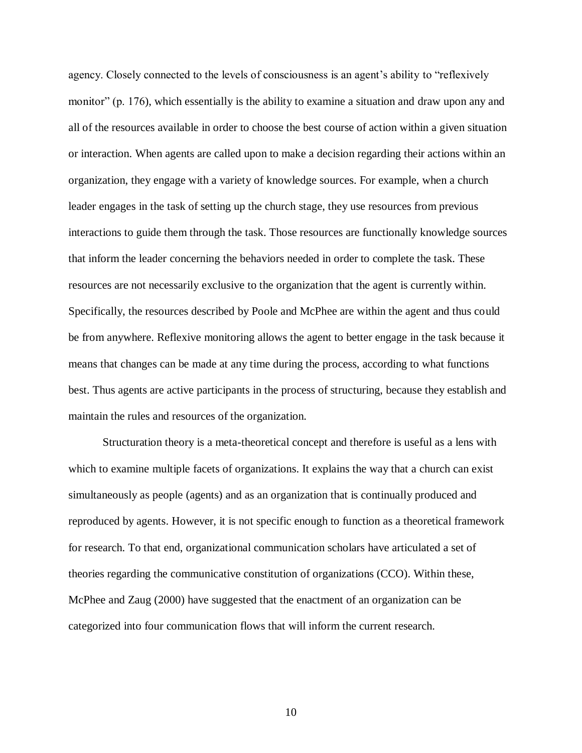agency. Closely connected to the levels of consciousness is an agent's ability to "reflexively monitor" (p. 176), which essentially is the ability to examine a situation and draw upon any and all of the resources available in order to choose the best course of action within a given situation or interaction. When agents are called upon to make a decision regarding their actions within an organization, they engage with a variety of knowledge sources. For example, when a church leader engages in the task of setting up the church stage, they use resources from previous interactions to guide them through the task. Those resources are functionally knowledge sources that inform the leader concerning the behaviors needed in order to complete the task. These resources are not necessarily exclusive to the organization that the agent is currently within. Specifically, the resources described by Poole and McPhee are within the agent and thus could be from anywhere. Reflexive monitoring allows the agent to better engage in the task because it means that changes can be made at any time during the process, according to what functions best. Thus agents are active participants in the process of structuring, because they establish and maintain the rules and resources of the organization.

Structuration theory is a meta-theoretical concept and therefore is useful as a lens with which to examine multiple facets of organizations. It explains the way that a church can exist simultaneously as people (agents) and as an organization that is continually produced and reproduced by agents. However, it is not specific enough to function as a theoretical framework for research. To that end, organizational communication scholars have articulated a set of theories regarding the communicative constitution of organizations (CCO). Within these, McPhee and Zaug (2000) have suggested that the enactment of an organization can be categorized into four communication flows that will inform the current research.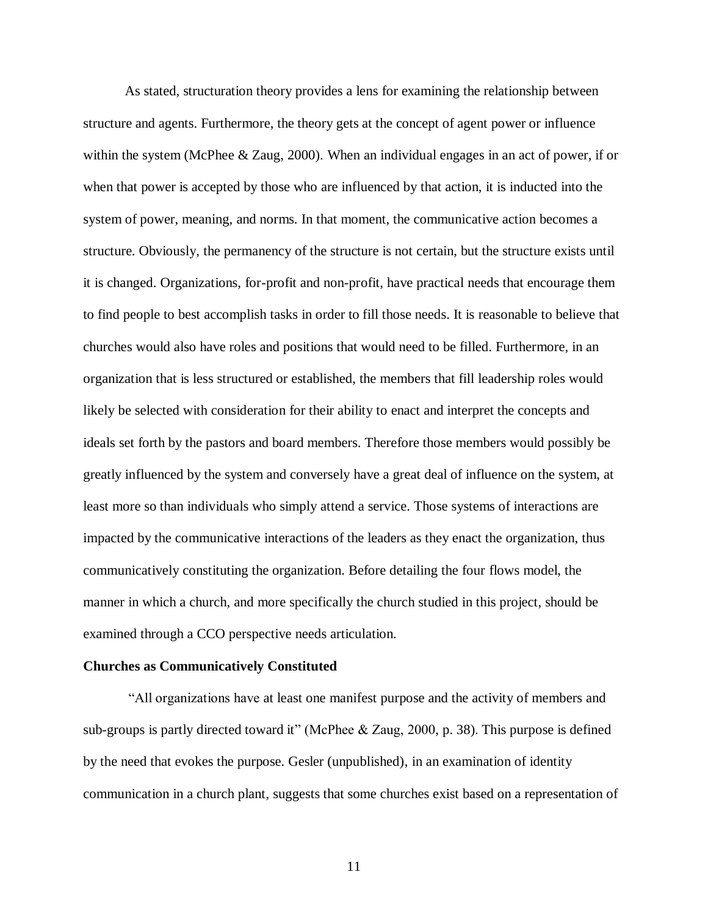As stated, structuration theory provides a lens for examining the relationship between structure and agents. Furthermore, the theory gets at the concept of agent power or influence within the system (McPhee & Zaug, 2000). When an individual engages in an act of power, if or when that power is accepted by those who are influenced by that action, it is inducted into the system of power, meaning, and norms. In that moment, the communicative action becomes a structure. Obviously, the permanency of the structure is not certain, but the structure exists until it is changed. Organizations, for-profit and non-profit, have practical needs that encourage them to find people to best accomplish tasks in order to fill those needs. It is reasonable to believe that churches would also have roles and positions that would need to be filled. Furthermore, in an organization that is less structured or established, the members that fill leadership roles would likely be selected with consideration for their ability to enact and interpret the concepts and ideals set forth by the pastors and board members. Therefore those members would possibly be greatly influenced by the system and conversely have a great deal of influence on the system, at least more so than individuals who simply attend a service. Those systems of interactions are impacted by the communicative interactions of the leaders as they enact the organization, thus communicatively constituting the organization. Before detailing the four flows model, the manner in which a church, and more specifically the church studied in this project, should be examined through a CCO perspective needs articulation.

**Churches as Communicatively Constituted**

"All organizations have at least one manifest purpose and the activity of members and sub-groups is partly directed toward it" (McPhee & Zaug, 2000, p. 38). This purpose is defined by the need that evokes the purpose. Gesler (unpublished), in an examination of identity communication in a church plant, suggests that some churches exist based on a representation of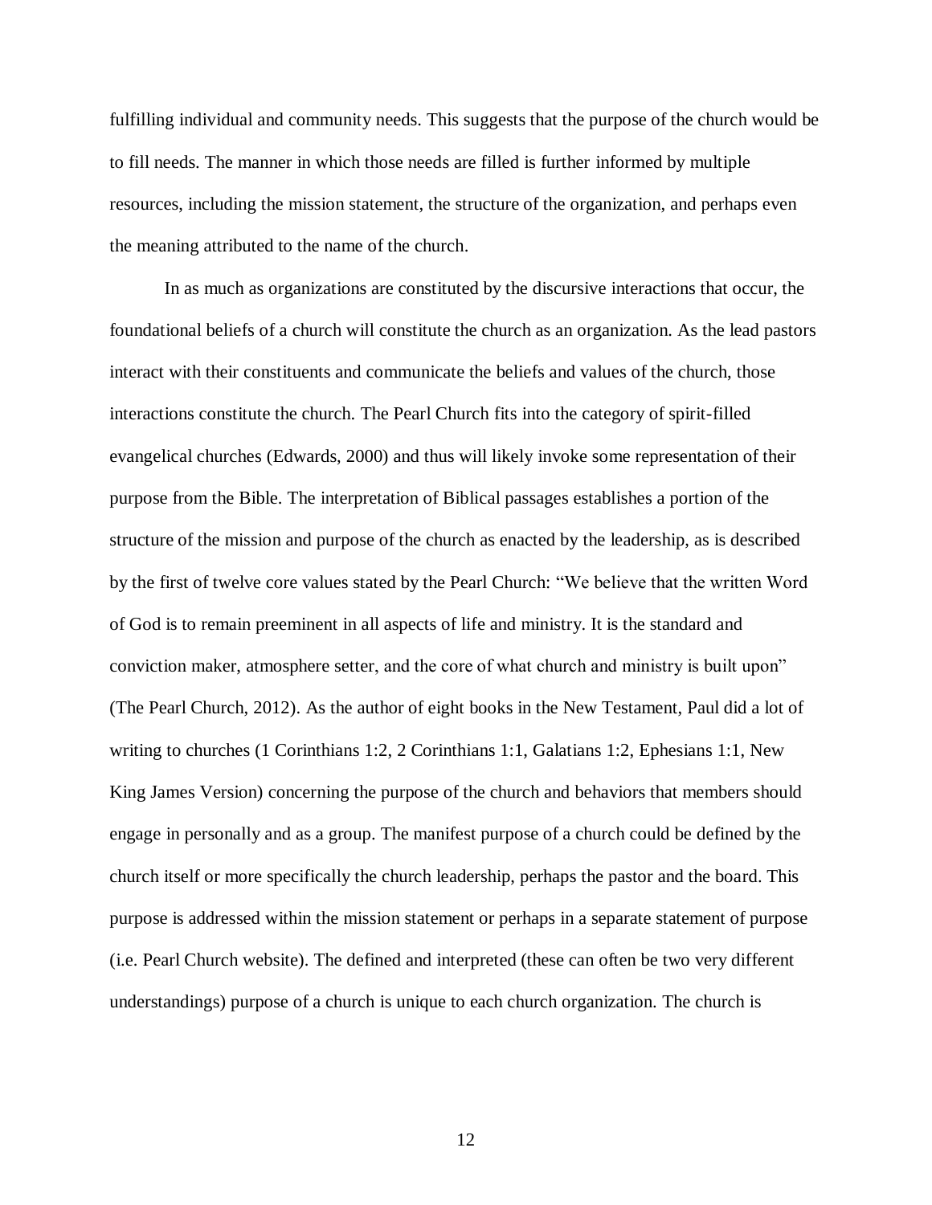fulfilling individual and community needs. This suggests that the purpose of the church would be to fill needs. The manner in which those needs are filled is further informed by multiple resources, including the mission statement, the structure of the organization, and perhaps even the meaning attributed to the name of the church.

In as much as organizations are constituted by the discursive interactions that occur, the foundational beliefs of a church will constitute the church as an organization. As the lead pastors interact with their constituents and communicate the beliefs and values of the church, those interactions constitute the church. The Pearl Church fits into the category of spirit-filled evangelical churches (Edwards, 2000) and thus will likely invoke some representation of their purpose from the Bible. The interpretation of Biblical passages establishes a portion of the structure of the mission and purpose of the church as enacted by the leadership, as is described by the first of twelve core values stated by the Pearl Church: "We believe that the written Word of God is to remain preeminent in all aspects of life and ministry. It is the standard and conviction maker, atmosphere setter, and the core of what church and ministry is built upon" (The Pearl Church, 2012). As the author of eight books in the New Testament, Paul did a lot of writing to churches (1 Corinthians 1:2, 2 Corinthians 1:1, Galatians 1:2, Ephesians 1:1, New King James Version) concerning the purpose of the church and behaviors that members should engage in personally and as a group. The manifest purpose of a church could be defined by the church itself or more specifically the church leadership, perhaps the pastor and the board. This purpose is addressed within the mission statement or perhaps in a separate statement of purpose (i.e. Pearl Church website). The defined and interpreted (these can often be two very different understandings) purpose of a church is unique to each church organization. The church is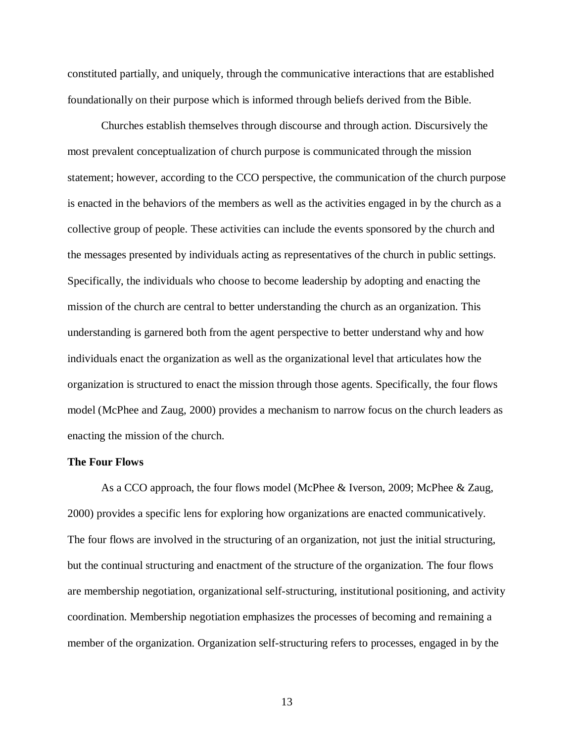constituted partially, and uniquely, through the communicative interactions that are established foundationally on their purpose which is informed through beliefs derived from the Bible.

Churches establish themselves through discourse and through action. Discursively the most prevalent conceptualization of church purpose is communicated through the mission statement; however, according to the CCO perspective, the communication of the church purpose is enacted in the behaviors of the members as well as the activities engaged in by the church as a collective group of people. These activities can include the events sponsored by the church and the messages presented by individuals acting as representatives of the church in public settings. Specifically, the individuals who choose to become leadership by adopting and enacting the mission of the church are central to better understanding the church as an organization. This understanding is garnered both from the agent perspective to better understand why and how individuals enact the organization as well as the organizational level that articulates how the organization is structured to enact the mission through those agents. Specifically, the four flows model (McPhee and Zaug, 2000) provides a mechanism to narrow focus on the church leaders as enacting the mission of the church.

**The Four Flows**

As a CCO approach, the four flows model (McPhee & Iverson, 2009; McPhee & Zaug, 2000) provides a specific lens for exploring how organizations are enacted communicatively. The four flows are involved in the structuring of an organization, not just the initial structuring, but the continual structuring and enactment of the structure of the organization. The four flows are membership negotiation, organizational self-structuring, institutional positioning, and activity coordination. Membership negotiation emphasizes the processes of becoming and remaining a member of the organization. Organization self-structuring refers to processes, engaged in by the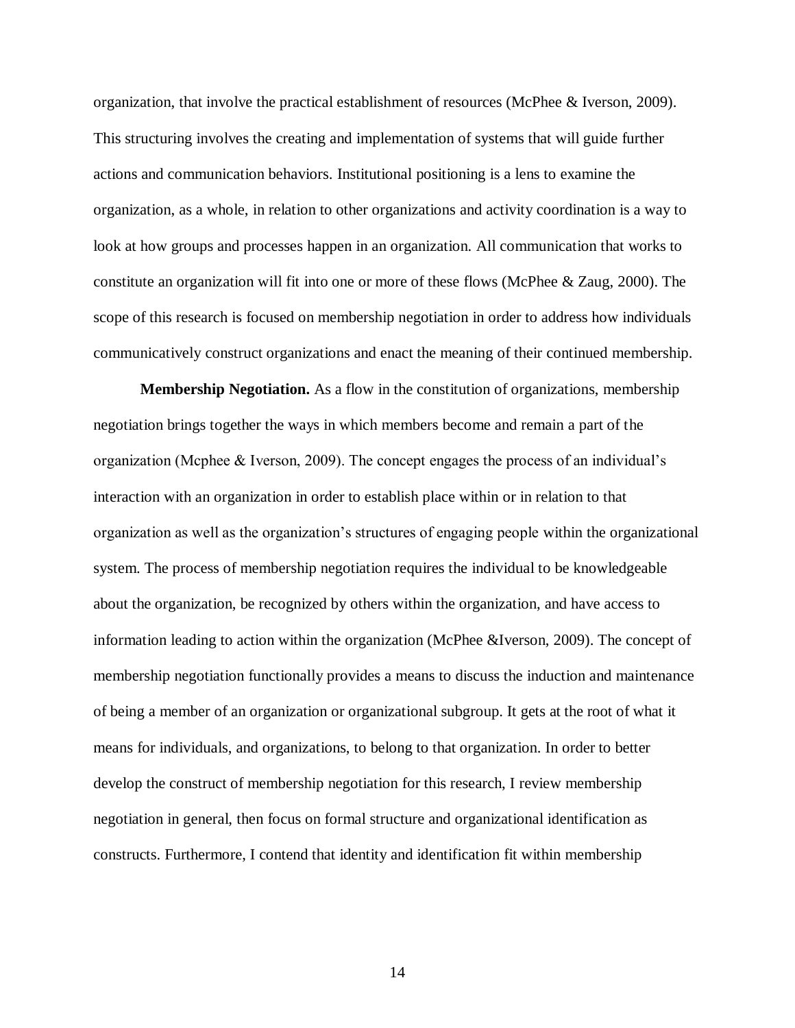organization, that involve the practical establishment of resources (McPhee & Iverson, 2009). This structuring involves the creating and implementation of systems that will guide further actions and communication behaviors. Institutional positioning is a lens to examine the organization, as a whole, in relation to other organizations and activity coordination is a way to look at how groups and processes happen in an organization. All communication that works to constitute an organization will fit into one or more of these flows (McPhee & Zaug, 2000). The scope of this research is focused on membership negotiation in order to address how individuals communicatively construct organizations and enact the meaning of their continued membership.

**Membership Negotiation.** As a flow in the constitution of organizations, membership negotiation brings together the ways in which members become and remain a part of the organization (Mcphee & Iverson, 2009). The concept engages the process of an individual's interaction with an organization in order to establish place within or in relation to that organization as well as the organization's structures of engaging people within the organizational system. The process of membership negotiation requires the individual to be knowledgeable about the organization, be recognized by others within the organization, and have access to information leading to action within the organization (McPhee &Iverson, 2009). The concept of membership negotiation functionally provides a means to discuss the induction and maintenance of being a member of an organization or organizational subgroup. It gets at the root of what it means for individuals, and organizations, to belong to that organization. In order to better develop the construct of membership negotiation for this research, I review membership negotiation in general, then focus on formal structure and organizational identification as constructs. Furthermore, I contend that identity and identification fit within membership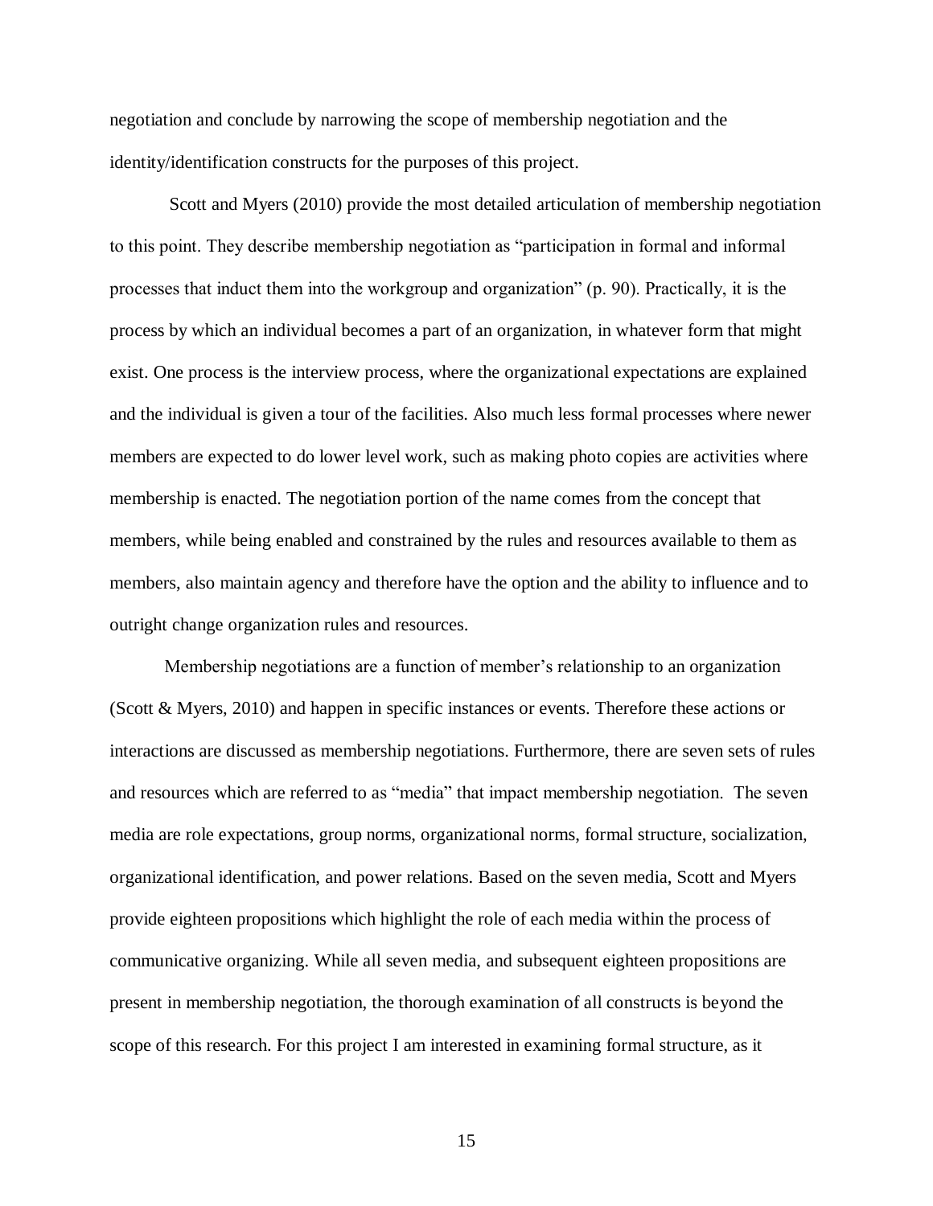negotiation and conclude by narrowing the scope of membership negotiation and the identity/identification constructs for the purposes of this project.

Scott and Myers (2010) provide the most detailed articulation of membership negotiation to this point. They describe membership negotiation as "participation in formal and informal processes that induct them into the workgroup and organization" (p. 90). Practically, it is the process by which an individual becomes a part of an organization, in whatever form that might exist. One process is the interview process, where the organizational expectations are explained and the individual is given a tour of the facilities. Also much less formal processes where newer members are expected to do lower level work, such as making photo copies are activities where membership is enacted. The negotiation portion of the name comes from the concept that members, while being enabled and constrained by the rules and resources available to them as members, also maintain agency and therefore have the option and the ability to influence and to outright change organization rules and resources.

Membership negotiations are a function of member's relationship to an organization (Scott & Myers, 2010) and happen in specific instances or events. Therefore these actions or interactions are discussed as membership negotiations. Furthermore, there are seven sets of rules and resources which are referred to as "media" that impact membership negotiation. The seven media are role expectations, group norms, organizational norms, formal structure, socialization, organizational identification, and power relations. Based on the seven media, Scott and Myers provide eighteen propositions which highlight the role of each media within the process of communicative organizing. While all seven media, and subsequent eighteen propositions are present in membership negotiation, the thorough examination of all constructs is beyond the scope of this research. For this project I am interested in examining formal structure, as it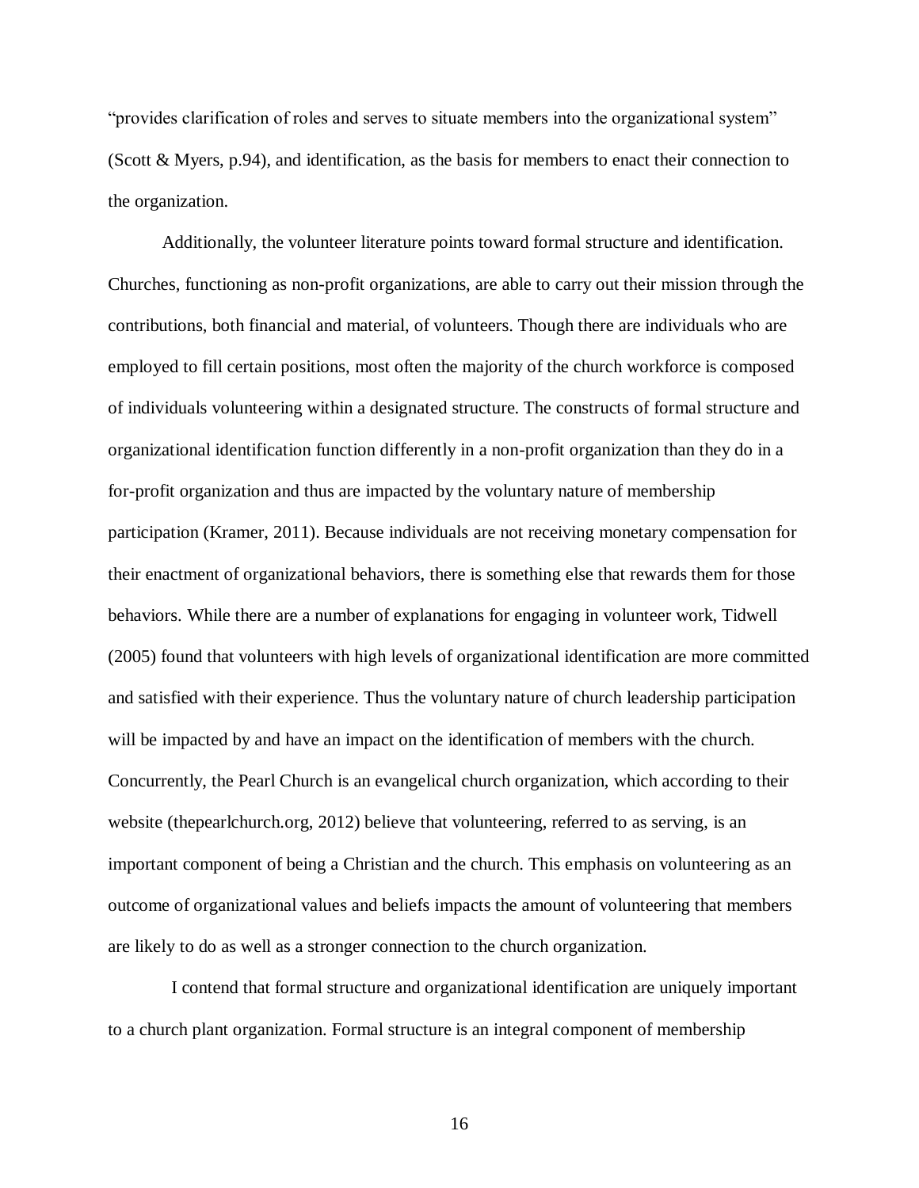"provides clarification of roles and serves to situate members into the organizational system" (Scott & Myers, p.94), and identification, as the basis for members to enact their connection to the organization.

Additionally, the volunteer literature points toward formal structure and identification. Churches, functioning as non-profit organizations, are able to carry out their mission through the contributions, both financial and material, of volunteers. Though there are individuals who are employed to fill certain positions, most often the majority of the church workforce is composed of individuals volunteering within a designated structure. The constructs of formal structure and organizational identification function differently in a non-profit organization than they do in a for-profit organization and thus are impacted by the voluntary nature of membership participation (Kramer, 2011). Because individuals are not receiving monetary compensation for their enactment of organizational behaviors, there is something else that rewards them for those behaviors. While there are a number of explanations for engaging in volunteer work, Tidwell (2005) found that volunteers with high levels of organizational identification are more committed and satisfied with their experience. Thus the voluntary nature of church leadership participation will be impacted by and have an impact on the identification of members with the church. Concurrently, the Pearl Church is an evangelical church organization, which according to their website (thepearlchurch.org, 2012) believe that volunteering, referred to as serving, is an important component of being a Christian and the church. This emphasis on volunteering as an outcome of organizational values and beliefs impacts the amount of volunteering that members are likely to do as well as a stronger connection to the church organization.

I contend that formal structure and organizational identification are uniquely important to a church plant organization. Formal structure is an integral component of membership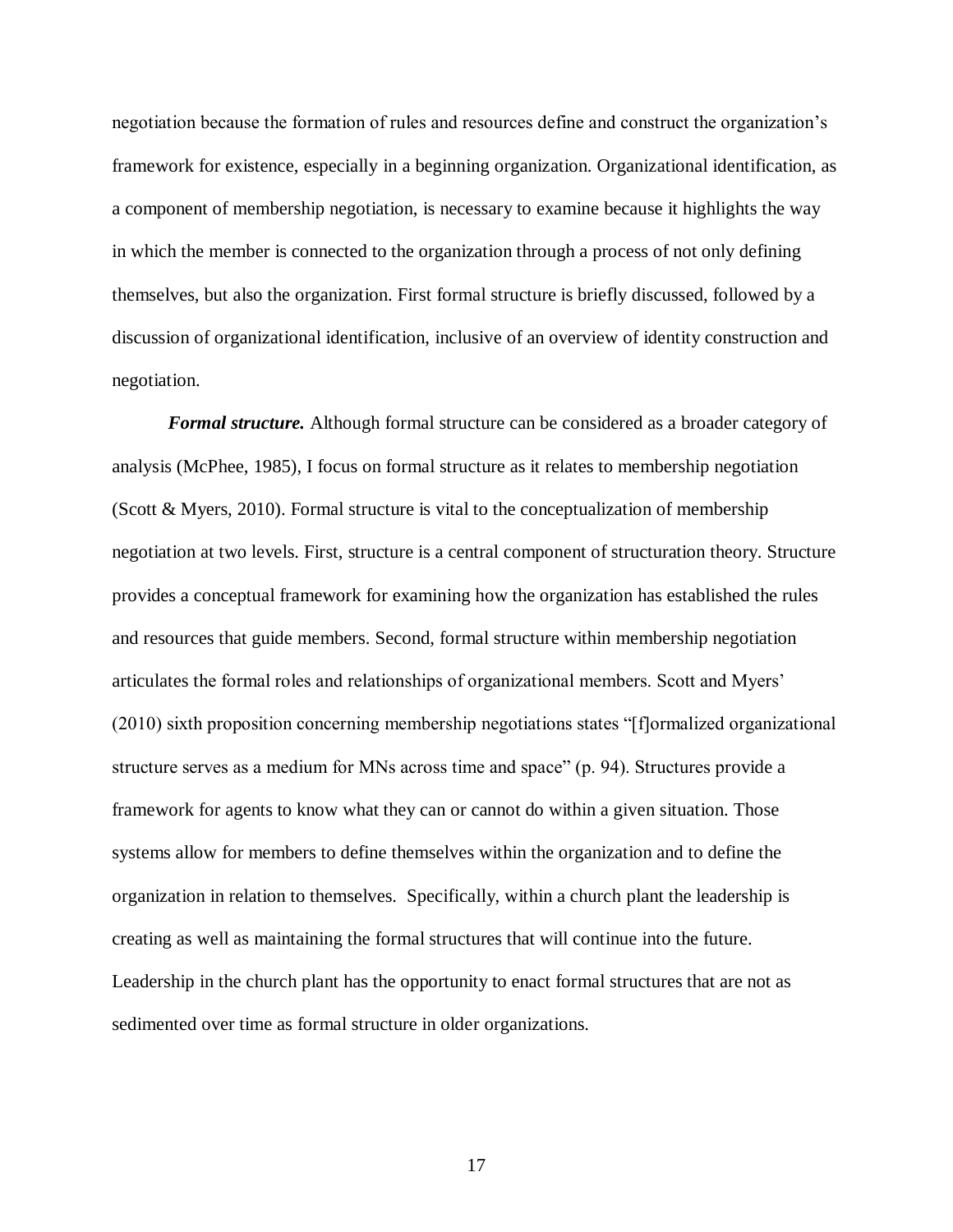negotiation because the formation of rules and resources define and construct the organization's framework for existence, especially in a beginning organization. Organizational identification, as a component of membership negotiation, is necessary to examine because it highlights the way in which the member is connected to the organization through a process of not only defining themselves, but also the organization. First formal structure is briefly discussed, followed by a discussion of organizational identification, inclusive of an overview of identity construction and negotiation.

***Formal structure.*** Although formal structure can be considered as a broader category of analysis (McPhee, 1985), I focus on formal structure as it relates to membership negotiation (Scott & Myers, 2010). Formal structure is vital to the conceptualization of membership negotiation at two levels. First, structure is a central component of structuration theory. Structure provides a conceptual framework for examining how the organization has established the rules and resources that guide members. Second, formal structure within membership negotiation articulates the formal roles and relationships of organizational members. Scott and Myers' (2010) sixth proposition concerning membership negotiations states "[f]ormalized organizational structure serves as a medium for MNs across time and space" (p. 94). Structures provide a framework for agents to know what they can or cannot do within a given situation. Those systems allow for members to define themselves within the organization and to define the organization in relation to themselves. Specifically, within a church plant the leadership is creating as well as maintaining the formal structures that will continue into the future. Leadership in the church plant has the opportunity to enact formal structures that are not as sedimented over time as formal structure in older organizations.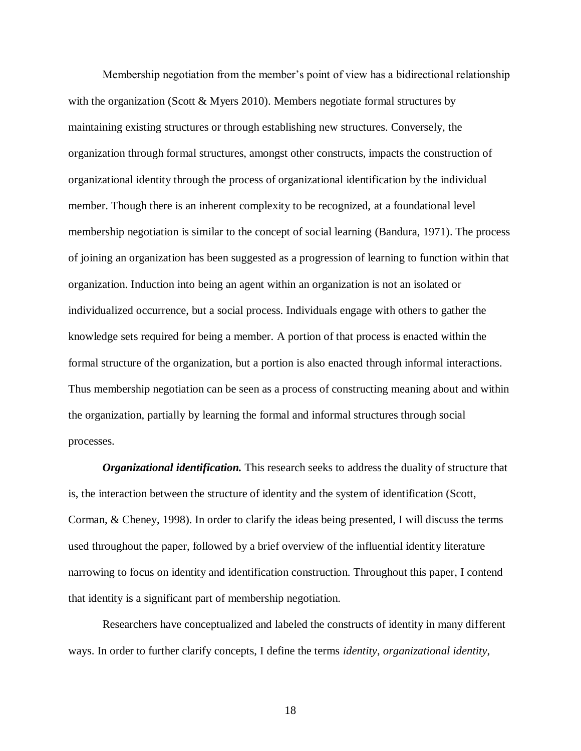Membership negotiation from the member's point of view has a bidirectional relationship with the organization (Scott & Myers 2010). Members negotiate formal structures by maintaining existing structures or through establishing new structures. Conversely, the organization through formal structures, amongst other constructs, impacts the construction of organizational identity through the process of organizational identification by the individual member. Though there is an inherent complexity to be recognized, at a foundational level membership negotiation is similar to the concept of social learning (Bandura, 1971). The process of joining an organization has been suggested as a progression of learning to function within that organization. Induction into being an agent within an organization is not an isolated or individualized occurrence, but a social process. Individuals engage with others to gather the knowledge sets required for being a member. A portion of that process is enacted within the formal structure of the organization, but a portion is also enacted through informal interactions. Thus membership negotiation can be seen as a process of constructing meaning about and within the organization, partially by learning the formal and informal structures through social processes.

***Organizational identification.*** This research seeks to address the duality of structure that is, the interaction between the structure of identity and the system of identification (Scott, Corman, & Cheney, 1998). In order to clarify the ideas being presented, I will discuss the terms used throughout the paper, followed by a brief overview of the influential identity literature narrowing to focus on identity and identification construction. Throughout this paper, I contend that identity is a significant part of membership negotiation.

Researchers have conceptualized and labeled the constructs of identity in many different ways. In order to further clarify concepts, I define the terms *identity*, *organizational identity*,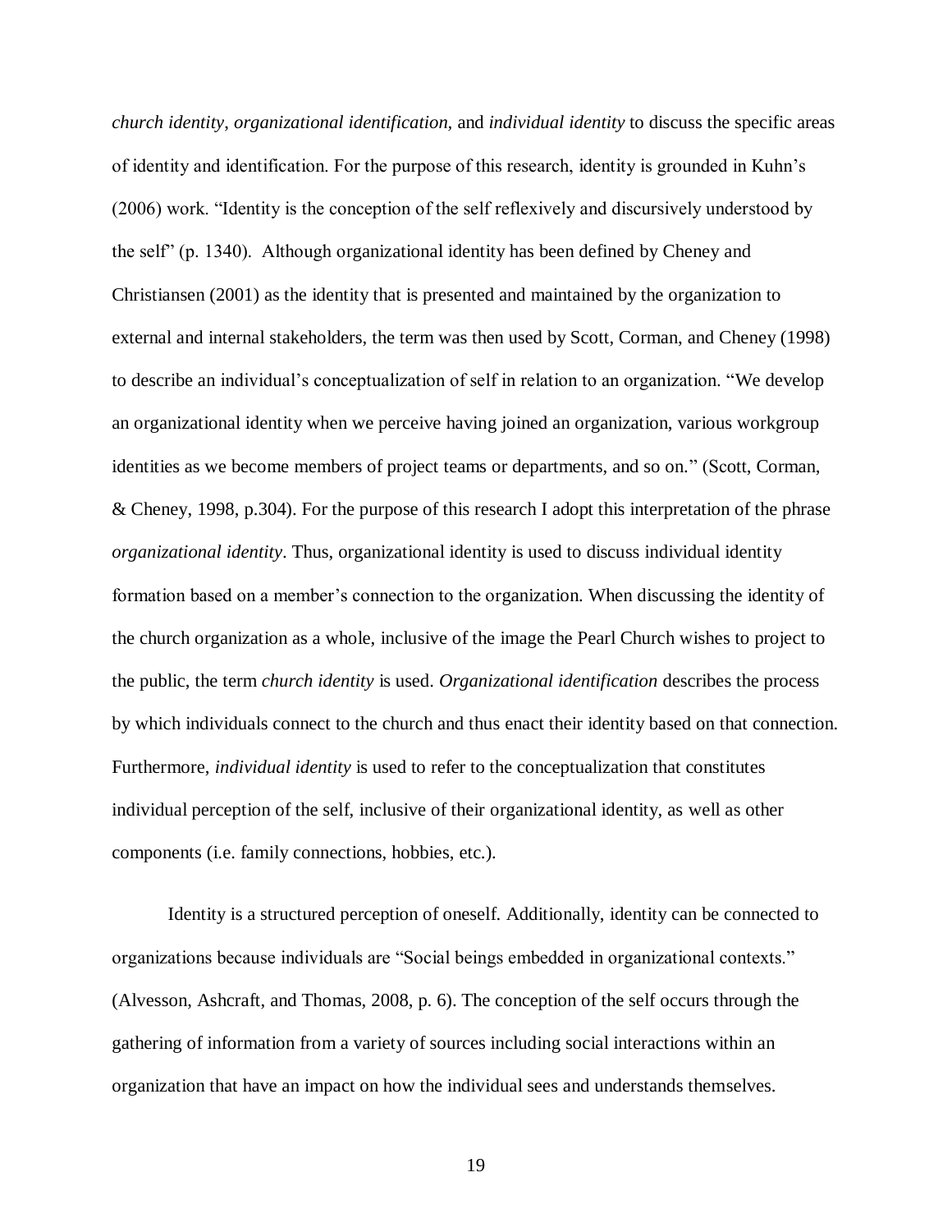*church identity*, *organizational identification,* and *individual identity* to discuss the specific areas of identity and identification. For the purpose of this research, identity is grounded in Kuhn's (2006) work. "Identity is the conception of the self reflexively and discursively understood by the self" (p. 1340). Although organizational identity has been defined by Cheney and Christiansen (2001) as the identity that is presented and maintained by the organization to external and internal stakeholders, the term was then used by Scott, Corman, and Cheney (1998) to describe an individual's conceptualization of self in relation to an organization. "We develop an organizational identity when we perceive having joined an organization, various workgroup identities as we become members of project teams or departments, and so on." (Scott, Corman, & Cheney, 1998, p.304). For the purpose of this research I adopt this interpretation of the phrase *organizational identity*. Thus, organizational identity is used to discuss individual identity formation based on a member's connection to the organization. When discussing the identity of the church organization as a whole, inclusive of the image the Pearl Church wishes to project to the public, the term *church identity* is used. *Organizational identification* describes the process by which individuals connect to the church and thus enact their identity based on that connection. Furthermore, *individual identity* is used to refer to the conceptualization that constitutes individual perception of the self, inclusive of their organizational identity, as well as other components (i.e. family connections, hobbies, etc.).

Identity is a structured perception of oneself. Additionally, identity can be connected to organizations because individuals are "Social beings embedded in organizational contexts." (Alvesson, Ashcraft, and Thomas, 2008, p. 6). The conception of the self occurs through the gathering of information from a variety of sources including social interactions within an organization that have an impact on how the individual sees and understands themselves.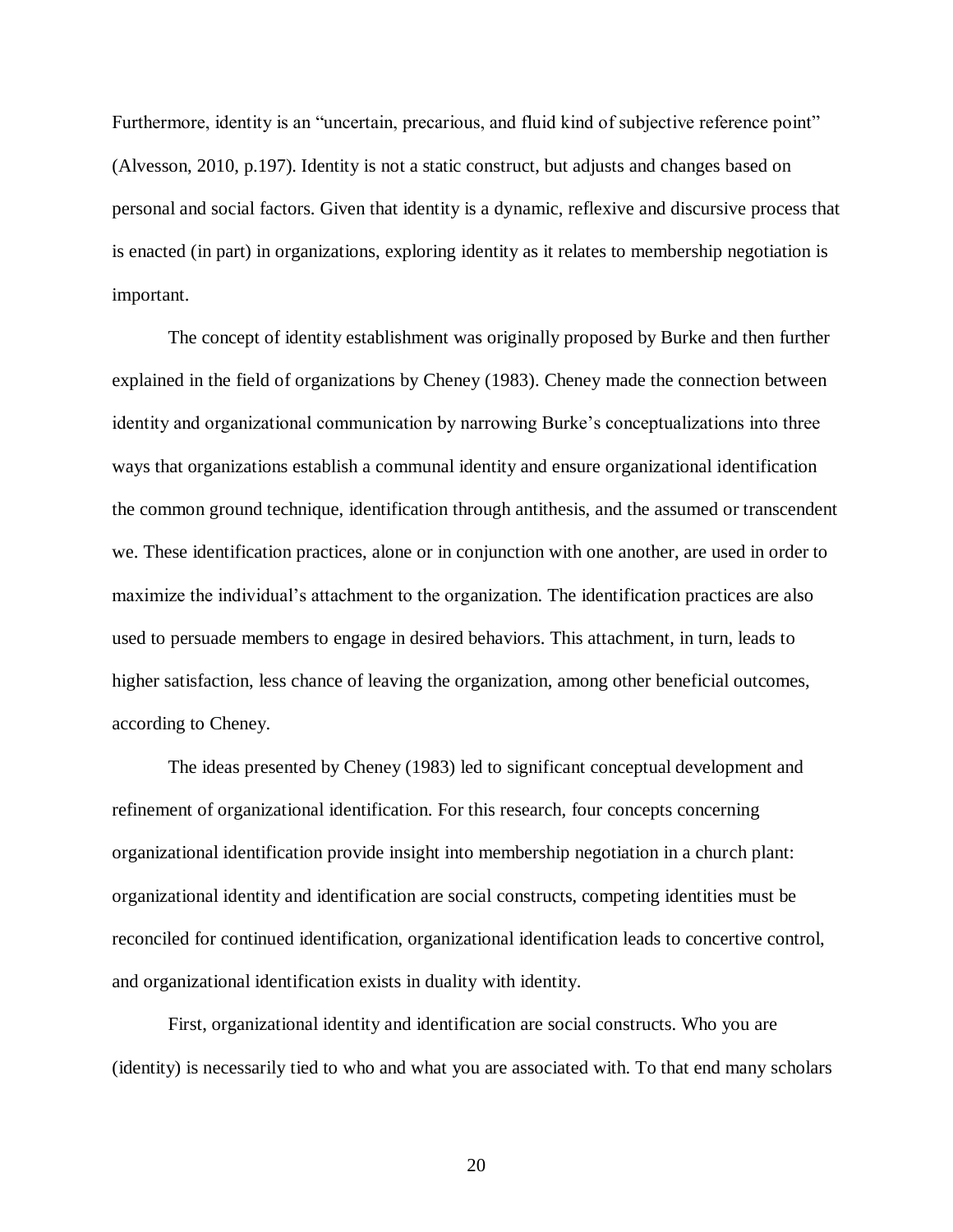Furthermore, identity is an "uncertain, precarious, and fluid kind of subjective reference point" (Alvesson, 2010, p.197). Identity is not a static construct, but adjusts and changes based on personal and social factors. Given that identity is a dynamic, reflexive and discursive process that is enacted (in part) in organizations, exploring identity as it relates to membership negotiation is important.

The concept of identity establishment was originally proposed by Burke and then further explained in the field of organizations by Cheney (1983). Cheney made the connection between identity and organizational communication by narrowing Burke's conceptualizations into three ways that organizations establish a communal identity and ensure organizational identification the common ground technique, identification through antithesis, and the assumed or transcendent we. These identification practices, alone or in conjunction with one another, are used in order to maximize the individual's attachment to the organization. The identification practices are also used to persuade members to engage in desired behaviors. This attachment, in turn, leads to higher satisfaction, less chance of leaving the organization, among other beneficial outcomes, according to Cheney.

The ideas presented by Cheney (1983) led to significant conceptual development and refinement of organizational identification. For this research, four concepts concerning organizational identification provide insight into membership negotiation in a church plant: organizational identity and identification are social constructs, competing identities must be reconciled for continued identification, organizational identification leads to concertive control, and organizational identification exists in duality with identity.

First, organizational identity and identification are social constructs. Who you are (identity) is necessarily tied to who and what you are associated with. To that end many scholars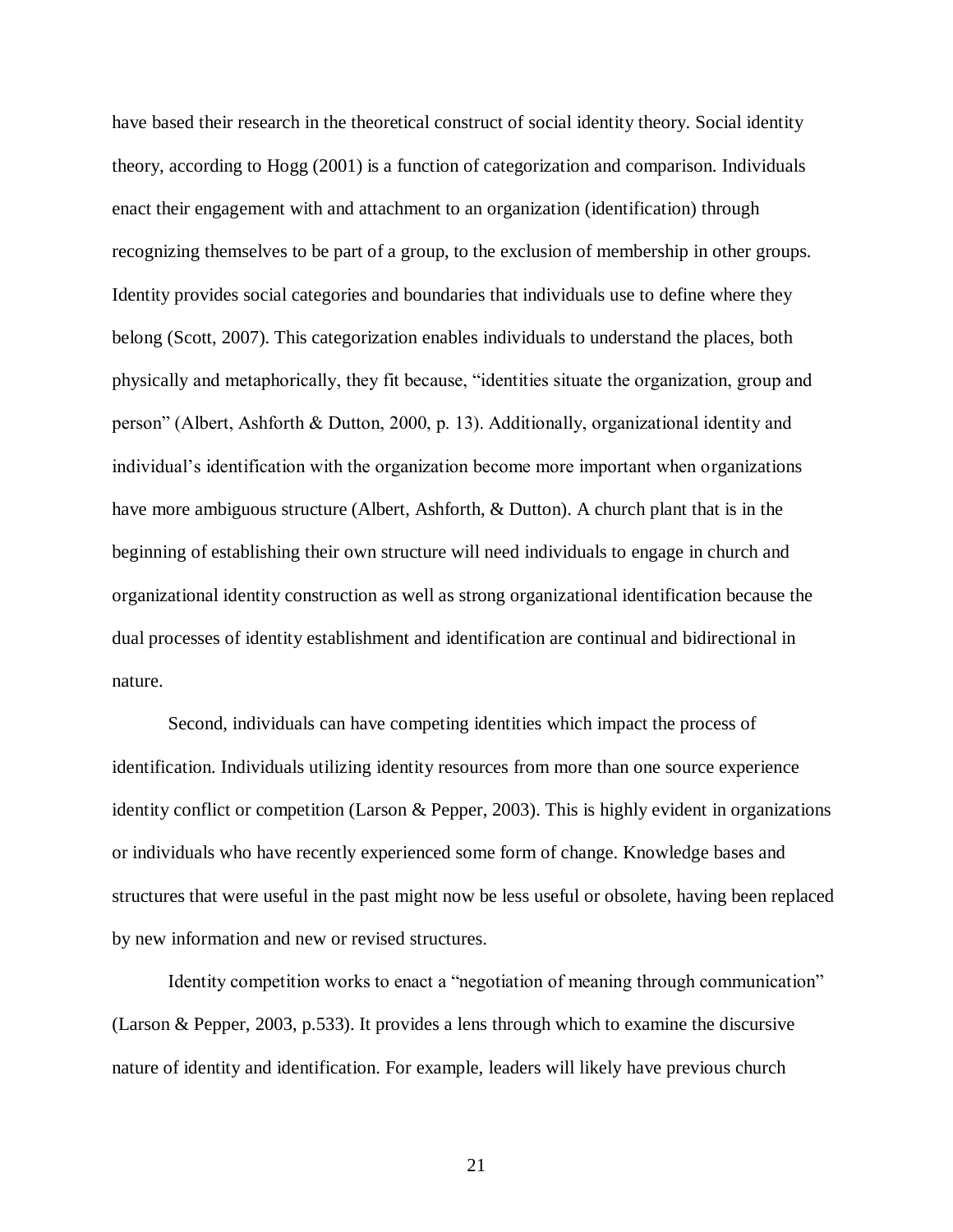have based their research in the theoretical construct of social identity theory. Social identity theory, according to Hogg (2001) is a function of categorization and comparison. Individuals enact their engagement with and attachment to an organization (identification) through recognizing themselves to be part of a group, to the exclusion of membership in other groups. Identity provides social categories and boundaries that individuals use to define where they belong (Scott, 2007). This categorization enables individuals to understand the places, both physically and metaphorically, they fit because, "identities situate the organization, group and person" (Albert, Ashforth & Dutton, 2000, p. 13). Additionally, organizational identity and individual's identification with the organization become more important when organizations have more ambiguous structure (Albert, Ashforth, & Dutton). A church plant that is in the beginning of establishing their own structure will need individuals to engage in church and organizational identity construction as well as strong organizational identification because the dual processes of identity establishment and identification are continual and bidirectional in nature.

Second, individuals can have competing identities which impact the process of identification. Individuals utilizing identity resources from more than one source experience identity conflict or competition (Larson & Pepper, 2003). This is highly evident in organizations or individuals who have recently experienced some form of change. Knowledge bases and structures that were useful in the past might now be less useful or obsolete, having been replaced by new information and new or revised structures.

Identity competition works to enact a "negotiation of meaning through communication" (Larson & Pepper, 2003, p.533). It provides a lens through which to examine the discursive nature of identity and identification. For example, leaders will likely have previous church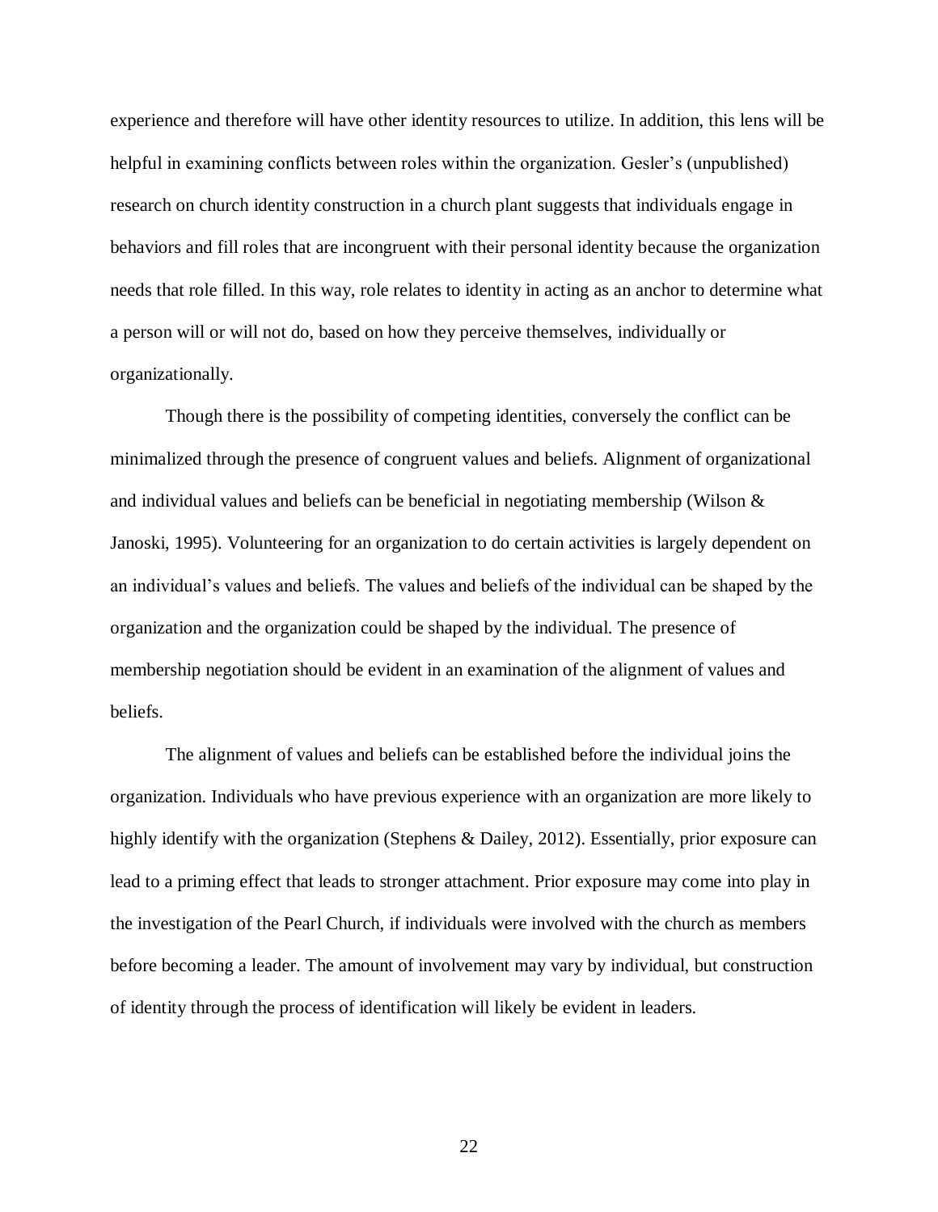experience and therefore will have other identity resources to utilize. In addition, this lens will be helpful in examining conflicts between roles within the organization. Gesler's (unpublished) research on church identity construction in a church plant suggests that individuals engage in behaviors and fill roles that are incongruent with their personal identity because the organization needs that role filled. In this way, role relates to identity in acting as an anchor to determine what a person will or will not do, based on how they perceive themselves, individually or organizationally.

Though there is the possibility of competing identities, conversely the conflict can be minimalized through the presence of congruent values and beliefs. Alignment of organizational and individual values and beliefs can be beneficial in negotiating membership (Wilson & Janoski, 1995). Volunteering for an organization to do certain activities is largely dependent on an individual's values and beliefs. The values and beliefs of the individual can be shaped by the organization and the organization could be shaped by the individual. The presence of membership negotiation should be evident in an examination of the alignment of values and beliefs.

The alignment of values and beliefs can be established before the individual joins the organization. Individuals who have previous experience with an organization are more likely to highly identify with the organization (Stephens & Dailey, 2012). Essentially, prior exposure can lead to a priming effect that leads to stronger attachment. Prior exposure may come into play in the investigation of the Pearl Church, if individuals were involved with the church as members before becoming a leader. The amount of involvement may vary by individual, but construction of identity through the process of identification will likely be evident in leaders.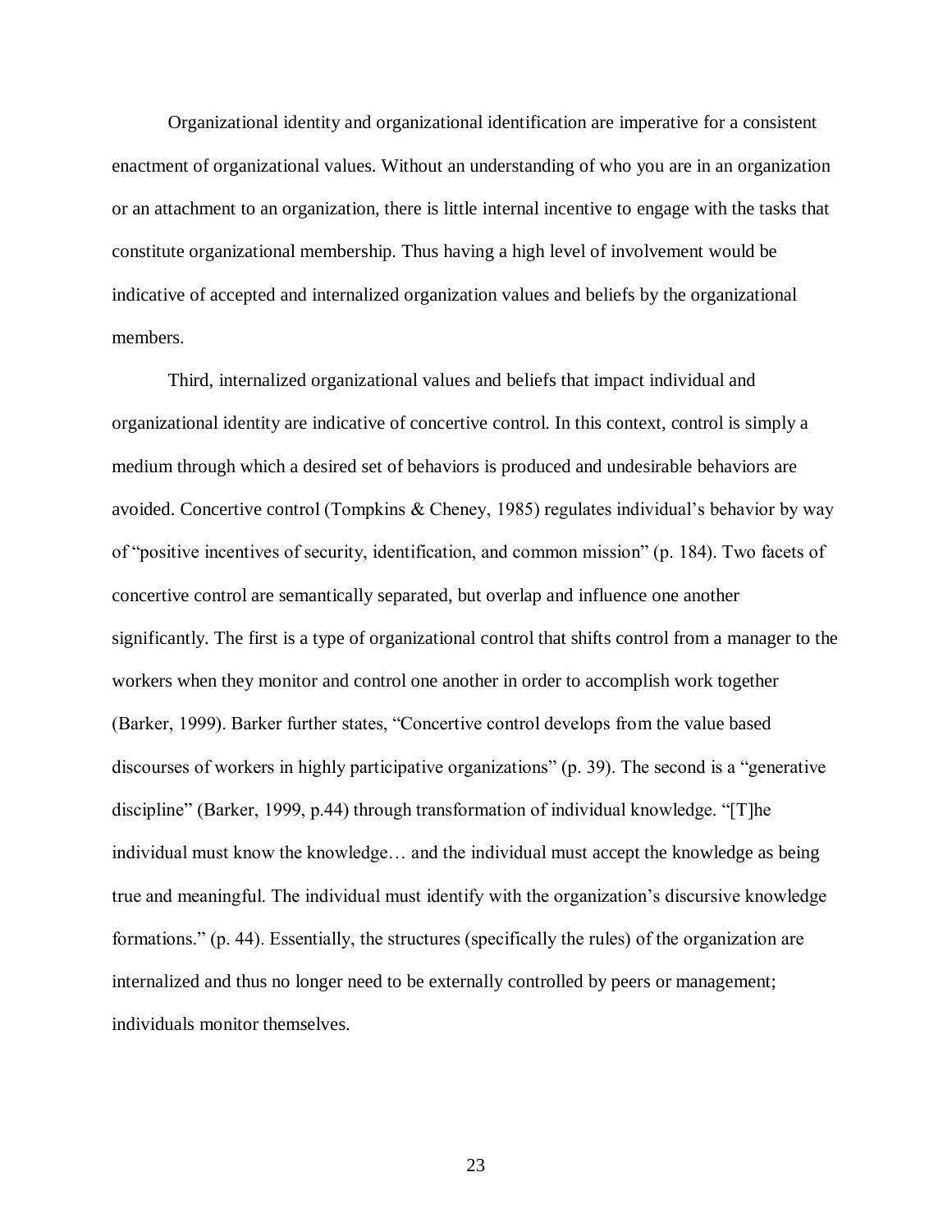Organizational identity and organizational identification are imperative for a consistent enactment of organizational values. Without an understanding of who you are in an organization or an attachment to an organization, there is little internal incentive to engage with the tasks that constitute organizational membership. Thus having a high level of involvement would be indicative of accepted and internalized organization values and beliefs by the organizational members.

Third, internalized organizational values and beliefs that impact individual and organizational identity are indicative of concertive control. In this context, control is simply a medium through which a desired set of behaviors is produced and undesirable behaviors are avoided. Concertive control (Tompkins & Cheney, 1985) regulates individual's behavior by way of "positive incentives of security, identification, and common mission" (p. 184). Two facets of concertive control are semantically separated, but overlap and influence one another significantly. The first is a type of organizational control that shifts control from a manager to the workers when they monitor and control one another in order to accomplish work together (Barker, 1999). Barker further states, "Concertive control develops from the value based discourses of workers in highly participative organizations" (p. 39). The second is a "generative discipline" (Barker, 1999, p.44) through transformation of individual knowledge. "[T]he individual must know the knowledge… and the individual must accept the knowledge as being true and meaningful. The individual must identify with the organization's discursive knowledge formations." (p. 44). Essentially, the structures (specifically the rules) of the organization are internalized and thus no longer need to be externally controlled by peers or management; individuals monitor themselves.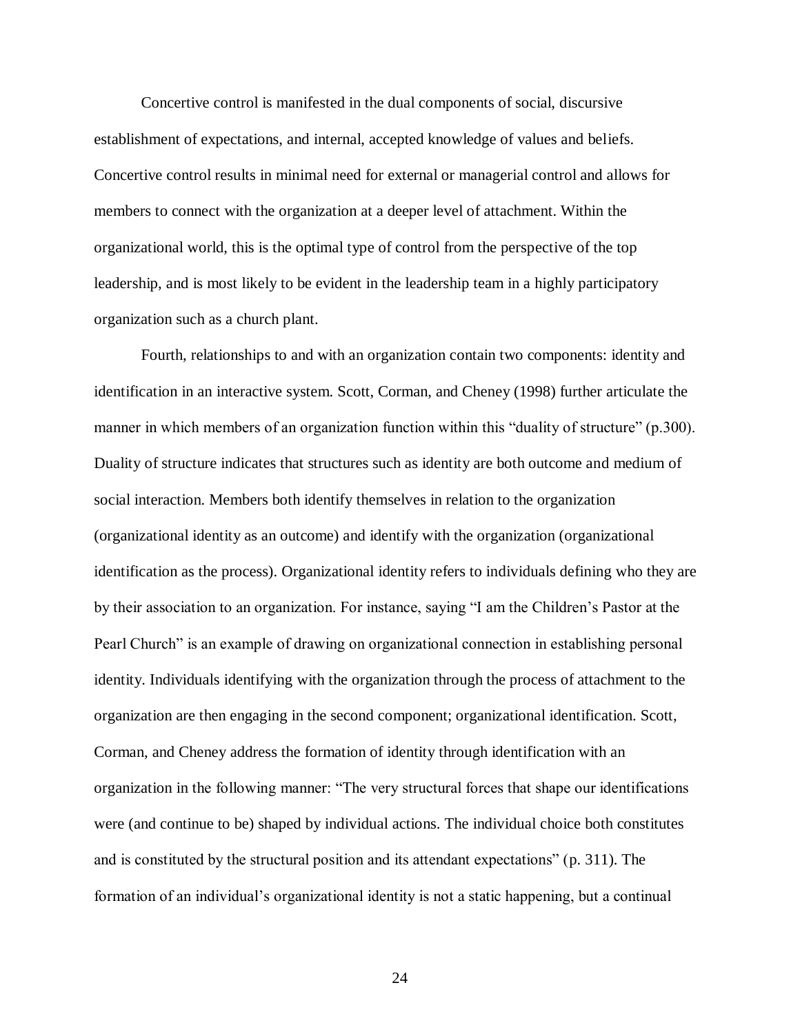Concertive control is manifested in the dual components of social, discursive establishment of expectations, and internal, accepted knowledge of values and beliefs. Concertive control results in minimal need for external or managerial control and allows for members to connect with the organization at a deeper level of attachment. Within the organizational world, this is the optimal type of control from the perspective of the top leadership, and is most likely to be evident in the leadership team in a highly participatory organization such as a church plant.

Fourth, relationships to and with an organization contain two components: identity and identification in an interactive system. Scott, Corman, and Cheney (1998) further articulate the manner in which members of an organization function within this "duality of structure" (p.300). Duality of structure indicates that structures such as identity are both outcome and medium of social interaction. Members both identify themselves in relation to the organization (organizational identity as an outcome) and identify with the organization (organizational identification as the process). Organizational identity refers to individuals defining who they are by their association to an organization. For instance, saying "I am the Children's Pastor at the Pearl Church" is an example of drawing on organizational connection in establishing personal identity. Individuals identifying with the organization through the process of attachment to the organization are then engaging in the second component; organizational identification. Scott, Corman, and Cheney address the formation of identity through identification with an organization in the following manner: "The very structural forces that shape our identifications were (and continue to be) shaped by individual actions. The individual choice both constitutes and is constituted by the structural position and its attendant expectations" (p. 311). The formation of an individual's organizational identity is not a static happening, but a continual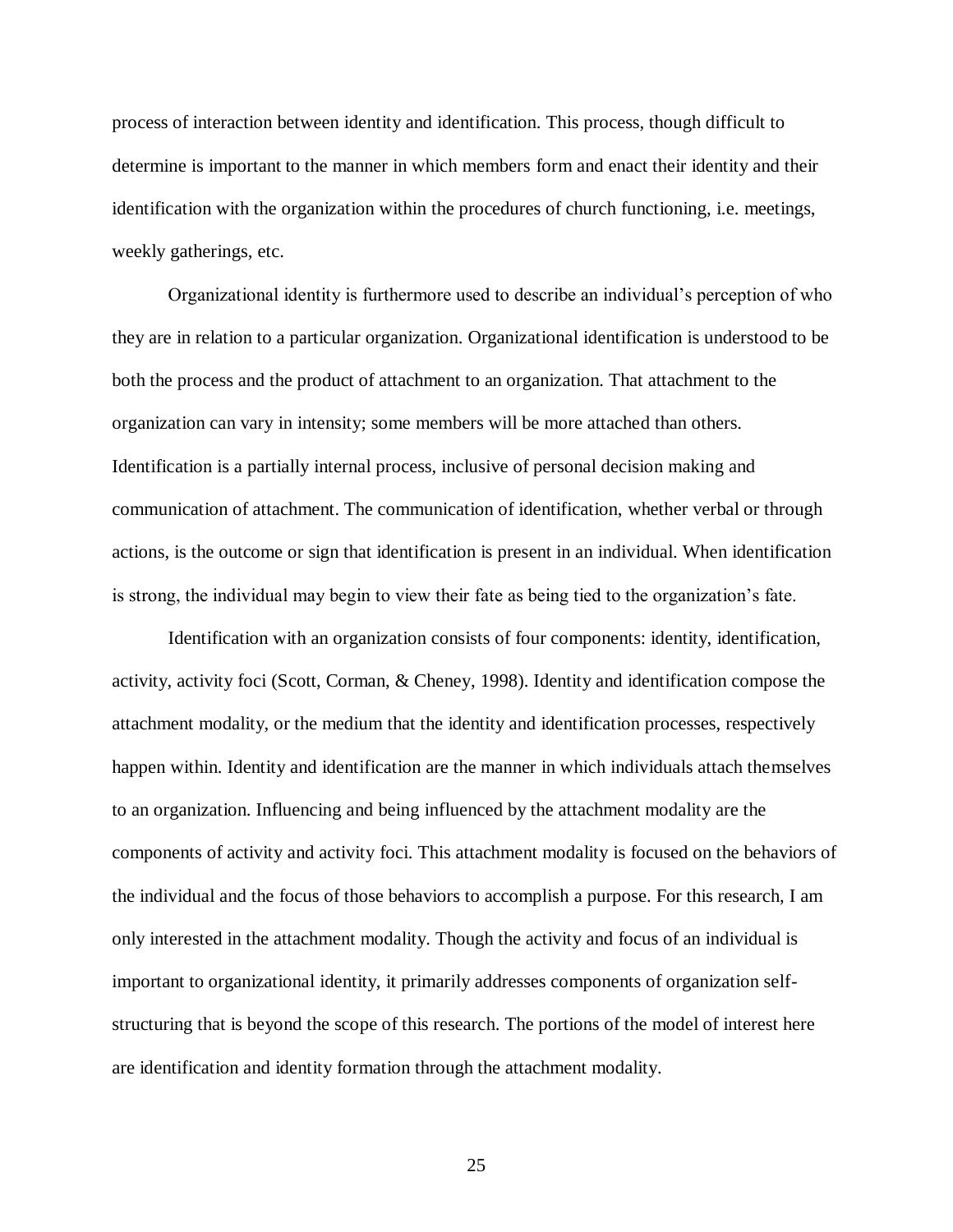process of interaction between identity and identification. This process, though difficult to determine is important to the manner in which members form and enact their identity and their identification with the organization within the procedures of church functioning, i.e. meetings, weekly gatherings, etc.

Organizational identity is furthermore used to describe an individual's perception of who they are in relation to a particular organization. Organizational identification is understood to be both the process and the product of attachment to an organization. That attachment to the organization can vary in intensity; some members will be more attached than others. Identification is a partially internal process, inclusive of personal decision making and communication of attachment. The communication of identification, whether verbal or through actions, is the outcome or sign that identification is present in an individual. When identification is strong, the individual may begin to view their fate as being tied to the organization's fate.

Identification with an organization consists of four components: identity, identification, activity, activity foci (Scott, Corman, & Cheney, 1998). Identity and identification compose the attachment modality, or the medium that the identity and identification processes, respectively happen within. Identity and identification are the manner in which individuals attach themselves to an organization. Influencing and being influenced by the attachment modality are the components of activity and activity foci. This attachment modality is focused on the behaviors of the individual and the focus of those behaviors to accomplish a purpose. For this research, I am only interested in the attachment modality. Though the activity and focus of an individual is important to organizational identity, it primarily addresses components of organization self-structuring that is beyond the scope of this research. The portions of the model of interest here are identification and identity formation through the attachment modality.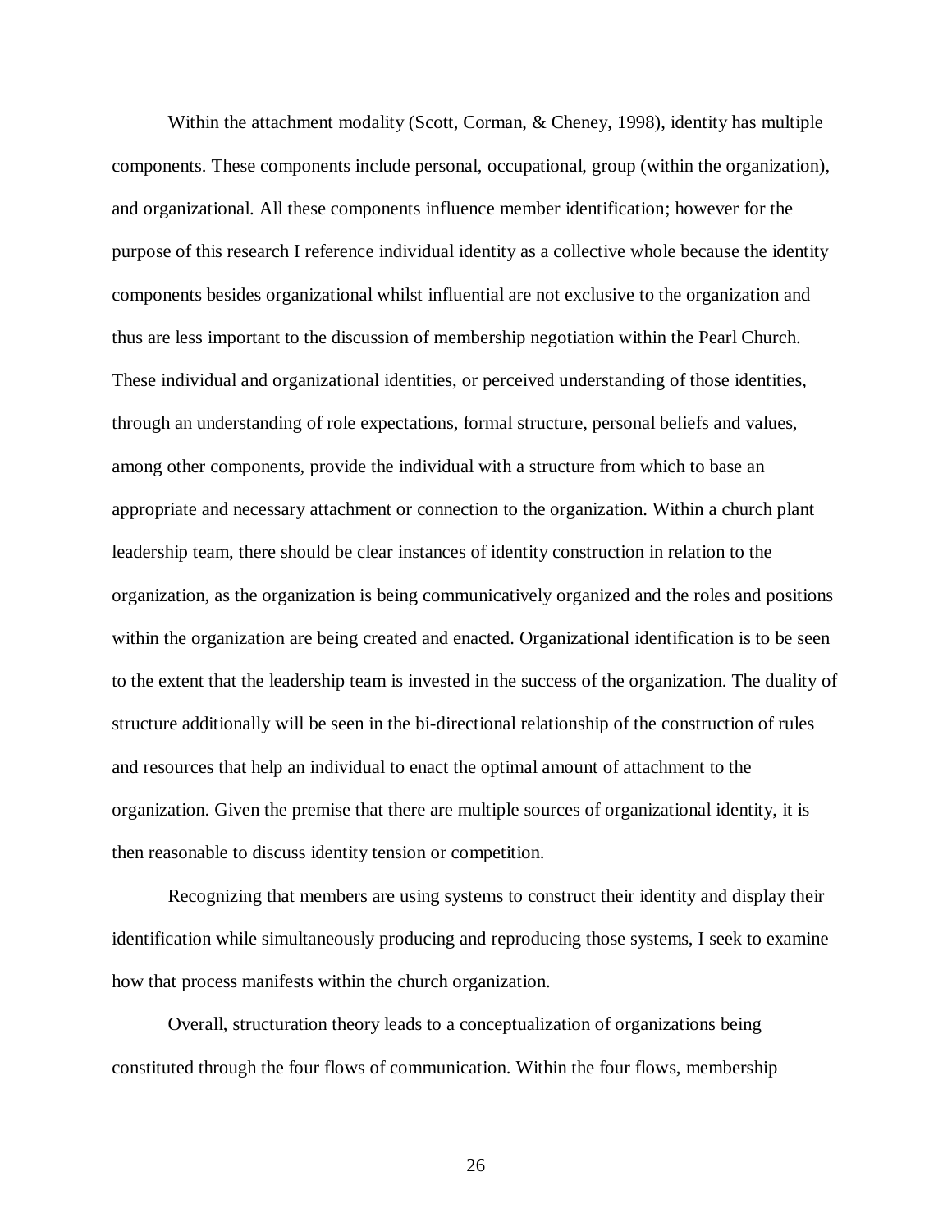Within the attachment modality (Scott, Corman, & Cheney, 1998), identity has multiple components. These components include personal, occupational, group (within the organization), and organizational. All these components influence member identification; however for the purpose of this research I reference individual identity as a collective whole because the identity components besides organizational whilst influential are not exclusive to the organization and thus are less important to the discussion of membership negotiation within the Pearl Church. These individual and organizational identities, or perceived understanding of those identities, through an understanding of role expectations, formal structure, personal beliefs and values, among other components, provide the individual with a structure from which to base an appropriate and necessary attachment or connection to the organization. Within a church plant leadership team, there should be clear instances of identity construction in relation to the organization, as the organization is being communicatively organized and the roles and positions within the organization are being created and enacted. Organizational identification is to be seen to the extent that the leadership team is invested in the success of the organization. The duality of structure additionally will be seen in the bi-directional relationship of the construction of rules and resources that help an individual to enact the optimal amount of attachment to the organization. Given the premise that there are multiple sources of organizational identity, it is then reasonable to discuss identity tension or competition.

Recognizing that members are using systems to construct their identity and display their identification while simultaneously producing and reproducing those systems, I seek to examine how that process manifests within the church organization.

Overall, structuration theory leads to a conceptualization of organizations being constituted through the four flows of communication. Within the four flows, membership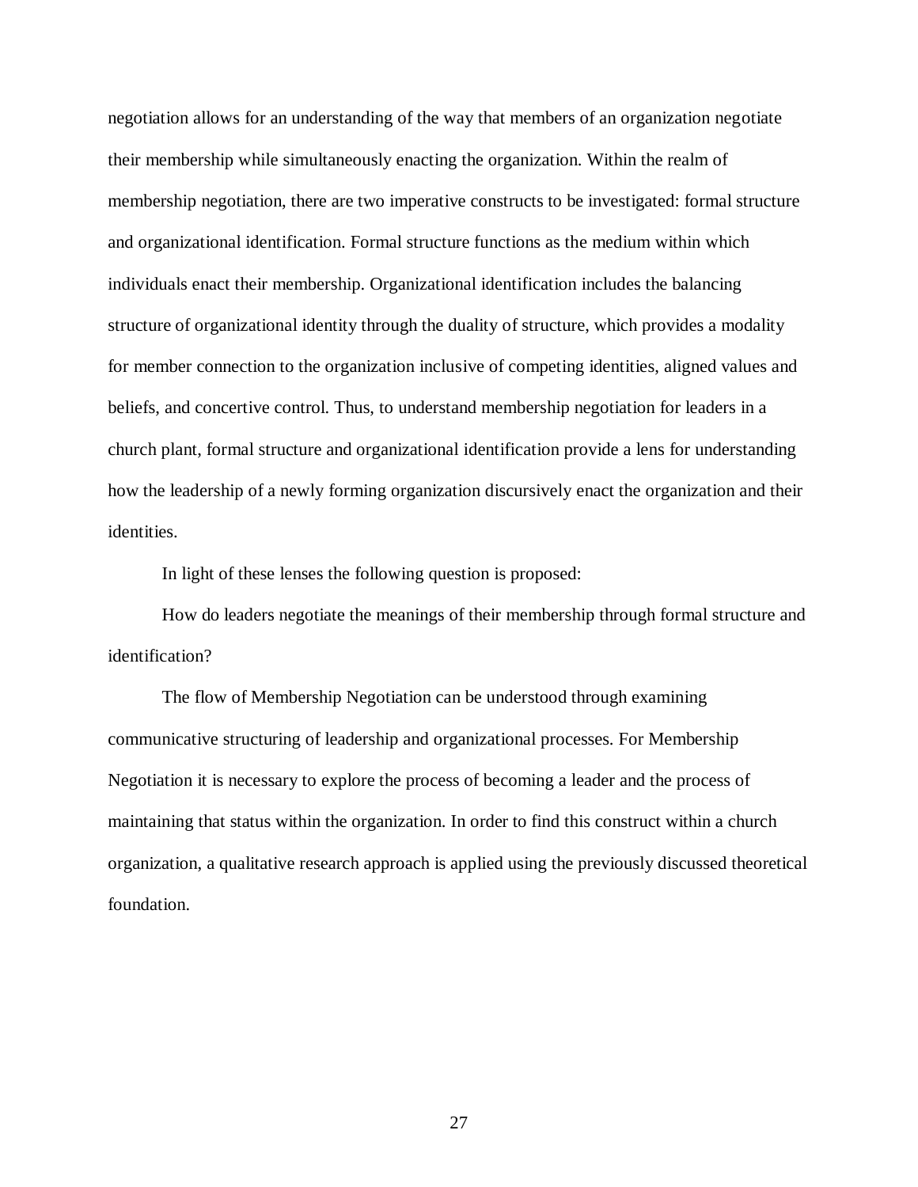negotiation allows for an understanding of the way that members of an organization negotiate their membership while simultaneously enacting the organization. Within the realm of membership negotiation, there are two imperative constructs to be investigated: formal structure and organizational identification. Formal structure functions as the medium within which individuals enact their membership. Organizational identification includes the balancing structure of organizational identity through the duality of structure, which provides a modality for member connection to the organization inclusive of competing identities, aligned values and beliefs, and concertive control. Thus, to understand membership negotiation for leaders in a church plant, formal structure and organizational identification provide a lens for understanding how the leadership of a newly forming organization discursively enact the organization and their identities.

In light of these lenses the following question is proposed:

How do leaders negotiate the meanings of their membership through formal structure and identification?

The flow of Membership Negotiation can be understood through examining communicative structuring of leadership and organizational processes. For Membership Negotiation it is necessary to explore the process of becoming a leader and the process of maintaining that status within the organization. In order to find this construct within a church organization, a qualitative research approach is applied using the previously discussed theoretical foundation.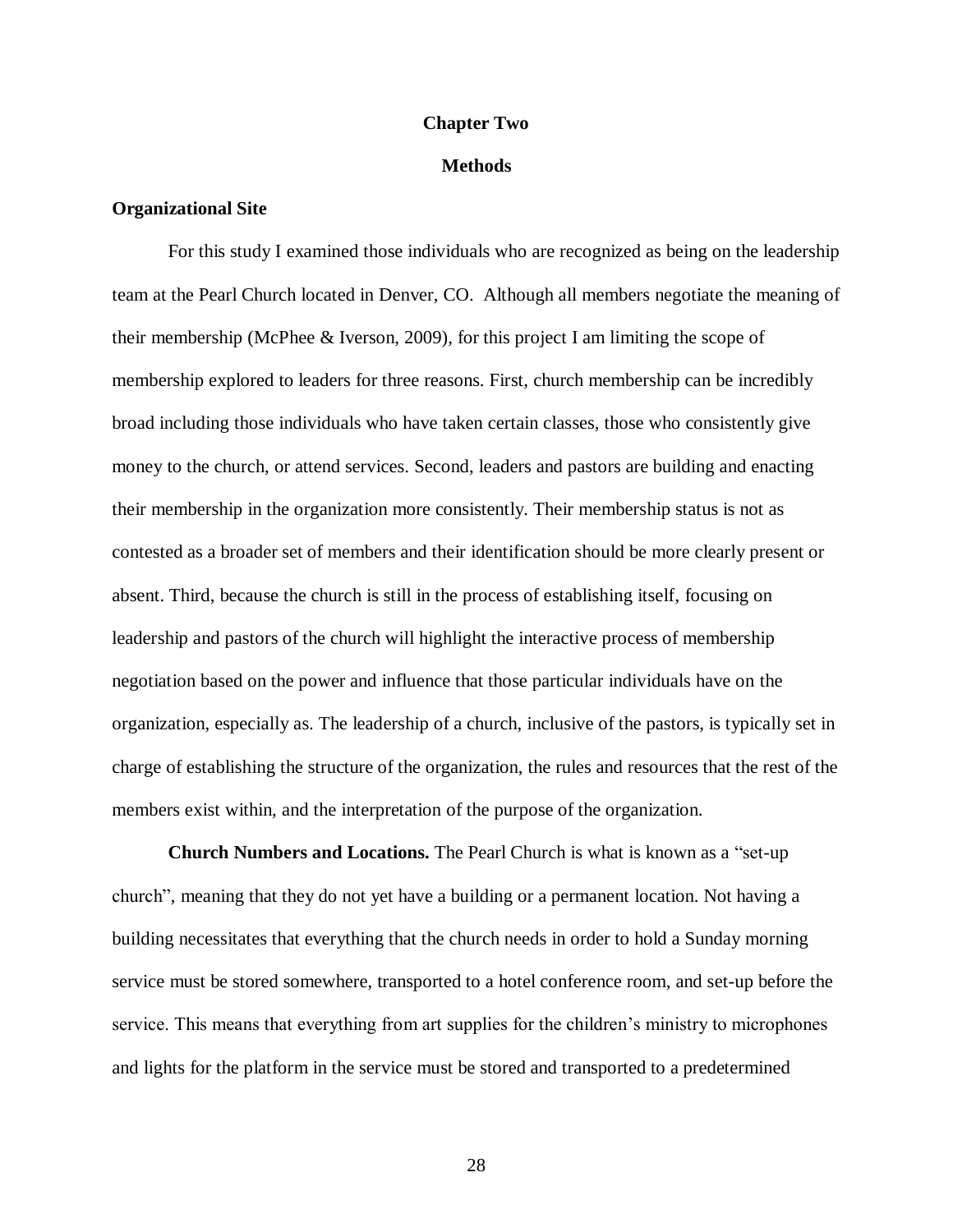# Chapter Two

# Methods

## Organizational Site

For this study I examined those individuals who are recognized as being on the leadership team at the Pearl Church located in Denver, CO. Although all members negotiate the meaning of their membership (McPhee & Iverson, 2009), for this project I am limiting the scope of membership explored to leaders for three reasons. First, church membership can be incredibly broad including those individuals who have taken certain classes, those who consistently give money to the church, or attend services. Second, leaders and pastors are building and enacting their membership in the organization more consistently. Their membership status is not as contested as a broader set of members and their identification should be more clearly present or absent. Third, because the church is still in the process of establishing itself, focusing on leadership and pastors of the church will highlight the interactive process of membership negotiation based on the power and influence that those particular individuals have on the organization, especially as. The leadership of a church, inclusive of the pastors, is typically set in charge of establishing the structure of the organization, the rules and resources that the rest of the members exist within, and the interpretation of the purpose of the organization.

**Church Numbers and Locations.** The Pearl Church is what is known as a "set-up church", meaning that they do not yet have a building or a permanent location. Not having a building necessitates that everything that the church needs in order to hold a Sunday morning service must be stored somewhere, transported to a hotel conference room, and set-up before the service. This means that everything from art supplies for the children's ministry to microphones and lights for the platform in the service must be stored and transported to a predetermined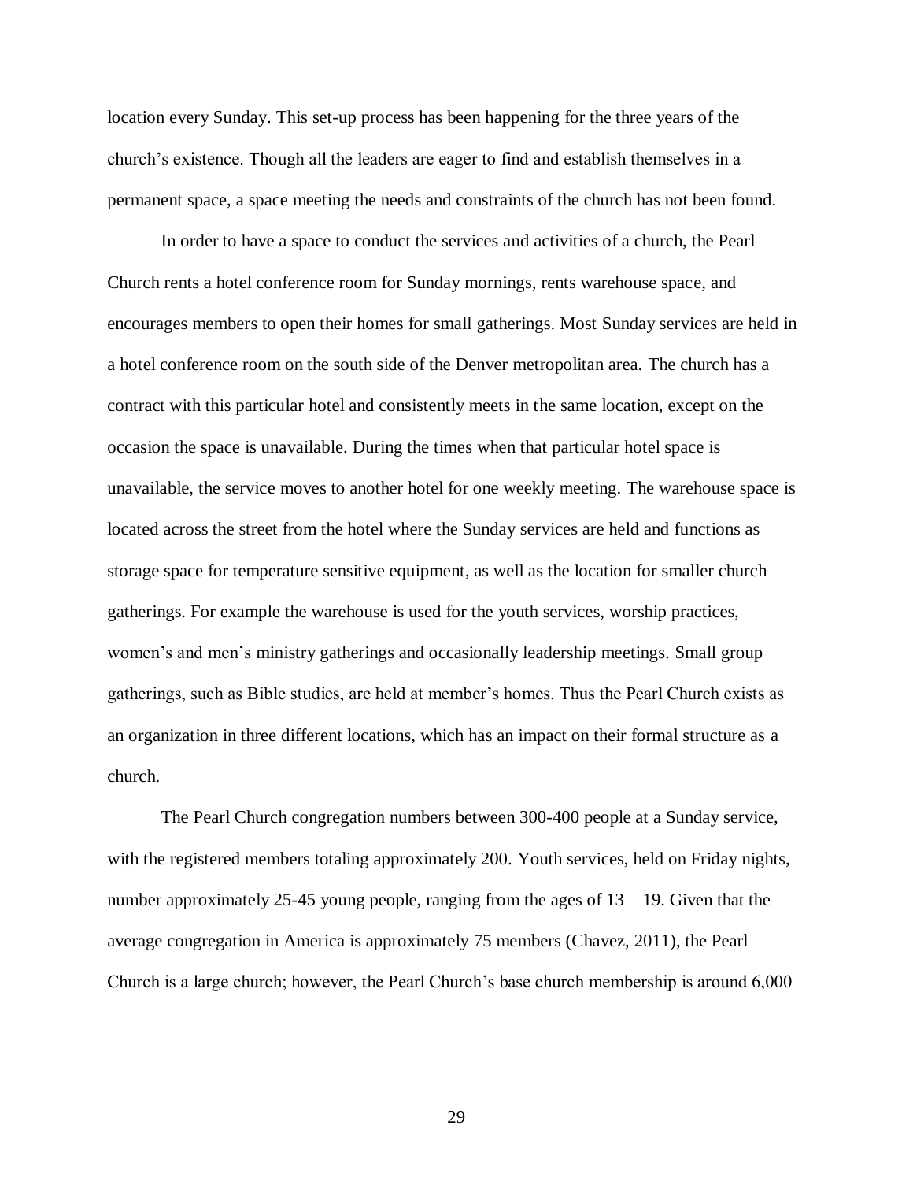location every Sunday. This set-up process has been happening for the three years of the church's existence. Though all the leaders are eager to find and establish themselves in a permanent space, a space meeting the needs and constraints of the church has not been found.

In order to have a space to conduct the services and activities of a church, the Pearl Church rents a hotel conference room for Sunday mornings, rents warehouse space, and encourages members to open their homes for small gatherings. Most Sunday services are held in a hotel conference room on the south side of the Denver metropolitan area. The church has a contract with this particular hotel and consistently meets in the same location, except on the occasion the space is unavailable. During the times when that particular hotel space is unavailable, the service moves to another hotel for one weekly meeting. The warehouse space is located across the street from the hotel where the Sunday services are held and functions as storage space for temperature sensitive equipment, as well as the location for smaller church gatherings. For example the warehouse is used for the youth services, worship practices, women's and men's ministry gatherings and occasionally leadership meetings. Small group gatherings, such as Bible studies, are held at member's homes. Thus the Pearl Church exists as an organization in three different locations, which has an impact on their formal structure as a church.

The Pearl Church congregation numbers between 300-400 people at a Sunday service, with the registered members totaling approximately 200. Youth services, held on Friday nights, number approximately 25-45 young people, ranging from the ages of 13 – 19. Given that the average congregation in America is approximately 75 members (Chavez, 2011), the Pearl Church is a large church; however, the Pearl Church's base church membership is around 6,000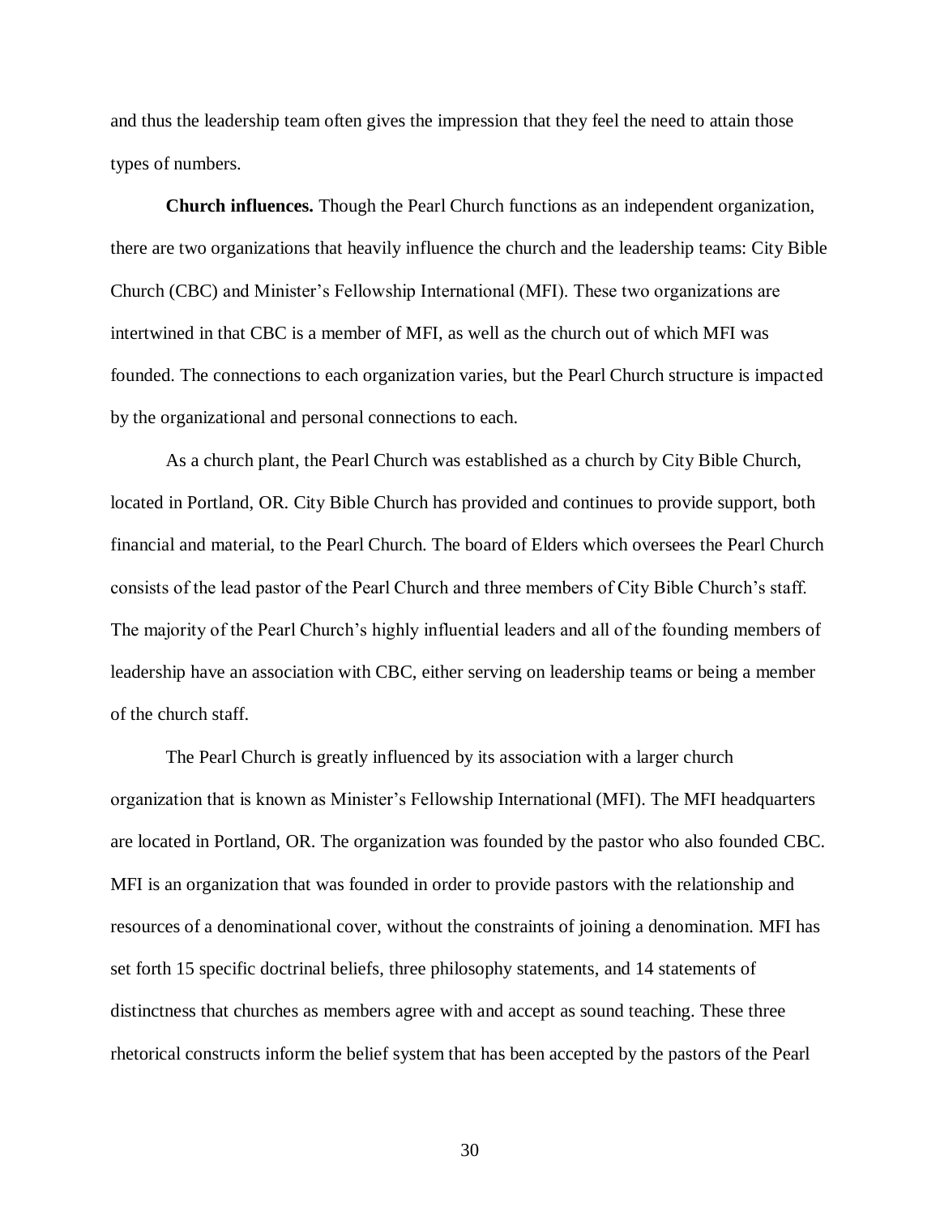and thus the leadership team often gives the impression that they feel the need to attain those types of numbers.

**Church influences.** Though the Pearl Church functions as an independent organization, there are two organizations that heavily influence the church and the leadership teams: City Bible Church (CBC) and Minister's Fellowship International (MFI). These two organizations are intertwined in that CBC is a member of MFI, as well as the church out of which MFI was founded. The connections to each organization varies, but the Pearl Church structure is impacted by the organizational and personal connections to each.

As a church plant, the Pearl Church was established as a church by City Bible Church, located in Portland, OR. City Bible Church has provided and continues to provide support, both financial and material, to the Pearl Church. The board of Elders which oversees the Pearl Church consists of the lead pastor of the Pearl Church and three members of City Bible Church's staff. The majority of the Pearl Church's highly influential leaders and all of the founding members of leadership have an association with CBC, either serving on leadership teams or being a member of the church staff.

The Pearl Church is greatly influenced by its association with a larger church organization that is known as Minister's Fellowship International (MFI). The MFI headquarters are located in Portland, OR. The organization was founded by the pastor who also founded CBC. MFI is an organization that was founded in order to provide pastors with the relationship and resources of a denominational cover, without the constraints of joining a denomination. MFI has set forth 15 specific doctrinal beliefs, three philosophy statements, and 14 statements of distinctness that churches as members agree with and accept as sound teaching. These three rhetorical constructs inform the belief system that has been accepted by the pastors of the Pearl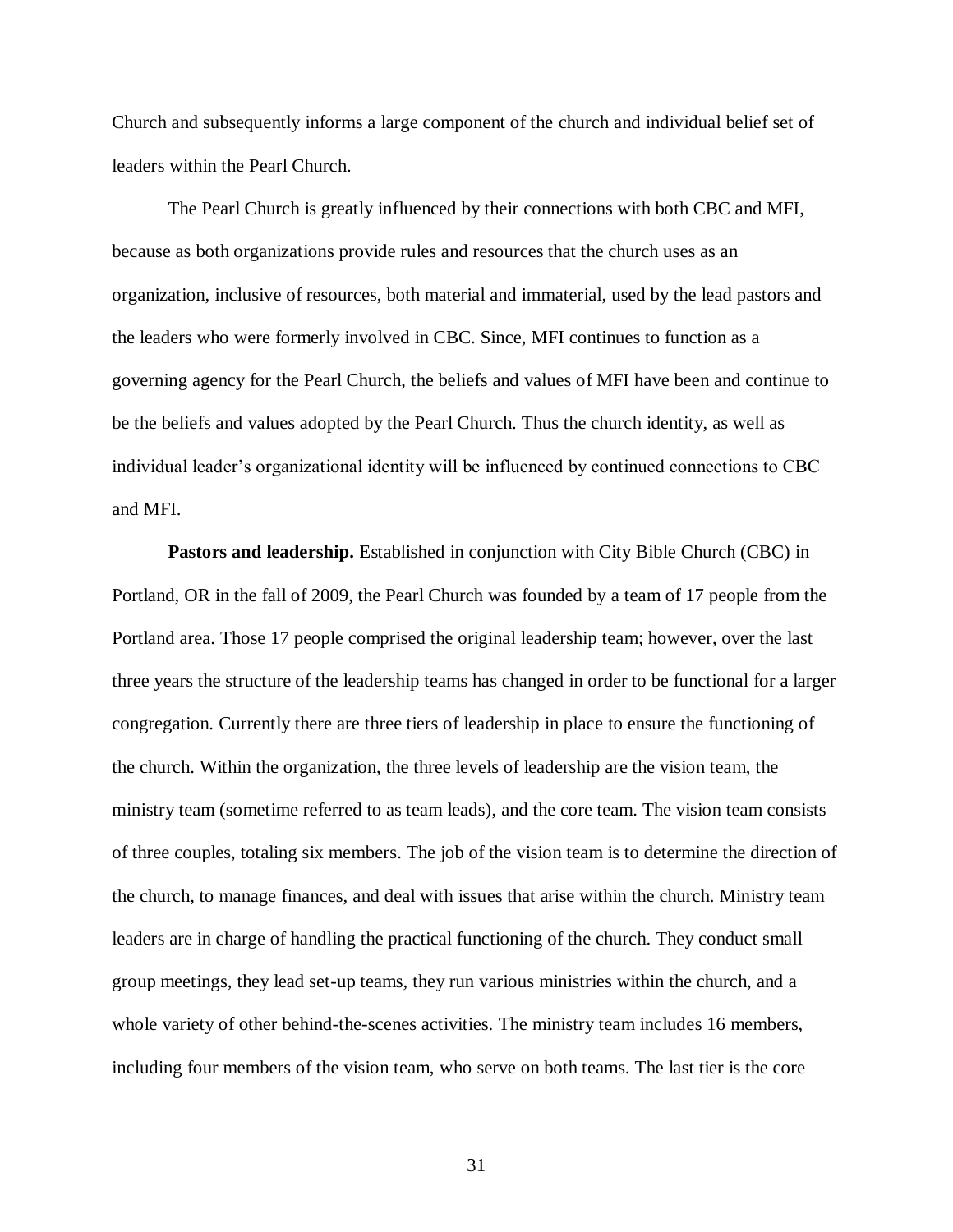Church and subsequently informs a large component of the church and individual belief set of leaders within the Pearl Church.

The Pearl Church is greatly influenced by their connections with both CBC and MFI, because as both organizations provide rules and resources that the church uses as an organization, inclusive of resources, both material and immaterial, used by the lead pastors and the leaders who were formerly involved in CBC. Since, MFI continues to function as a governing agency for the Pearl Church, the beliefs and values of MFI have been and continue to be the beliefs and values adopted by the Pearl Church. Thus the church identity, as well as individual leader's organizational identity will be influenced by continued connections to CBC and MFI.

**Pastors and leadership.** Established in conjunction with City Bible Church (CBC) in Portland, OR in the fall of 2009, the Pearl Church was founded by a team of 17 people from the Portland area. Those 17 people comprised the original leadership team; however, over the last three years the structure of the leadership teams has changed in order to be functional for a larger congregation. Currently there are three tiers of leadership in place to ensure the functioning of the church. Within the organization, the three levels of leadership are the vision team, the ministry team (sometime referred to as team leads), and the core team. The vision team consists of three couples, totaling six members. The job of the vision team is to determine the direction of the church, to manage finances, and deal with issues that arise within the church. Ministry team leaders are in charge of handling the practical functioning of the church. They conduct small group meetings, they lead set-up teams, they run various ministries within the church, and a whole variety of other behind-the-scenes activities. The ministry team includes 16 members, including four members of the vision team, who serve on both teams. The last tier is the core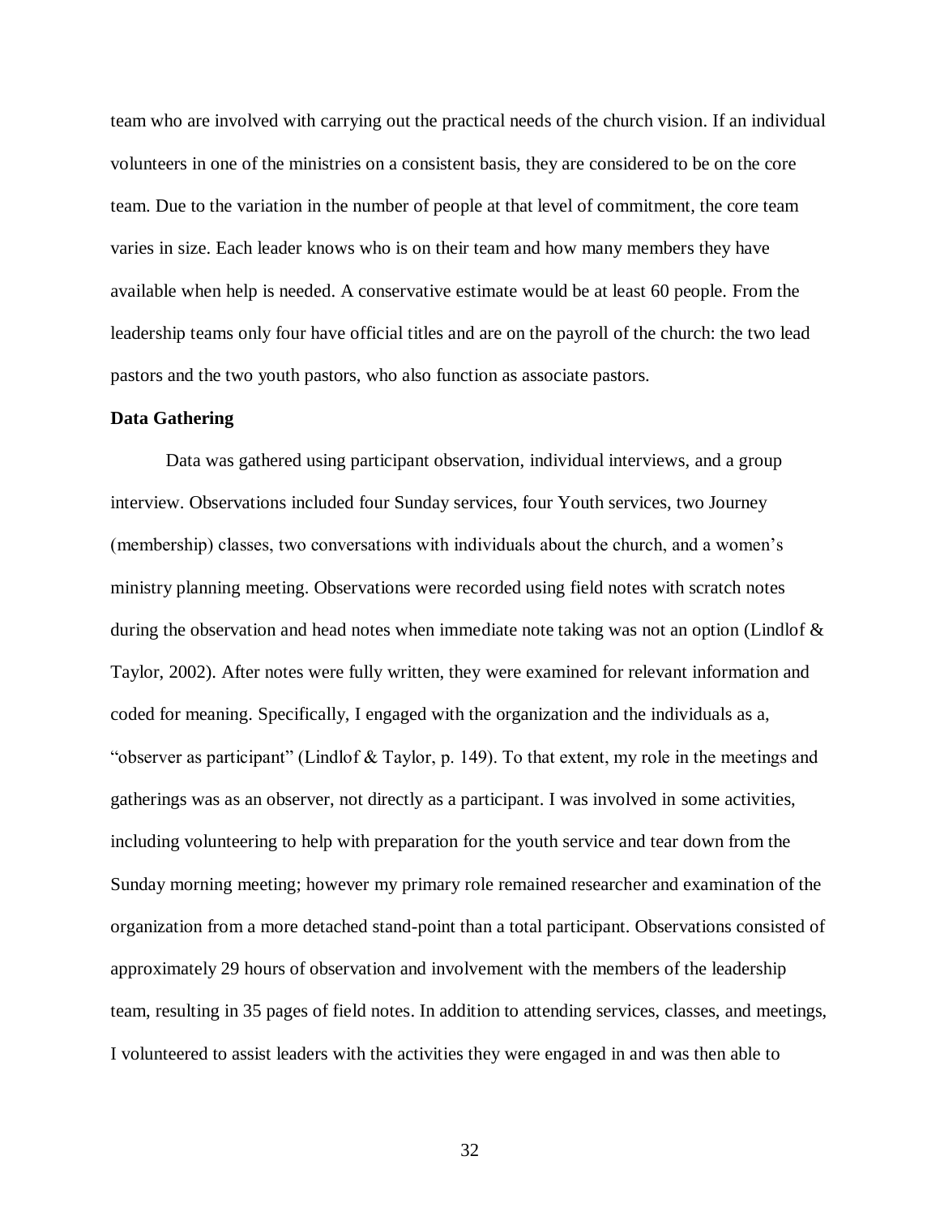team who are involved with carrying out the practical needs of the church vision. If an individual volunteers in one of the ministries on a consistent basis, they are considered to be on the core team. Due to the variation in the number of people at that level of commitment, the core team varies in size. Each leader knows who is on their team and how many members they have available when help is needed. A conservative estimate would be at least 60 people. From the leadership teams only four have official titles and are on the payroll of the church: the two lead pastors and the two youth pastors, who also function as associate pastors.

**Data Gathering**

Data was gathered using participant observation, individual interviews, and a group interview. Observations included four Sunday services, four Youth services, two Journey (membership) classes, two conversations with individuals about the church, and a women's ministry planning meeting. Observations were recorded using field notes with scratch notes during the observation and head notes when immediate note taking was not an option (Lindlof & Taylor, 2002). After notes were fully written, they were examined for relevant information and coded for meaning. Specifically, I engaged with the organization and the individuals as a, "observer as participant" (Lindlof & Taylor, p. 149). To that extent, my role in the meetings and gatherings was as an observer, not directly as a participant. I was involved in some activities, including volunteering to help with preparation for the youth service and tear down from the Sunday morning meeting; however my primary role remained researcher and examination of the organization from a more detached stand-point than a total participant. Observations consisted of approximately 29 hours of observation and involvement with the members of the leadership team, resulting in 35 pages of field notes. In addition to attending services, classes, and meetings, I volunteered to assist leaders with the activities they were engaged in and was then able to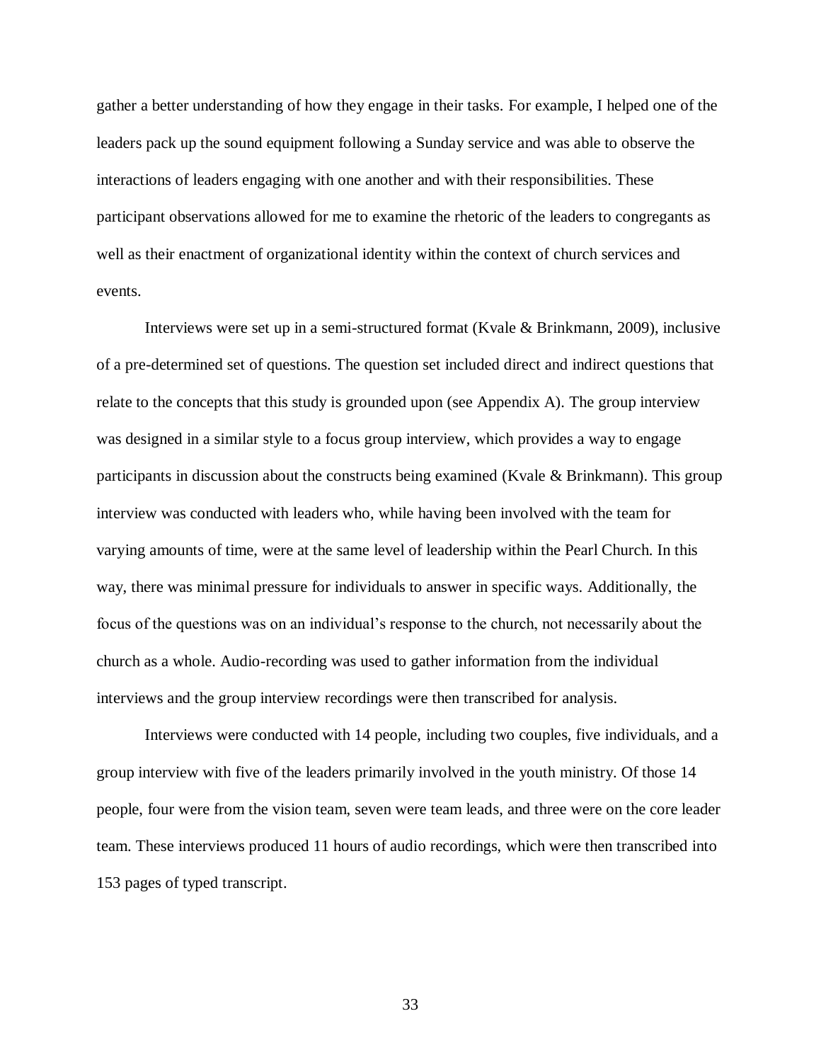gather a better understanding of how they engage in their tasks. For example, I helped one of the leaders pack up the sound equipment following a Sunday service and was able to observe the interactions of leaders engaging with one another and with their responsibilities. These participant observations allowed for me to examine the rhetoric of the leaders to congregants as well as their enactment of organizational identity within the context of church services and events.

Interviews were set up in a semi-structured format (Kvale & Brinkmann, 2009), inclusive of a pre-determined set of questions. The question set included direct and indirect questions that relate to the concepts that this study is grounded upon (see Appendix A). The group interview was designed in a similar style to a focus group interview, which provides a way to engage participants in discussion about the constructs being examined (Kvale & Brinkmann). This group interview was conducted with leaders who, while having been involved with the team for varying amounts of time, were at the same level of leadership within the Pearl Church. In this way, there was minimal pressure for individuals to answer in specific ways. Additionally, the focus of the questions was on an individual's response to the church, not necessarily about the church as a whole. Audio-recording was used to gather information from the individual interviews and the group interview recordings were then transcribed for analysis.

Interviews were conducted with 14 people, including two couples, five individuals, and a group interview with five of the leaders primarily involved in the youth ministry. Of those 14 people, four were from the vision team, seven were team leads, and three were on the core leader team. These interviews produced 11 hours of audio recordings, which were then transcribed into 153 pages of typed transcript.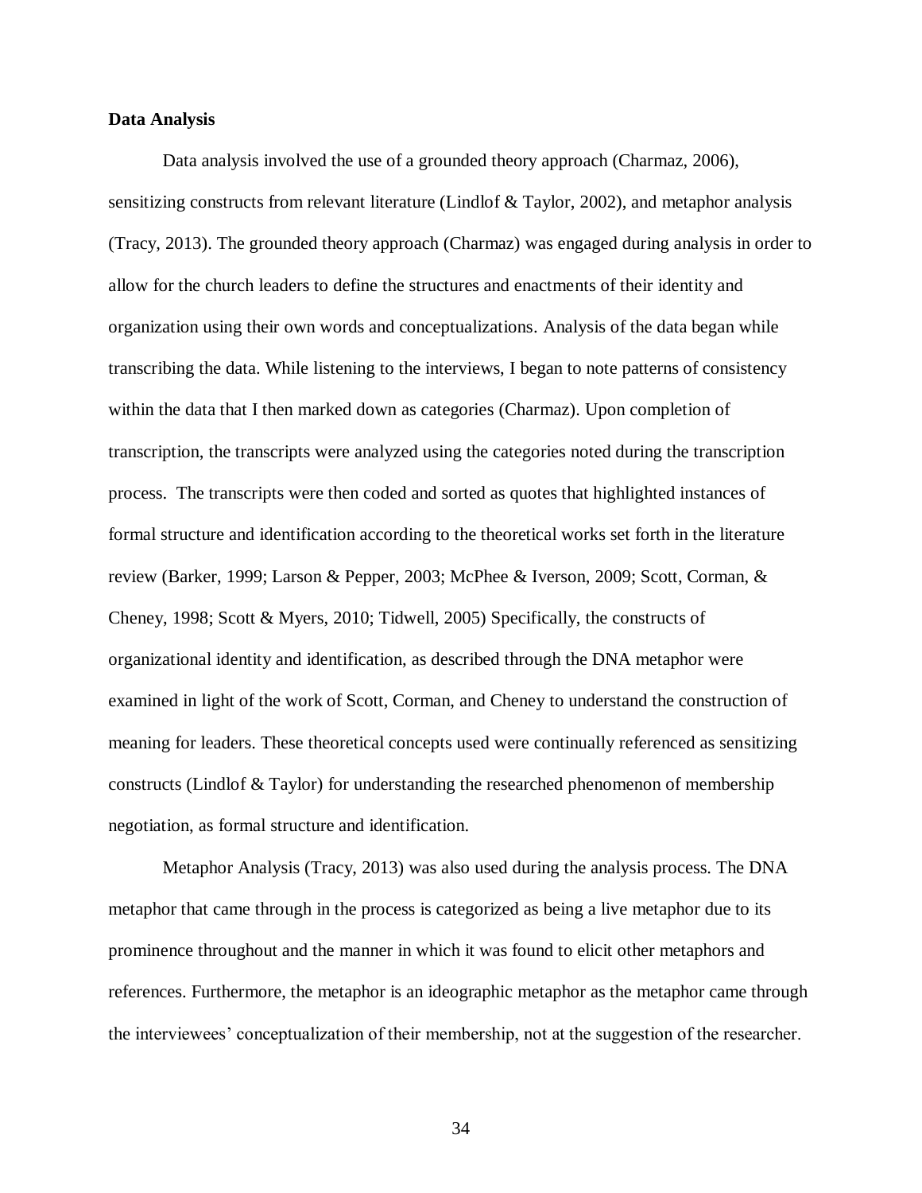**Data Analysis**

Data analysis involved the use of a grounded theory approach (Charmaz, 2006), sensitizing constructs from relevant literature (Lindlof & Taylor, 2002), and metaphor analysis (Tracy, 2013). The grounded theory approach (Charmaz) was engaged during analysis in order to allow for the church leaders to define the structures and enactments of their identity and organization using their own words and conceptualizations. Analysis of the data began while transcribing the data. While listening to the interviews, I began to note patterns of consistency within the data that I then marked down as categories (Charmaz). Upon completion of transcription, the transcripts were analyzed using the categories noted during the transcription process. The transcripts were then coded and sorted as quotes that highlighted instances of formal structure and identification according to the theoretical works set forth in the literature review (Barker, 1999; Larson & Pepper, 2003; McPhee & Iverson, 2009; Scott, Corman, & Cheney, 1998; Scott & Myers, 2010; Tidwell, 2005) Specifically, the constructs of organizational identity and identification, as described through the DNA metaphor were examined in light of the work of Scott, Corman, and Cheney to understand the construction of meaning for leaders. These theoretical concepts used were continually referenced as sensitizing constructs (Lindlof & Taylor) for understanding the researched phenomenon of membership negotiation, as formal structure and identification.

Metaphor Analysis (Tracy, 2013) was also used during the analysis process. The DNA metaphor that came through in the process is categorized as being a live metaphor due to its prominence throughout and the manner in which it was found to elicit other metaphors and references. Furthermore, the metaphor is an ideographic metaphor as the metaphor came through the interviewees' conceptualization of their membership, not at the suggestion of the researcher.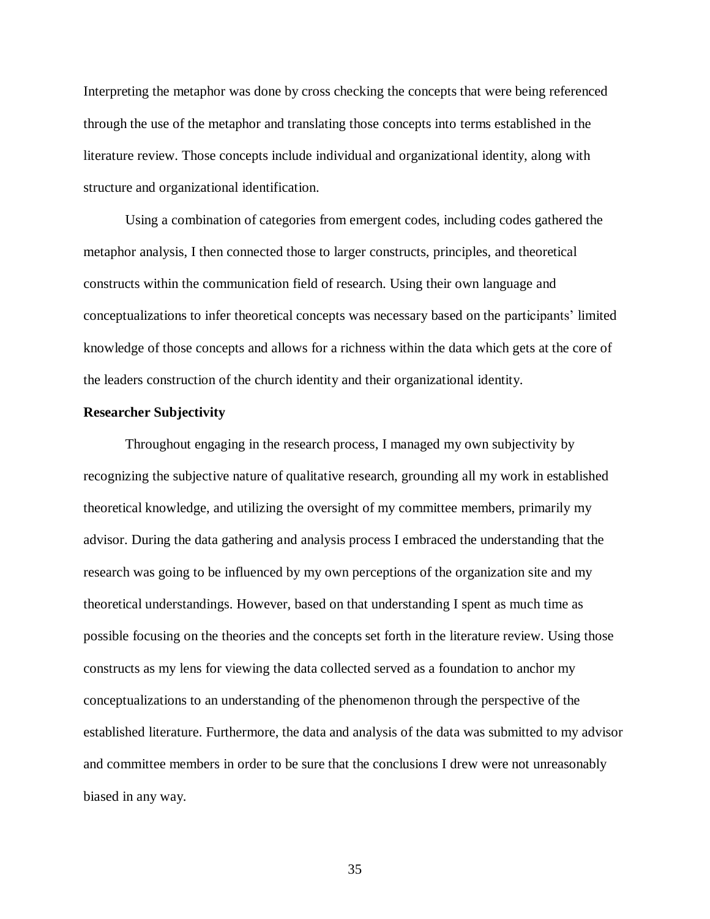Interpreting the metaphor was done by cross checking the concepts that were being referenced through the use of the metaphor and translating those concepts into terms established in the literature review. Those concepts include individual and organizational identity, along with structure and organizational identification.

Using a combination of categories from emergent codes, including codes gathered the metaphor analysis, I then connected those to larger constructs, principles, and theoretical constructs within the communication field of research. Using their own language and conceptualizations to infer theoretical concepts was necessary based on the participants' limited knowledge of those concepts and allows for a richness within the data which gets at the core of the leaders construction of the church identity and their organizational identity.

**Researcher Subjectivity**

Throughout engaging in the research process, I managed my own subjectivity by recognizing the subjective nature of qualitative research, grounding all my work in established theoretical knowledge, and utilizing the oversight of my committee members, primarily my advisor. During the data gathering and analysis process I embraced the understanding that the research was going to be influenced by my own perceptions of the organization site and my theoretical understandings. However, based on that understanding I spent as much time as possible focusing on the theories and the concepts set forth in the literature review. Using those constructs as my lens for viewing the data collected served as a foundation to anchor my conceptualizations to an understanding of the phenomenon through the perspective of the established literature. Furthermore, the data and analysis of the data was submitted to my advisor and committee members in order to be sure that the conclusions I drew were not unreasonably biased in any way.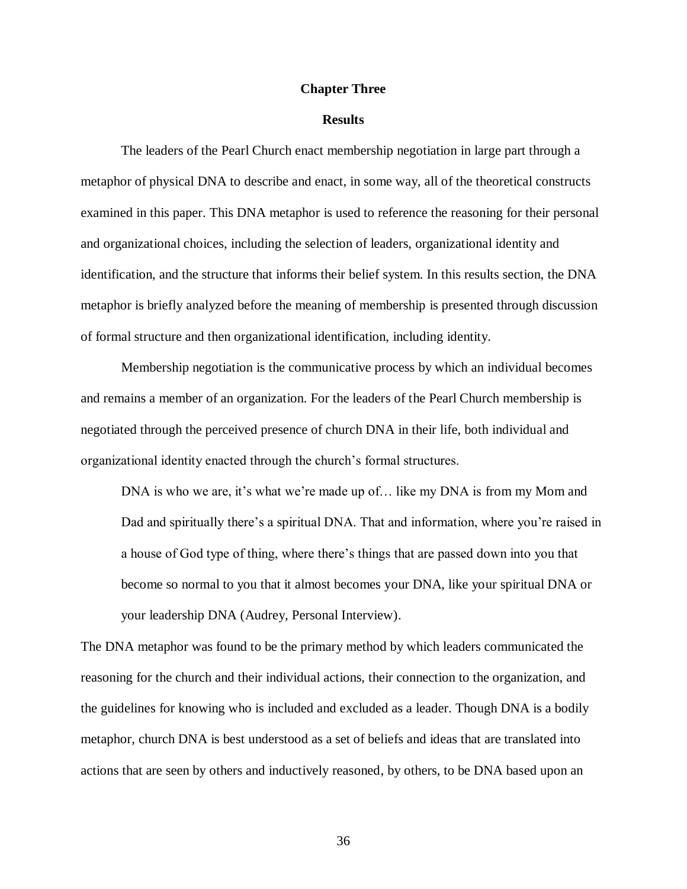# Chapter Three

## Results

The leaders of the Pearl Church enact membership negotiation in large part through a metaphor of physical DNA to describe and enact, in some way, all of the theoretical constructs examined in this paper. This DNA metaphor is used to reference the reasoning for their personal and organizational choices, including the selection of leaders, organizational identity and identification, and the structure that informs their belief system. In this results section, the DNA metaphor is briefly analyzed before the meaning of membership is presented through discussion of formal structure and then organizational identification, including identity.

Membership negotiation is the communicative process by which an individual becomes and remains a member of an organization. For the leaders of the Pearl Church membership is negotiated through the perceived presence of church DNA in their life, both individual and organizational identity enacted through the church's formal structures.

> DNA is who we are, it's what we're made up of… like my DNA is from my Mom and Dad and spiritually there's a spiritual DNA. That and information, where you're raised in a house of God type of thing, where there's things that are passed down into you that become so normal to you that it almost becomes your DNA, like your spiritual DNA or your leadership DNA (Audrey, Personal Interview).

The DNA metaphor was found to be the primary method by which leaders communicated the reasoning for the church and their individual actions, their connection to the organization, and the guidelines for knowing who is included and excluded as a leader. Though DNA is a bodily metaphor, church DNA is best understood as a set of beliefs and ideas that are translated into actions that are seen by others and inductively reasoned, by others, to be DNA based upon an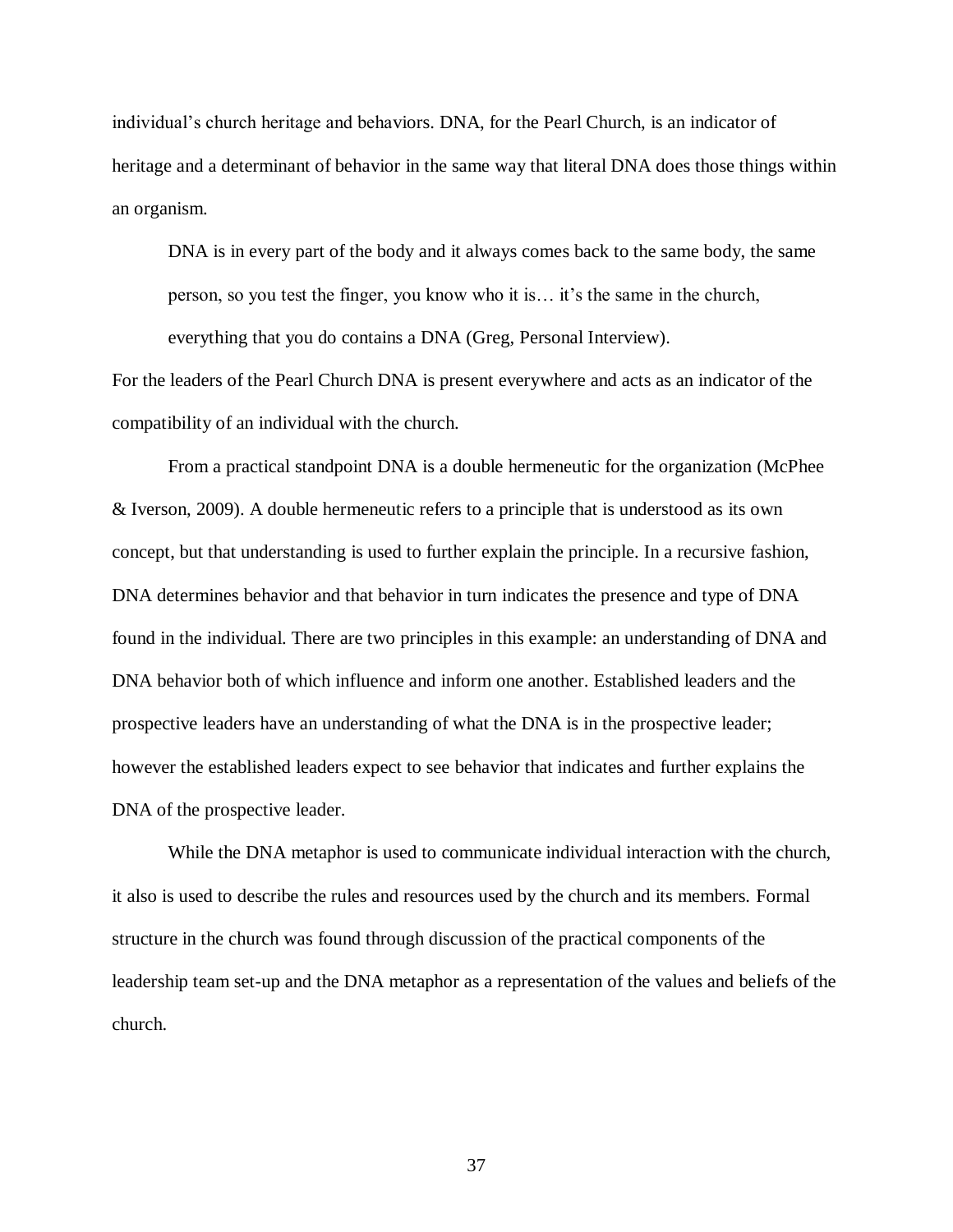individual's church heritage and behaviors. DNA, for the Pearl Church, is an indicator of heritage and a determinant of behavior in the same way that literal DNA does those things within an organism.

> DNA is in every part of the body and it always comes back to the same body, the same person, so you test the finger, you know who it is… it's the same in the church, everything that you do contains a DNA (Greg, Personal Interview).

For the leaders of the Pearl Church DNA is present everywhere and acts as an indicator of the compatibility of an individual with the church.

From a practical standpoint DNA is a double hermeneutic for the organization (McPhee & Iverson, 2009). A double hermeneutic refers to a principle that is understood as its own concept, but that understanding is used to further explain the principle. In a recursive fashion, DNA determines behavior and that behavior in turn indicates the presence and type of DNA found in the individual. There are two principles in this example: an understanding of DNA and DNA behavior both of which influence and inform one another. Established leaders and the prospective leaders have an understanding of what the DNA is in the prospective leader; however the established leaders expect to see behavior that indicates and further explains the DNA of the prospective leader.

While the DNA metaphor is used to communicate individual interaction with the church, it also is used to describe the rules and resources used by the church and its members. Formal structure in the church was found through discussion of the practical components of the leadership team set-up and the DNA metaphor as a representation of the values and beliefs of the church.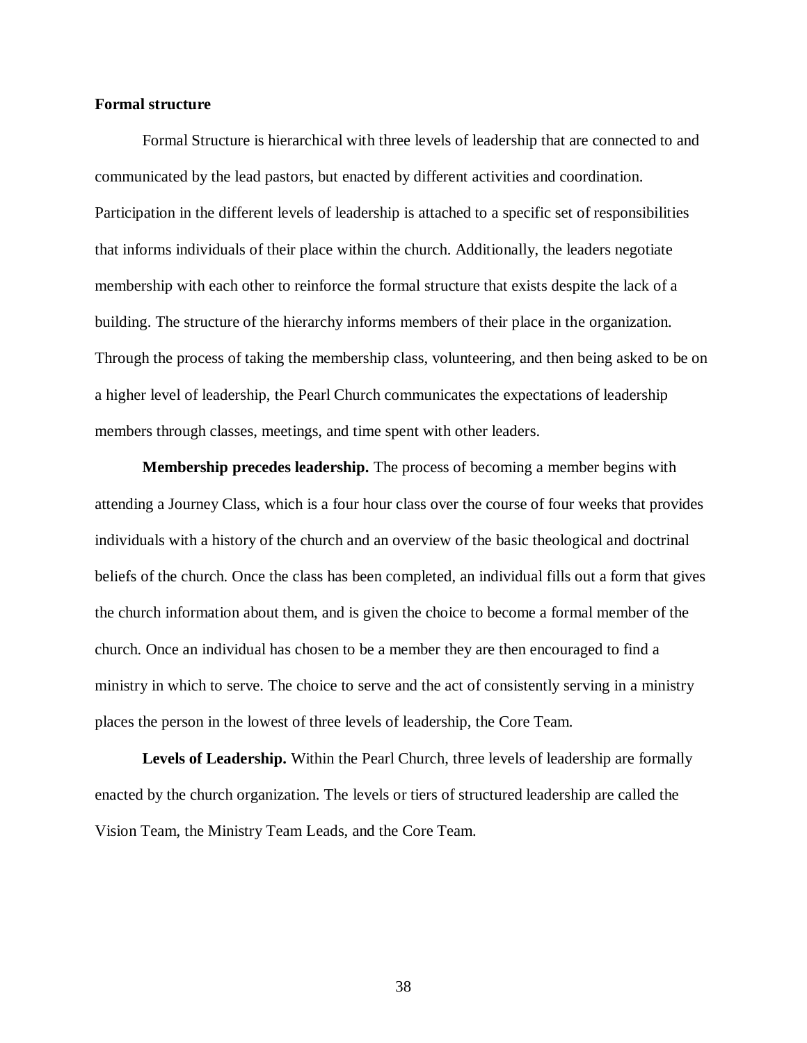### Formal structure

Formal Structure is hierarchical with three levels of leadership that are connected to and communicated by the lead pastors, but enacted by different activities and coordination. Participation in the different levels of leadership is attached to a specific set of responsibilities that informs individuals of their place within the church. Additionally, the leaders negotiate membership with each other to reinforce the formal structure that exists despite the lack of a building. The structure of the hierarchy informs members of their place in the organization. Through the process of taking the membership class, volunteering, and then being asked to be on a higher level of leadership, the Pearl Church communicates the expectations of leadership members through classes, meetings, and time spent with other leaders.

**Membership precedes leadership.** The process of becoming a member begins with attending a Journey Class, which is a four hour class over the course of four weeks that provides individuals with a history of the church and an overview of the basic theological and doctrinal beliefs of the church. Once the class has been completed, an individual fills out a form that gives the church information about them, and is given the choice to become a formal member of the church. Once an individual has chosen to be a member they are then encouraged to find a ministry in which to serve. The choice to serve and the act of consistently serving in a ministry places the person in the lowest of three levels of leadership, the Core Team.

**Levels of Leadership.** Within the Pearl Church, three levels of leadership are formally enacted by the church organization. The levels or tiers of structured leadership are called the Vision Team, the Ministry Team Leads, and the Core Team.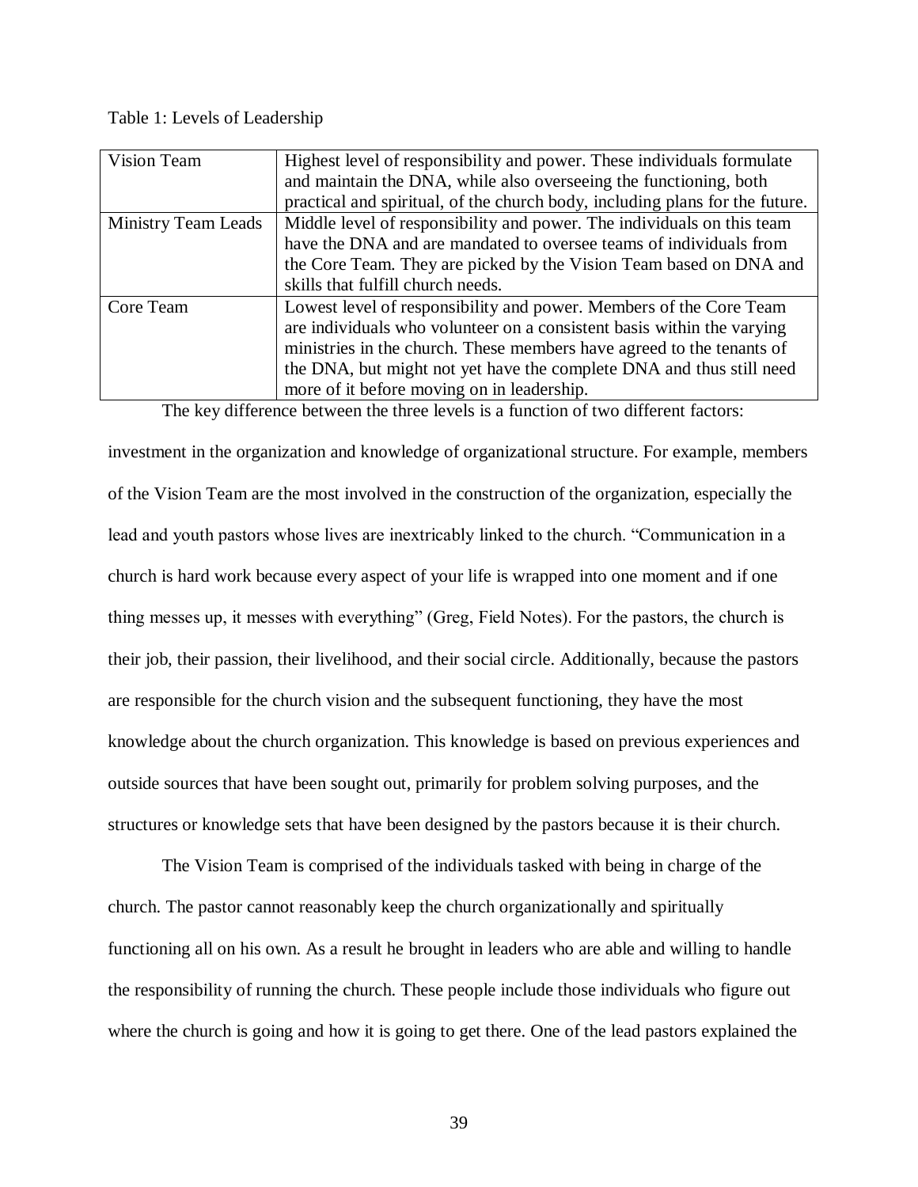Table 1: Levels of Leadership

| Level | Description |
|---|---|
| Vision Team | Highest level of responsibility and power. These individuals formulate and maintain the DNA, while also overseeing the functioning, both practical and spiritual, of the church body, including plans for the future. |
| Ministry Team Leads | Middle level of responsibility and power. The individuals on this team have the DNA and are mandated to oversee teams of individuals from the Core Team. They are picked by the Vision Team based on DNA and skills that fulfill church needs. |
| Core Team | Lowest level of responsibility and power. Members of the Core Team are individuals who volunteer on a consistent basis within the varying ministries in the church. These members have agreed to the tenants of the DNA, but might not yet have the complete DNA and thus still need more of it before moving on in leadership. |

The key difference between the three levels is a function of two different factors: investment in the organization and knowledge of organizational structure. For example, members of the Vision Team are the most involved in the construction of the organization, especially the lead and youth pastors whose lives are inextricably linked to the church. "Communication in a church is hard work because every aspect of your life is wrapped into one moment and if one thing messes up, it messes with everything" (Greg, Field Notes). For the pastors, the church is their job, their passion, their livelihood, and their social circle. Additionally, because the pastors are responsible for the church vision and the subsequent functioning, they have the most knowledge about the church organization. This knowledge is based on previous experiences and outside sources that have been sought out, primarily for problem solving purposes, and the structures or knowledge sets that have been designed by the pastors because it is their church.

The Vision Team is comprised of the individuals tasked with being in charge of the church. The pastor cannot reasonably keep the church organizationally and spiritually functioning all on his own. As a result he brought in leaders who are able and willing to handle the responsibility of running the church. These people include those individuals who figure out where the church is going and how it is going to get there. One of the lead pastors explained the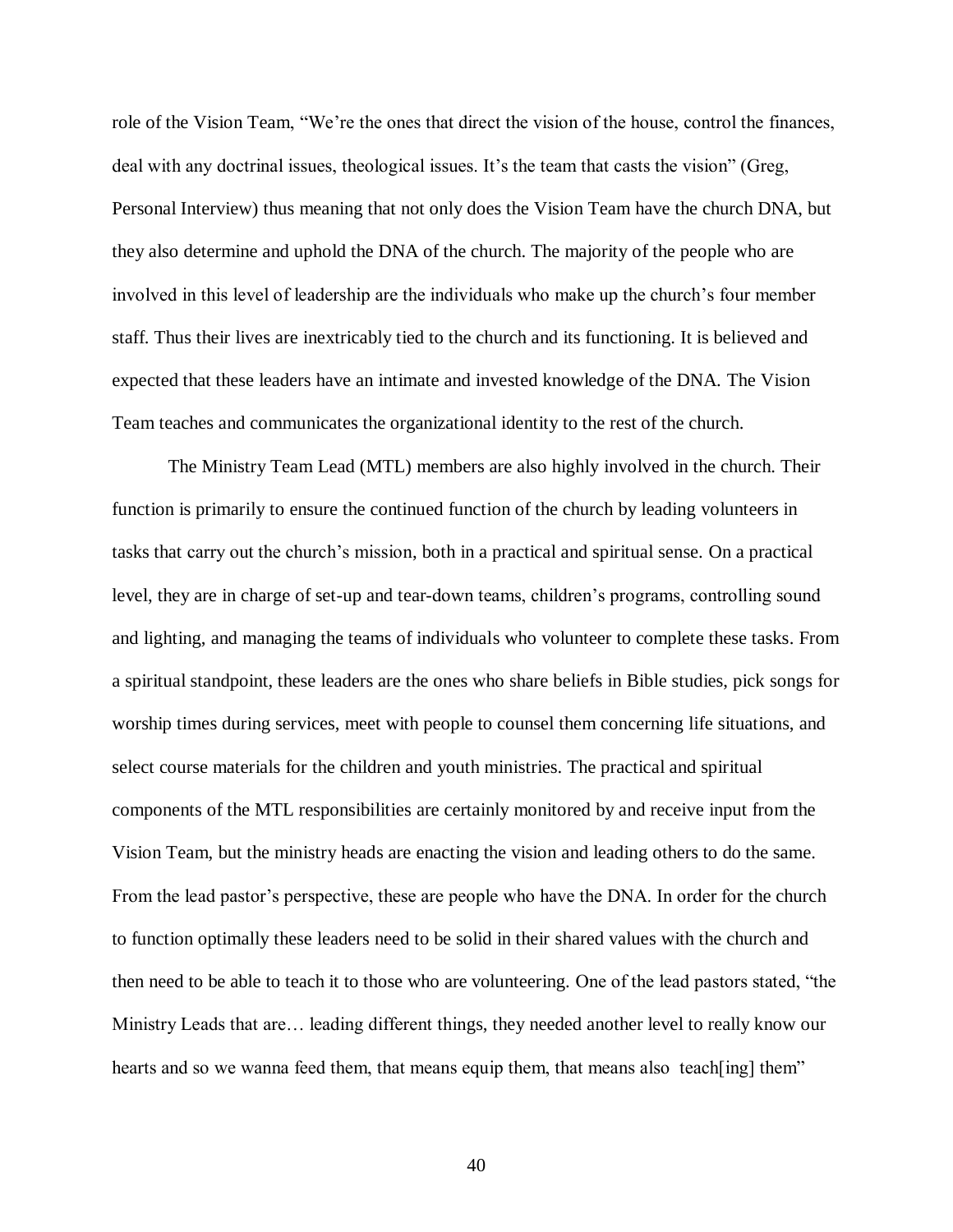role of the Vision Team, "We're the ones that direct the vision of the house, control the finances, deal with any doctrinal issues, theological issues. It's the team that casts the vision" (Greg, Personal Interview) thus meaning that not only does the Vision Team have the church DNA, but they also determine and uphold the DNA of the church. The majority of the people who are involved in this level of leadership are the individuals who make up the church's four member staff. Thus their lives are inextricably tied to the church and its functioning. It is believed and expected that these leaders have an intimate and invested knowledge of the DNA. The Vision Team teaches and communicates the organizational identity to the rest of the church.

The Ministry Team Lead (MTL) members are also highly involved in the church. Their function is primarily to ensure the continued function of the church by leading volunteers in tasks that carry out the church's mission, both in a practical and spiritual sense. On a practical level, they are in charge of set-up and tear-down teams, children's programs, controlling sound and lighting, and managing the teams of individuals who volunteer to complete these tasks. From a spiritual standpoint, these leaders are the ones who share beliefs in Bible studies, pick songs for worship times during services, meet with people to counsel them concerning life situations, and select course materials for the children and youth ministries. The practical and spiritual components of the MTL responsibilities are certainly monitored by and receive input from the Vision Team, but the ministry heads are enacting the vision and leading others to do the same. From the lead pastor's perspective, these are people who have the DNA. In order for the church to function optimally these leaders need to be solid in their shared values with the church and then need to be able to teach it to those who are volunteering. One of the lead pastors stated, "the Ministry Leads that are… leading different things, they needed another level to really know our hearts and so we wanna feed them, that means equip them, that means also teach[ing] them"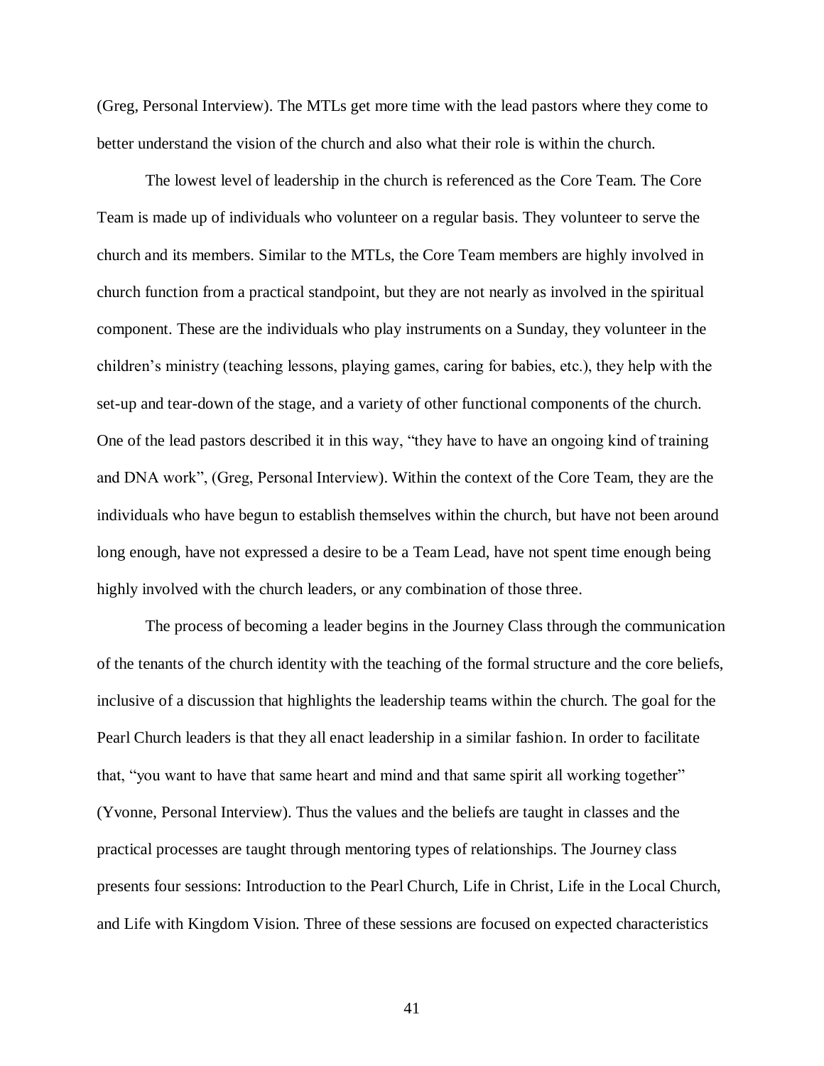(Greg, Personal Interview). The MTLs get more time with the lead pastors where they come to better understand the vision of the church and also what their role is within the church.

The lowest level of leadership in the church is referenced as the Core Team. The Core Team is made up of individuals who volunteer on a regular basis. They volunteer to serve the church and its members. Similar to the MTLs, the Core Team members are highly involved in church function from a practical standpoint, but they are not nearly as involved in the spiritual component. These are the individuals who play instruments on a Sunday, they volunteer in the children's ministry (teaching lessons, playing games, caring for babies, etc.), they help with the set-up and tear-down of the stage, and a variety of other functional components of the church. One of the lead pastors described it in this way, "they have to have an ongoing kind of training and DNA work", (Greg, Personal Interview). Within the context of the Core Team, they are the individuals who have begun to establish themselves within the church, but have not been around long enough, have not expressed a desire to be a Team Lead, have not spent time enough being highly involved with the church leaders, or any combination of those three.

The process of becoming a leader begins in the Journey Class through the communication of the tenants of the church identity with the teaching of the formal structure and the core beliefs, inclusive of a discussion that highlights the leadership teams within the church. The goal for the Pearl Church leaders is that they all enact leadership in a similar fashion. In order to facilitate that, "you want to have that same heart and mind and that same spirit all working together" (Yvonne, Personal Interview). Thus the values and the beliefs are taught in classes and the practical processes are taught through mentoring types of relationships. The Journey class presents four sessions: Introduction to the Pearl Church, Life in Christ, Life in the Local Church, and Life with Kingdom Vision. Three of these sessions are focused on expected characteristics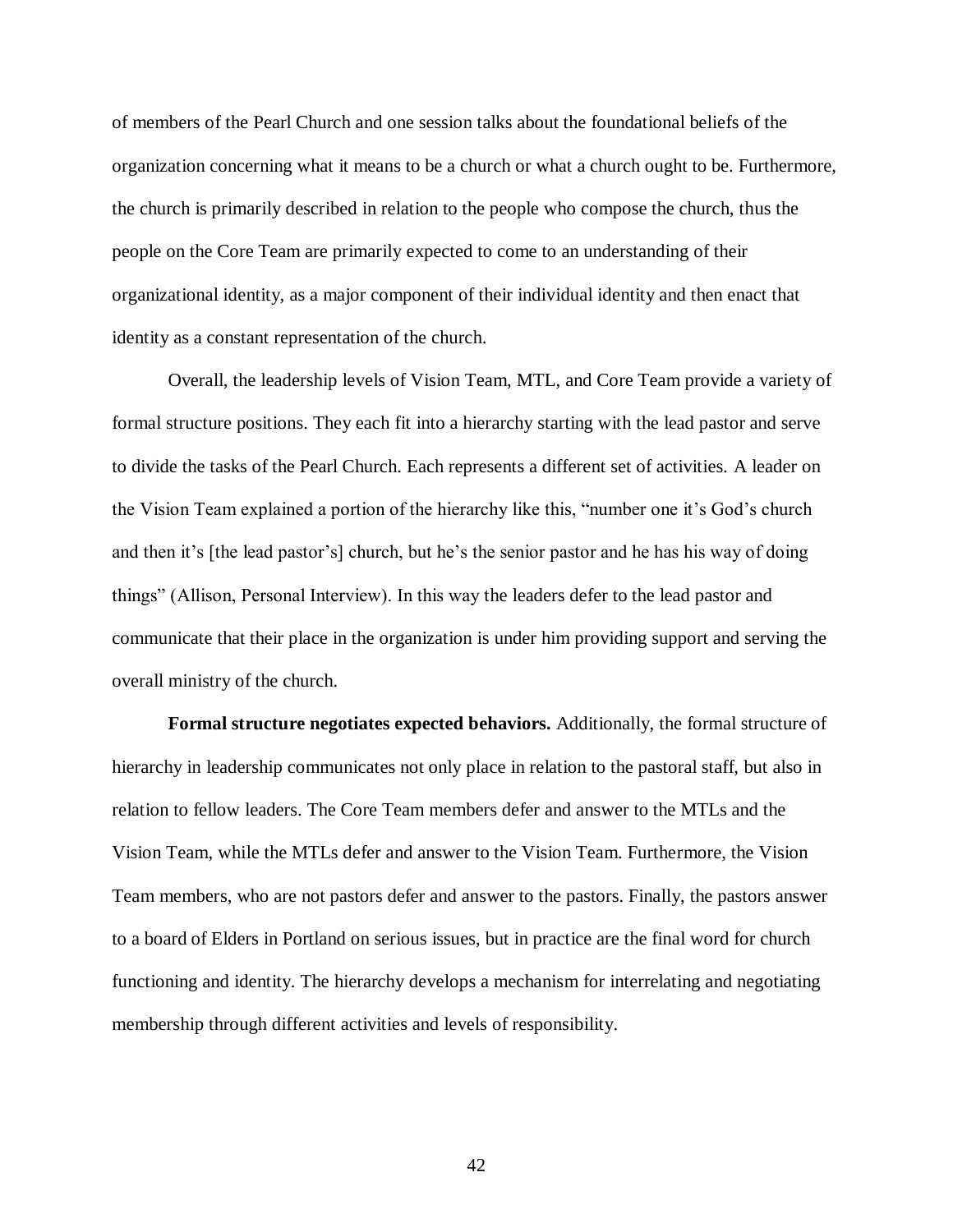of members of the Pearl Church and one session talks about the foundational beliefs of the organization concerning what it means to be a church or what a church ought to be. Furthermore, the church is primarily described in relation to the people who compose the church, thus the people on the Core Team are primarily expected to come to an understanding of their organizational identity, as a major component of their individual identity and then enact that identity as a constant representation of the church.

Overall, the leadership levels of Vision Team, MTL, and Core Team provide a variety of formal structure positions. They each fit into a hierarchy starting with the lead pastor and serve to divide the tasks of the Pearl Church. Each represents a different set of activities. A leader on the Vision Team explained a portion of the hierarchy like this, "number one it's God's church and then it's [the lead pastor's] church, but he's the senior pastor and he has his way of doing things" (Allison, Personal Interview). In this way the leaders defer to the lead pastor and communicate that their place in the organization is under him providing support and serving the overall ministry of the church.

**Formal structure negotiates expected behaviors.** Additionally, the formal structure of hierarchy in leadership communicates not only place in relation to the pastoral staff, but also in relation to fellow leaders. The Core Team members defer and answer to the MTLs and the Vision Team, while the MTLs defer and answer to the Vision Team. Furthermore, the Vision Team members, who are not pastors defer and answer to the pastors. Finally, the pastors answer to a board of Elders in Portland on serious issues, but in practice are the final word for church functioning and identity. The hierarchy develops a mechanism for interrelating and negotiating membership through different activities and levels of responsibility.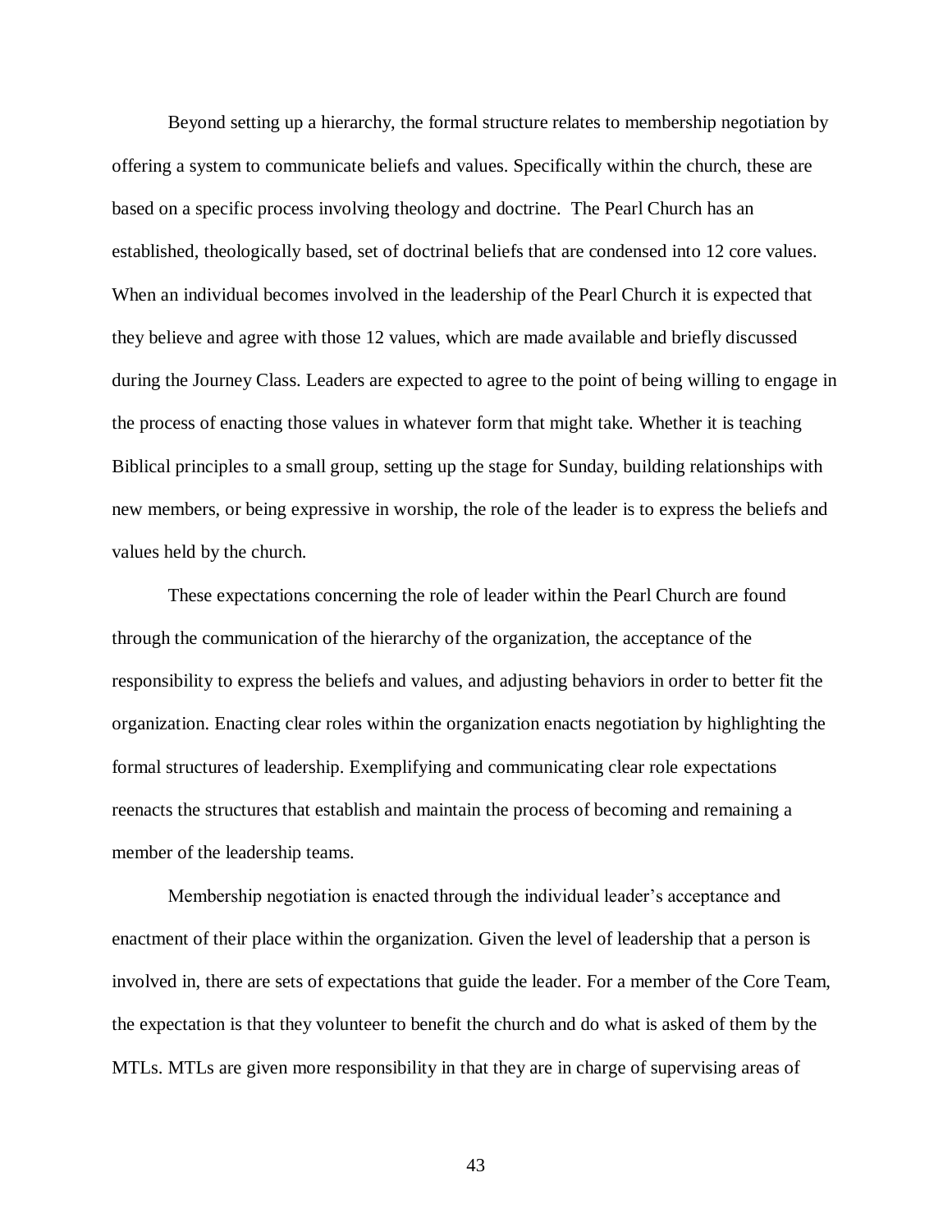Beyond setting up a hierarchy, the formal structure relates to membership negotiation by offering a system to communicate beliefs and values. Specifically within the church, these are based on a specific process involving theology and doctrine.  The Pearl Church has an established, theologically based, set of doctrinal beliefs that are condensed into 12 core values. When an individual becomes involved in the leadership of the Pearl Church it is expected that they believe and agree with those 12 values, which are made available and briefly discussed during the Journey Class. Leaders are expected to agree to the point of being willing to engage in the process of enacting those values in whatever form that might take. Whether it is teaching Biblical principles to a small group, setting up the stage for Sunday, building relationships with new members, or being expressive in worship, the role of the leader is to express the beliefs and values held by the church.

These expectations concerning the role of leader within the Pearl Church are found through the communication of the hierarchy of the organization, the acceptance of the responsibility to express the beliefs and values, and adjusting behaviors in order to better fit the organization. Enacting clear roles within the organization enacts negotiation by highlighting the formal structures of leadership. Exemplifying and communicating clear role expectations reenacts the structures that establish and maintain the process of becoming and remaining a member of the leadership teams.

Membership negotiation is enacted through the individual leader's acceptance and enactment of their place within the organization. Given the level of leadership that a person is involved in, there are sets of expectations that guide the leader. For a member of the Core Team, the expectation is that they volunteer to benefit the church and do what is asked of them by the MTLs. MTLs are given more responsibility in that they are in charge of supervising areas of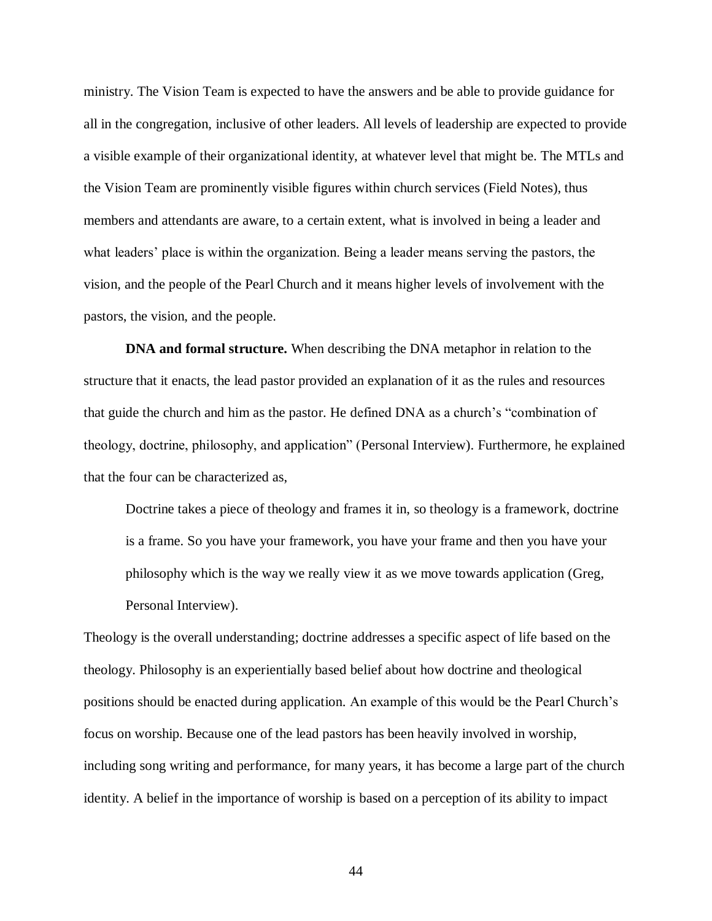ministry. The Vision Team is expected to have the answers and be able to provide guidance for all in the congregation, inclusive of other leaders. All levels of leadership are expected to provide a visible example of their organizational identity, at whatever level that might be. The MTLs and the Vision Team are prominently visible figures within church services (Field Notes), thus members and attendants are aware, to a certain extent, what is involved in being a leader and what leaders' place is within the organization. Being a leader means serving the pastors, the vision, and the people of the Pearl Church and it means higher levels of involvement with the pastors, the vision, and the people.

**DNA and formal structure.** When describing the DNA metaphor in relation to the structure that it enacts, the lead pastor provided an explanation of it as the rules and resources that guide the church and him as the pastor. He defined DNA as a church's "combination of theology, doctrine, philosophy, and application" (Personal Interview). Furthermore, he explained that the four can be characterized as,

> Doctrine takes a piece of theology and frames it in, so theology is a framework, doctrine is a frame. So you have your framework, you have your frame and then you have your philosophy which is the way we really view it as we move towards application (Greg, Personal Interview).

Theology is the overall understanding; doctrine addresses a specific aspect of life based on the theology. Philosophy is an experientially based belief about how doctrine and theological positions should be enacted during application. An example of this would be the Pearl Church's focus on worship. Because one of the lead pastors has been heavily involved in worship, including song writing and performance, for many years, it has become a large part of the church identity. A belief in the importance of worship is based on a perception of its ability to impact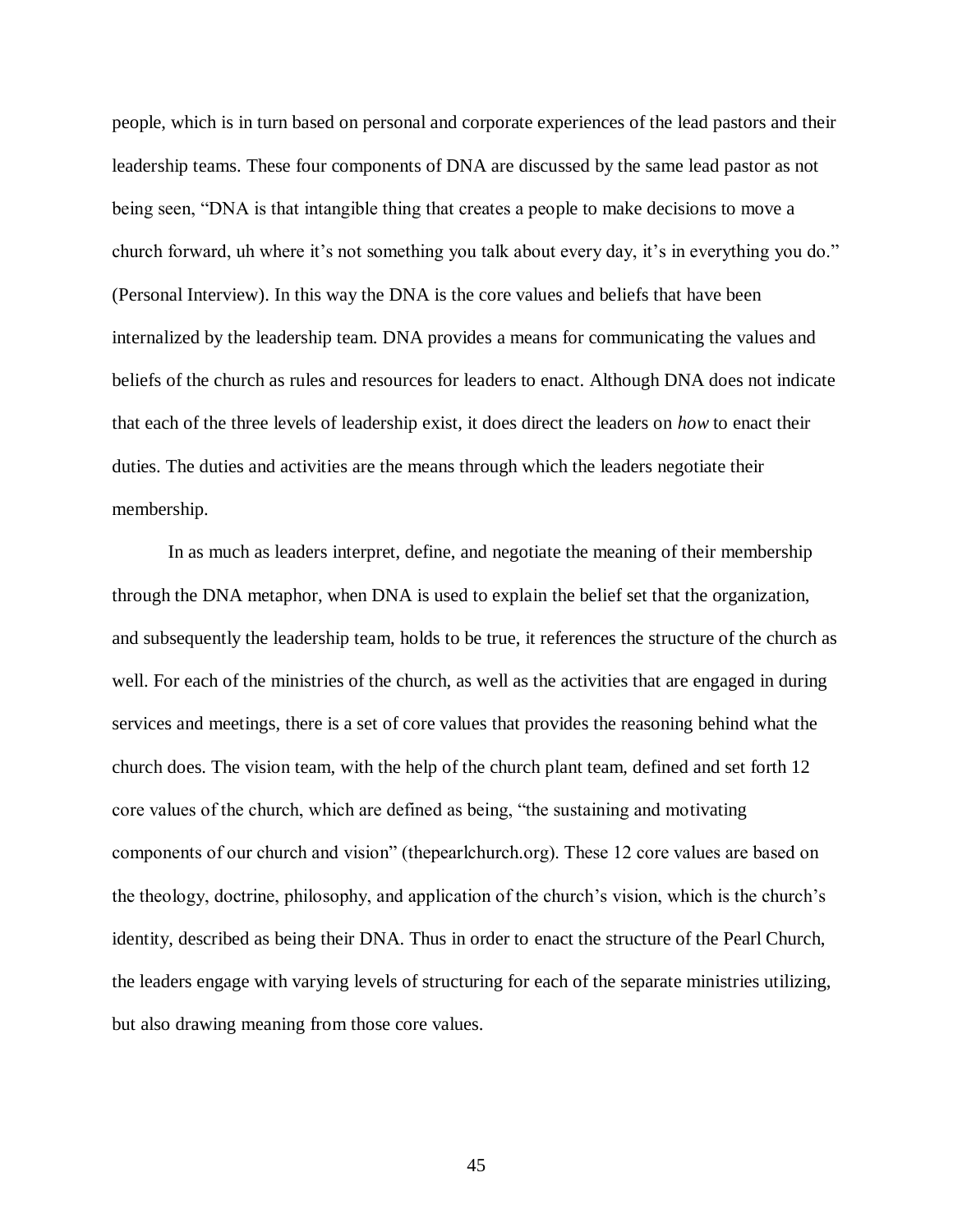people, which is in turn based on personal and corporate experiences of the lead pastors and their leadership teams. These four components of DNA are discussed by the same lead pastor as not being seen, "DNA is that intangible thing that creates a people to make decisions to move a church forward, uh where it's not something you talk about every day, it's in everything you do." (Personal Interview). In this way the DNA is the core values and beliefs that have been internalized by the leadership team. DNA provides a means for communicating the values and beliefs of the church as rules and resources for leaders to enact. Although DNA does not indicate that each of the three levels of leadership exist, it does direct the leaders on *how* to enact their duties. The duties and activities are the means through which the leaders negotiate their membership.

In as much as leaders interpret, define, and negotiate the meaning of their membership through the DNA metaphor, when DNA is used to explain the belief set that the organization, and subsequently the leadership team, holds to be true, it references the structure of the church as well. For each of the ministries of the church, as well as the activities that are engaged in during services and meetings, there is a set of core values that provides the reasoning behind what the church does. The vision team, with the help of the church plant team, defined and set forth 12 core values of the church, which are defined as being, "the sustaining and motivating components of our church and vision" (thepearlchurch.org). These 12 core values are based on the theology, doctrine, philosophy, and application of the church's vision, which is the church's identity, described as being their DNA. Thus in order to enact the structure of the Pearl Church, the leaders engage with varying levels of structuring for each of the separate ministries utilizing, but also drawing meaning from those core values.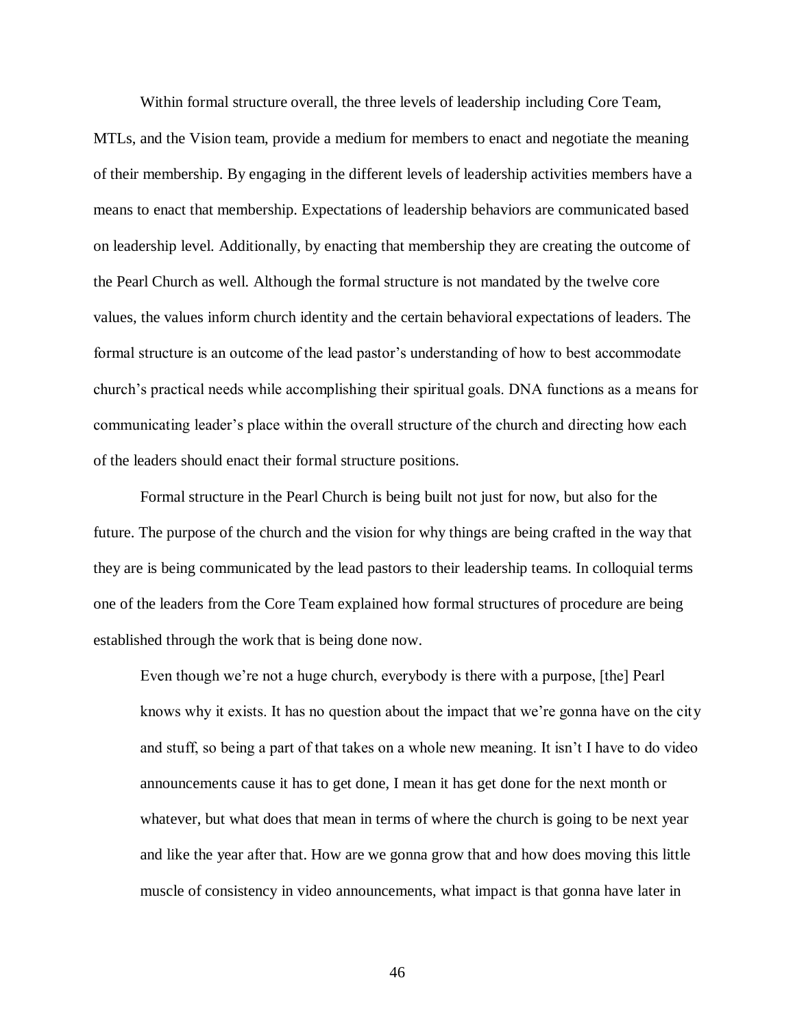Within formal structure overall, the three levels of leadership including Core Team, MTLs, and the Vision team, provide a medium for members to enact and negotiate the meaning of their membership. By engaging in the different levels of leadership activities members have a means to enact that membership. Expectations of leadership behaviors are communicated based on leadership level. Additionally, by enacting that membership they are creating the outcome of the Pearl Church as well. Although the formal structure is not mandated by the twelve core values, the values inform church identity and the certain behavioral expectations of leaders. The formal structure is an outcome of the lead pastor's understanding of how to best accommodate church's practical needs while accomplishing their spiritual goals. DNA functions as a means for communicating leader's place within the overall structure of the church and directing how each of the leaders should enact their formal structure positions.

Formal structure in the Pearl Church is being built not just for now, but also for the future. The purpose of the church and the vision for why things are being crafted in the way that they are is being communicated by the lead pastors to their leadership teams. In colloquial terms one of the leaders from the Core Team explained how formal structures of procedure are being established through the work that is being done now.

> Even though we're not a huge church, everybody is there with a purpose, [the] Pearl knows why it exists. It has no question about the impact that we're gonna have on the city and stuff, so being a part of that takes on a whole new meaning. It isn't I have to do video announcements cause it has to get done, I mean it has get done for the next month or whatever, but what does that mean in terms of where the church is going to be next year and like the year after that. How are we gonna grow that and how does moving this little muscle of consistency in video announcements, what impact is that gonna have later in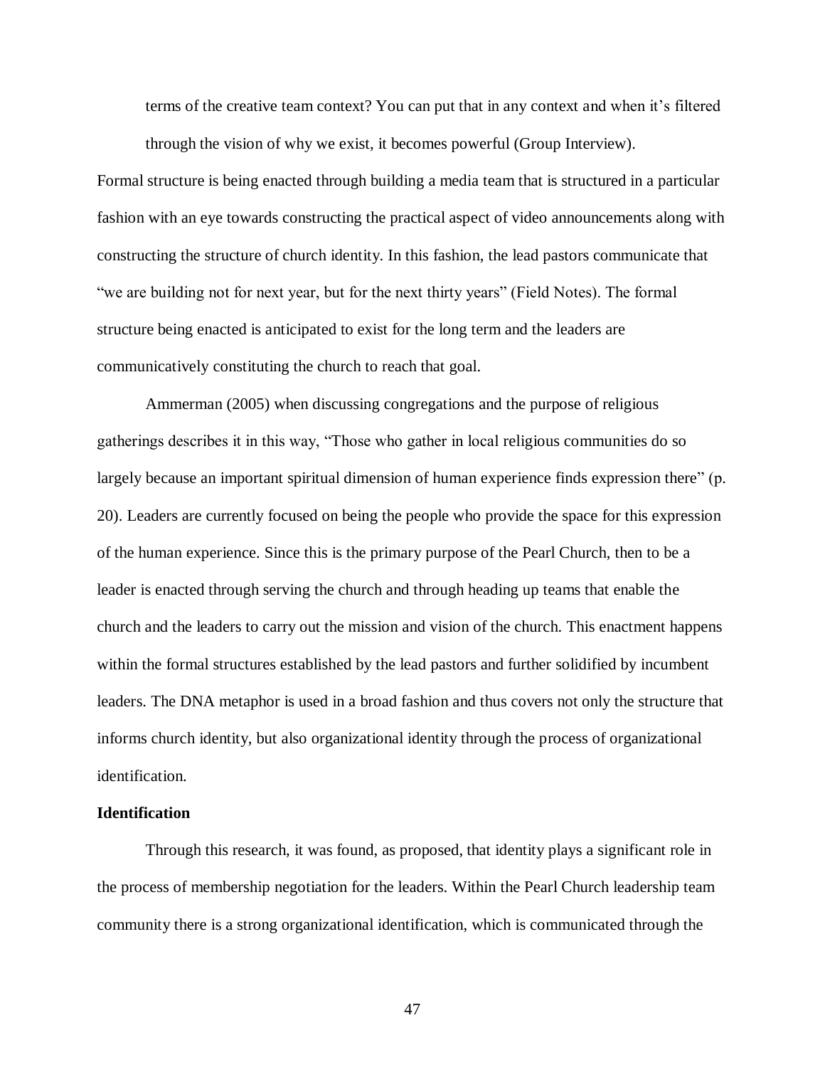> terms of the creative team context? You can put that in any context and when it's filtered through the vision of why we exist, it becomes powerful (Group Interview).

Formal structure is being enacted through building a media team that is structured in a particular fashion with an eye towards constructing the practical aspect of video announcements along with constructing the structure of church identity. In this fashion, the lead pastors communicate that "we are building not for next year, but for the next thirty years" (Field Notes). The formal structure being enacted is anticipated to exist for the long term and the leaders are communicatively constituting the church to reach that goal.

Ammerman (2005) when discussing congregations and the purpose of religious gatherings describes it in this way, "Those who gather in local religious communities do so largely because an important spiritual dimension of human experience finds expression there" (p. 20). Leaders are currently focused on being the people who provide the space for this expression of the human experience. Since this is the primary purpose of the Pearl Church, then to be a leader is enacted through serving the church and through heading up teams that enable the church and the leaders to carry out the mission and vision of the church. This enactment happens within the formal structures established by the lead pastors and further solidified by incumbent leaders. The DNA metaphor is used in a broad fashion and thus covers not only the structure that informs church identity, but also organizational identity through the process of organizational identification.

**Identification**

Through this research, it was found, as proposed, that identity plays a significant role in the process of membership negotiation for the leaders. Within the Pearl Church leadership team community there is a strong organizational identification, which is communicated through the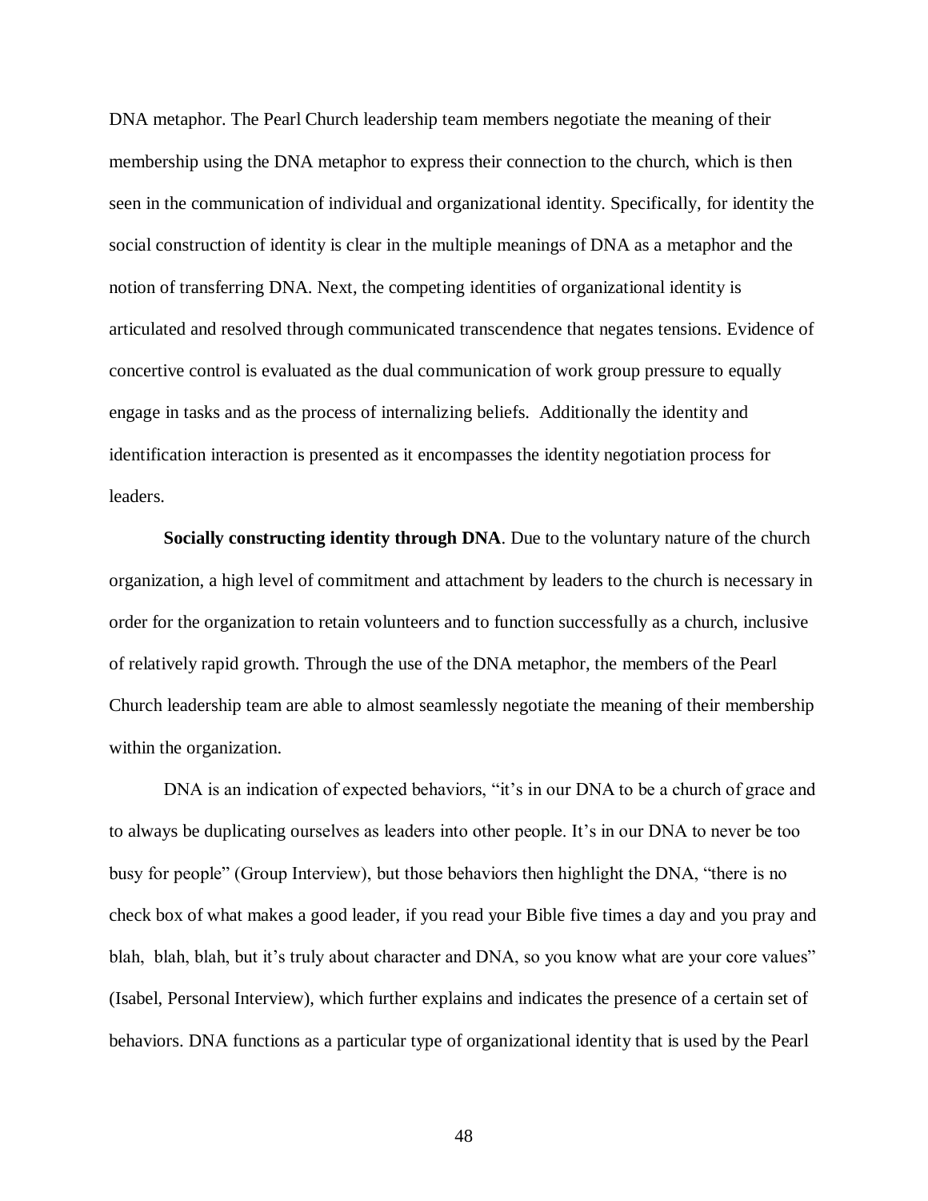DNA metaphor. The Pearl Church leadership team members negotiate the meaning of their membership using the DNA metaphor to express their connection to the church, which is then seen in the communication of individual and organizational identity. Specifically, for identity the social construction of identity is clear in the multiple meanings of DNA as a metaphor and the notion of transferring DNA. Next, the competing identities of organizational identity is articulated and resolved through communicated transcendence that negates tensions. Evidence of concertive control is evaluated as the dual communication of work group pressure to equally engage in tasks and as the process of internalizing beliefs. Additionally the identity and identification interaction is presented as it encompasses the identity negotiation process for leaders.

**Socially constructing identity through DNA**. Due to the voluntary nature of the church organization, a high level of commitment and attachment by leaders to the church is necessary in order for the organization to retain volunteers and to function successfully as a church, inclusive of relatively rapid growth. Through the use of the DNA metaphor, the members of the Pearl Church leadership team are able to almost seamlessly negotiate the meaning of their membership within the organization.

DNA is an indication of expected behaviors, "it's in our DNA to be a church of grace and to always be duplicating ourselves as leaders into other people. It's in our DNA to never be too busy for people" (Group Interview), but those behaviors then highlight the DNA, "there is no check box of what makes a good leader, if you read your Bible five times a day and you pray and blah, blah, blah, but it's truly about character and DNA, so you know what are your core values" (Isabel, Personal Interview), which further explains and indicates the presence of a certain set of behaviors. DNA functions as a particular type of organizational identity that is used by the Pearl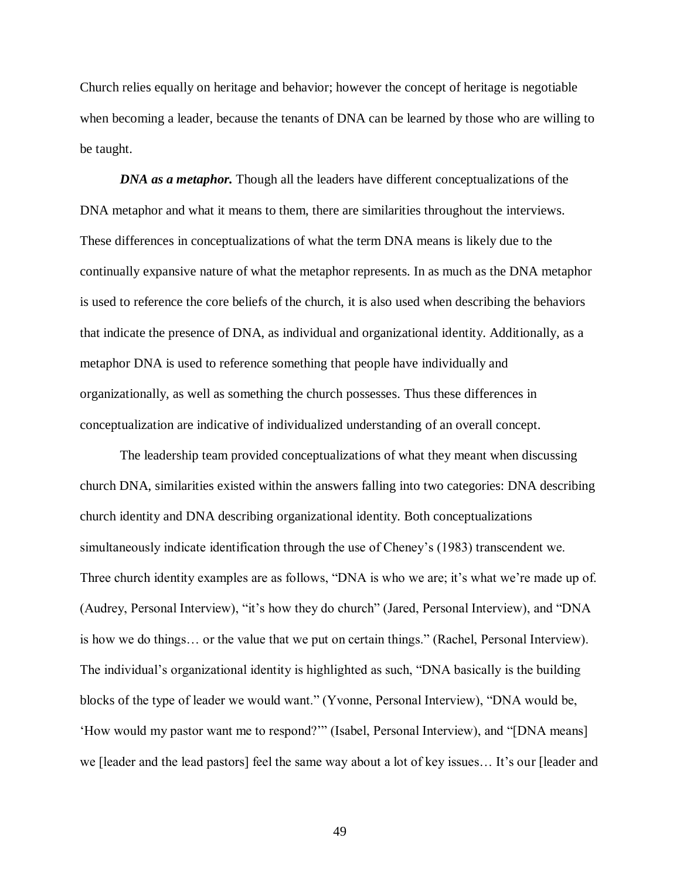Church relies equally on heritage and behavior; however the concept of heritage is negotiable when becoming a leader, because the tenants of DNA can be learned by those who are willing to be taught.

***DNA as a metaphor.*** Though all the leaders have different conceptualizations of the DNA metaphor and what it means to them, there are similarities throughout the interviews. These differences in conceptualizations of what the term DNA means is likely due to the continually expansive nature of what the metaphor represents. In as much as the DNA metaphor is used to reference the core beliefs of the church, it is also used when describing the behaviors that indicate the presence of DNA, as individual and organizational identity. Additionally, as a metaphor DNA is used to reference something that people have individually and organizationally, as well as something the church possesses. Thus these differences in conceptualization are indicative of individualized understanding of an overall concept.

The leadership team provided conceptualizations of what they meant when discussing church DNA, similarities existed within the answers falling into two categories: DNA describing church identity and DNA describing organizational identity. Both conceptualizations simultaneously indicate identification through the use of Cheney's (1983) transcendent we. Three church identity examples are as follows, "DNA is who we are; it's what we're made up of. (Audrey, Personal Interview), "it's how they do church" (Jared, Personal Interview), and "DNA is how we do things… or the value that we put on certain things." (Rachel, Personal Interview). The individual's organizational identity is highlighted as such, "DNA basically is the building blocks of the type of leader we would want." (Yvonne, Personal Interview), "DNA would be, 'How would my pastor want me to respond?'" (Isabel, Personal Interview), and "[DNA means] we [leader and the lead pastors] feel the same way about a lot of key issues… It's our [leader and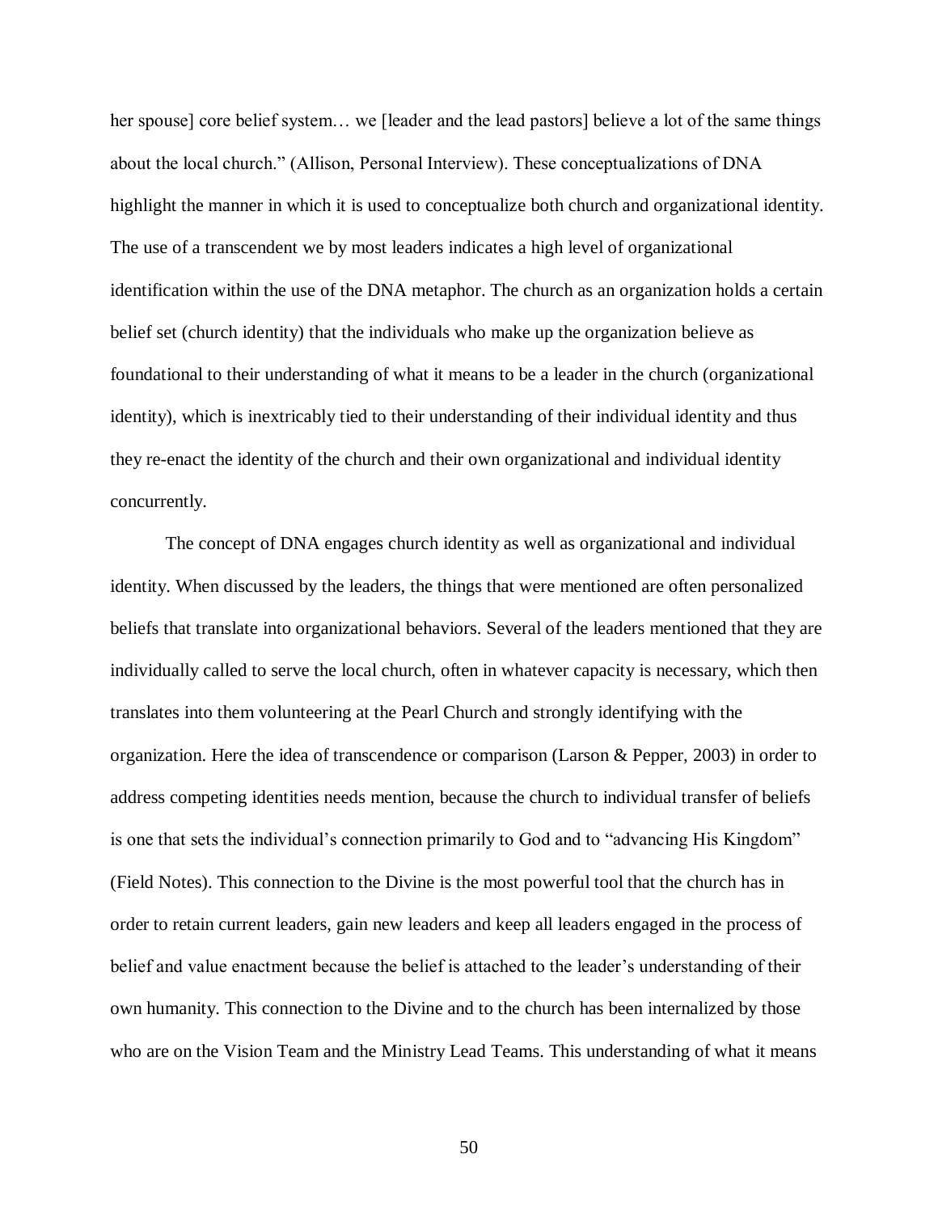her spouse] core belief system… we [leader and the lead pastors] believe a lot of the same things about the local church." (Allison, Personal Interview). These conceptualizations of DNA highlight the manner in which it is used to conceptualize both church and organizational identity. The use of a transcendent we by most leaders indicates a high level of organizational identification within the use of the DNA metaphor. The church as an organization holds a certain belief set (church identity) that the individuals who make up the organization believe as foundational to their understanding of what it means to be a leader in the church (organizational identity), which is inextricably tied to their understanding of their individual identity and thus they re-enact the identity of the church and their own organizational and individual identity concurrently.

The concept of DNA engages church identity as well as organizational and individual identity. When discussed by the leaders, the things that were mentioned are often personalized beliefs that translate into organizational behaviors. Several of the leaders mentioned that they are individually called to serve the local church, often in whatever capacity is necessary, which then translates into them volunteering at the Pearl Church and strongly identifying with the organization. Here the idea of transcendence or comparison (Larson & Pepper, 2003) in order to address competing identities needs mention, because the church to individual transfer of beliefs is one that sets the individual's connection primarily to God and to "advancing His Kingdom" (Field Notes). This connection to the Divine is the most powerful tool that the church has in order to retain current leaders, gain new leaders and keep all leaders engaged in the process of belief and value enactment because the belief is attached to the leader's understanding of their own humanity. This connection to the Divine and to the church has been internalized by those who are on the Vision Team and the Ministry Lead Teams. This understanding of what it means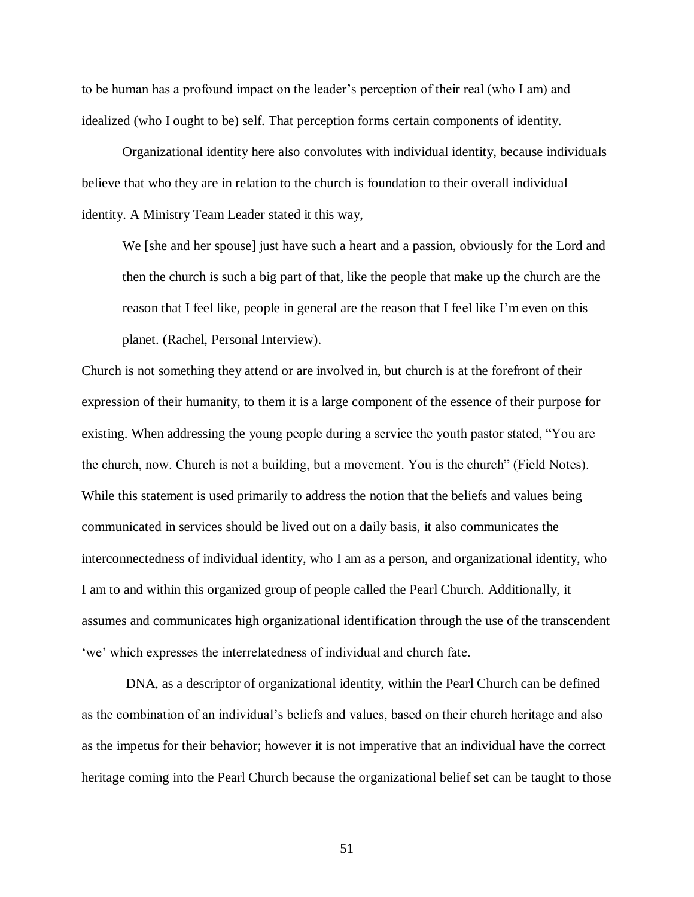to be human has a profound impact on the leader's perception of their real (who I am) and idealized (who I ought to be) self. That perception forms certain components of identity.

Organizational identity here also convolutes with individual identity, because individuals believe that who they are in relation to the church is foundation to their overall individual identity. A Ministry Team Leader stated it this way,

> We [she and her spouse] just have such a heart and a passion, obviously for the Lord and then the church is such a big part of that, like the people that make up the church are the reason that I feel like, people in general are the reason that I feel like I'm even on this planet. (Rachel, Personal Interview).

Church is not something they attend or are involved in, but church is at the forefront of their expression of their humanity, to them it is a large component of the essence of their purpose for existing. When addressing the young people during a service the youth pastor stated, "You are the church, now. Church is not a building, but a movement. You is the church" (Field Notes). While this statement is used primarily to address the notion that the beliefs and values being communicated in services should be lived out on a daily basis, it also communicates the interconnectedness of individual identity, who I am as a person, and organizational identity, who I am to and within this organized group of people called the Pearl Church. Additionally, it assumes and communicates high organizational identification through the use of the transcendent 'we' which expresses the interrelatedness of individual and church fate.

DNA, as a descriptor of organizational identity, within the Pearl Church can be defined as the combination of an individual's beliefs and values, based on their church heritage and also as the impetus for their behavior; however it is not imperative that an individual have the correct heritage coming into the Pearl Church because the organizational belief set can be taught to those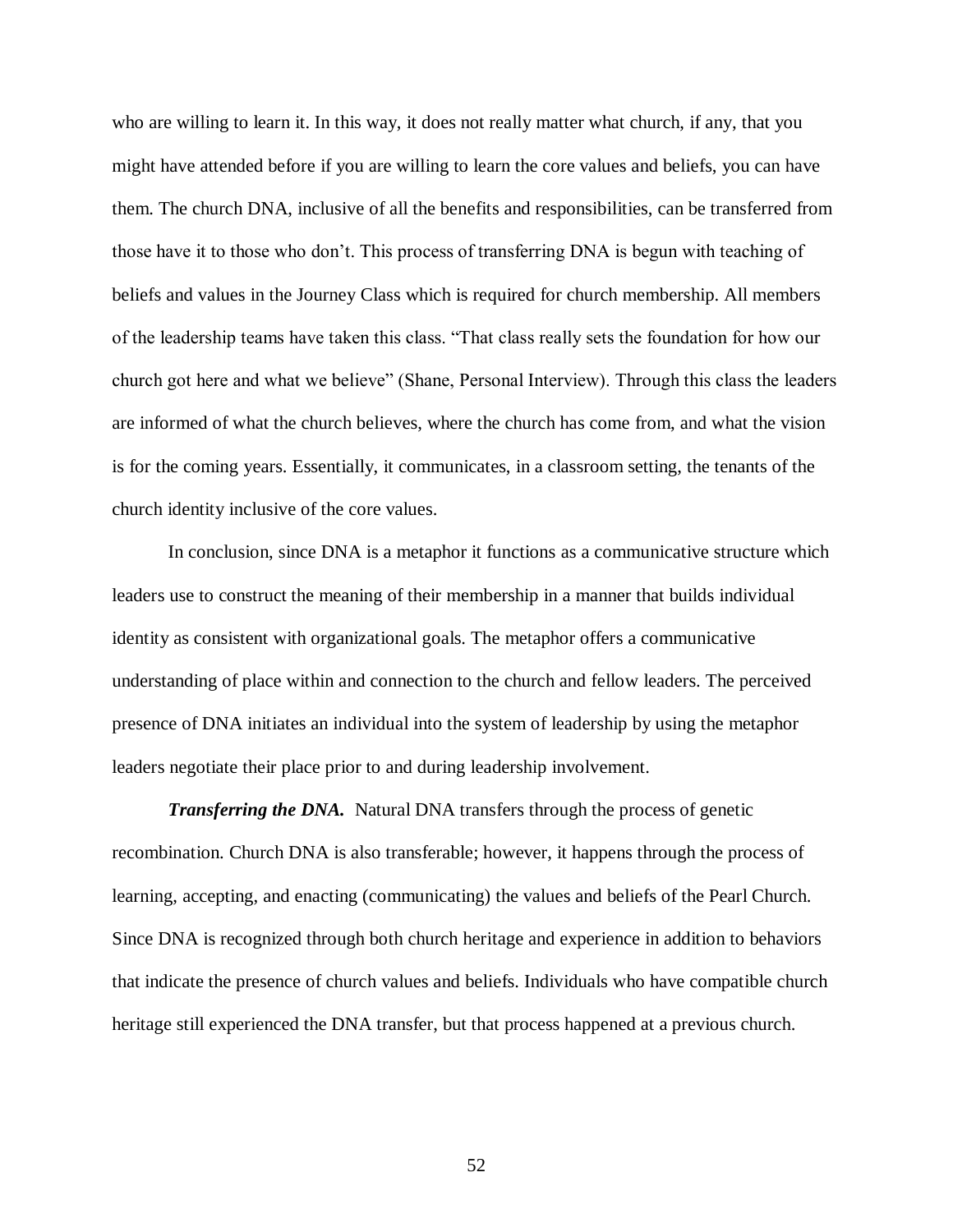who are willing to learn it. In this way, it does not really matter what church, if any, that you might have attended before if you are willing to learn the core values and beliefs, you can have them. The church DNA, inclusive of all the benefits and responsibilities, can be transferred from those have it to those who don't. This process of transferring DNA is begun with teaching of beliefs and values in the Journey Class which is required for church membership. All members of the leadership teams have taken this class. "That class really sets the foundation for how our church got here and what we believe" (Shane, Personal Interview). Through this class the leaders are informed of what the church believes, where the church has come from, and what the vision is for the coming years. Essentially, it communicates, in a classroom setting, the tenants of the church identity inclusive of the core values.

In conclusion, since DNA is a metaphor it functions as a communicative structure which leaders use to construct the meaning of their membership in a manner that builds individual identity as consistent with organizational goals. The metaphor offers a communicative understanding of place within and connection to the church and fellow leaders. The perceived presence of DNA initiates an individual into the system of leadership by using the metaphor leaders negotiate their place prior to and during leadership involvement.

***Transferring the DNA.*** Natural DNA transfers through the process of genetic recombination. Church DNA is also transferable; however, it happens through the process of learning, accepting, and enacting (communicating) the values and beliefs of the Pearl Church. Since DNA is recognized through both church heritage and experience in addition to behaviors that indicate the presence of church values and beliefs. Individuals who have compatible church heritage still experienced the DNA transfer, but that process happened at a previous church.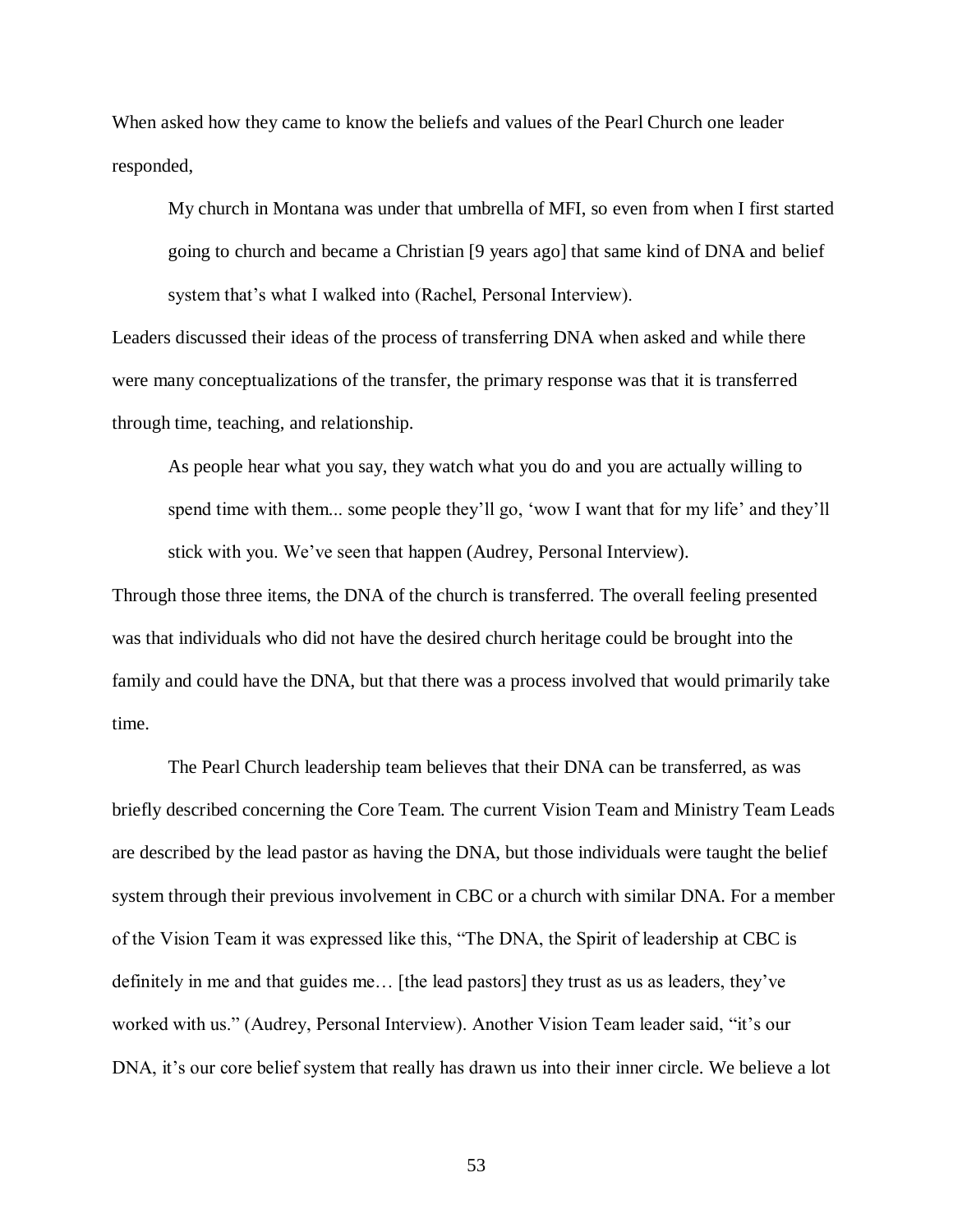When asked how they came to know the beliefs and values of the Pearl Church one leader responded,

> My church in Montana was under that umbrella of MFI, so even from when I first started going to church and became a Christian [9 years ago] that same kind of DNA and belief system that's what I walked into (Rachel, Personal Interview).

Leaders discussed their ideas of the process of transferring DNA when asked and while there were many conceptualizations of the transfer, the primary response was that it is transferred through time, teaching, and relationship.

> As people hear what you say, they watch what you do and you are actually willing to spend time with them... some people they'll go, 'wow I want that for my life' and they'll stick with you. We've seen that happen (Audrey, Personal Interview).

Through those three items, the DNA of the church is transferred. The overall feeling presented was that individuals who did not have the desired church heritage could be brought into the family and could have the DNA, but that there was a process involved that would primarily take time.

The Pearl Church leadership team believes that their DNA can be transferred, as was briefly described concerning the Core Team. The current Vision Team and Ministry Team Leads are described by the lead pastor as having the DNA, but those individuals were taught the belief system through their previous involvement in CBC or a church with similar DNA. For a member of the Vision Team it was expressed like this, "The DNA, the Spirit of leadership at CBC is definitely in me and that guides me… [the lead pastors] they trust as us as leaders, they've worked with us." (Audrey, Personal Interview). Another Vision Team leader said, "it's our DNA, it's our core belief system that really has drawn us into their inner circle. We believe a lot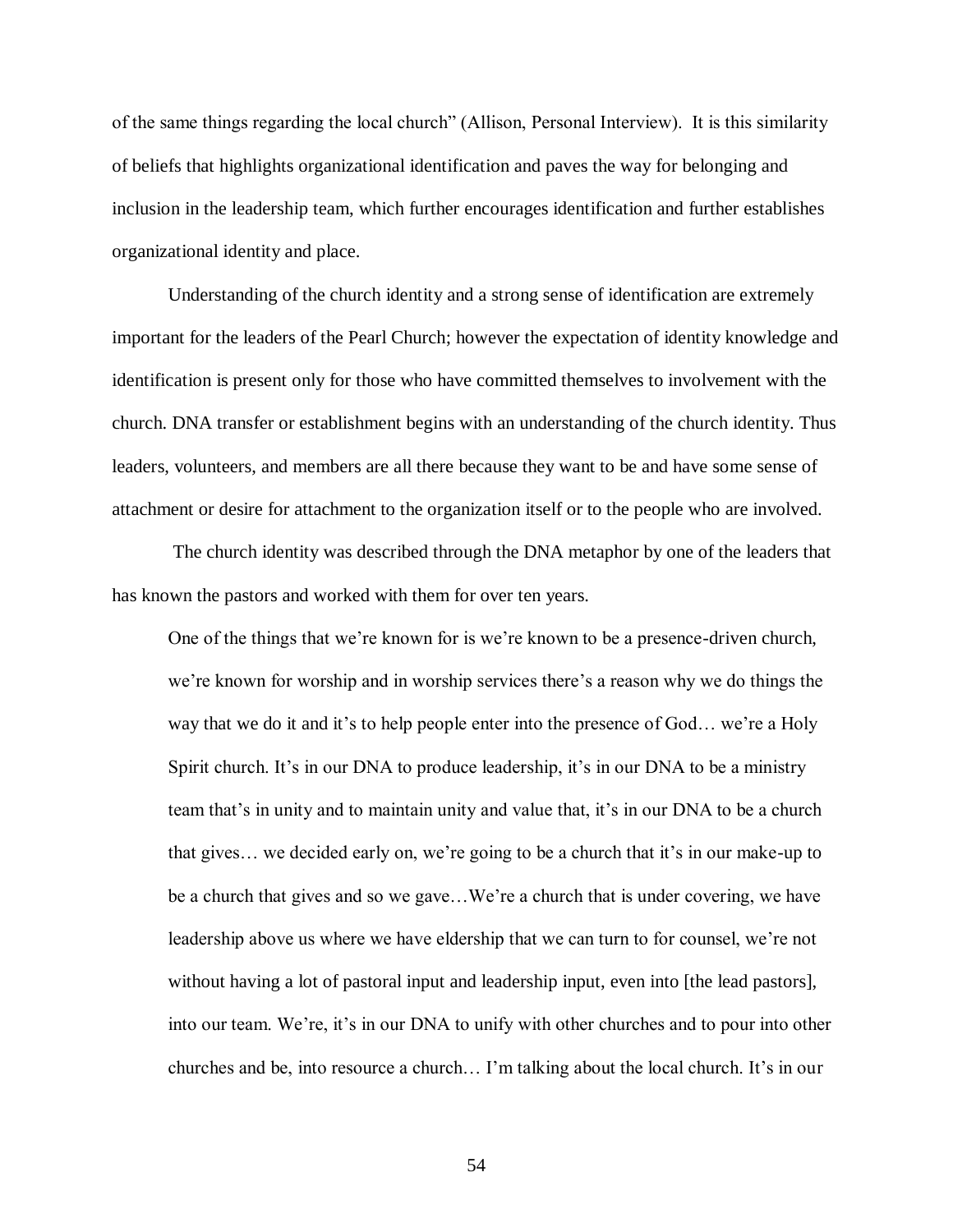of the same things regarding the local church" (Allison, Personal Interview). It is this similarity of beliefs that highlights organizational identification and paves the way for belonging and inclusion in the leadership team, which further encourages identification and further establishes organizational identity and place.

Understanding of the church identity and a strong sense of identification are extremely important for the leaders of the Pearl Church; however the expectation of identity knowledge and identification is present only for those who have committed themselves to involvement with the church. DNA transfer or establishment begins with an understanding of the church identity. Thus leaders, volunteers, and members are all there because they want to be and have some sense of attachment or desire for attachment to the organization itself or to the people who are involved.

The church identity was described through the DNA metaphor by one of the leaders that has known the pastors and worked with them for over ten years.

> One of the things that we're known for is we're known to be a presence-driven church, we're known for worship and in worship services there's a reason why we do things the way that we do it and it's to help people enter into the presence of God… we're a Holy Spirit church. It's in our DNA to produce leadership, it's in our DNA to be a ministry team that's in unity and to maintain unity and value that, it's in our DNA to be a church that gives… we decided early on, we're going to be a church that it's in our make-up to be a church that gives and so we gave…We're a church that is under covering, we have leadership above us where we have eldership that we can turn to for counsel, we're not without having a lot of pastoral input and leadership input, even into [the lead pastors], into our team. We're, it's in our DNA to unify with other churches and to pour into other churches and be, into resource a church… I'm talking about the local church. It's in our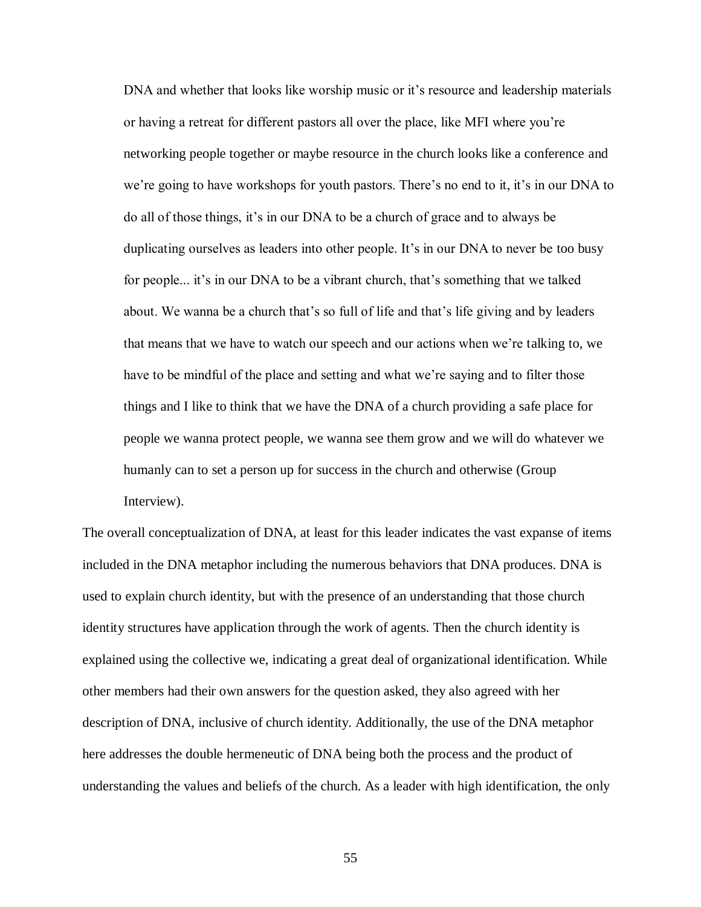> DNA and whether that looks like worship music or it's resource and leadership materials or having a retreat for different pastors all over the place, like MFI where you're networking people together or maybe resource in the church looks like a conference and we're going to have workshops for youth pastors. There's no end to it, it's in our DNA to do all of those things, it's in our DNA to be a church of grace and to always be duplicating ourselves as leaders into other people. It's in our DNA to never be too busy for people... it's in our DNA to be a vibrant church, that's something that we talked about. We wanna be a church that's so full of life and that's life giving and by leaders that means that we have to watch our speech and our actions when we're talking to, we have to be mindful of the place and setting and what we're saying and to filter those things and I like to think that we have the DNA of a church providing a safe place for people we wanna protect people, we wanna see them grow and we will do whatever we humanly can to set a person up for success in the church and otherwise (Group Interview).

The overall conceptualization of DNA, at least for this leader indicates the vast expanse of items included in the DNA metaphor including the numerous behaviors that DNA produces. DNA is used to explain church identity, but with the presence of an understanding that those church identity structures have application through the work of agents. Then the church identity is explained using the collective we, indicating a great deal of organizational identification. While other members had their own answers for the question asked, they also agreed with her description of DNA, inclusive of church identity. Additionally, the use of the DNA metaphor here addresses the double hermeneutic of DNA being both the process and the product of understanding the values and beliefs of the church. As a leader with high identification, the only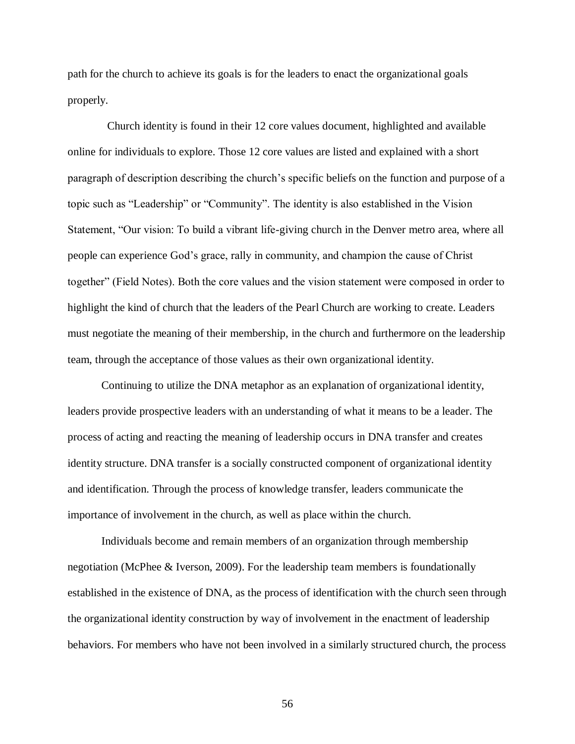path for the church to achieve its goals is for the leaders to enact the organizational goals properly.

Church identity is found in their 12 core values document, highlighted and available online for individuals to explore. Those 12 core values are listed and explained with a short paragraph of description describing the church's specific beliefs on the function and purpose of a topic such as "Leadership" or "Community". The identity is also established in the Vision Statement, "Our vision: To build a vibrant life-giving church in the Denver metro area, where all people can experience God's grace, rally in community, and champion the cause of Christ together" (Field Notes). Both the core values and the vision statement were composed in order to highlight the kind of church that the leaders of the Pearl Church are working to create. Leaders must negotiate the meaning of their membership, in the church and furthermore on the leadership team, through the acceptance of those values as their own organizational identity.

Continuing to utilize the DNA metaphor as an explanation of organizational identity, leaders provide prospective leaders with an understanding of what it means to be a leader. The process of acting and reacting the meaning of leadership occurs in DNA transfer and creates identity structure. DNA transfer is a socially constructed component of organizational identity and identification. Through the process of knowledge transfer, leaders communicate the importance of involvement in the church, as well as place within the church.

Individuals become and remain members of an organization through membership negotiation (McPhee & Iverson, 2009). For the leadership team members is foundationally established in the existence of DNA, as the process of identification with the church seen through the organizational identity construction by way of involvement in the enactment of leadership behaviors. For members who have not been involved in a similarly structured church, the process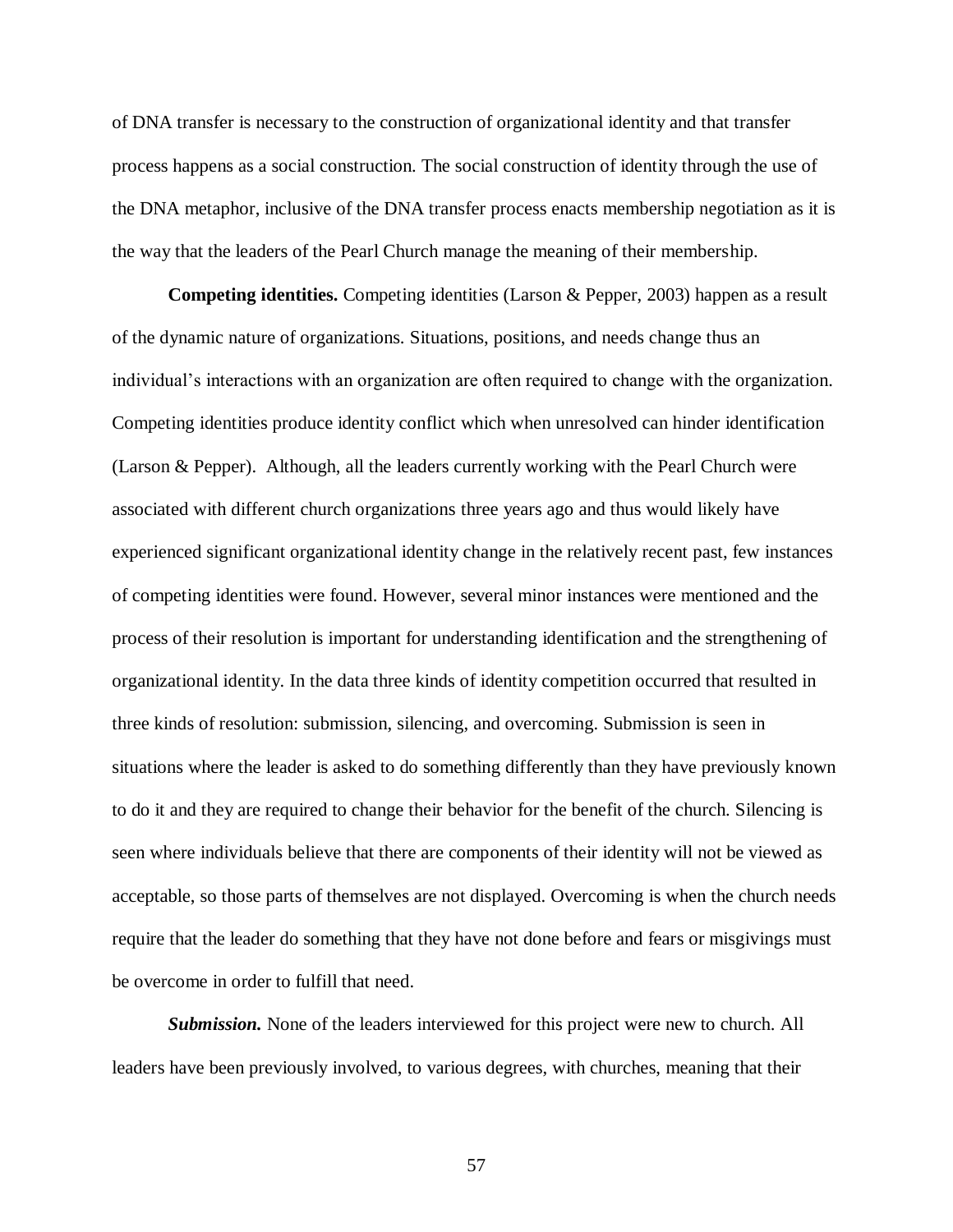of DNA transfer is necessary to the construction of organizational identity and that transfer process happens as a social construction. The social construction of identity through the use of the DNA metaphor, inclusive of the DNA transfer process enacts membership negotiation as it is the way that the leaders of the Pearl Church manage the meaning of their membership.

**Competing identities.** Competing identities (Larson & Pepper, 2003) happen as a result of the dynamic nature of organizations. Situations, positions, and needs change thus an individual's interactions with an organization are often required to change with the organization. Competing identities produce identity conflict which when unresolved can hinder identification (Larson & Pepper). Although, all the leaders currently working with the Pearl Church were associated with different church organizations three years ago and thus would likely have experienced significant organizational identity change in the relatively recent past, few instances of competing identities were found. However, several minor instances were mentioned and the process of their resolution is important for understanding identification and the strengthening of organizational identity. In the data three kinds of identity competition occurred that resulted in three kinds of resolution: submission, silencing, and overcoming. Submission is seen in situations where the leader is asked to do something differently than they have previously known to do it and they are required to change their behavior for the benefit of the church. Silencing is seen where individuals believe that there are components of their identity will not be viewed as acceptable, so those parts of themselves are not displayed. Overcoming is when the church needs require that the leader do something that they have not done before and fears or misgivings must be overcome in order to fulfill that need.

***Submission.*** None of the leaders interviewed for this project were new to church. All leaders have been previously involved, to various degrees, with churches, meaning that their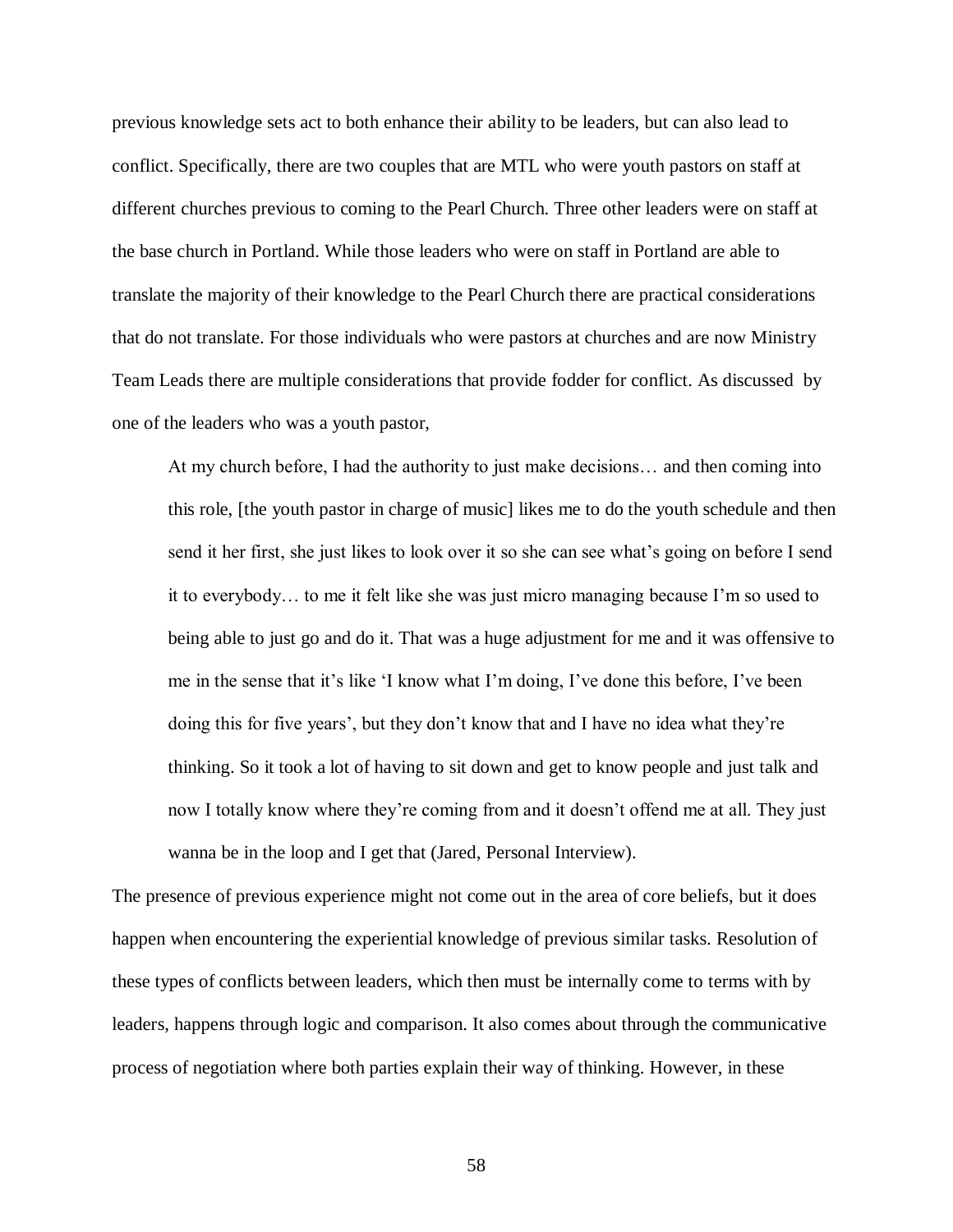previous knowledge sets act to both enhance their ability to be leaders, but can also lead to conflict. Specifically, there are two couples that are MTL who were youth pastors on staff at different churches previous to coming to the Pearl Church. Three other leaders were on staff at the base church in Portland. While those leaders who were on staff in Portland are able to translate the majority of their knowledge to the Pearl Church there are practical considerations that do not translate. For those individuals who were pastors at churches and are now Ministry Team Leads there are multiple considerations that provide fodder for conflict. As discussed by one of the leaders who was a youth pastor,

> At my church before, I had the authority to just make decisions… and then coming into this role, [the youth pastor in charge of music] likes me to do the youth schedule and then send it her first, she just likes to look over it so she can see what's going on before I send it to everybody… to me it felt like she was just micro managing because I'm so used to being able to just go and do it. That was a huge adjustment for me and it was offensive to me in the sense that it's like 'I know what I'm doing, I've done this before, I've been doing this for five years', but they don't know that and I have no idea what they're thinking. So it took a lot of having to sit down and get to know people and just talk and now I totally know where they're coming from and it doesn't offend me at all. They just wanna be in the loop and I get that (Jared, Personal Interview).

The presence of previous experience might not come out in the area of core beliefs, but it does happen when encountering the experiential knowledge of previous similar tasks. Resolution of these types of conflicts between leaders, which then must be internally come to terms with by leaders, happens through logic and comparison. It also comes about through the communicative process of negotiation where both parties explain their way of thinking. However, in these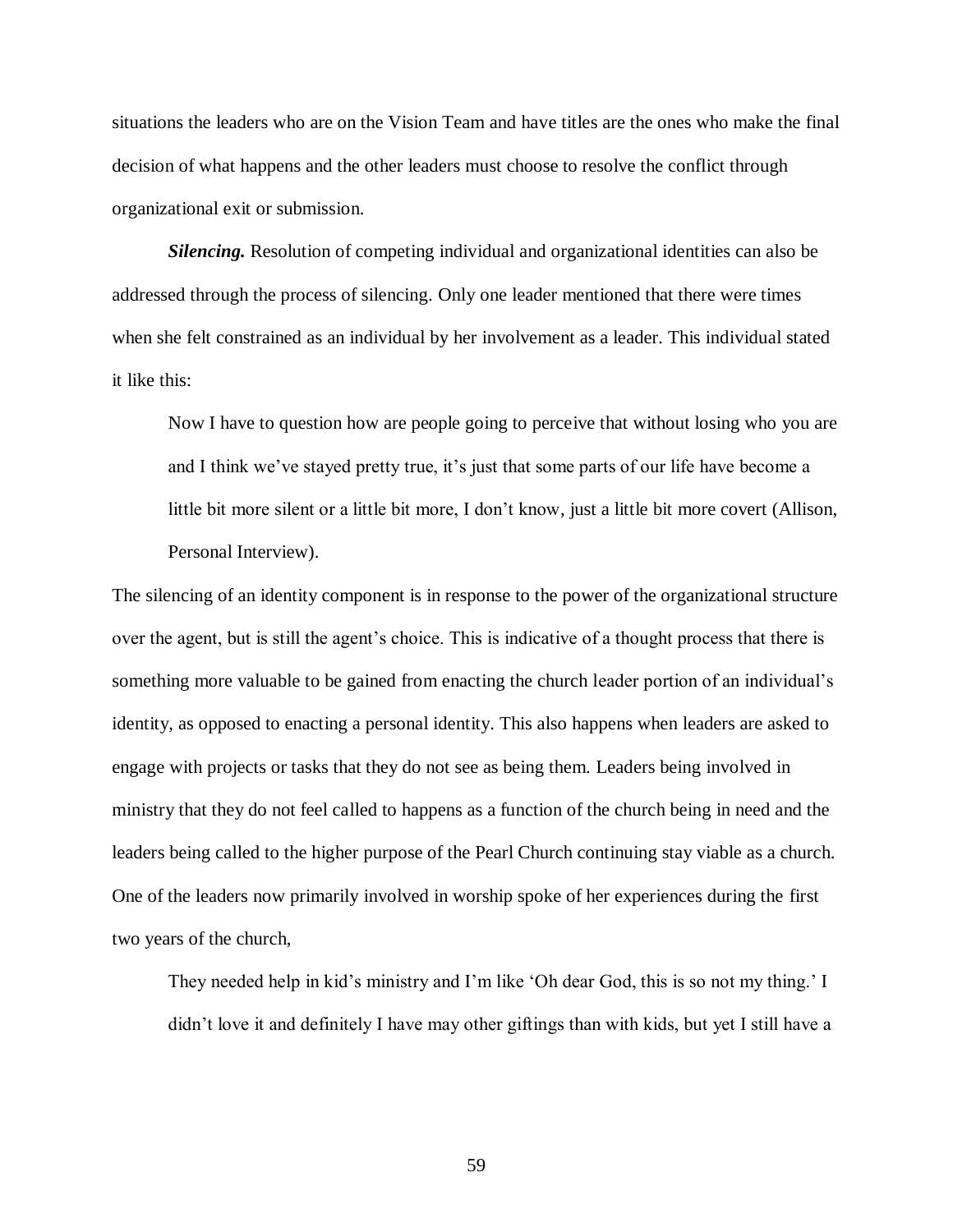situations the leaders who are on the Vision Team and have titles are the ones who make the final decision of what happens and the other leaders must choose to resolve the conflict through organizational exit or submission.

***Silencing.*** Resolution of competing individual and organizational identities can also be addressed through the process of silencing. Only one leader mentioned that there were times when she felt constrained as an individual by her involvement as a leader. This individual stated it like this:

> Now I have to question how are people going to perceive that without losing who you are and I think we've stayed pretty true, it's just that some parts of our life have become a little bit more silent or a little bit more, I don't know, just a little bit more covert (Allison, Personal Interview).

The silencing of an identity component is in response to the power of the organizational structure over the agent, but is still the agent's choice. This is indicative of a thought process that there is something more valuable to be gained from enacting the church leader portion of an individual's identity, as opposed to enacting a personal identity. This also happens when leaders are asked to engage with projects or tasks that they do not see as being them. Leaders being involved in ministry that they do not feel called to happens as a function of the church being in need and the leaders being called to the higher purpose of the Pearl Church continuing stay viable as a church. One of the leaders now primarily involved in worship spoke of her experiences during the first two years of the church,

> They needed help in kid's ministry and I'm like 'Oh dear God, this is so not my thing.' I didn't love it and definitely I have may other giftings than with kids, but yet I still have a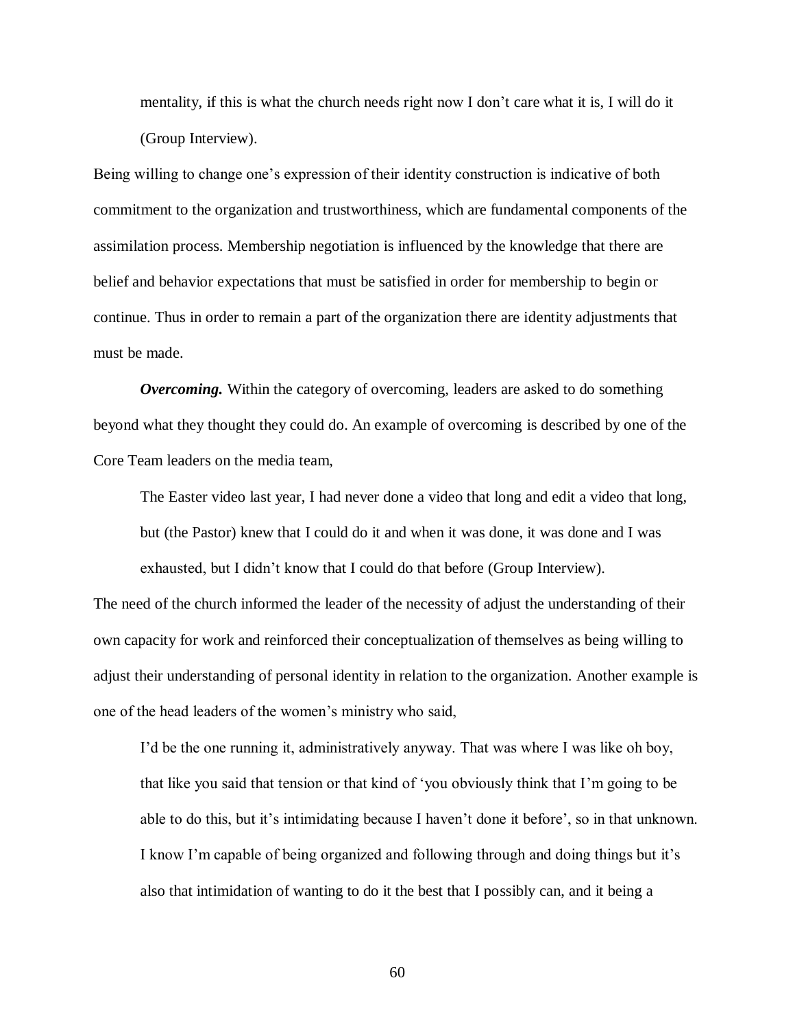mentality, if this is what the church needs right now I don't care what it is, I will do it (Group Interview).

Being willing to change one's expression of their identity construction is indicative of both commitment to the organization and trustworthiness, which are fundamental components of the assimilation process. Membership negotiation is influenced by the knowledge that there are belief and behavior expectations that must be satisfied in order for membership to begin or continue. Thus in order to remain a part of the organization there are identity adjustments that must be made.

***Overcoming.*** Within the category of overcoming, leaders are asked to do something beyond what they thought they could do. An example of overcoming is described by one of the Core Team leaders on the media team,

> The Easter video last year, I had never done a video that long and edit a video that long, but (the Pastor) knew that I could do it and when it was done, it was done and I was exhausted, but I didn't know that I could do that before (Group Interview).

The need of the church informed the leader of the necessity of adjust the understanding of their own capacity for work and reinforced their conceptualization of themselves as being willing to adjust their understanding of personal identity in relation to the organization. Another example is one of the head leaders of the women's ministry who said,

> I'd be the one running it, administratively anyway. That was where I was like oh boy, that like you said that tension or that kind of 'you obviously think that I'm going to be able to do this, but it's intimidating because I haven't done it before', so in that unknown. I know I'm capable of being organized and following through and doing things but it's also that intimidation of wanting to do it the best that I possibly can, and it being a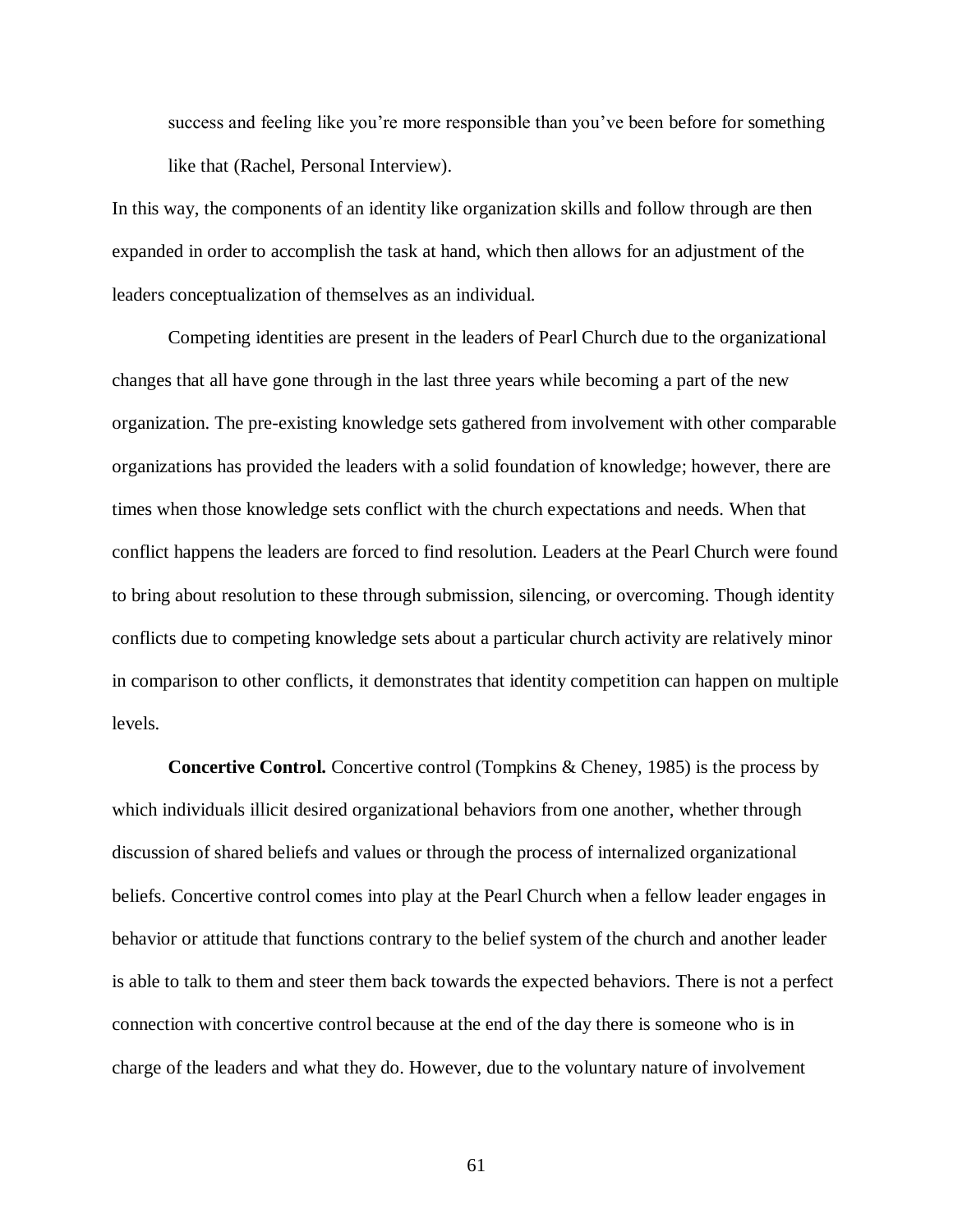> success and feeling like you're more responsible than you've been before for something like that (Rachel, Personal Interview).

In this way, the components of an identity like organization skills and follow through are then expanded in order to accomplish the task at hand, which then allows for an adjustment of the leaders conceptualization of themselves as an individual.

Competing identities are present in the leaders of Pearl Church due to the organizational changes that all have gone through in the last three years while becoming a part of the new organization. The pre-existing knowledge sets gathered from involvement with other comparable organizations has provided the leaders with a solid foundation of knowledge; however, there are times when those knowledge sets conflict with the church expectations and needs. When that conflict happens the leaders are forced to find resolution. Leaders at the Pearl Church were found to bring about resolution to these through submission, silencing, or overcoming. Though identity conflicts due to competing knowledge sets about a particular church activity are relatively minor in comparison to other conflicts, it demonstrates that identity competition can happen on multiple levels.

**Concertive Control.** Concertive control (Tompkins & Cheney, 1985) is the process by which individuals illicit desired organizational behaviors from one another, whether through discussion of shared beliefs and values or through the process of internalized organizational beliefs. Concertive control comes into play at the Pearl Church when a fellow leader engages in behavior or attitude that functions contrary to the belief system of the church and another leader is able to talk to them and steer them back towards the expected behaviors. There is not a perfect connection with concertive control because at the end of the day there is someone who is in charge of the leaders and what they do. However, due to the voluntary nature of involvement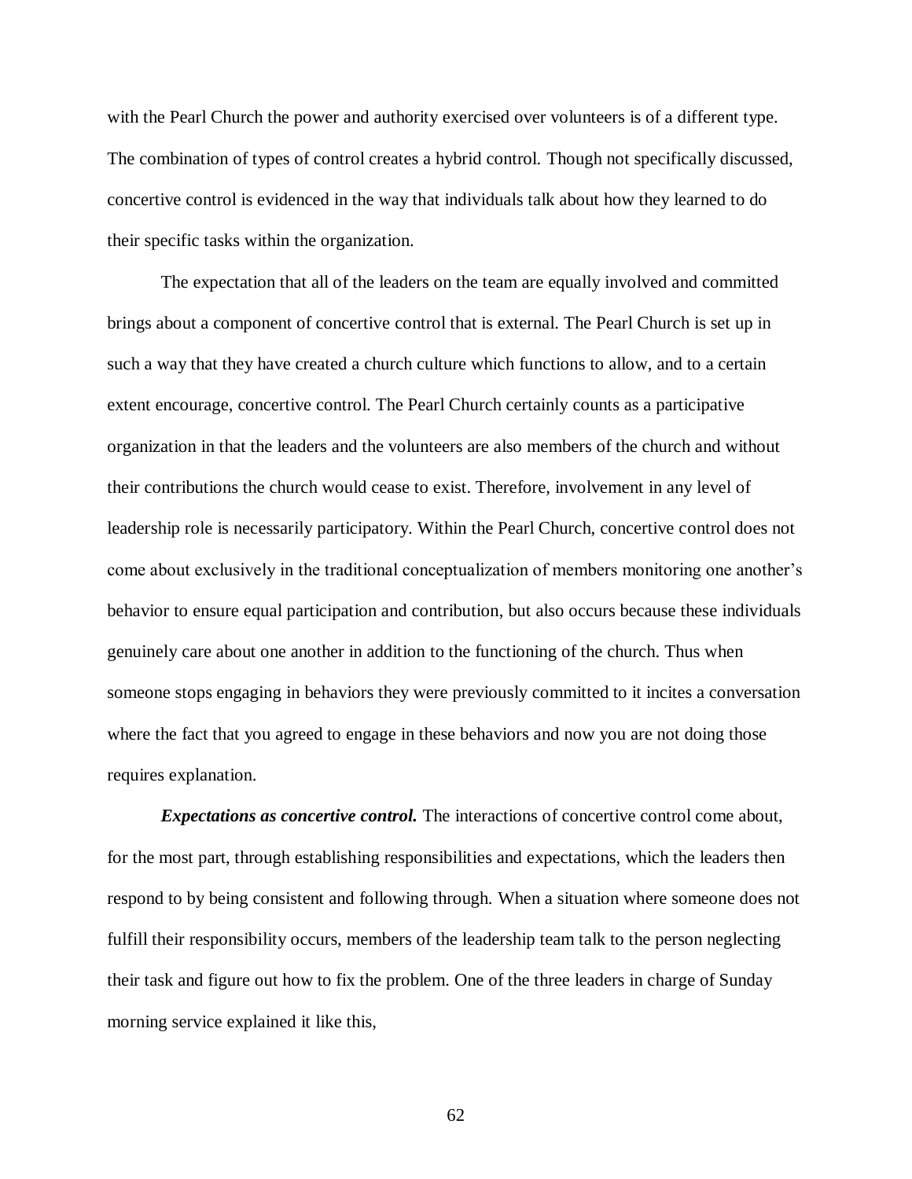with the Pearl Church the power and authority exercised over volunteers is of a different type. The combination of types of control creates a hybrid control. Though not specifically discussed, concertive control is evidenced in the way that individuals talk about how they learned to do their specific tasks within the organization.

The expectation that all of the leaders on the team are equally involved and committed brings about a component of concertive control that is external. The Pearl Church is set up in such a way that they have created a church culture which functions to allow, and to a certain extent encourage, concertive control. The Pearl Church certainly counts as a participative organization in that the leaders and the volunteers are also members of the church and without their contributions the church would cease to exist. Therefore, involvement in any level of leadership role is necessarily participatory. Within the Pearl Church, concertive control does not come about exclusively in the traditional conceptualization of members monitoring one another's behavior to ensure equal participation and contribution, but also occurs because these individuals genuinely care about one another in addition to the functioning of the church. Thus when someone stops engaging in behaviors they were previously committed to it incites a conversation where the fact that you agreed to engage in these behaviors and now you are not doing those requires explanation.

***Expectations as concertive control.*** The interactions of concertive control come about, for the most part, through establishing responsibilities and expectations, which the leaders then respond to by being consistent and following through. When a situation where someone does not fulfill their responsibility occurs, members of the leadership team talk to the person neglecting their task and figure out how to fix the problem. One of the three leaders in charge of Sunday morning service explained it like this,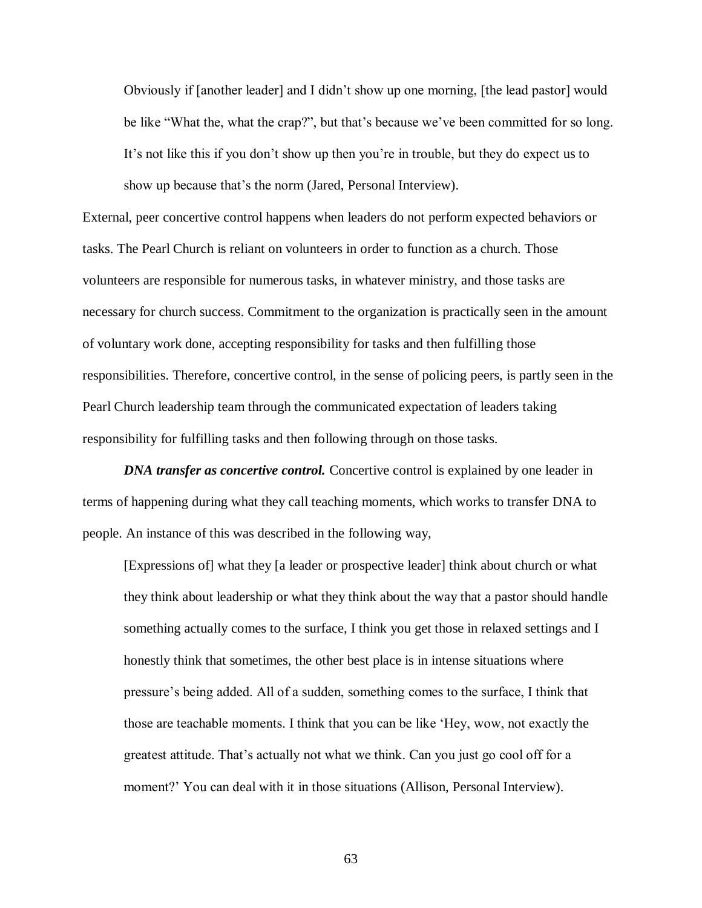> Obviously if [another leader] and I didn't show up one morning, [the lead pastor] would be like "What the, what the crap?", but that's because we've been committed for so long. It's not like this if you don't show up then you're in trouble, but they do expect us to show up because that's the norm (Jared, Personal Interview).

External, peer concertive control happens when leaders do not perform expected behaviors or tasks. The Pearl Church is reliant on volunteers in order to function as a church. Those volunteers are responsible for numerous tasks, in whatever ministry, and those tasks are necessary for church success. Commitment to the organization is practically seen in the amount of voluntary work done, accepting responsibility for tasks and then fulfilling those responsibilities. Therefore, concertive control, in the sense of policing peers, is partly seen in the Pearl Church leadership team through the communicated expectation of leaders taking responsibility for fulfilling tasks and then following through on those tasks.

***DNA transfer as concertive control.*** Concertive control is explained by one leader in terms of happening during what they call teaching moments, which works to transfer DNA to people. An instance of this was described in the following way,

> [Expressions of] what they [a leader or prospective leader] think about church or what they think about leadership or what they think about the way that a pastor should handle something actually comes to the surface, I think you get those in relaxed settings and I honestly think that sometimes, the other best place is in intense situations where pressure's being added. All of a sudden, something comes to the surface, I think that those are teachable moments. I think that you can be like 'Hey, wow, not exactly the greatest attitude. That's actually not what we think. Can you just go cool off for a moment?' You can deal with it in those situations (Allison, Personal Interview).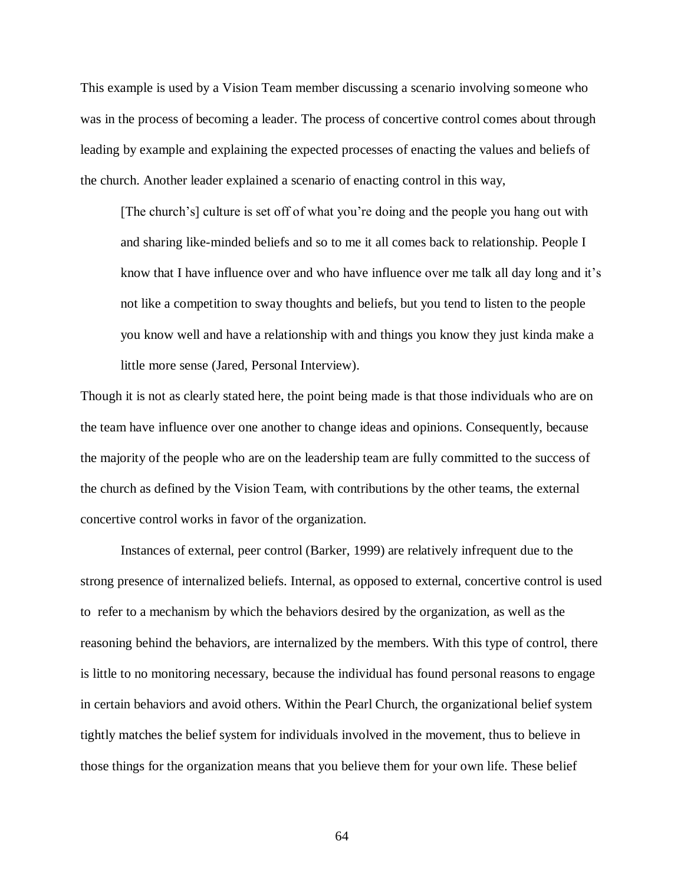This example is used by a Vision Team member discussing a scenario involving someone who was in the process of becoming a leader. The process of concertive control comes about through leading by example and explaining the expected processes of enacting the values and beliefs of the church. Another leader explained a scenario of enacting control in this way,

> [The church's] culture is set off of what you're doing and the people you hang out with and sharing like-minded beliefs and so to me it all comes back to relationship. People I know that I have influence over and who have influence over me talk all day long and it's not like a competition to sway thoughts and beliefs, but you tend to listen to the people you know well and have a relationship with and things you know they just kinda make a little more sense (Jared, Personal Interview).

Though it is not as clearly stated here, the point being made is that those individuals who are on the team have influence over one another to change ideas and opinions. Consequently, because the majority of the people who are on the leadership team are fully committed to the success of the church as defined by the Vision Team, with contributions by the other teams, the external concertive control works in favor of the organization.

Instances of external, peer control (Barker, 1999) are relatively infrequent due to the strong presence of internalized beliefs. Internal, as opposed to external, concertive control is used to refer to a mechanism by which the behaviors desired by the organization, as well as the reasoning behind the behaviors, are internalized by the members. With this type of control, there is little to no monitoring necessary, because the individual has found personal reasons to engage in certain behaviors and avoid others. Within the Pearl Church, the organizational belief system tightly matches the belief system for individuals involved in the movement, thus to believe in those things for the organization means that you believe them for your own life. These belief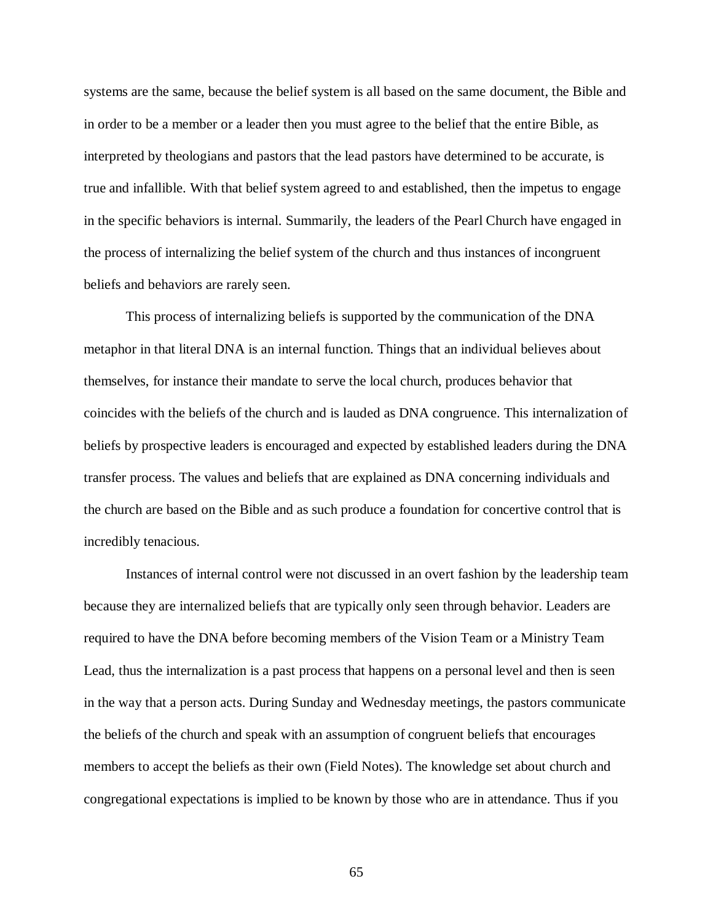systems are the same, because the belief system is all based on the same document, the Bible and in order to be a member or a leader then you must agree to the belief that the entire Bible, as interpreted by theologians and pastors that the lead pastors have determined to be accurate, is true and infallible. With that belief system agreed to and established, then the impetus to engage in the specific behaviors is internal. Summarily, the leaders of the Pearl Church have engaged in the process of internalizing the belief system of the church and thus instances of incongruent beliefs and behaviors are rarely seen.

This process of internalizing beliefs is supported by the communication of the DNA metaphor in that literal DNA is an internal function. Things that an individual believes about themselves, for instance their mandate to serve the local church, produces behavior that coincides with the beliefs of the church and is lauded as DNA congruence. This internalization of beliefs by prospective leaders is encouraged and expected by established leaders during the DNA transfer process. The values and beliefs that are explained as DNA concerning individuals and the church are based on the Bible and as such produce a foundation for concertive control that is incredibly tenacious.

Instances of internal control were not discussed in an overt fashion by the leadership team because they are internalized beliefs that are typically only seen through behavior. Leaders are required to have the DNA before becoming members of the Vision Team or a Ministry Team Lead, thus the internalization is a past process that happens on a personal level and then is seen in the way that a person acts. During Sunday and Wednesday meetings, the pastors communicate the beliefs of the church and speak with an assumption of congruent beliefs that encourages members to accept the beliefs as their own (Field Notes). The knowledge set about church and congregational expectations is implied to be known by those who are in attendance. Thus if you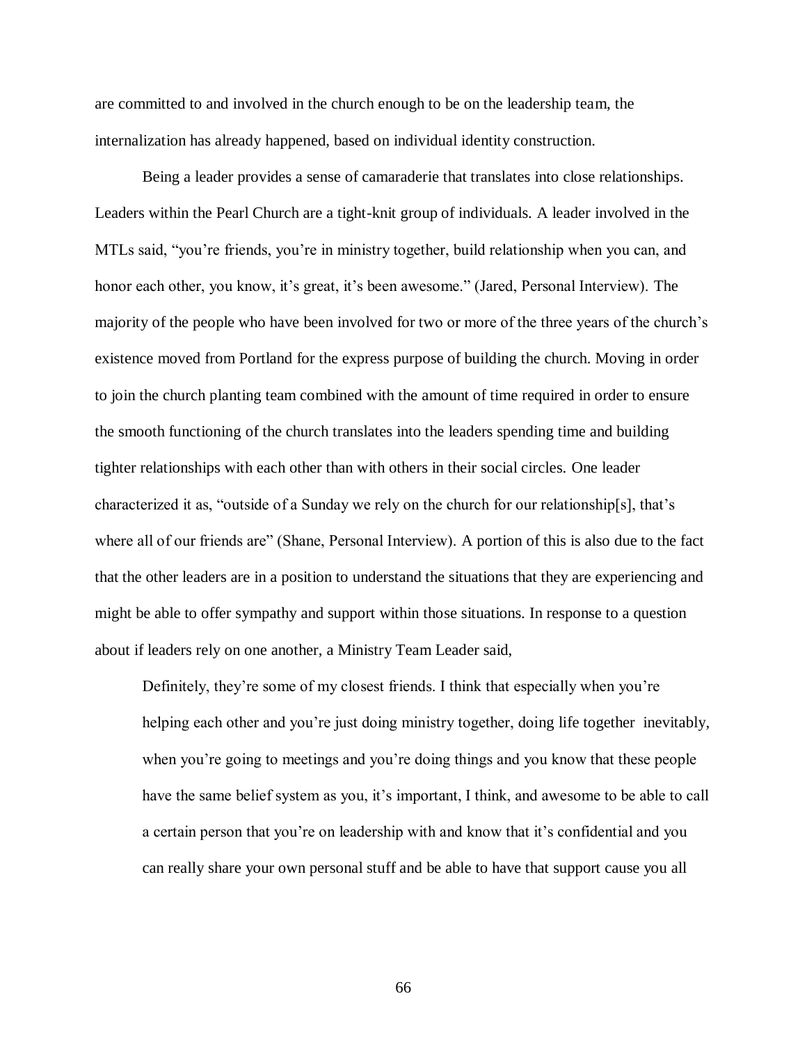are committed to and involved in the church enough to be on the leadership team, the internalization has already happened, based on individual identity construction.

Being a leader provides a sense of camaraderie that translates into close relationships. Leaders within the Pearl Church are a tight-knit group of individuals. A leader involved in the MTLs said, "you're friends, you're in ministry together, build relationship when you can, and honor each other, you know, it's great, it's been awesome." (Jared, Personal Interview). The majority of the people who have been involved for two or more of the three years of the church's existence moved from Portland for the express purpose of building the church. Moving in order to join the church planting team combined with the amount of time required in order to ensure the smooth functioning of the church translates into the leaders spending time and building tighter relationships with each other than with others in their social circles. One leader characterized it as, "outside of a Sunday we rely on the church for our relationship[s], that's where all of our friends are" (Shane, Personal Interview). A portion of this is also due to the fact that the other leaders are in a position to understand the situations that they are experiencing and might be able to offer sympathy and support within those situations. In response to a question about if leaders rely on one another, a Ministry Team Leader said,

> Definitely, they're some of my closest friends. I think that especially when you're helping each other and you're just doing ministry together, doing life together inevitably, when you're going to meetings and you're doing things and you know that these people have the same belief system as you, it's important, I think, and awesome to be able to call a certain person that you're on leadership with and know that it's confidential and you can really share your own personal stuff and be able to have that support cause you all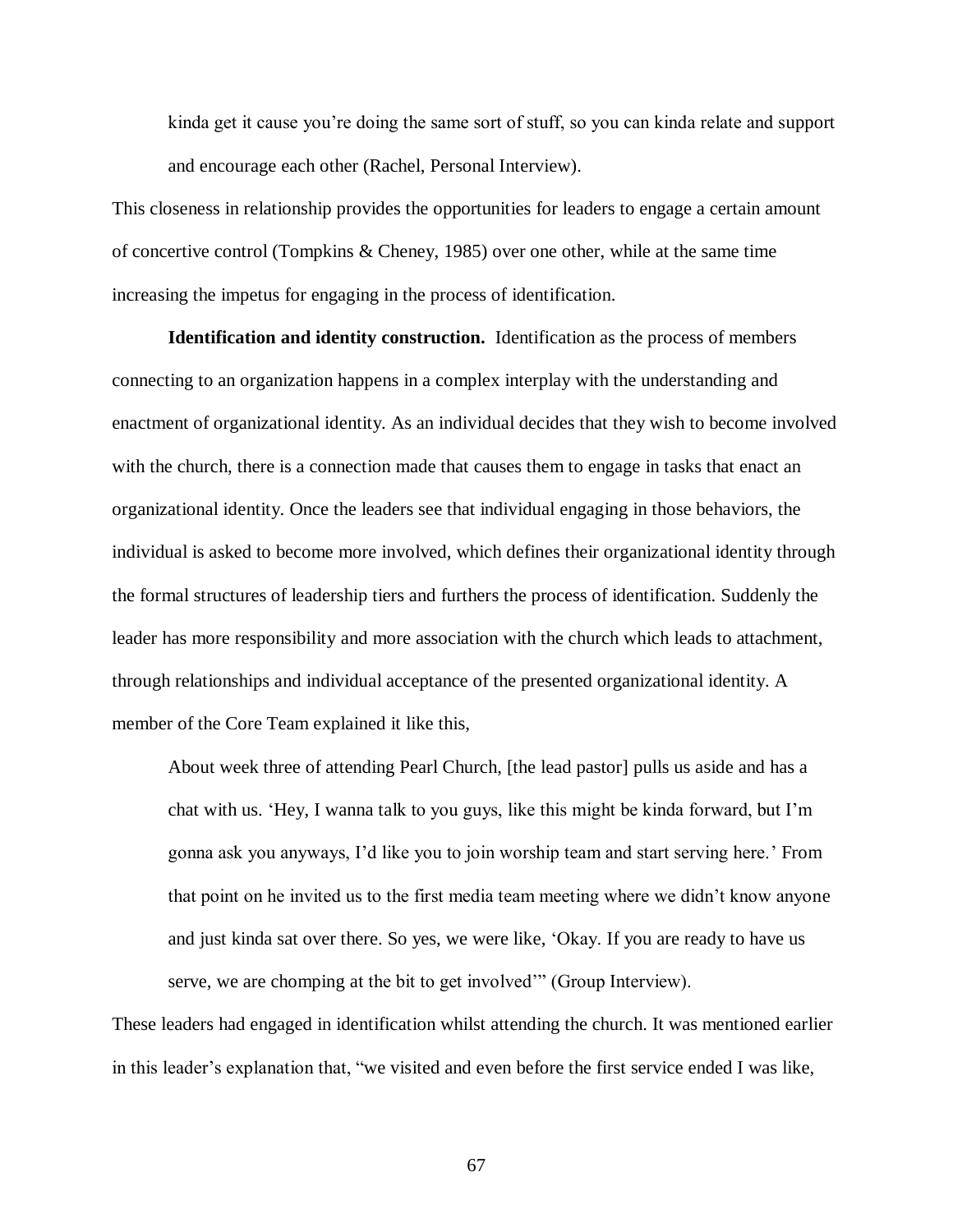> kinda get it cause you're doing the same sort of stuff, so you can kinda relate and support and encourage each other (Rachel, Personal Interview).

This closeness in relationship provides the opportunities for leaders to engage a certain amount of concertive control (Tompkins & Cheney, 1985) over one other, while at the same time increasing the impetus for engaging in the process of identification.

**Identification and identity construction.** Identification as the process of members connecting to an organization happens in a complex interplay with the understanding and enactment of organizational identity. As an individual decides that they wish to become involved with the church, there is a connection made that causes them to engage in tasks that enact an organizational identity. Once the leaders see that individual engaging in those behaviors, the individual is asked to become more involved, which defines their organizational identity through the formal structures of leadership tiers and furthers the process of identification. Suddenly the leader has more responsibility and more association with the church which leads to attachment, through relationships and individual acceptance of the presented organizational identity. A member of the Core Team explained it like this,

> About week three of attending Pearl Church, [the lead pastor] pulls us aside and has a chat with us. 'Hey, I wanna talk to you guys, like this might be kinda forward, but I'm gonna ask you anyways, I'd like you to join worship team and start serving here.' From that point on he invited us to the first media team meeting where we didn't know anyone and just kinda sat over there. So yes, we were like, 'Okay. If you are ready to have us serve, we are chomping at the bit to get involved'" (Group Interview).

These leaders had engaged in identification whilst attending the church. It was mentioned earlier in this leader's explanation that, "we visited and even before the first service ended I was like,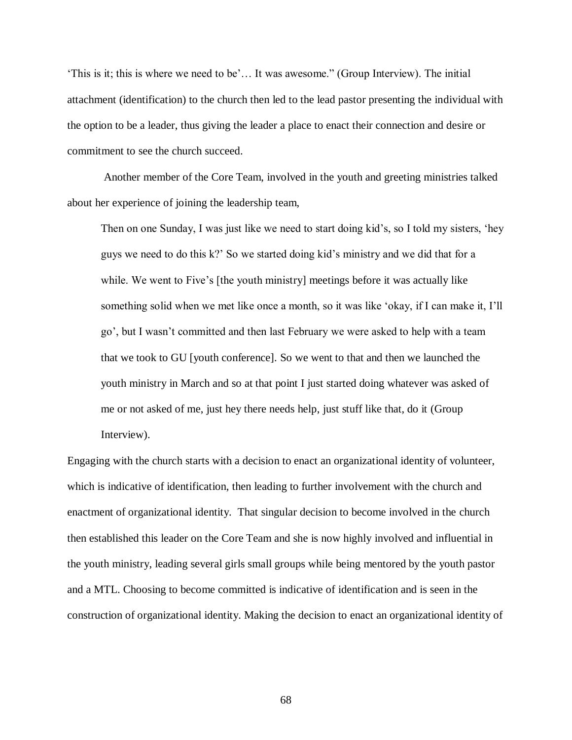'This is it; this is where we need to be'… It was awesome." (Group Interview). The initial attachment (identification) to the church then led to the lead pastor presenting the individual with the option to be a leader, thus giving the leader a place to enact their connection and desire or commitment to see the church succeed.

Another member of the Core Team, involved in the youth and greeting ministries talked about her experience of joining the leadership team,

> Then on one Sunday, I was just like we need to start doing kid's, so I told my sisters, 'hey guys we need to do this k?' So we started doing kid's ministry and we did that for a while. We went to Five's [the youth ministry] meetings before it was actually like something solid when we met like once a month, so it was like 'okay, if I can make it, I'll go', but I wasn't committed and then last February we were asked to help with a team that we took to GU [youth conference]. So we went to that and then we launched the youth ministry in March and so at that point I just started doing whatever was asked of me or not asked of me, just hey there needs help, just stuff like that, do it (Group Interview).

Engaging with the church starts with a decision to enact an organizational identity of volunteer, which is indicative of identification, then leading to further involvement with the church and enactment of organizational identity. That singular decision to become involved in the church then established this leader on the Core Team and she is now highly involved and influential in the youth ministry, leading several girls small groups while being mentored by the youth pastor and a MTL. Choosing to become committed is indicative of identification and is seen in the construction of organizational identity. Making the decision to enact an organizational identity of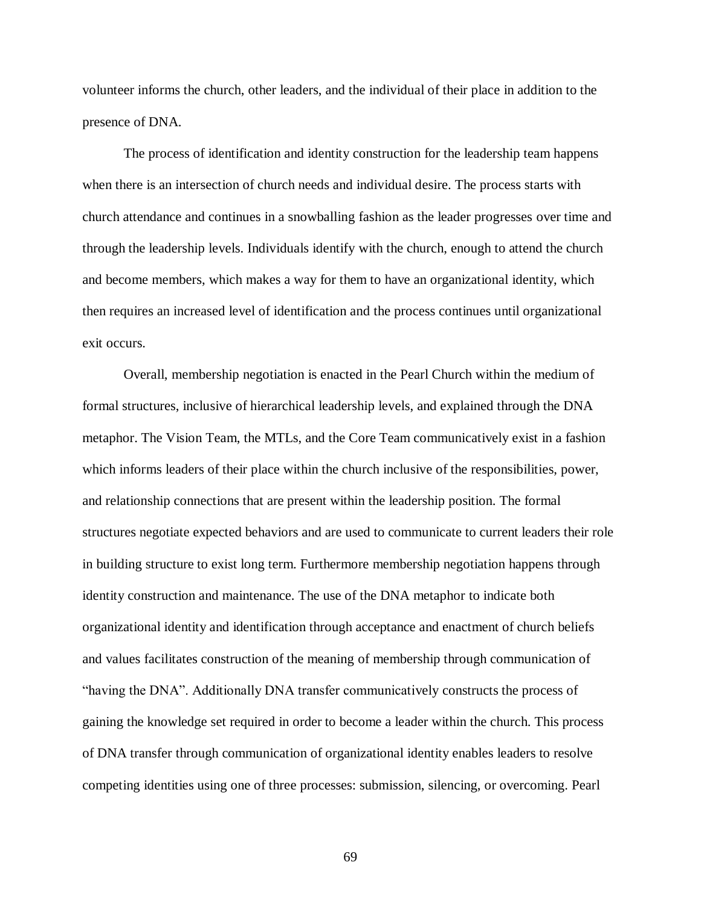volunteer informs the church, other leaders, and the individual of their place in addition to the presence of DNA.

The process of identification and identity construction for the leadership team happens when there is an intersection of church needs and individual desire. The process starts with church attendance and continues in a snowballing fashion as the leader progresses over time and through the leadership levels. Individuals identify with the church, enough to attend the church and become members, which makes a way for them to have an organizational identity, which then requires an increased level of identification and the process continues until organizational exit occurs.

Overall, membership negotiation is enacted in the Pearl Church within the medium of formal structures, inclusive of hierarchical leadership levels, and explained through the DNA metaphor. The Vision Team, the MTLs, and the Core Team communicatively exist in a fashion which informs leaders of their place within the church inclusive of the responsibilities, power, and relationship connections that are present within the leadership position. The formal structures negotiate expected behaviors and are used to communicate to current leaders their role in building structure to exist long term. Furthermore membership negotiation happens through identity construction and maintenance. The use of the DNA metaphor to indicate both organizational identity and identification through acceptance and enactment of church beliefs and values facilitates construction of the meaning of membership through communication of "having the DNA". Additionally DNA transfer communicatively constructs the process of gaining the knowledge set required in order to become a leader within the church. This process of DNA transfer through communication of organizational identity enables leaders to resolve competing identities using one of three processes: submission, silencing, or overcoming. Pearl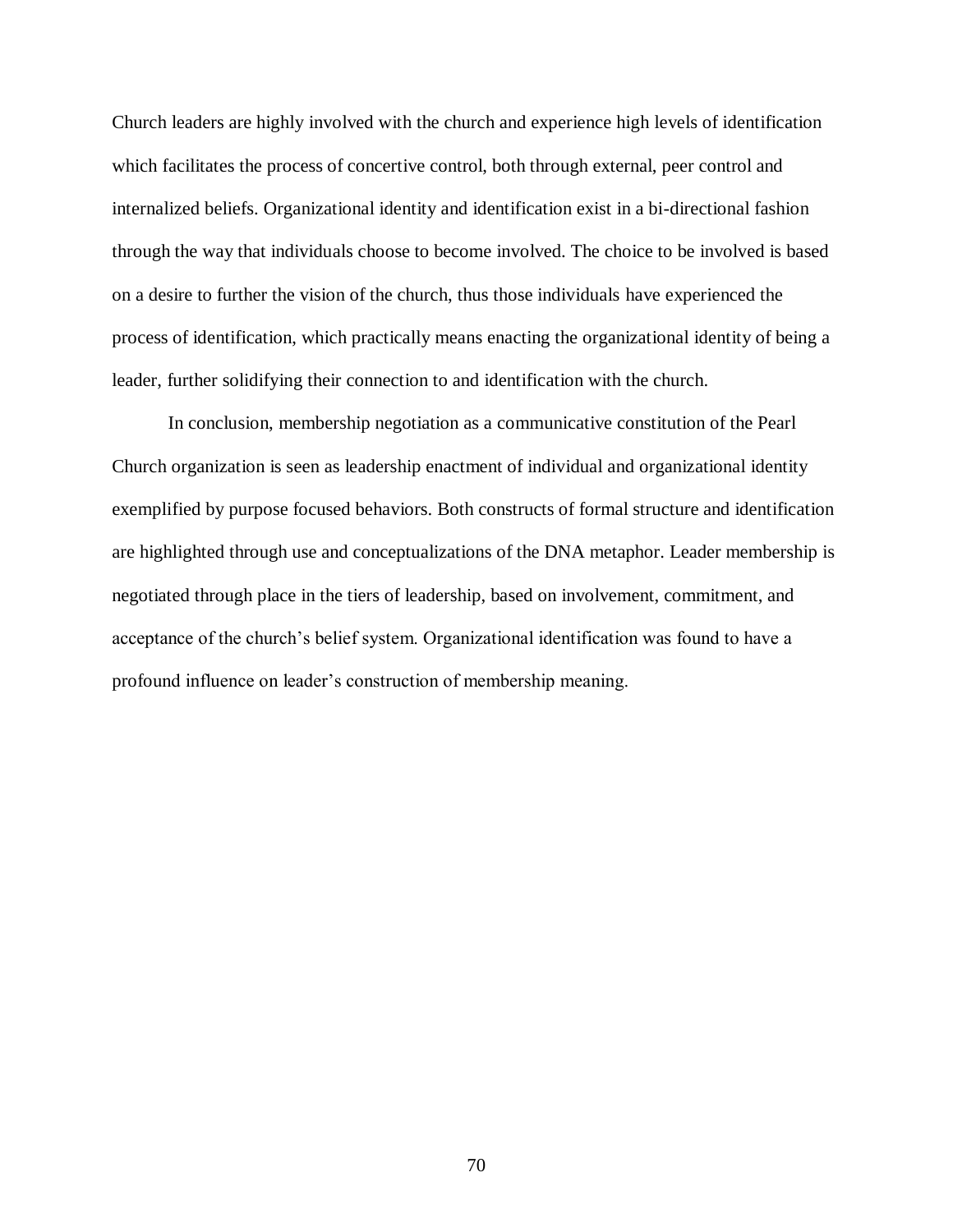Church leaders are highly involved with the church and experience high levels of identification which facilitates the process of concertive control, both through external, peer control and internalized beliefs. Organizational identity and identification exist in a bi-directional fashion through the way that individuals choose to become involved. The choice to be involved is based on a desire to further the vision of the church, thus those individuals have experienced the process of identification, which practically means enacting the organizational identity of being a leader, further solidifying their connection to and identification with the church.

In conclusion, membership negotiation as a communicative constitution of the Pearl Church organization is seen as leadership enactment of individual and organizational identity exemplified by purpose focused behaviors. Both constructs of formal structure and identification are highlighted through use and conceptualizations of the DNA metaphor. Leader membership is negotiated through place in the tiers of leadership, based on involvement, commitment, and acceptance of the church's belief system. Organizational identification was found to have a profound influence on leader's construction of membership meaning.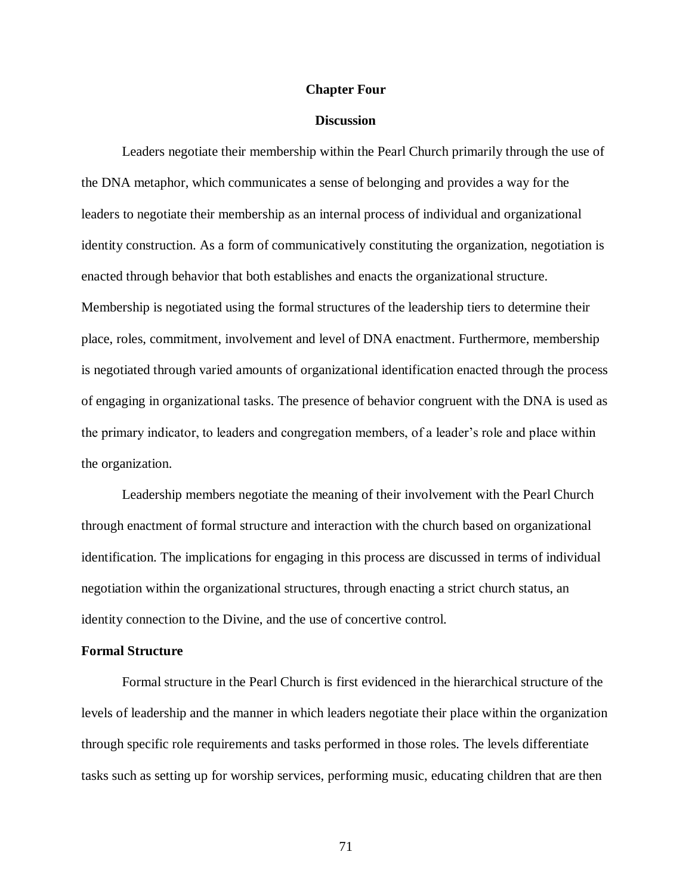# Chapter Four

## Discussion

Leaders negotiate their membership within the Pearl Church primarily through the use of the DNA metaphor, which communicates a sense of belonging and provides a way for the leaders to negotiate their membership as an internal process of individual and organizational identity construction. As a form of communicatively constituting the organization, negotiation is enacted through behavior that both establishes and enacts the organizational structure. Membership is negotiated using the formal structures of the leadership tiers to determine their place, roles, commitment, involvement and level of DNA enactment. Furthermore, membership is negotiated through varied amounts of organizational identification enacted through the process of engaging in organizational tasks. The presence of behavior congruent with the DNA is used as the primary indicator, to leaders and congregation members, of a leader's role and place within the organization.

Leadership members negotiate the meaning of their involvement with the Pearl Church through enactment of formal structure and interaction with the church based on organizational identification. The implications for engaging in this process are discussed in terms of individual negotiation within the organizational structures, through enacting a strict church status, an identity connection to the Divine, and the use of concertive control.

### Formal Structure

Formal structure in the Pearl Church is first evidenced in the hierarchical structure of the levels of leadership and the manner in which leaders negotiate their place within the organization through specific role requirements and tasks performed in those roles. The levels differentiate tasks such as setting up for worship services, performing music, educating children that are then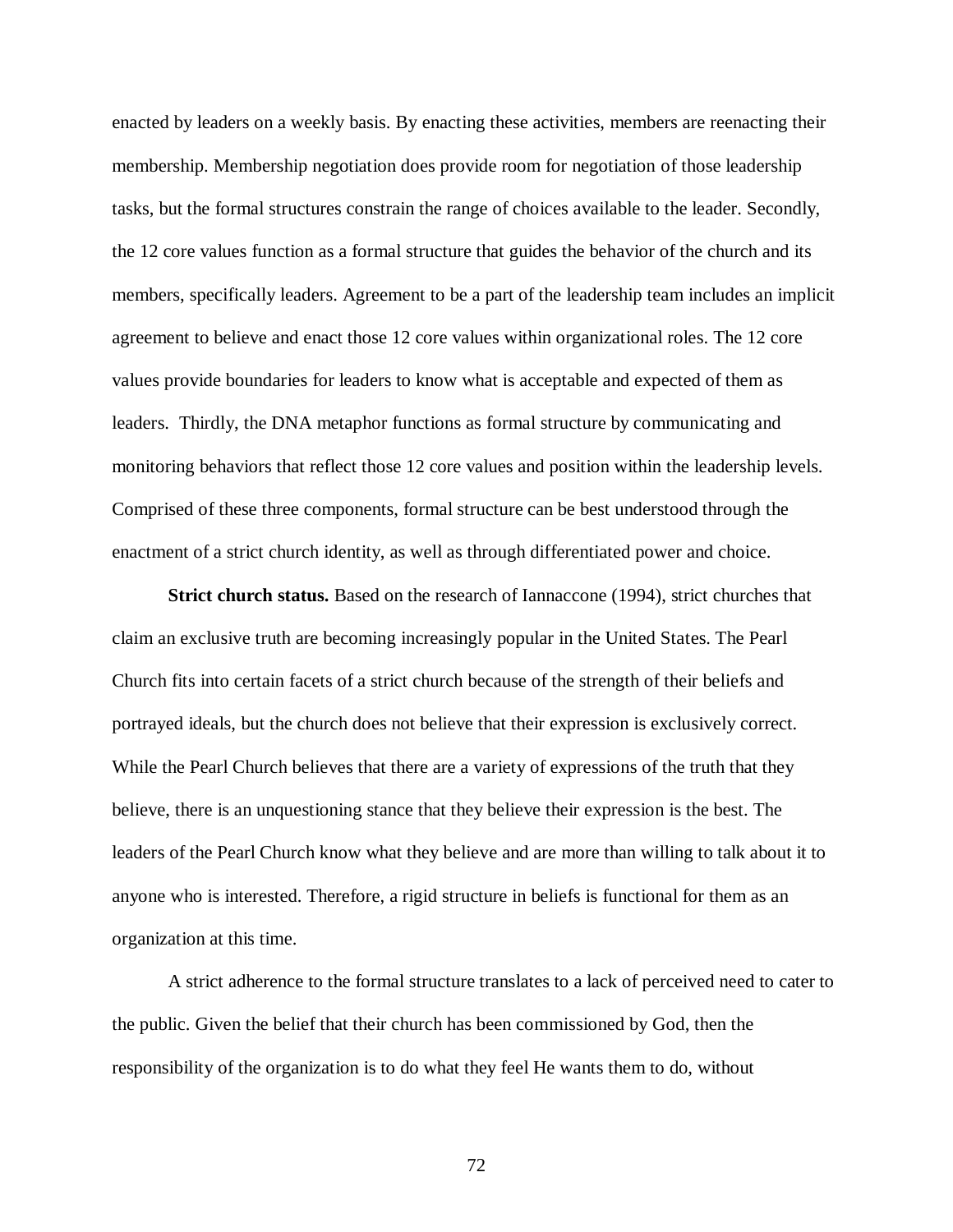enacted by leaders on a weekly basis. By enacting these activities, members are reenacting their membership. Membership negotiation does provide room for negotiation of those leadership tasks, but the formal structures constrain the range of choices available to the leader. Secondly, the 12 core values function as a formal structure that guides the behavior of the church and its members, specifically leaders. Agreement to be a part of the leadership team includes an implicit agreement to believe and enact those 12 core values within organizational roles. The 12 core values provide boundaries for leaders to know what is acceptable and expected of them as leaders. Thirdly, the DNA metaphor functions as formal structure by communicating and monitoring behaviors that reflect those 12 core values and position within the leadership levels. Comprised of these three components, formal structure can be best understood through the enactment of a strict church identity, as well as through differentiated power and choice.

**Strict church status.** Based on the research of Iannaccone (1994), strict churches that claim an exclusive truth are becoming increasingly popular in the United States. The Pearl Church fits into certain facets of a strict church because of the strength of their beliefs and portrayed ideals, but the church does not believe that their expression is exclusively correct. While the Pearl Church believes that there are a variety of expressions of the truth that they believe, there is an unquestioning stance that they believe their expression is the best. The leaders of the Pearl Church know what they believe and are more than willing to talk about it to anyone who is interested. Therefore, a rigid structure in beliefs is functional for them as an organization at this time.

A strict adherence to the formal structure translates to a lack of perceived need to cater to the public. Given the belief that their church has been commissioned by God, then the responsibility of the organization is to do what they feel He wants them to do, without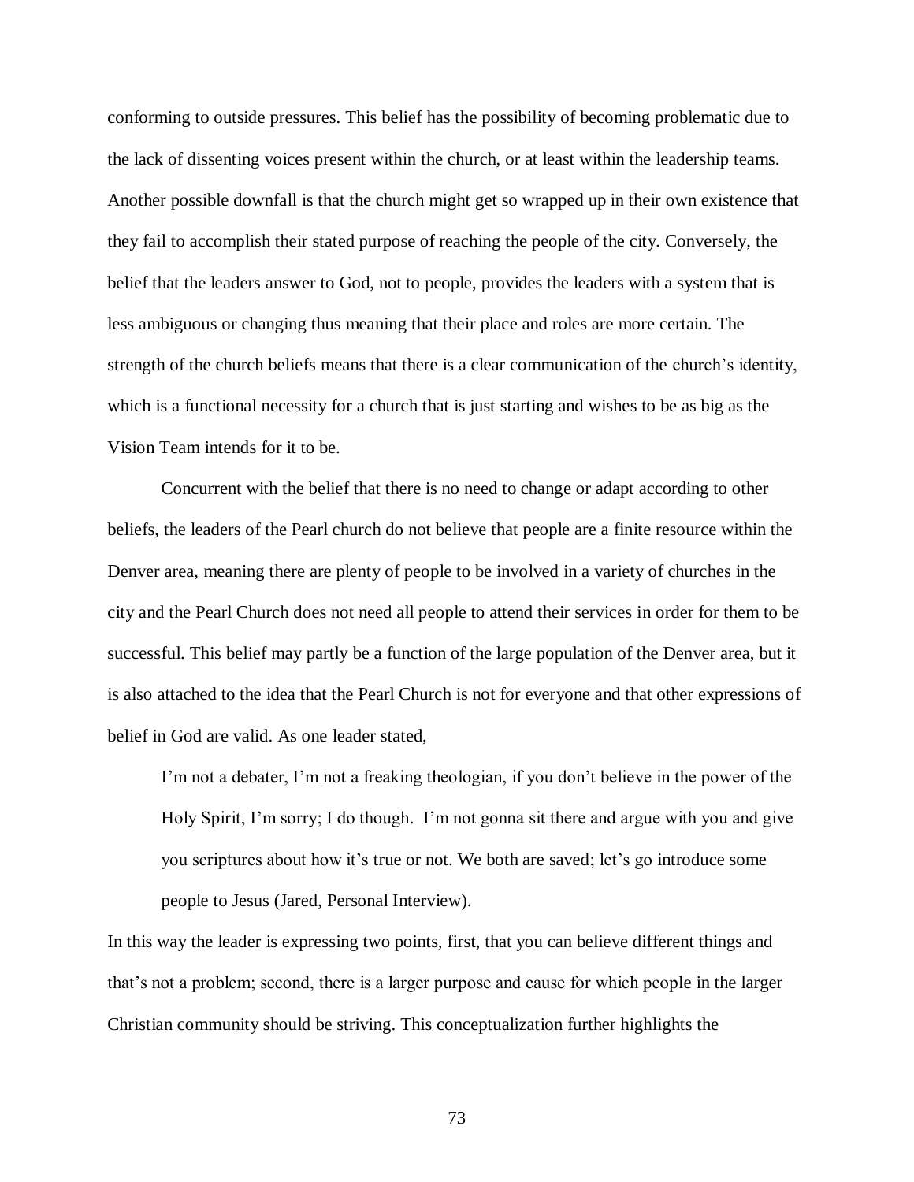conforming to outside pressures. This belief has the possibility of becoming problematic due to the lack of dissenting voices present within the church, or at least within the leadership teams. Another possible downfall is that the church might get so wrapped up in their own existence that they fail to accomplish their stated purpose of reaching the people of the city. Conversely, the belief that the leaders answer to God, not to people, provides the leaders with a system that is less ambiguous or changing thus meaning that their place and roles are more certain. The strength of the church beliefs means that there is a clear communication of the church's identity, which is a functional necessity for a church that is just starting and wishes to be as big as the Vision Team intends for it to be.

Concurrent with the belief that there is no need to change or adapt according to other beliefs, the leaders of the Pearl church do not believe that people are a finite resource within the Denver area, meaning there are plenty of people to be involved in a variety of churches in the city and the Pearl Church does not need all people to attend their services in order for them to be successful. This belief may partly be a function of the large population of the Denver area, but it is also attached to the idea that the Pearl Church is not for everyone and that other expressions of belief in God are valid. As one leader stated,

> I'm not a debater, I'm not a freaking theologian, if you don't believe in the power of the Holy Spirit, I'm sorry; I do though. I'm not gonna sit there and argue with you and give you scriptures about how it's true or not. We both are saved; let's go introduce some people to Jesus (Jared, Personal Interview).

In this way the leader is expressing two points, first, that you can believe different things and that's not a problem; second, there is a larger purpose and cause for which people in the larger Christian community should be striving. This conceptualization further highlights the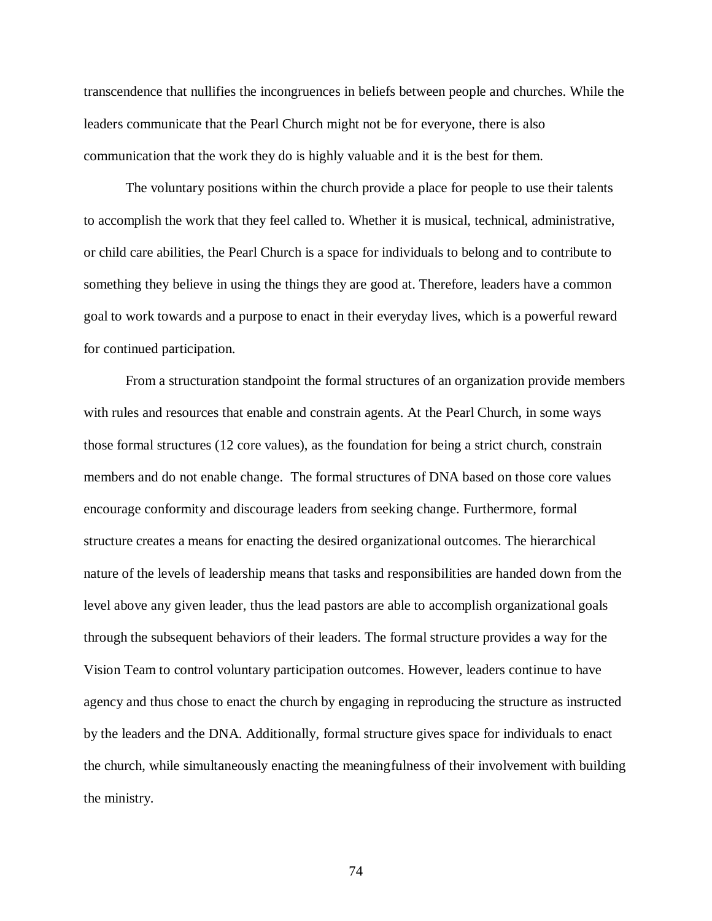transcendence that nullifies the incongruences in beliefs between people and churches. While the leaders communicate that the Pearl Church might not be for everyone, there is also communication that the work they do is highly valuable and it is the best for them.

The voluntary positions within the church provide a place for people to use their talents to accomplish the work that they feel called to. Whether it is musical, technical, administrative, or child care abilities, the Pearl Church is a space for individuals to belong and to contribute to something they believe in using the things they are good at. Therefore, leaders have a common goal to work towards and a purpose to enact in their everyday lives, which is a powerful reward for continued participation.

From a structuration standpoint the formal structures of an organization provide members with rules and resources that enable and constrain agents. At the Pearl Church, in some ways those formal structures (12 core values), as the foundation for being a strict church, constrain members and do not enable change. The formal structures of DNA based on those core values encourage conformity and discourage leaders from seeking change. Furthermore, formal structure creates a means for enacting the desired organizational outcomes. The hierarchical nature of the levels of leadership means that tasks and responsibilities are handed down from the level above any given leader, thus the lead pastors are able to accomplish organizational goals through the subsequent behaviors of their leaders. The formal structure provides a way for the Vision Team to control voluntary participation outcomes. However, leaders continue to have agency and thus chose to enact the church by engaging in reproducing the structure as instructed by the leaders and the DNA. Additionally, formal structure gives space for individuals to enact the church, while simultaneously enacting the meaningfulness of their involvement with building the ministry.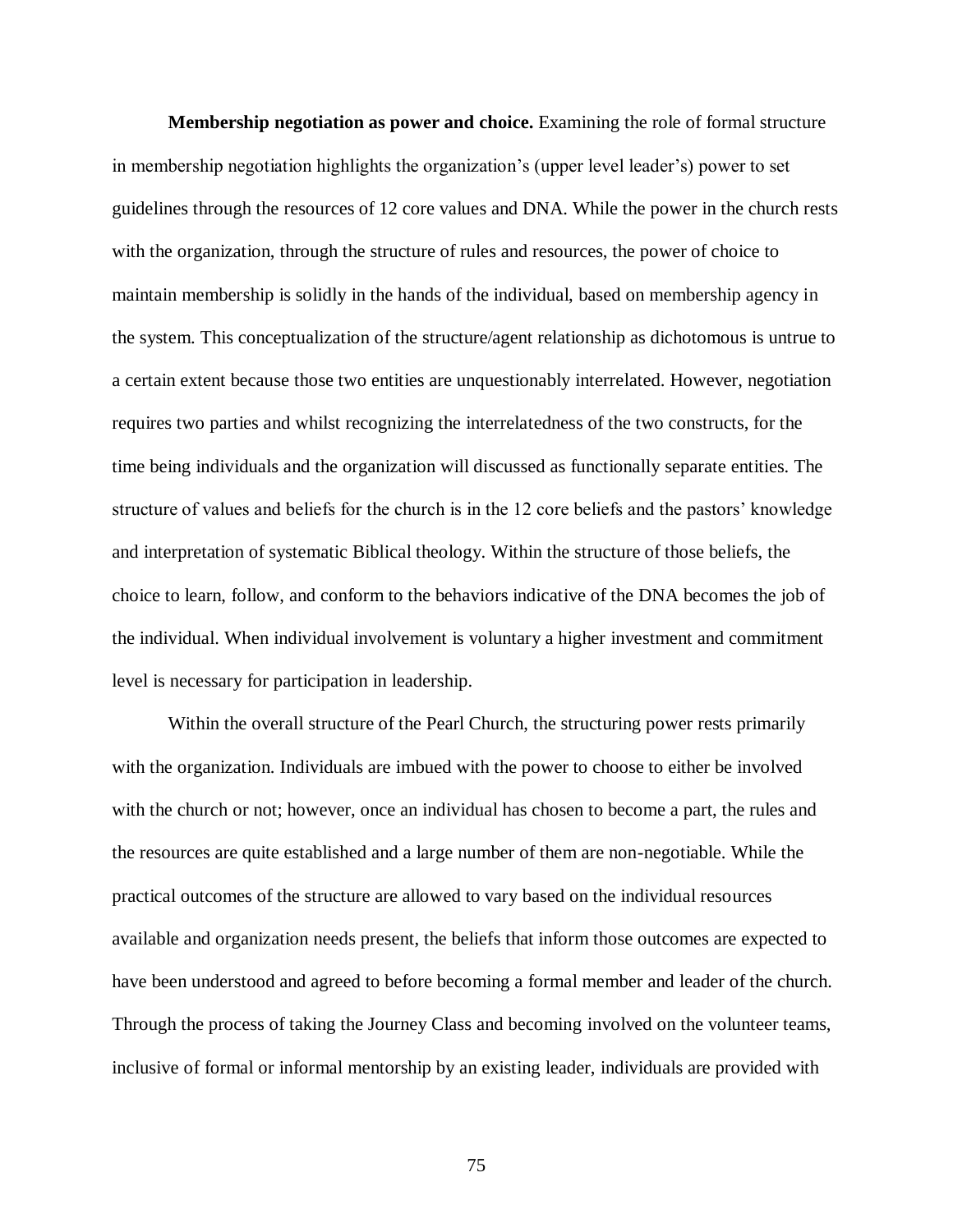**Membership negotiation as power and choice.** Examining the role of formal structure in membership negotiation highlights the organization's (upper level leader's) power to set guidelines through the resources of 12 core values and DNA. While the power in the church rests with the organization, through the structure of rules and resources, the power of choice to maintain membership is solidly in the hands of the individual, based on membership agency in the system. This conceptualization of the structure/agent relationship as dichotomous is untrue to a certain extent because those two entities are unquestionably interrelated. However, negotiation requires two parties and whilst recognizing the interrelatedness of the two constructs, for the time being individuals and the organization will discussed as functionally separate entities. The structure of values and beliefs for the church is in the 12 core beliefs and the pastors' knowledge and interpretation of systematic Biblical theology. Within the structure of those beliefs, the choice to learn, follow, and conform to the behaviors indicative of the DNA becomes the job of the individual. When individual involvement is voluntary a higher investment and commitment level is necessary for participation in leadership.

Within the overall structure of the Pearl Church, the structuring power rests primarily with the organization. Individuals are imbued with the power to choose to either be involved with the church or not; however, once an individual has chosen to become a part, the rules and the resources are quite established and a large number of them are non-negotiable. While the practical outcomes of the structure are allowed to vary based on the individual resources available and organization needs present, the beliefs that inform those outcomes are expected to have been understood and agreed to before becoming a formal member and leader of the church. Through the process of taking the Journey Class and becoming involved on the volunteer teams, inclusive of formal or informal mentorship by an existing leader, individuals are provided with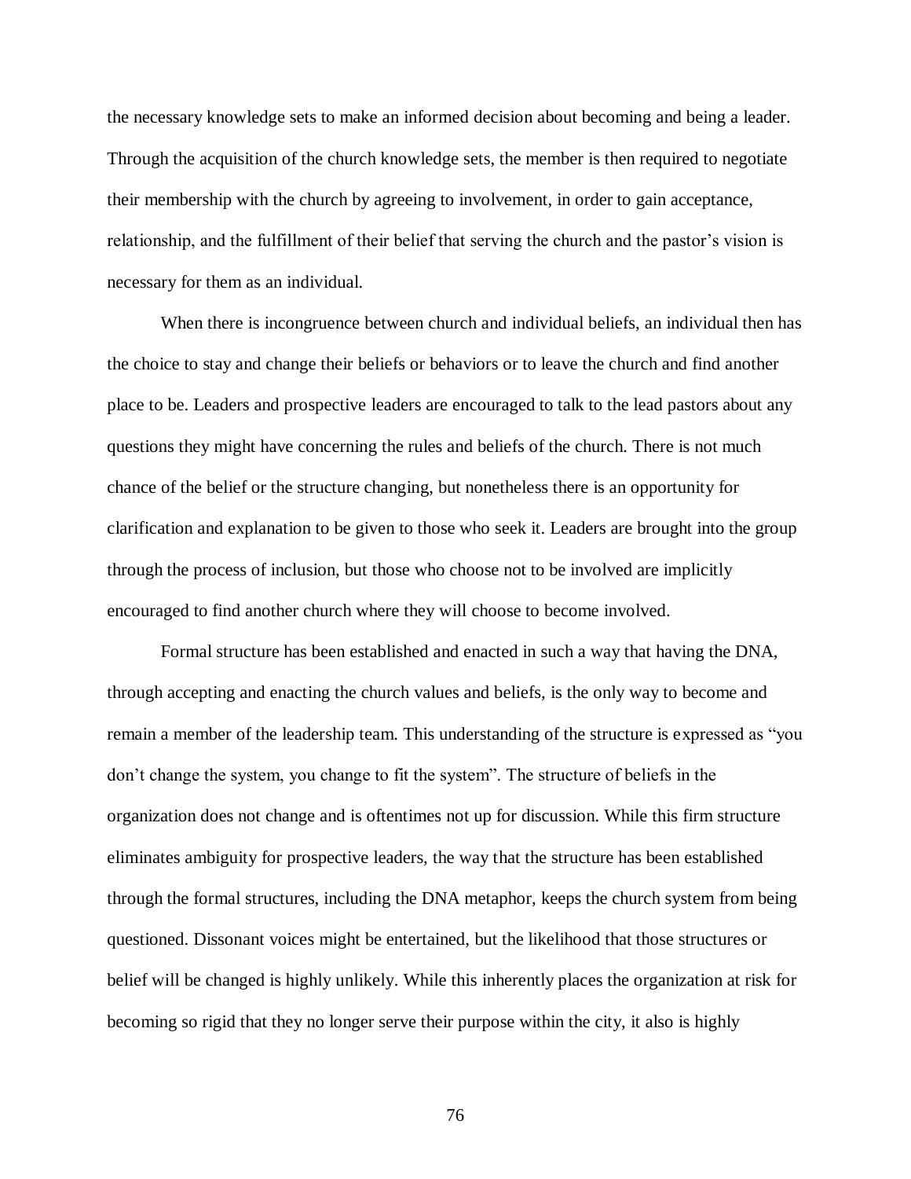the necessary knowledge sets to make an informed decision about becoming and being a leader. Through the acquisition of the church knowledge sets, the member is then required to negotiate their membership with the church by agreeing to involvement, in order to gain acceptance, relationship, and the fulfillment of their belief that serving the church and the pastor's vision is necessary for them as an individual.

When there is incongruence between church and individual beliefs, an individual then has the choice to stay and change their beliefs or behaviors or to leave the church and find another place to be. Leaders and prospective leaders are encouraged to talk to the lead pastors about any questions they might have concerning the rules and beliefs of the church. There is not much chance of the belief or the structure changing, but nonetheless there is an opportunity for clarification and explanation to be given to those who seek it. Leaders are brought into the group through the process of inclusion, but those who choose not to be involved are implicitly encouraged to find another church where they will choose to become involved.

Formal structure has been established and enacted in such a way that having the DNA, through accepting and enacting the church values and beliefs, is the only way to become and remain a member of the leadership team. This understanding of the structure is expressed as "you don't change the system, you change to fit the system". The structure of beliefs in the organization does not change and is oftentimes not up for discussion. While this firm structure eliminates ambiguity for prospective leaders, the way that the structure has been established through the formal structures, including the DNA metaphor, keeps the church system from being questioned. Dissonant voices might be entertained, but the likelihood that those structures or belief will be changed is highly unlikely. While this inherently places the organization at risk for becoming so rigid that they no longer serve their purpose within the city, it also is highly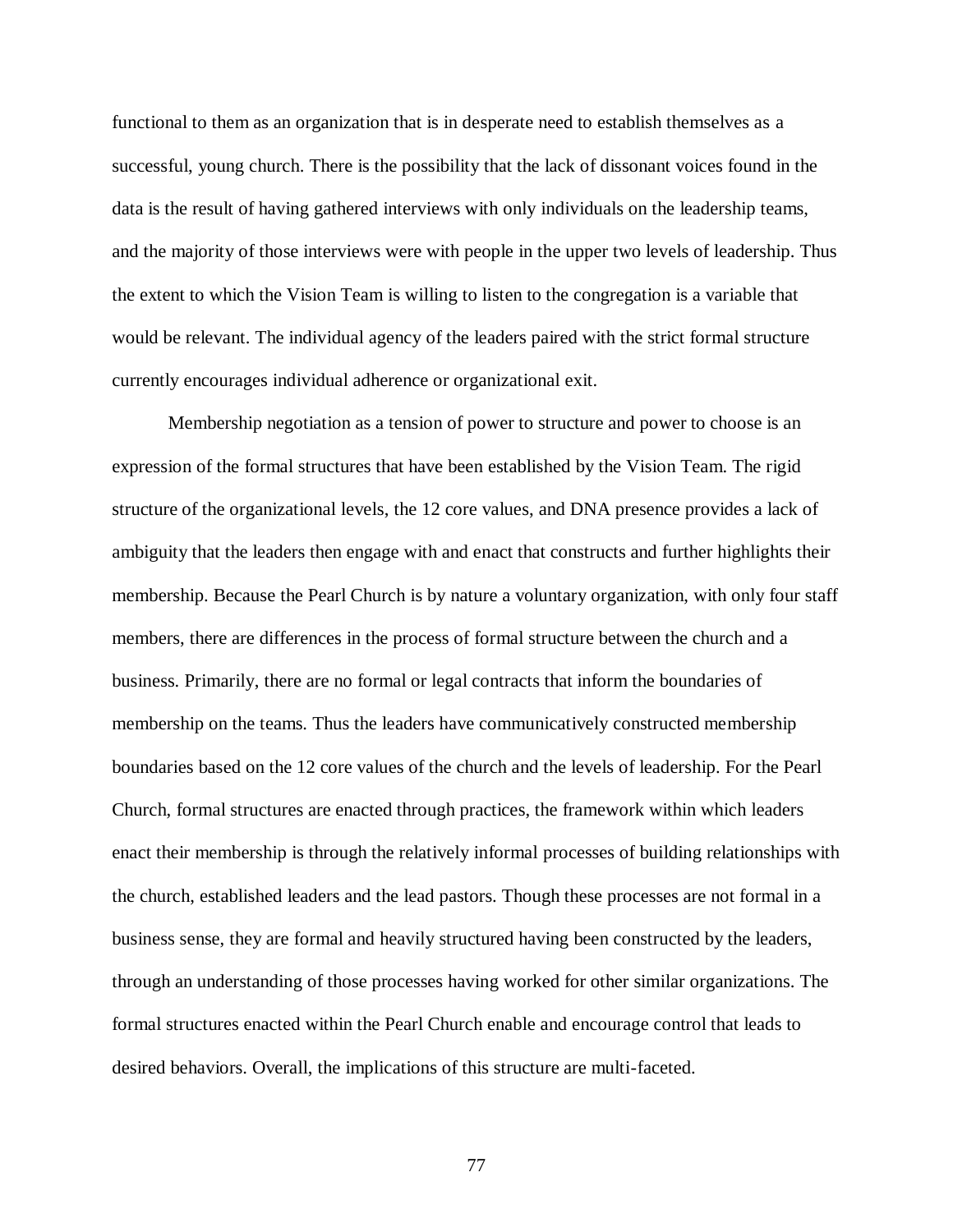functional to them as an organization that is in desperate need to establish themselves as a successful, young church. There is the possibility that the lack of dissonant voices found in the data is the result of having gathered interviews with only individuals on the leadership teams, and the majority of those interviews were with people in the upper two levels of leadership. Thus the extent to which the Vision Team is willing to listen to the congregation is a variable that would be relevant. The individual agency of the leaders paired with the strict formal structure currently encourages individual adherence or organizational exit.

Membership negotiation as a tension of power to structure and power to choose is an expression of the formal structures that have been established by the Vision Team. The rigid structure of the organizational levels, the 12 core values, and DNA presence provides a lack of ambiguity that the leaders then engage with and enact that constructs and further highlights their membership. Because the Pearl Church is by nature a voluntary organization, with only four staff members, there are differences in the process of formal structure between the church and a business. Primarily, there are no formal or legal contracts that inform the boundaries of membership on the teams. Thus the leaders have communicatively constructed membership boundaries based on the 12 core values of the church and the levels of leadership. For the Pearl Church, formal structures are enacted through practices, the framework within which leaders enact their membership is through the relatively informal processes of building relationships with the church, established leaders and the lead pastors. Though these processes are not formal in a business sense, they are formal and heavily structured having been constructed by the leaders, through an understanding of those processes having worked for other similar organizations. The formal structures enacted within the Pearl Church enable and encourage control that leads to desired behaviors. Overall, the implications of this structure are multi-faceted.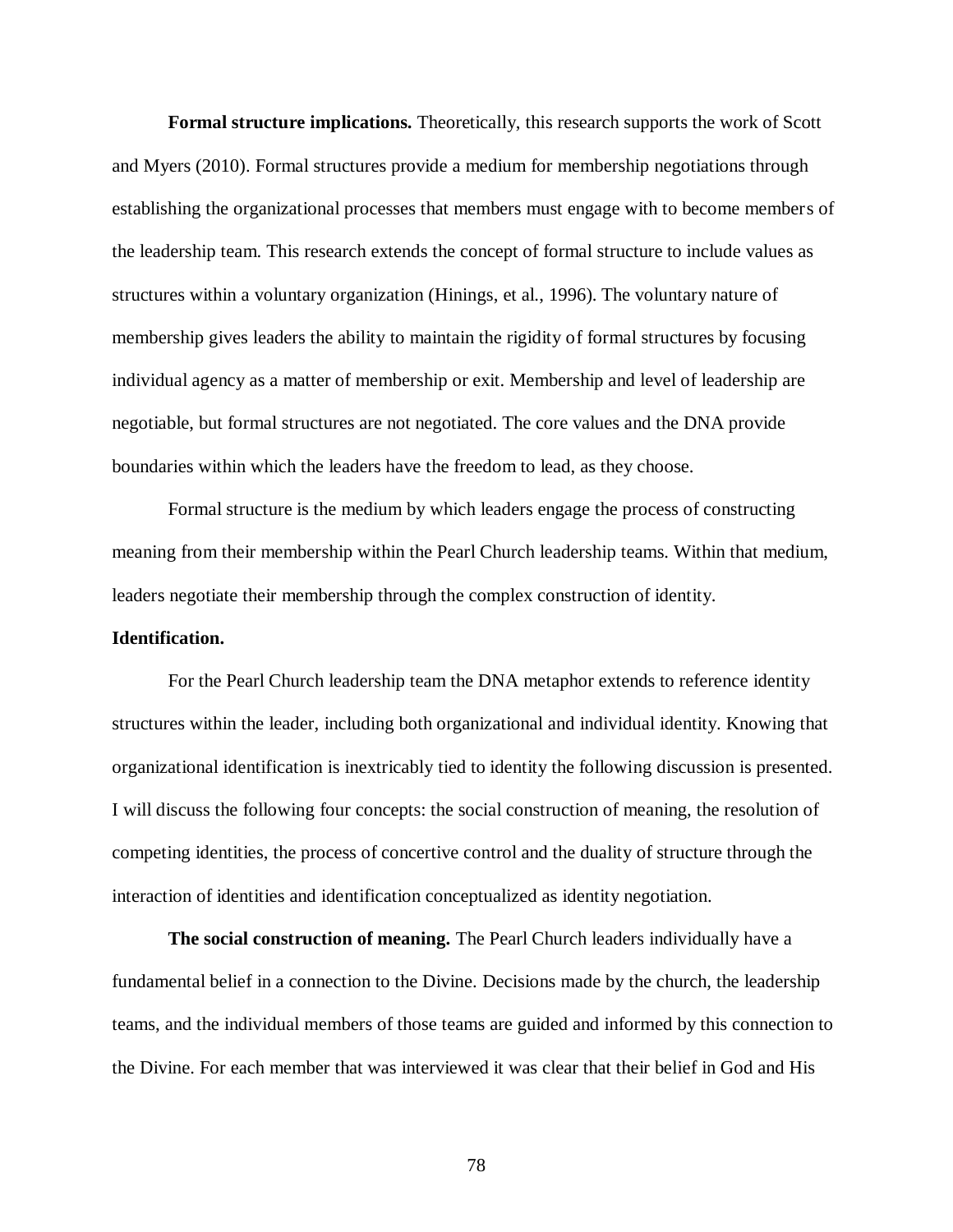**Formal structure implications.** Theoretically, this research supports the work of Scott and Myers (2010). Formal structures provide a medium for membership negotiations through establishing the organizational processes that members must engage with to become members of the leadership team. This research extends the concept of formal structure to include values as structures within a voluntary organization (Hinings, et al., 1996). The voluntary nature of membership gives leaders the ability to maintain the rigidity of formal structures by focusing individual agency as a matter of membership or exit. Membership and level of leadership are negotiable, but formal structures are not negotiated. The core values and the DNA provide boundaries within which the leaders have the freedom to lead, as they choose.

Formal structure is the medium by which leaders engage the process of constructing meaning from their membership within the Pearl Church leadership teams. Within that medium, leaders negotiate their membership through the complex construction of identity.

**Identification.**

For the Pearl Church leadership team the DNA metaphor extends to reference identity structures within the leader, including both organizational and individual identity. Knowing that organizational identification is inextricably tied to identity the following discussion is presented. I will discuss the following four concepts: the social construction of meaning, the resolution of competing identities, the process of concertive control and the duality of structure through the interaction of identities and identification conceptualized as identity negotiation.

**The social construction of meaning.** The Pearl Church leaders individually have a fundamental belief in a connection to the Divine. Decisions made by the church, the leadership teams, and the individual members of those teams are guided and informed by this connection to the Divine. For each member that was interviewed it was clear that their belief in God and His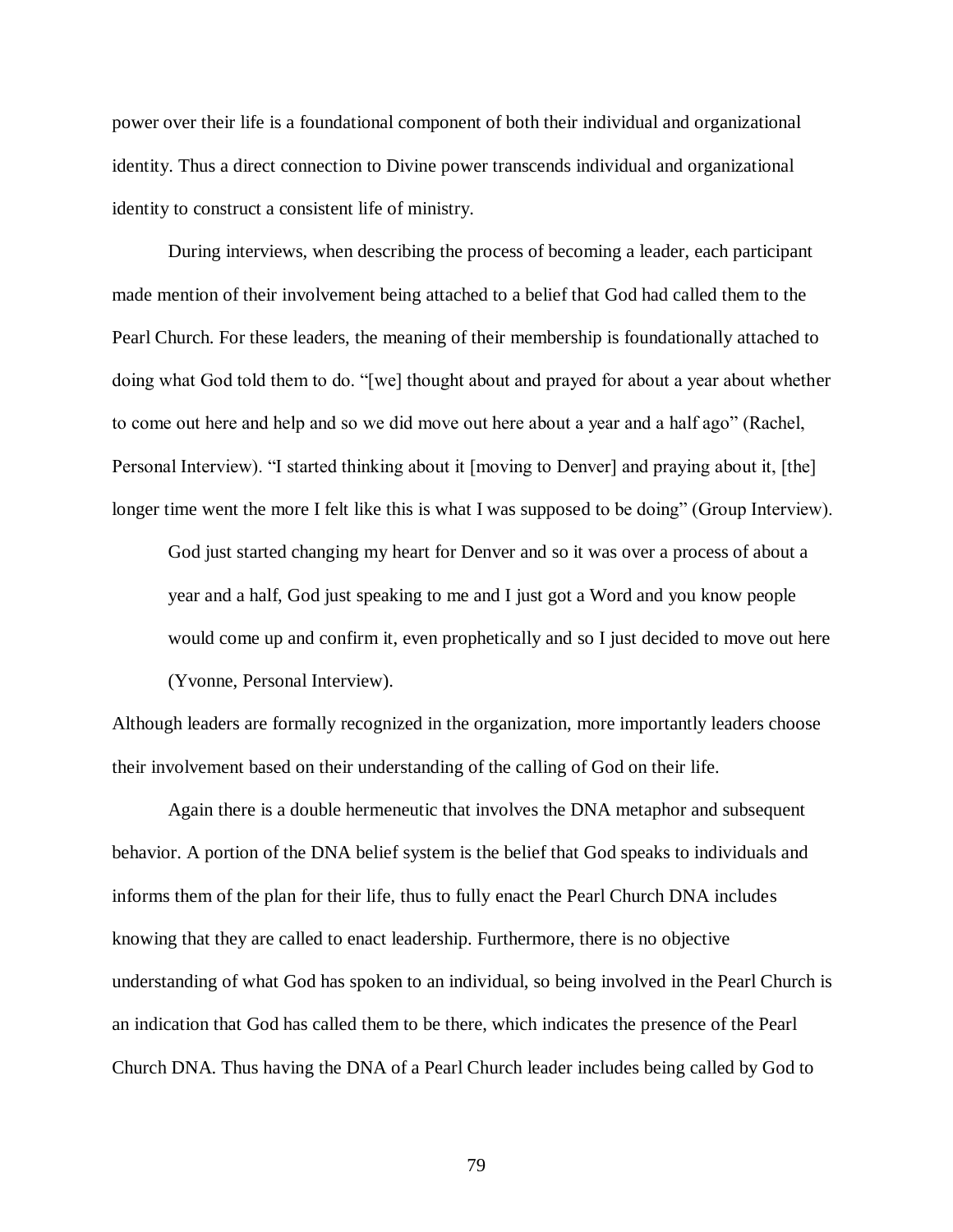power over their life is a foundational component of both their individual and organizational identity. Thus a direct connection to Divine power transcends individual and organizational identity to construct a consistent life of ministry.

During interviews, when describing the process of becoming a leader, each participant made mention of their involvement being attached to a belief that God had called them to the Pearl Church. For these leaders, the meaning of their membership is foundationally attached to doing what God told them to do. "[we] thought about and prayed for about a year about whether to come out here and help and so we did move out here about a year and a half ago" (Rachel, Personal Interview). "I started thinking about it [moving to Denver] and praying about it, [the] longer time went the more I felt like this is what I was supposed to be doing" (Group Interview).

> God just started changing my heart for Denver and so it was over a process of about a year and a half, God just speaking to me and I just got a Word and you know people would come up and confirm it, even prophetically and so I just decided to move out here (Yvonne, Personal Interview).

Although leaders are formally recognized in the organization, more importantly leaders choose their involvement based on their understanding of the calling of God on their life.

Again there is a double hermeneutic that involves the DNA metaphor and subsequent behavior. A portion of the DNA belief system is the belief that God speaks to individuals and informs them of the plan for their life, thus to fully enact the Pearl Church DNA includes knowing that they are called to enact leadership. Furthermore, there is no objective understanding of what God has spoken to an individual, so being involved in the Pearl Church is an indication that God has called them to be there, which indicates the presence of the Pearl Church DNA. Thus having the DNA of a Pearl Church leader includes being called by God to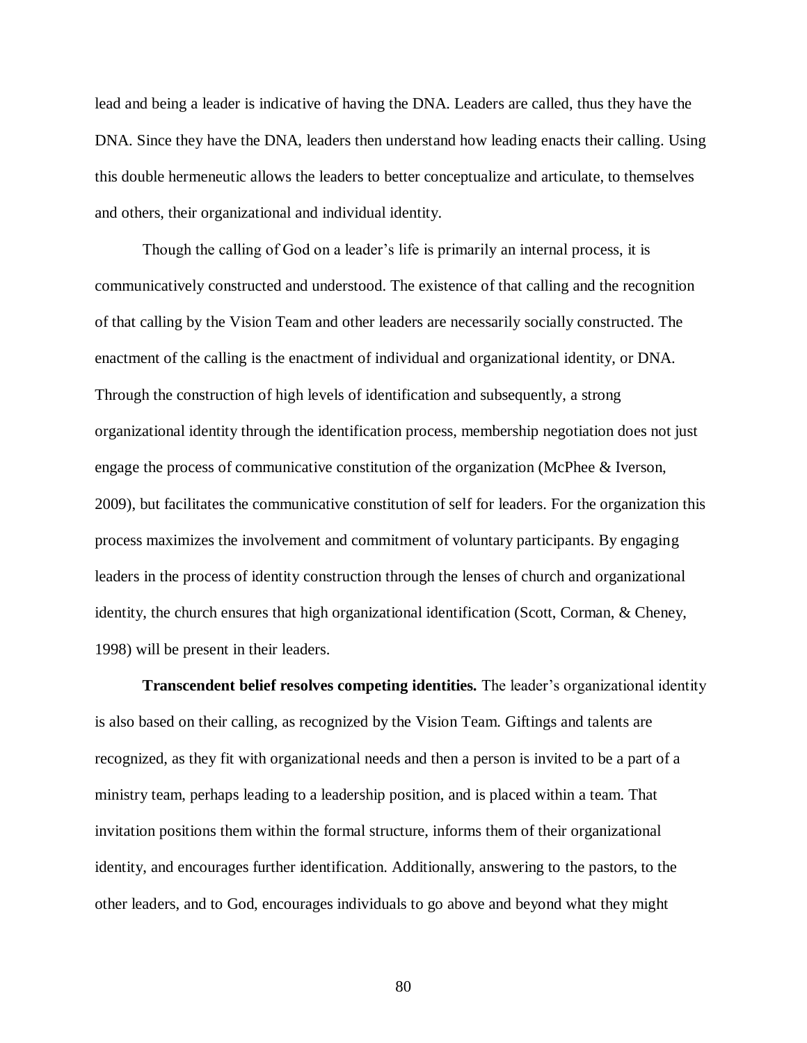lead and being a leader is indicative of having the DNA. Leaders are called, thus they have the DNA. Since they have the DNA, leaders then understand how leading enacts their calling. Using this double hermeneutic allows the leaders to better conceptualize and articulate, to themselves and others, their organizational and individual identity.

Though the calling of God on a leader's life is primarily an internal process, it is communicatively constructed and understood. The existence of that calling and the recognition of that calling by the Vision Team and other leaders are necessarily socially constructed. The enactment of the calling is the enactment of individual and organizational identity, or DNA. Through the construction of high levels of identification and subsequently, a strong organizational identity through the identification process, membership negotiation does not just engage the process of communicative constitution of the organization (McPhee & Iverson, 2009), but facilitates the communicative constitution of self for leaders. For the organization this process maximizes the involvement and commitment of voluntary participants. By engaging leaders in the process of identity construction through the lenses of church and organizational identity, the church ensures that high organizational identification (Scott, Corman, & Cheney, 1998) will be present in their leaders.

**Transcendent belief resolves competing identities.** The leader's organizational identity is also based on their calling, as recognized by the Vision Team. Giftings and talents are recognized, as they fit with organizational needs and then a person is invited to be a part of a ministry team, perhaps leading to a leadership position, and is placed within a team. That invitation positions them within the formal structure, informs them of their organizational identity, and encourages further identification. Additionally, answering to the pastors, to the other leaders, and to God, encourages individuals to go above and beyond what they might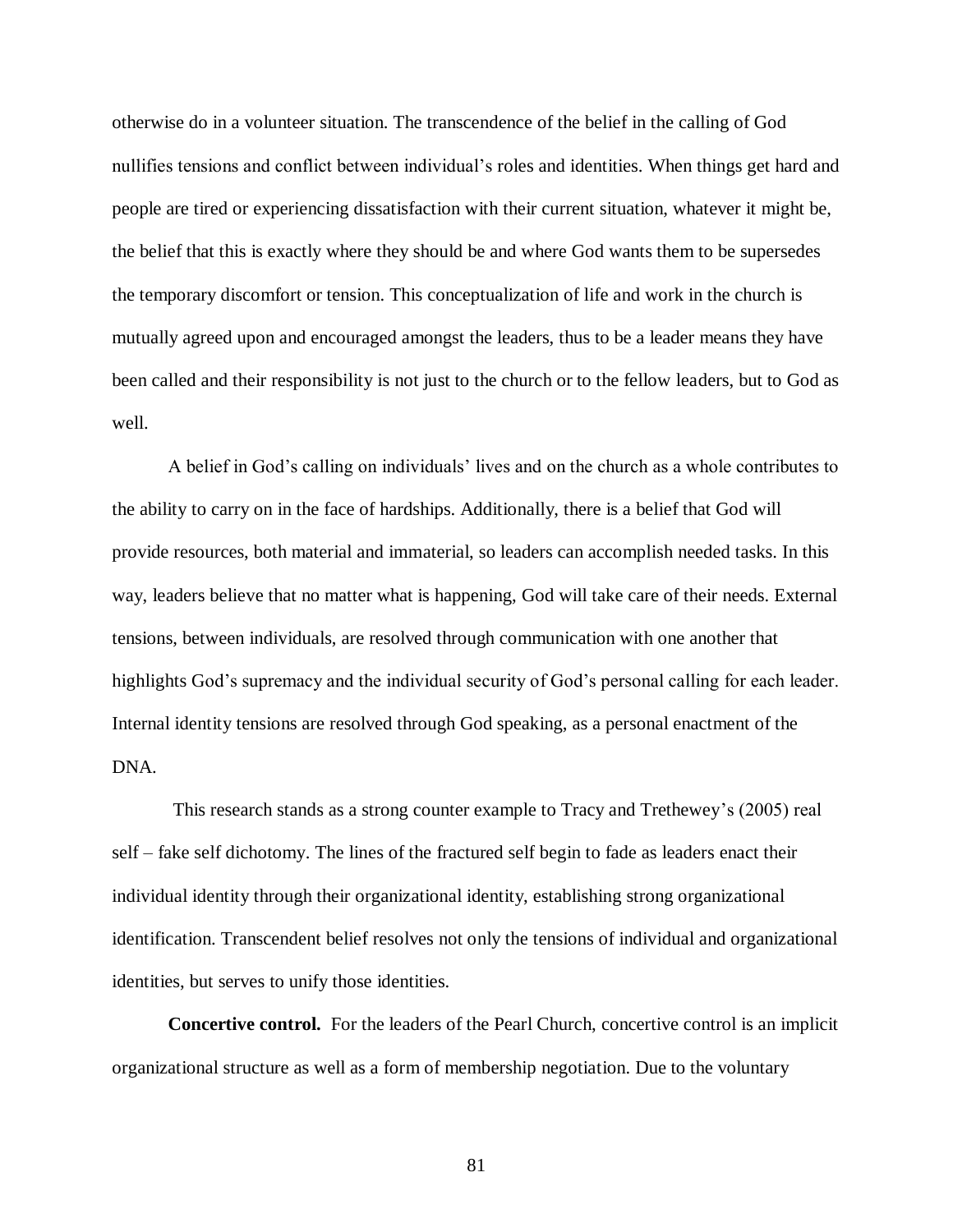otherwise do in a volunteer situation. The transcendence of the belief in the calling of God nullifies tensions and conflict between individual's roles and identities. When things get hard and people are tired or experiencing dissatisfaction with their current situation, whatever it might be, the belief that this is exactly where they should be and where God wants them to be supersedes the temporary discomfort or tension. This conceptualization of life and work in the church is mutually agreed upon and encouraged amongst the leaders, thus to be a leader means they have been called and their responsibility is not just to the church or to the fellow leaders, but to God as well.

A belief in God's calling on individuals' lives and on the church as a whole contributes to the ability to carry on in the face of hardships. Additionally, there is a belief that God will provide resources, both material and immaterial, so leaders can accomplish needed tasks. In this way, leaders believe that no matter what is happening, God will take care of their needs. External tensions, between individuals, are resolved through communication with one another that highlights God's supremacy and the individual security of God's personal calling for each leader. Internal identity tensions are resolved through God speaking, as a personal enactment of the DNA.

This research stands as a strong counter example to Tracy and Trethewey's (2005) real self – fake self dichotomy. The lines of the fractured self begin to fade as leaders enact their individual identity through their organizational identity, establishing strong organizational identification. Transcendent belief resolves not only the tensions of individual and organizational identities, but serves to unify those identities.

**Concertive control.** For the leaders of the Pearl Church, concertive control is an implicit organizational structure as well as a form of membership negotiation. Due to the voluntary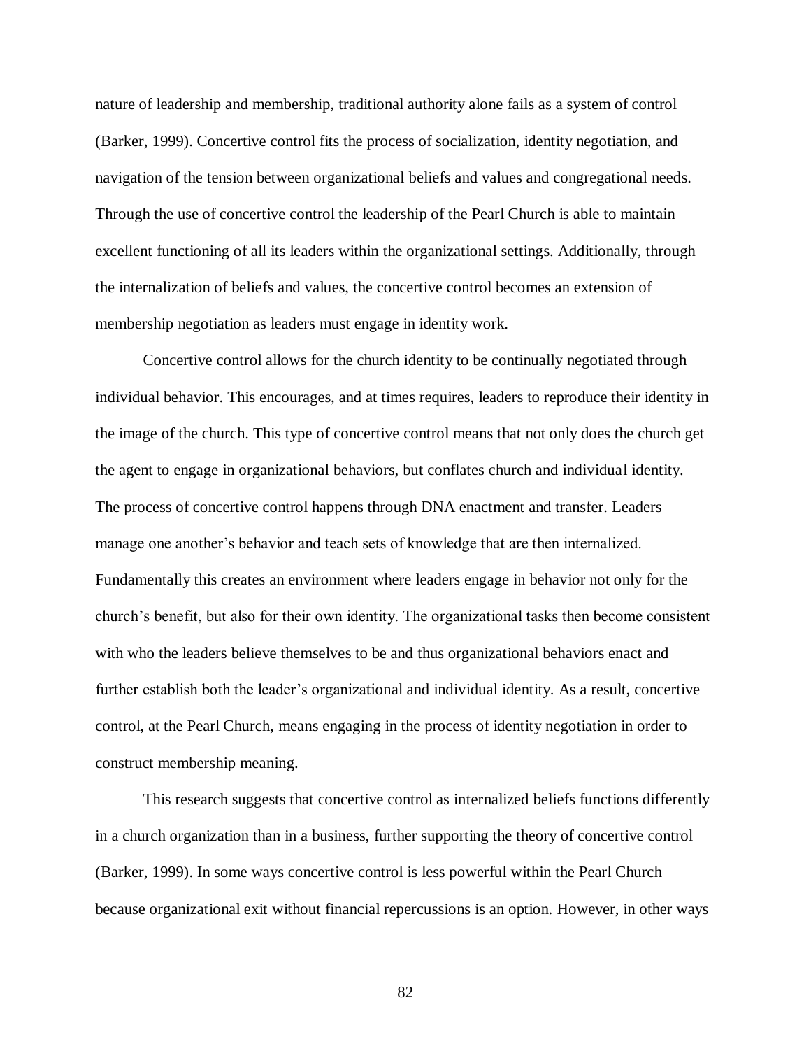nature of leadership and membership, traditional authority alone fails as a system of control (Barker, 1999). Concertive control fits the process of socialization, identity negotiation, and navigation of the tension between organizational beliefs and values and congregational needs. Through the use of concertive control the leadership of the Pearl Church is able to maintain excellent functioning of all its leaders within the organizational settings. Additionally, through the internalization of beliefs and values, the concertive control becomes an extension of membership negotiation as leaders must engage in identity work.

Concertive control allows for the church identity to be continually negotiated through individual behavior. This encourages, and at times requires, leaders to reproduce their identity in the image of the church. This type of concertive control means that not only does the church get the agent to engage in organizational behaviors, but conflates church and individual identity. The process of concertive control happens through DNA enactment and transfer. Leaders manage one another's behavior and teach sets of knowledge that are then internalized. Fundamentally this creates an environment where leaders engage in behavior not only for the church's benefit, but also for their own identity. The organizational tasks then become consistent with who the leaders believe themselves to be and thus organizational behaviors enact and further establish both the leader's organizational and individual identity. As a result, concertive control, at the Pearl Church, means engaging in the process of identity negotiation in order to construct membership meaning.

This research suggests that concertive control as internalized beliefs functions differently in a church organization than in a business, further supporting the theory of concertive control (Barker, 1999). In some ways concertive control is less powerful within the Pearl Church because organizational exit without financial repercussions is an option. However, in other ways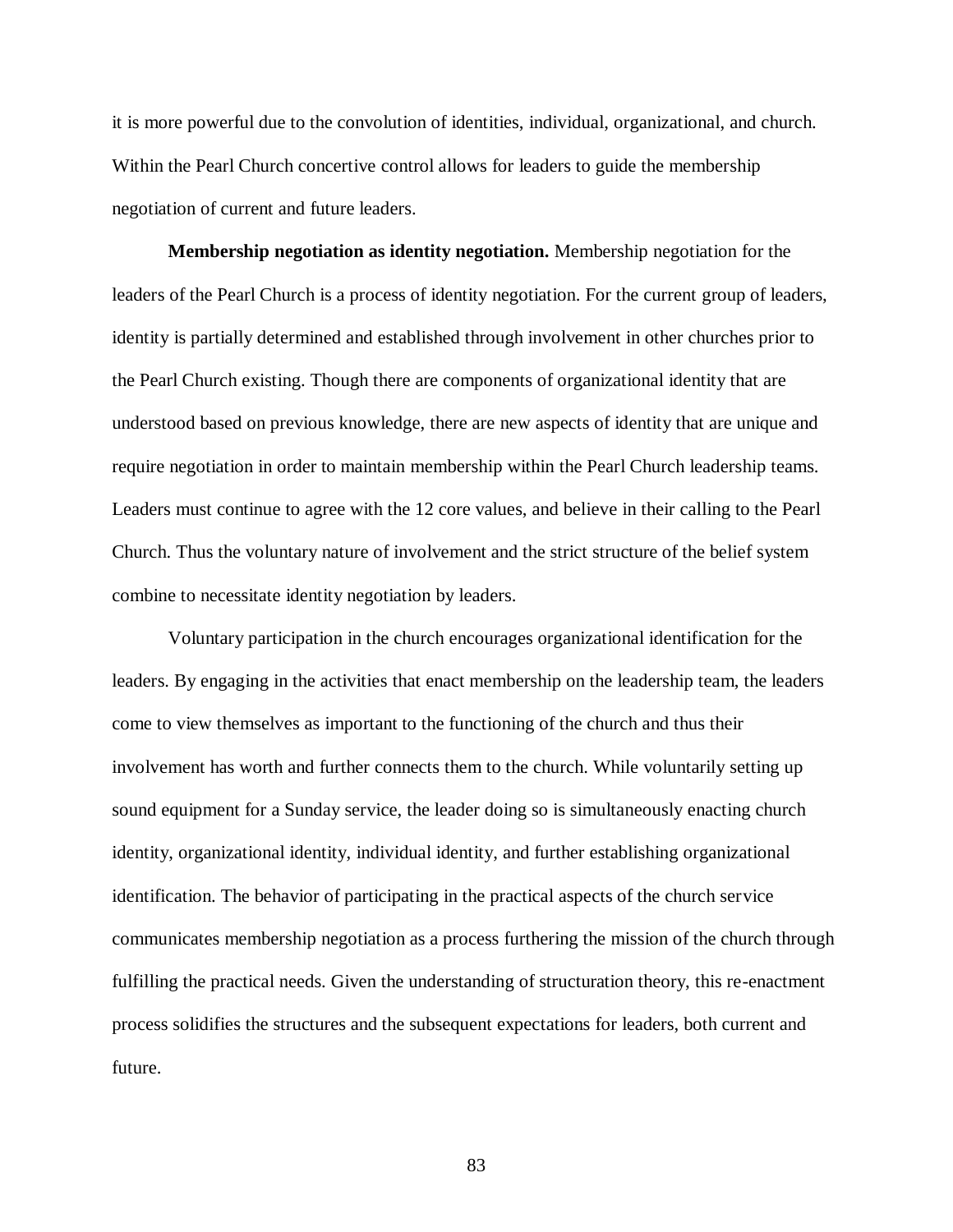it is more powerful due to the convolution of identities, individual, organizational, and church. Within the Pearl Church concertive control allows for leaders to guide the membership negotiation of current and future leaders.

**Membership negotiation as identity negotiation.** Membership negotiation for the leaders of the Pearl Church is a process of identity negotiation. For the current group of leaders, identity is partially determined and established through involvement in other churches prior to the Pearl Church existing. Though there are components of organizational identity that are understood based on previous knowledge, there are new aspects of identity that are unique and require negotiation in order to maintain membership within the Pearl Church leadership teams. Leaders must continue to agree with the 12 core values, and believe in their calling to the Pearl Church. Thus the voluntary nature of involvement and the strict structure of the belief system combine to necessitate identity negotiation by leaders.

Voluntary participation in the church encourages organizational identification for the leaders. By engaging in the activities that enact membership on the leadership team, the leaders come to view themselves as important to the functioning of the church and thus their involvement has worth and further connects them to the church. While voluntarily setting up sound equipment for a Sunday service, the leader doing so is simultaneously enacting church identity, organizational identity, individual identity, and further establishing organizational identification. The behavior of participating in the practical aspects of the church service communicates membership negotiation as a process furthering the mission of the church through fulfilling the practical needs. Given the understanding of structuration theory, this re-enactment process solidifies the structures and the subsequent expectations for leaders, both current and future.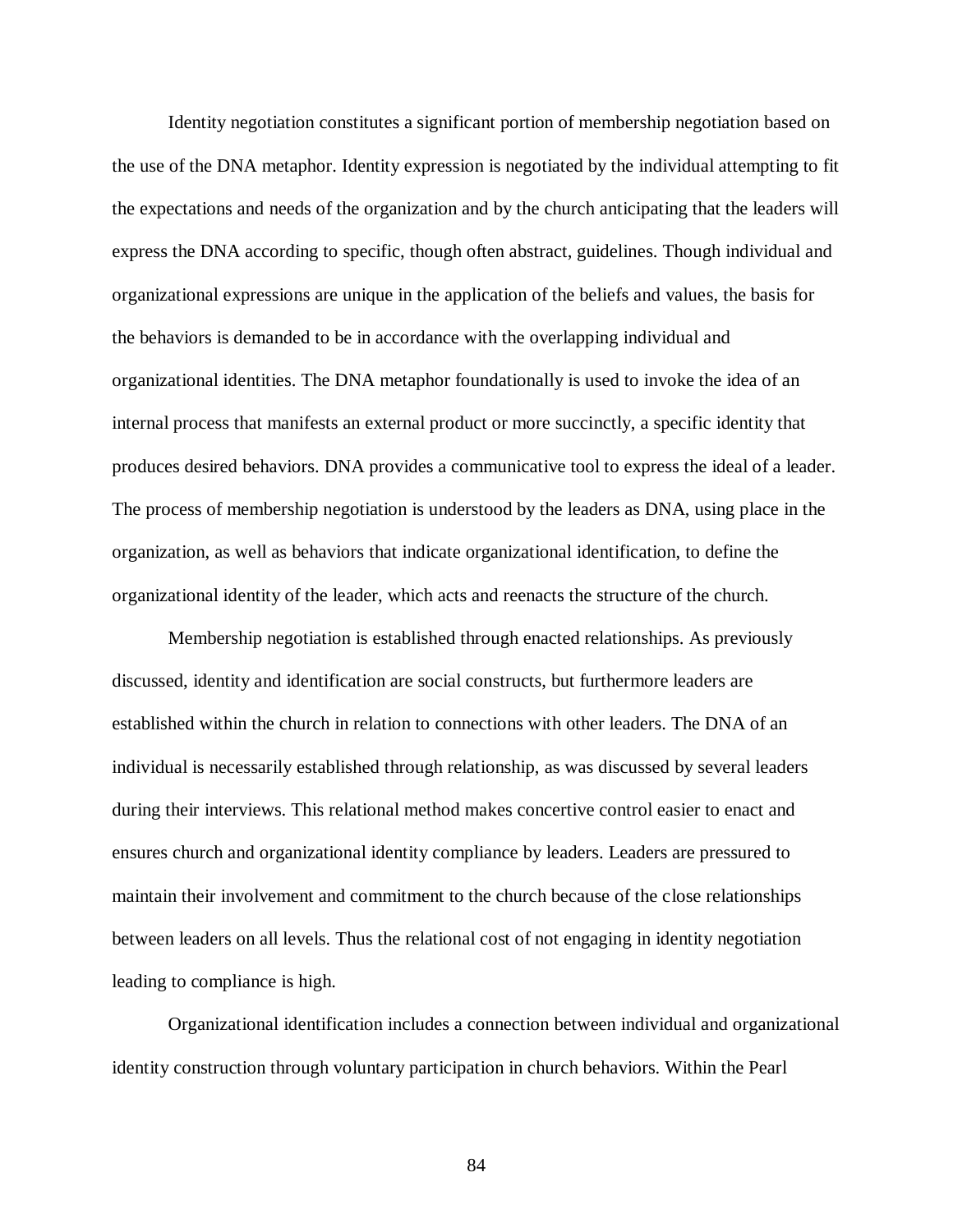Identity negotiation constitutes a significant portion of membership negotiation based on the use of the DNA metaphor. Identity expression is negotiated by the individual attempting to fit the expectations and needs of the organization and by the church anticipating that the leaders will express the DNA according to specific, though often abstract, guidelines. Though individual and organizational expressions are unique in the application of the beliefs and values, the basis for the behaviors is demanded to be in accordance with the overlapping individual and organizational identities. The DNA metaphor foundationally is used to invoke the idea of an internal process that manifests an external product or more succinctly, a specific identity that produces desired behaviors. DNA provides a communicative tool to express the ideal of a leader. The process of membership negotiation is understood by the leaders as DNA, using place in the organization, as well as behaviors that indicate organizational identification, to define the organizational identity of the leader, which acts and reenacts the structure of the church.

Membership negotiation is established through enacted relationships. As previously discussed, identity and identification are social constructs, but furthermore leaders are established within the church in relation to connections with other leaders. The DNA of an individual is necessarily established through relationship, as was discussed by several leaders during their interviews. This relational method makes concertive control easier to enact and ensures church and organizational identity compliance by leaders. Leaders are pressured to maintain their involvement and commitment to the church because of the close relationships between leaders on all levels. Thus the relational cost of not engaging in identity negotiation leading to compliance is high.

Organizational identification includes a connection between individual and organizational identity construction through voluntary participation in church behaviors. Within the Pearl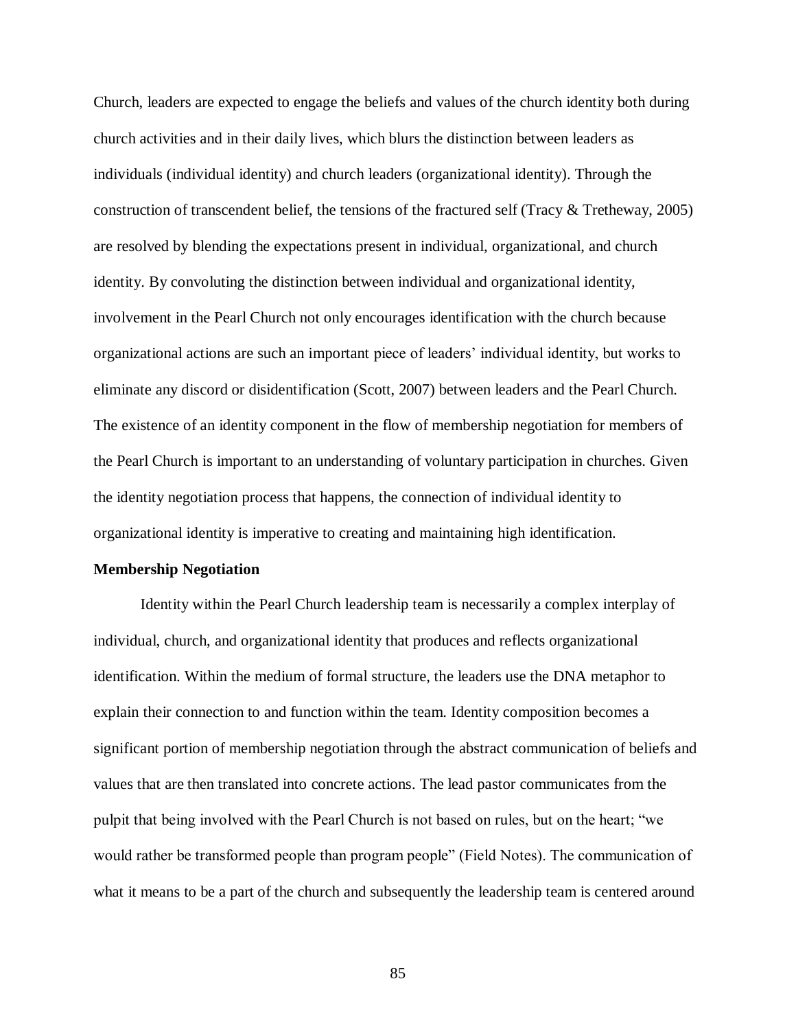Church, leaders are expected to engage the beliefs and values of the church identity both during church activities and in their daily lives, which blurs the distinction between leaders as individuals (individual identity) and church leaders (organizational identity). Through the construction of transcendent belief, the tensions of the fractured self (Tracy & Tretheway, 2005) are resolved by blending the expectations present in individual, organizational, and church identity. By convoluting the distinction between individual and organizational identity, involvement in the Pearl Church not only encourages identification with the church because organizational actions are such an important piece of leaders' individual identity, but works to eliminate any discord or disidentification (Scott, 2007) between leaders and the Pearl Church. The existence of an identity component in the flow of membership negotiation for members of the Pearl Church is important to an understanding of voluntary participation in churches. Given the identity negotiation process that happens, the connection of individual identity to organizational identity is imperative to creating and maintaining high identification.

**Membership Negotiation**

Identity within the Pearl Church leadership team is necessarily a complex interplay of individual, church, and organizational identity that produces and reflects organizational identification. Within the medium of formal structure, the leaders use the DNA metaphor to explain their connection to and function within the team. Identity composition becomes a significant portion of membership negotiation through the abstract communication of beliefs and values that are then translated into concrete actions. The lead pastor communicates from the pulpit that being involved with the Pearl Church is not based on rules, but on the heart; "we would rather be transformed people than program people" (Field Notes). The communication of what it means to be a part of the church and subsequently the leadership team is centered around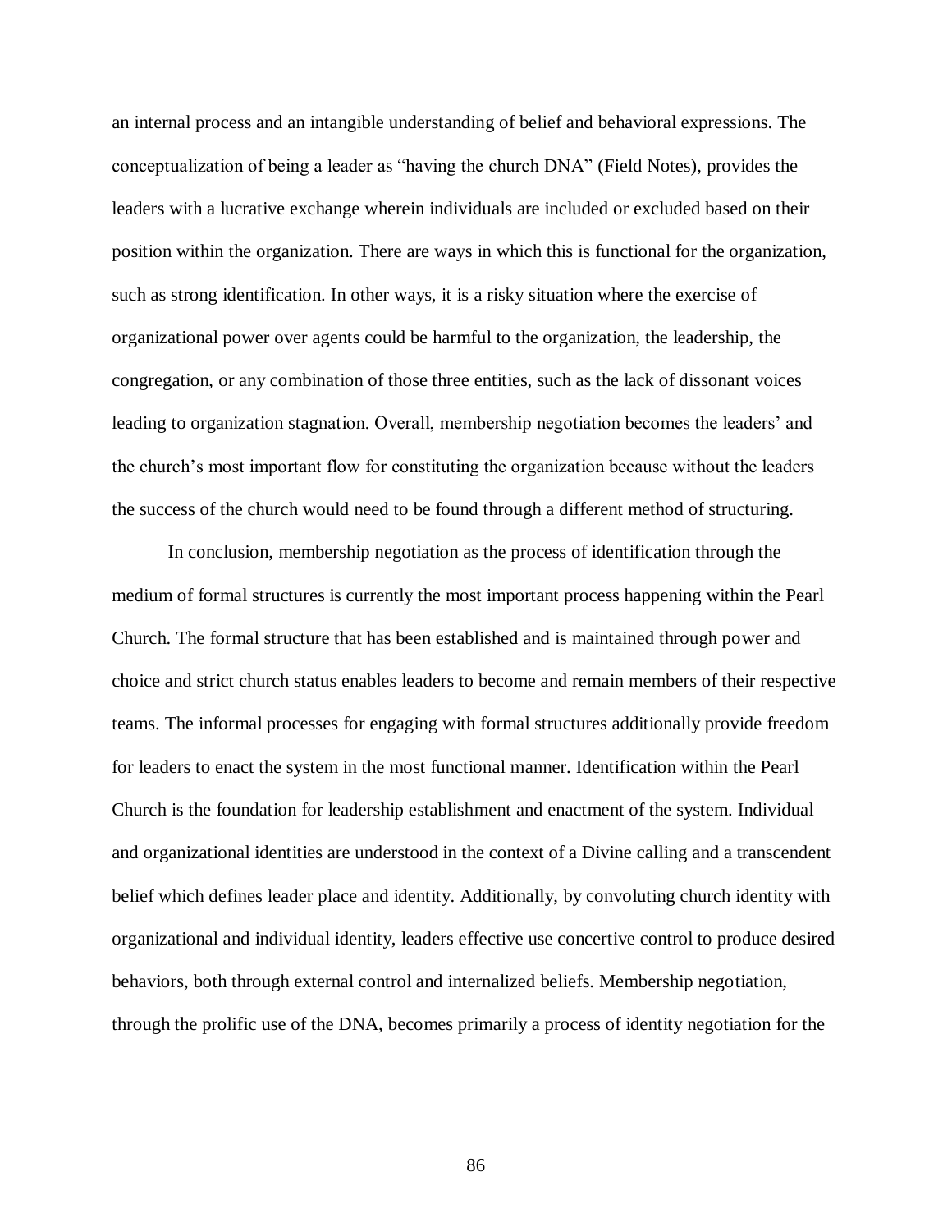an internal process and an intangible understanding of belief and behavioral expressions. The conceptualization of being a leader as “having the church DNA” (Field Notes), provides the leaders with a lucrative exchange wherein individuals are included or excluded based on their position within the organization. There are ways in which this is functional for the organization, such as strong identification. In other ways, it is a risky situation where the exercise of organizational power over agents could be harmful to the organization, the leadership, the congregation, or any combination of those three entities, such as the lack of dissonant voices leading to organization stagnation. Overall, membership negotiation becomes the leaders’ and the church’s most important flow for constituting the organization because without the leaders the success of the church would need to be found through a different method of structuring.

In conclusion, membership negotiation as the process of identification through the medium of formal structures is currently the most important process happening within the Pearl Church. The formal structure that has been established and is maintained through power and choice and strict church status enables leaders to become and remain members of their respective teams. The informal processes for engaging with formal structures additionally provide freedom for leaders to enact the system in the most functional manner. Identification within the Pearl Church is the foundation for leadership establishment and enactment of the system. Individual and organizational identities are understood in the context of a Divine calling and a transcendent belief which defines leader place and identity. Additionally, by convoluting church identity with organizational and individual identity, leaders effective use concertive control to produce desired behaviors, both through external control and internalized beliefs. Membership negotiation, through the prolific use of the DNA, becomes primarily a process of identity negotiation for the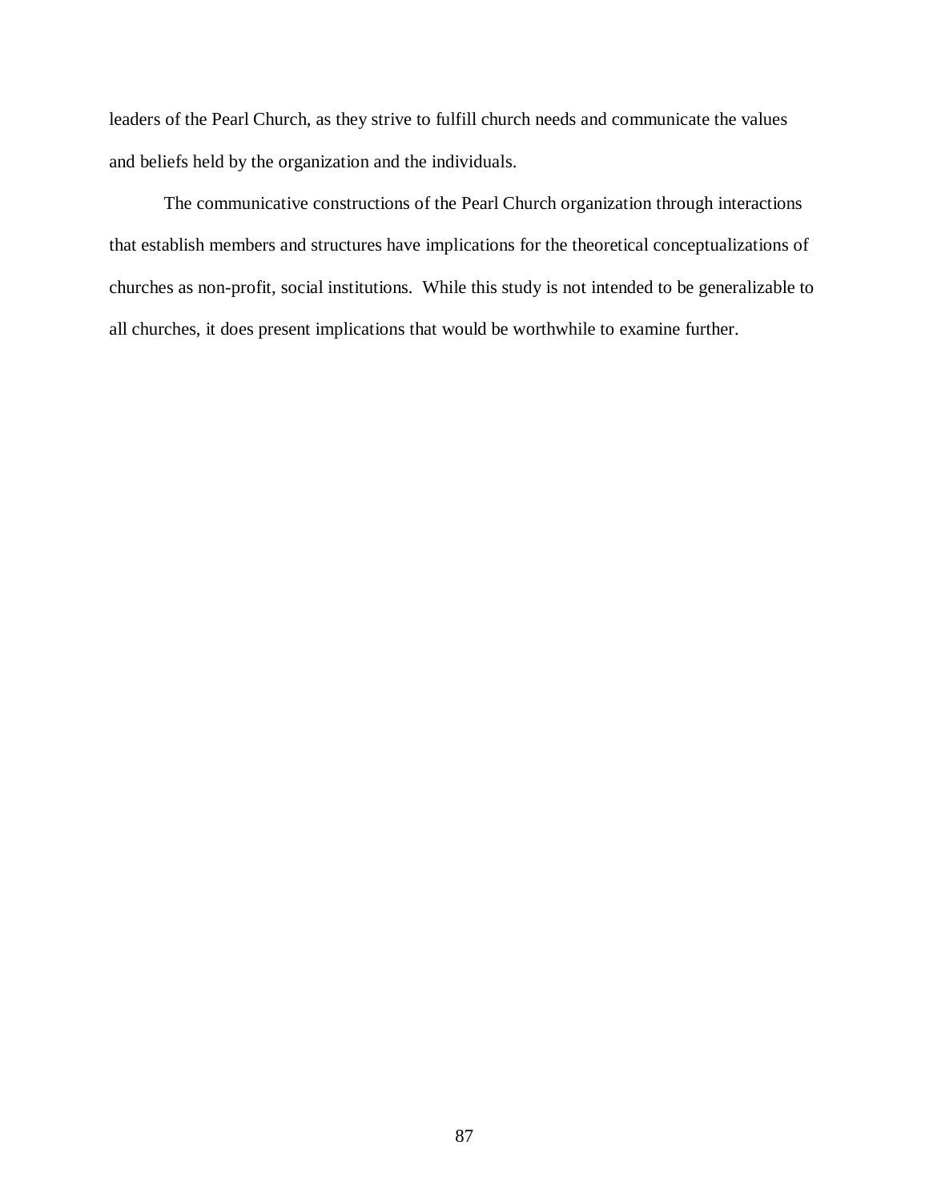leaders of the Pearl Church, as they strive to fulfill church needs and communicate the values and beliefs held by the organization and the individuals.

The communicative constructions of the Pearl Church organization through interactions that establish members and structures have implications for the theoretical conceptualizations of churches as non-profit, social institutions. While this study is not intended to be generalizable to all churches, it does present implications that would be worthwhile to examine further.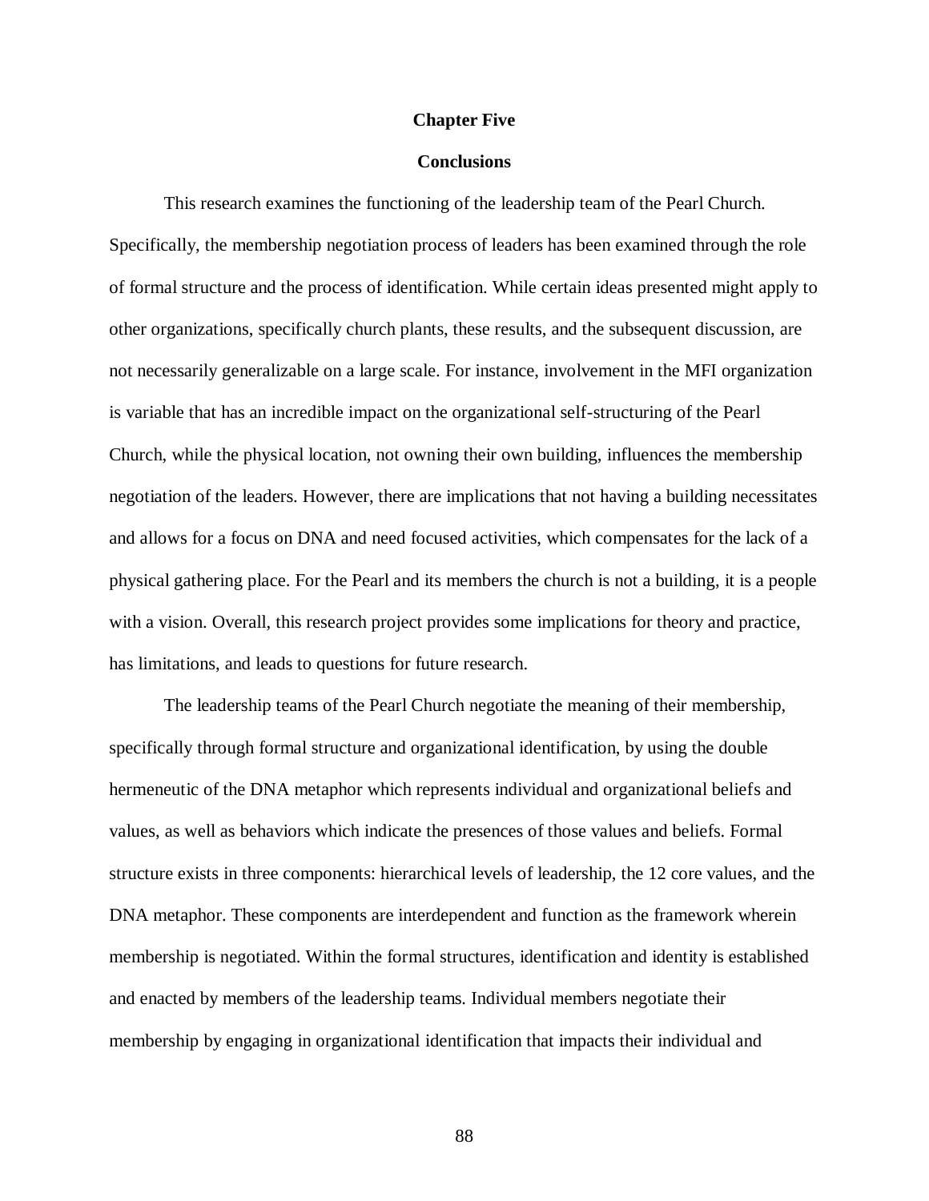# Chapter Five

## Conclusions

This research examines the functioning of the leadership team of the Pearl Church. Specifically, the membership negotiation process of leaders has been examined through the role of formal structure and the process of identification. While certain ideas presented might apply to other organizations, specifically church plants, these results, and the subsequent discussion, are not necessarily generalizable on a large scale. For instance, involvement in the MFI organization is variable that has an incredible impact on the organizational self-structuring of the Pearl Church, while the physical location, not owning their own building, influences the membership negotiation of the leaders. However, there are implications that not having a building necessitates and allows for a focus on DNA and need focused activities, which compensates for the lack of a physical gathering place. For the Pearl and its members the church is not a building, it is a people with a vision. Overall, this research project provides some implications for theory and practice, has limitations, and leads to questions for future research.

The leadership teams of the Pearl Church negotiate the meaning of their membership, specifically through formal structure and organizational identification, by using the double hermeneutic of the DNA metaphor which represents individual and organizational beliefs and values, as well as behaviors which indicate the presences of those values and beliefs. Formal structure exists in three components: hierarchical levels of leadership, the 12 core values, and the DNA metaphor. These components are interdependent and function as the framework wherein membership is negotiated. Within the formal structures, identification and identity is established and enacted by members of the leadership teams. Individual members negotiate their membership by engaging in organizational identification that impacts their individual and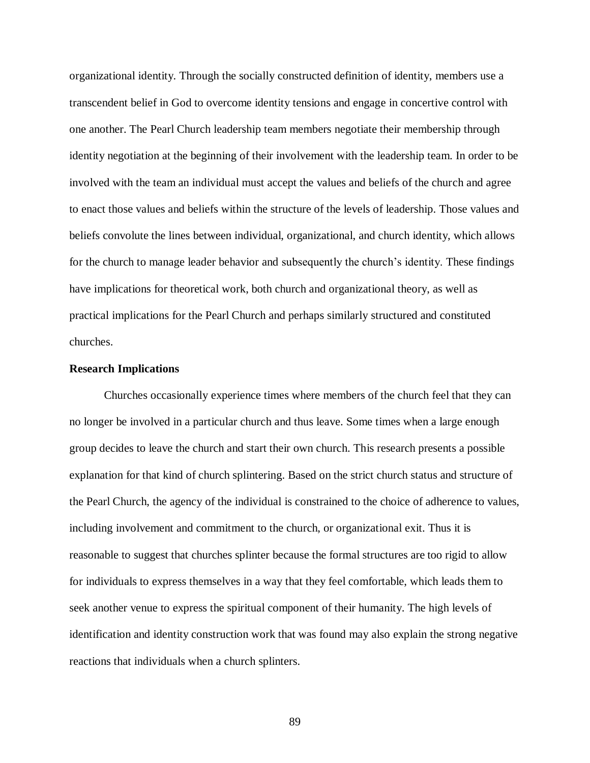organizational identity. Through the socially constructed definition of identity, members use a transcendent belief in God to overcome identity tensions and engage in concertive control with one another. The Pearl Church leadership team members negotiate their membership through identity negotiation at the beginning of their involvement with the leadership team. In order to be involved with the team an individual must accept the values and beliefs of the church and agree to enact those values and beliefs within the structure of the levels of leadership. Those values and beliefs convolute the lines between individual, organizational, and church identity, which allows for the church to manage leader behavior and subsequently the church's identity. These findings have implications for theoretical work, both church and organizational theory, as well as practical implications for the Pearl Church and perhaps similarly structured and constituted churches.

**Research Implications**

Churches occasionally experience times where members of the church feel that they can no longer be involved in a particular church and thus leave. Some times when a large enough group decides to leave the church and start their own church. This research presents a possible explanation for that kind of church splintering. Based on the strict church status and structure of the Pearl Church, the agency of the individual is constrained to the choice of adherence to values, including involvement and commitment to the church, or organizational exit. Thus it is reasonable to suggest that churches splinter because the formal structures are too rigid to allow for individuals to express themselves in a way that they feel comfortable, which leads them to seek another venue to express the spiritual component of their humanity. The high levels of identification and identity construction work that was found may also explain the strong negative reactions that individuals when a church splinters.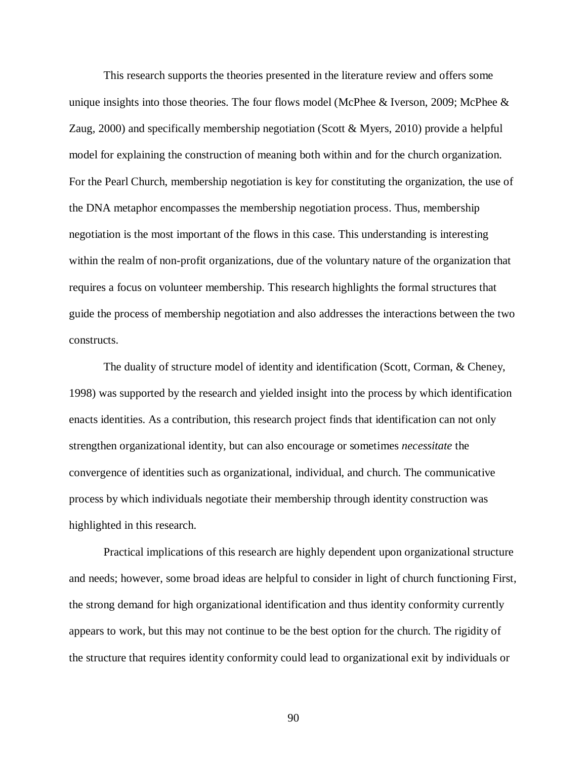This research supports the theories presented in the literature review and offers some unique insights into those theories. The four flows model (McPhee & Iverson, 2009; McPhee & Zaug, 2000) and specifically membership negotiation (Scott & Myers, 2010) provide a helpful model for explaining the construction of meaning both within and for the church organization. For the Pearl Church, membership negotiation is key for constituting the organization, the use of the DNA metaphor encompasses the membership negotiation process. Thus, membership negotiation is the most important of the flows in this case. This understanding is interesting within the realm of non-profit organizations, due of the voluntary nature of the organization that requires a focus on volunteer membership. This research highlights the formal structures that guide the process of membership negotiation and also addresses the interactions between the two constructs.

The duality of structure model of identity and identification (Scott, Corman, & Cheney, 1998) was supported by the research and yielded insight into the process by which identification enacts identities. As a contribution, this research project finds that identification can not only strengthen organizational identity, but can also encourage or sometimes *necessitate* the convergence of identities such as organizational, individual, and church. The communicative process by which individuals negotiate their membership through identity construction was highlighted in this research.

Practical implications of this research are highly dependent upon organizational structure and needs; however, some broad ideas are helpful to consider in light of church functioning First, the strong demand for high organizational identification and thus identity conformity currently appears to work, but this may not continue to be the best option for the church. The rigidity of the structure that requires identity conformity could lead to organizational exit by individuals or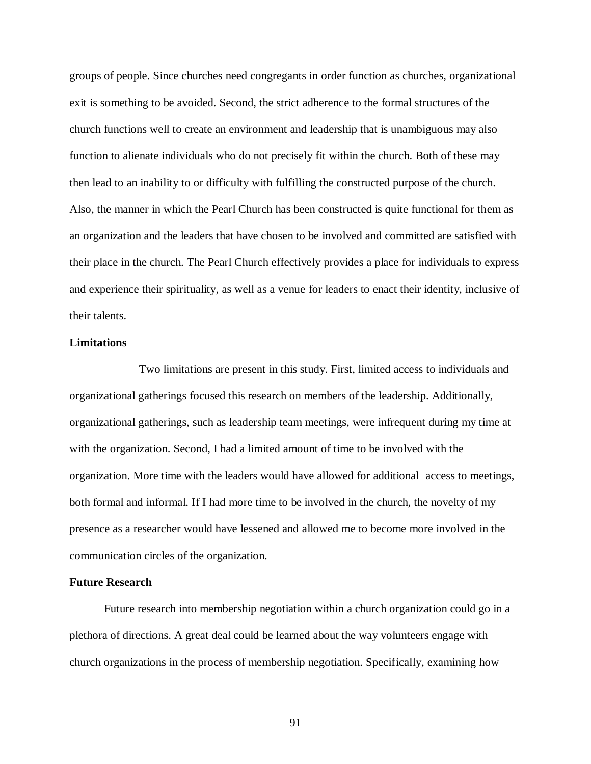groups of people. Since churches need congregants in order function as churches, organizational exit is something to be avoided. Second, the strict adherence to the formal structures of the church functions well to create an environment and leadership that is unambiguous may also function to alienate individuals who do not precisely fit within the church. Both of these may then lead to an inability to or difficulty with fulfilling the constructed purpose of the church. Also, the manner in which the Pearl Church has been constructed is quite functional for them as an organization and the leaders that have chosen to be involved and committed are satisfied with their place in the church. The Pearl Church effectively provides a place for individuals to express and experience their spirituality, as well as a venue for leaders to enact their identity, inclusive of their talents.

**Limitations**

Two limitations are present in this study. First, limited access to individuals and organizational gatherings focused this research on members of the leadership. Additionally, organizational gatherings, such as leadership team meetings, were infrequent during my time at with the organization. Second, I had a limited amount of time to be involved with the organization. More time with the leaders would have allowed for additional access to meetings, both formal and informal. If I had more time to be involved in the church, the novelty of my presence as a researcher would have lessened and allowed me to become more involved in the communication circles of the organization.

**Future Research**

Future research into membership negotiation within a church organization could go in a plethora of directions. A great deal could be learned about the way volunteers engage with church organizations in the process of membership negotiation. Specifically, examining how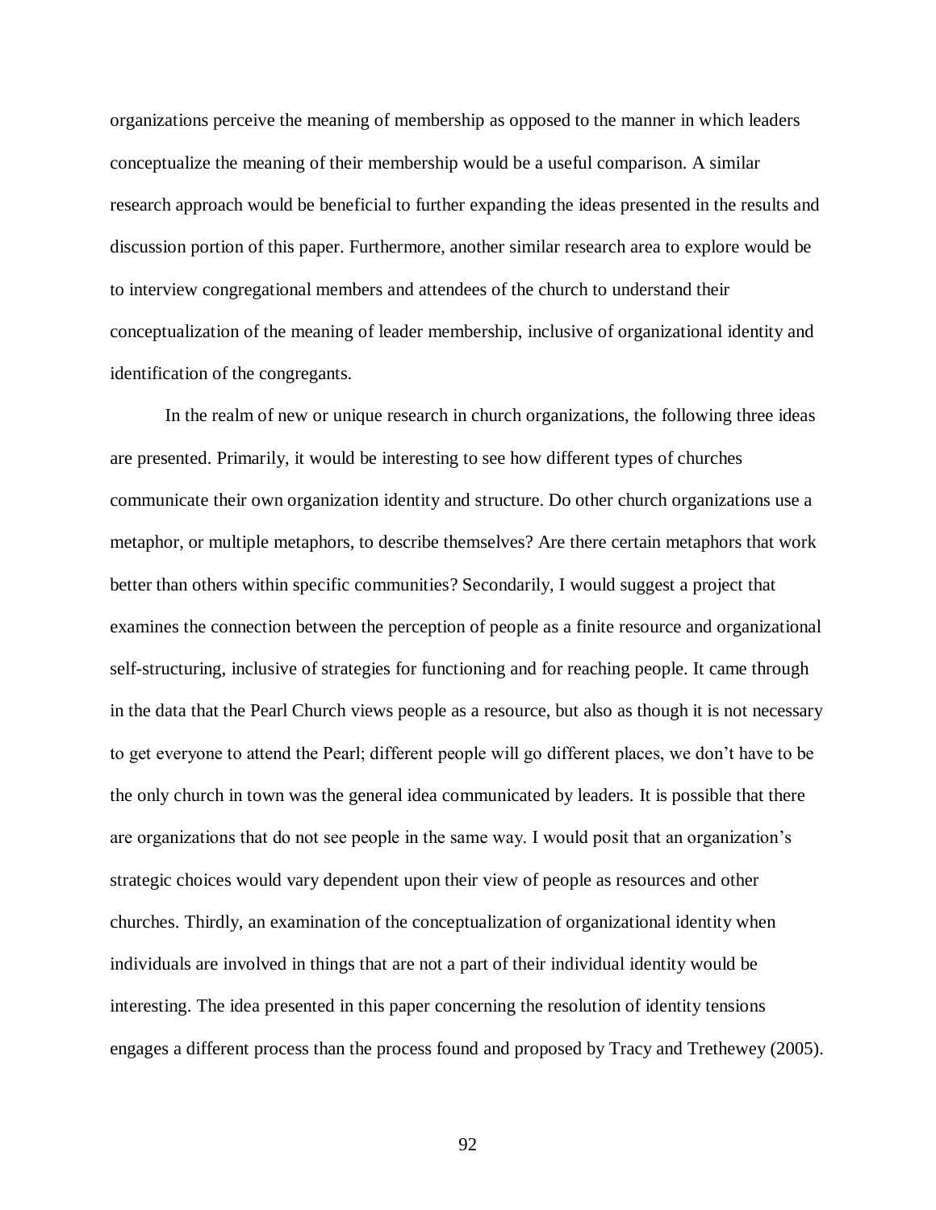organizations perceive the meaning of membership as opposed to the manner in which leaders conceptualize the meaning of their membership would be a useful comparison. A similar research approach would be beneficial to further expanding the ideas presented in the results and discussion portion of this paper. Furthermore, another similar research area to explore would be to interview congregational members and attendees of the church to understand their conceptualization of the meaning of leader membership, inclusive of organizational identity and identification of the congregants.

In the realm of new or unique research in church organizations, the following three ideas are presented. Primarily, it would be interesting to see how different types of churches communicate their own organization identity and structure. Do other church organizations use a metaphor, or multiple metaphors, to describe themselves? Are there certain metaphors that work better than others within specific communities? Secondarily, I would suggest a project that examines the connection between the perception of people as a finite resource and organizational self-structuring, inclusive of strategies for functioning and for reaching people. It came through in the data that the Pearl Church views people as a resource, but also as though it is not necessary to get everyone to attend the Pearl; different people will go different places, we don't have to be the only church in town was the general idea communicated by leaders. It is possible that there are organizations that do not see people in the same way. I would posit that an organization's strategic choices would vary dependent upon their view of people as resources and other churches. Thirdly, an examination of the conceptualization of organizational identity when individuals are involved in things that are not a part of their individual identity would be interesting. The idea presented in this paper concerning the resolution of identity tensions engages a different process than the process found and proposed by Tracy and Trethewey (2005).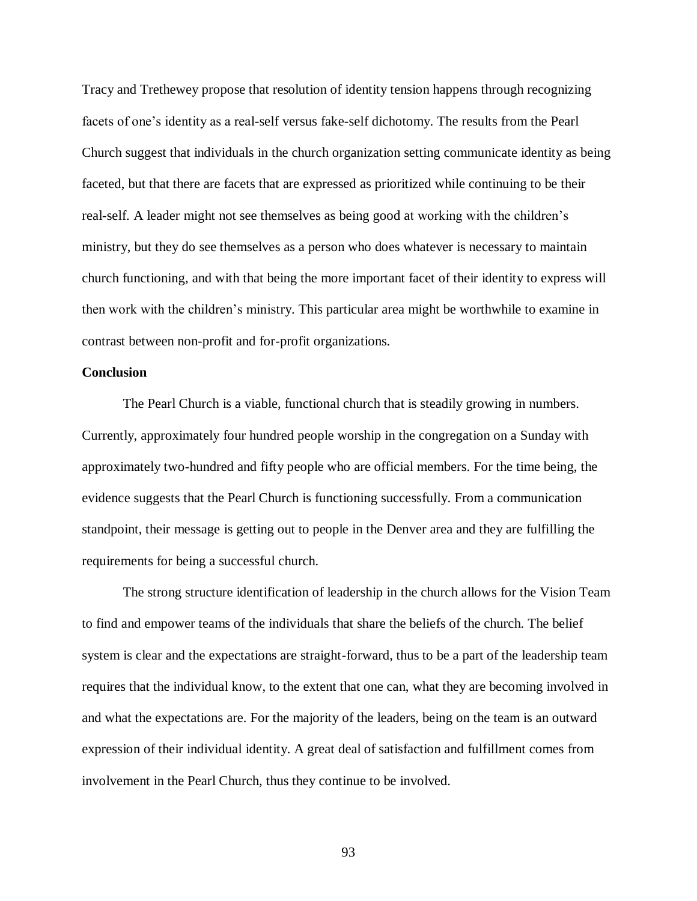Tracy and Trethewey propose that resolution of identity tension happens through recognizing facets of one's identity as a real-self versus fake-self dichotomy. The results from the Pearl Church suggest that individuals in the church organization setting communicate identity as being faceted, but that there are facets that are expressed as prioritized while continuing to be their real-self. A leader might not see themselves as being good at working with the children's ministry, but they do see themselves as a person who does whatever is necessary to maintain church functioning, and with that being the more important facet of their identity to express will then work with the children's ministry. This particular area might be worthwhile to examine in contrast between non-profit and for-profit organizations.

**Conclusion**

The Pearl Church is a viable, functional church that is steadily growing in numbers. Currently, approximately four hundred people worship in the congregation on a Sunday with approximately two-hundred and fifty people who are official members. For the time being, the evidence suggests that the Pearl Church is functioning successfully. From a communication standpoint, their message is getting out to people in the Denver area and they are fulfilling the requirements for being a successful church.

The strong structure identification of leadership in the church allows for the Vision Team to find and empower teams of the individuals that share the beliefs of the church. The belief system is clear and the expectations are straight-forward, thus to be a part of the leadership team requires that the individual know, to the extent that one can, what they are becoming involved in and what the expectations are. For the majority of the leaders, being on the team is an outward expression of their individual identity. A great deal of satisfaction and fulfillment comes from involvement in the Pearl Church, thus they continue to be involved.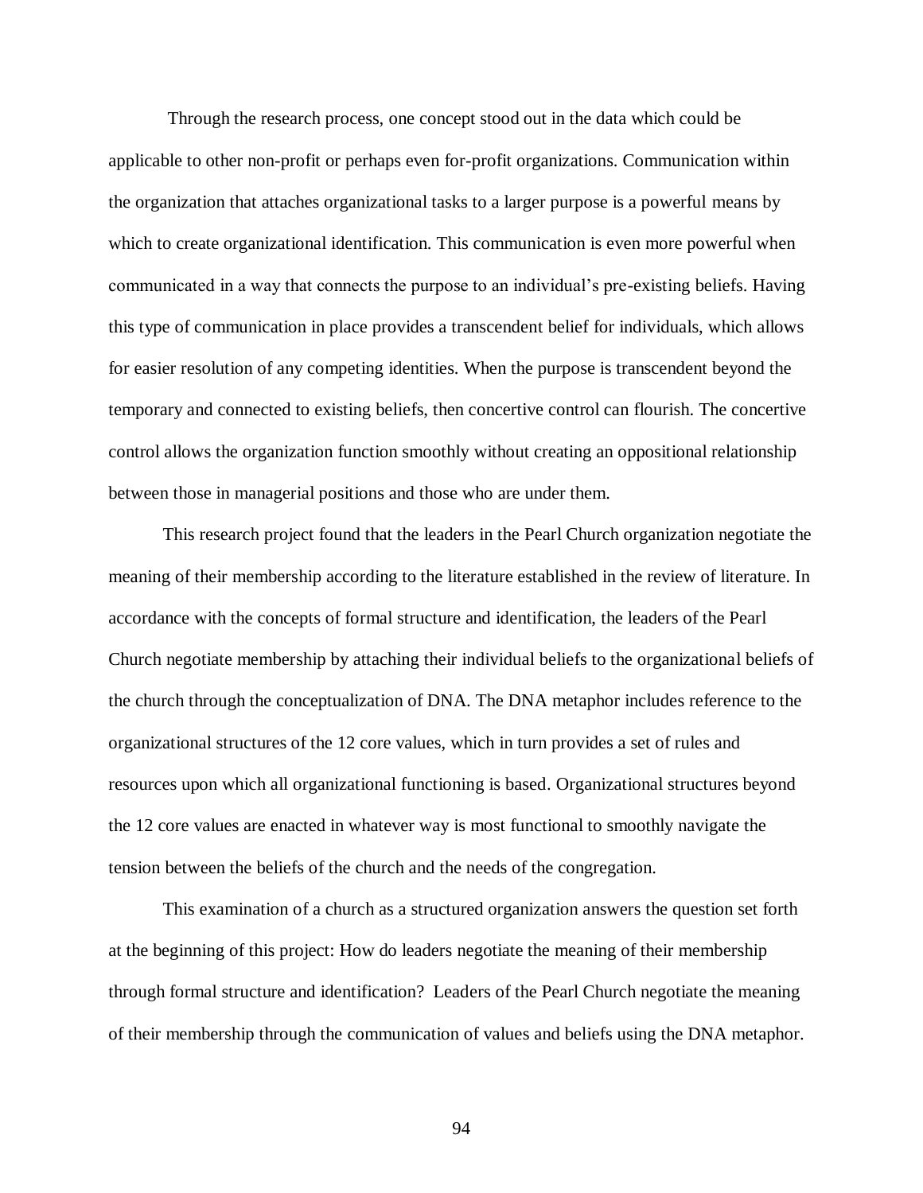Through the research process, one concept stood out in the data which could be applicable to other non-profit or perhaps even for-profit organizations. Communication within the organization that attaches organizational tasks to a larger purpose is a powerful means by which to create organizational identification. This communication is even more powerful when communicated in a way that connects the purpose to an individual's pre-existing beliefs. Having this type of communication in place provides a transcendent belief for individuals, which allows for easier resolution of any competing identities. When the purpose is transcendent beyond the temporary and connected to existing beliefs, then concertive control can flourish. The concertive control allows the organization function smoothly without creating an oppositional relationship between those in managerial positions and those who are under them.

This research project found that the leaders in the Pearl Church organization negotiate the meaning of their membership according to the literature established in the review of literature. In accordance with the concepts of formal structure and identification, the leaders of the Pearl Church negotiate membership by attaching their individual beliefs to the organizational beliefs of the church through the conceptualization of DNA. The DNA metaphor includes reference to the organizational structures of the 12 core values, which in turn provides a set of rules and resources upon which all organizational functioning is based. Organizational structures beyond the 12 core values are enacted in whatever way is most functional to smoothly navigate the tension between the beliefs of the church and the needs of the congregation.

This examination of a church as a structured organization answers the question set forth at the beginning of this project: How do leaders negotiate the meaning of their membership through formal structure and identification? Leaders of the Pearl Church negotiate the meaning of their membership through the communication of values and beliefs using the DNA metaphor.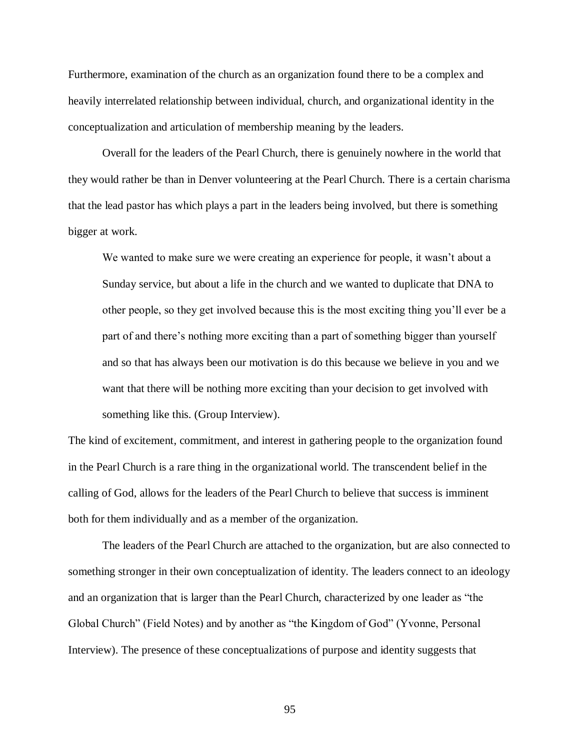Furthermore, examination of the church as an organization found there to be a complex and heavily interrelated relationship between individual, church, and organizational identity in the conceptualization and articulation of membership meaning by the leaders.

Overall for the leaders of the Pearl Church, there is genuinely nowhere in the world that they would rather be than in Denver volunteering at the Pearl Church. There is a certain charisma that the lead pastor has which plays a part in the leaders being involved, but there is something bigger at work.

> We wanted to make sure we were creating an experience for people, it wasn't about a Sunday service, but about a life in the church and we wanted to duplicate that DNA to other people, so they get involved because this is the most exciting thing you'll ever be a part of and there's nothing more exciting than a part of something bigger than yourself and so that has always been our motivation is do this because we believe in you and we want that there will be nothing more exciting than your decision to get involved with something like this. (Group Interview).

The kind of excitement, commitment, and interest in gathering people to the organization found in the Pearl Church is a rare thing in the organizational world. The transcendent belief in the calling of God, allows for the leaders of the Pearl Church to believe that success is imminent both for them individually and as a member of the organization.

The leaders of the Pearl Church are attached to the organization, but are also connected to something stronger in their own conceptualization of identity. The leaders connect to an ideology and an organization that is larger than the Pearl Church, characterized by one leader as "the Global Church" (Field Notes) and by another as "the Kingdom of God" (Yvonne, Personal Interview). The presence of these conceptualizations of purpose and identity suggests that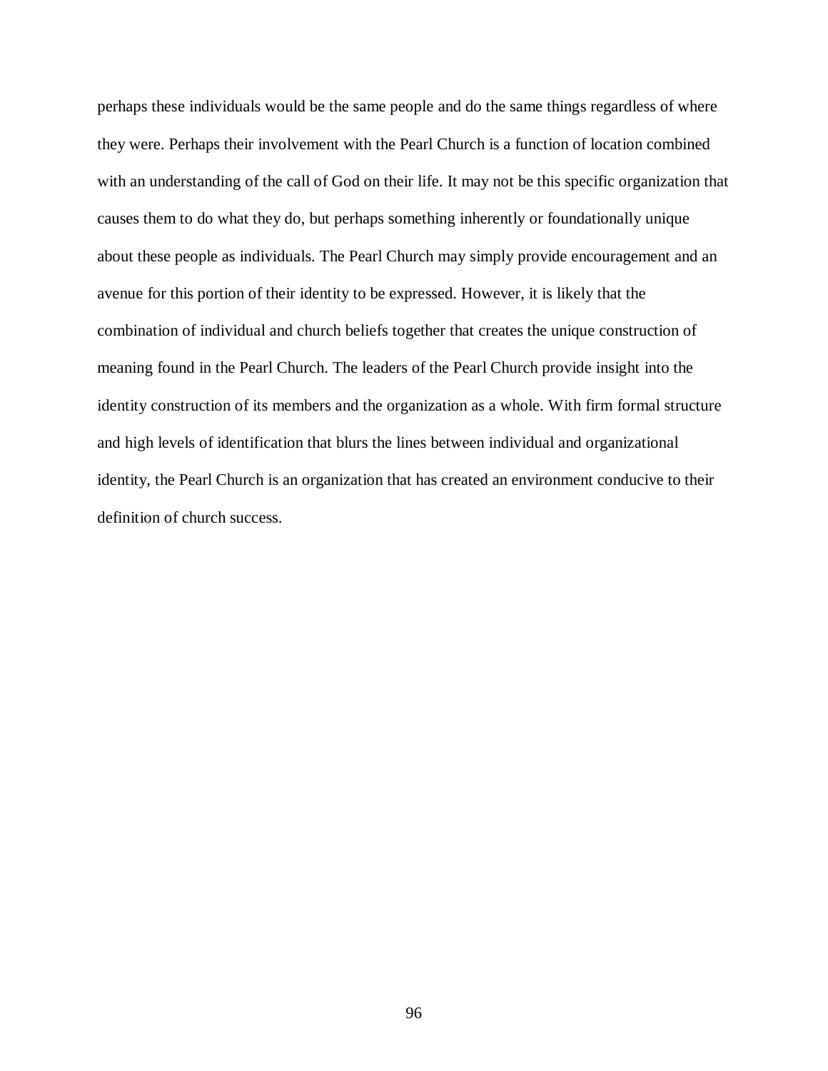perhaps these individuals would be the same people and do the same things regardless of where they were. Perhaps their involvement with the Pearl Church is a function of location combined with an understanding of the call of God on their life. It may not be this specific organization that causes them to do what they do, but perhaps something inherently or foundationally unique about these people as individuals. The Pearl Church may simply provide encouragement and an avenue for this portion of their identity to be expressed. However, it is likely that the combination of individual and church beliefs together that creates the unique construction of meaning found in the Pearl Church. The leaders of the Pearl Church provide insight into the identity construction of its members and the organization as a whole. With firm formal structure and high levels of identification that blurs the lines between individual and organizational identity, the Pearl Church is an organization that has created an environment conducive to their definition of church success.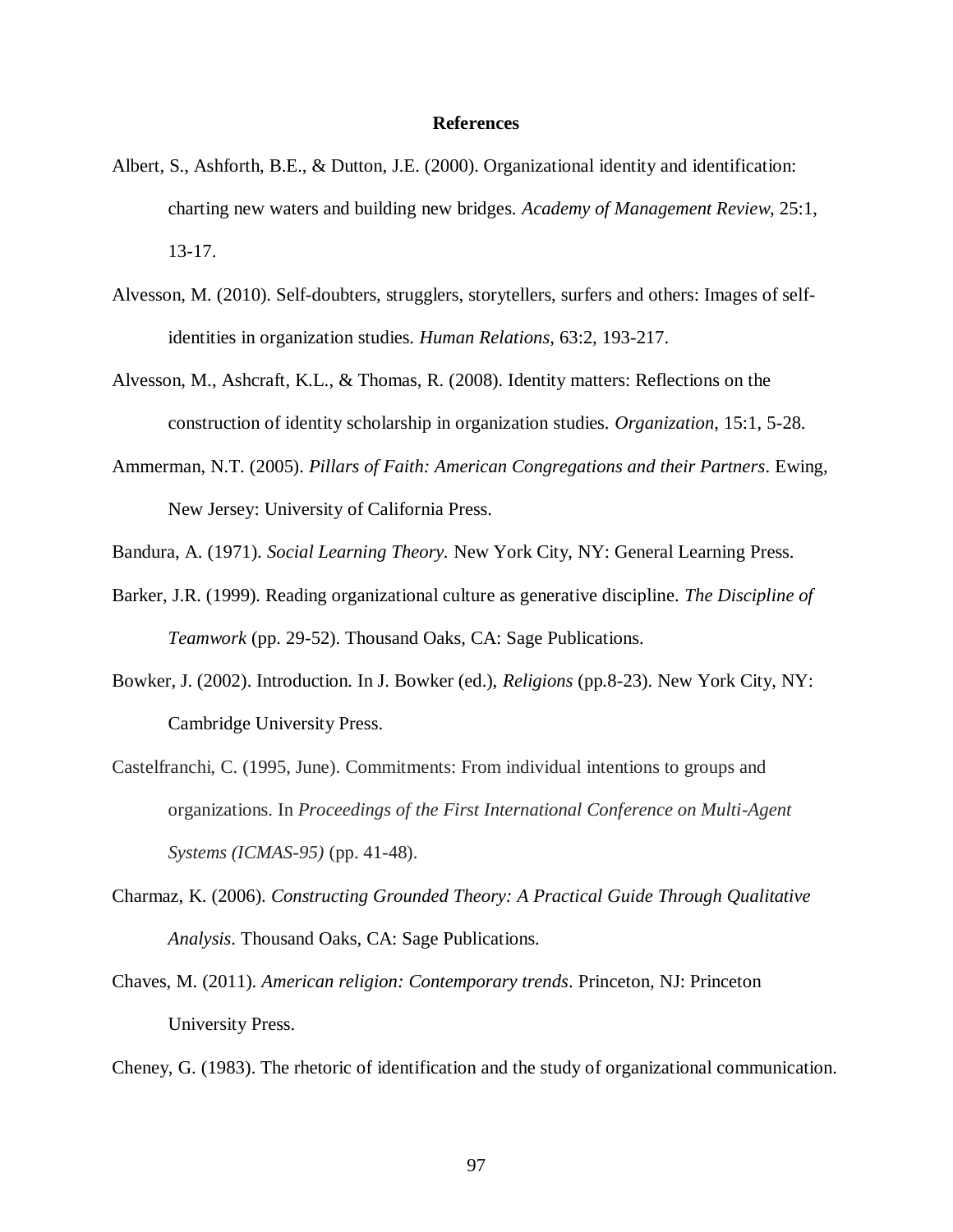**References**

Albert, S., Ashforth, B.E., & Dutton, J.E. (2000). Organizational identity and identification: charting new waters and building new bridges. *Academy of Management Review*, 25:1, 13-17.

Alvesson, M. (2010). Self-doubters, strugglers, storytellers, surfers and others: Images of self-identities in organization studies. *Human Relations*, 63:2, 193-217.

Alvesson, M., Ashcraft, K.L., & Thomas, R. (2008). Identity matters: Reflections on the construction of identity scholarship in organization studies. *Organization*, 15:1, 5-28.

Ammerman, N.T. (2005). *Pillars of Faith: American Congregations and their Partners*. Ewing, New Jersey: University of California Press.

Bandura, A. (1971). *Social Learning Theory.* New York City, NY: General Learning Press.

Barker, J.R. (1999). Reading organizational culture as generative discipline. *The Discipline of Teamwork* (pp. 29-52). Thousand Oaks, CA: Sage Publications.

Bowker, J. (2002). Introduction. In J. Bowker (ed.), *Religions* (pp.8-23). New York City, NY: Cambridge University Press.

Castelfranchi, C. (1995, June). Commitments: From individual intentions to groups and organizations. In *Proceedings of the First International Conference on Multi-Agent Systems (ICMAS-95)* (pp. 41-48).

Charmaz, K. (2006). *Constructing Grounded Theory: A Practical Guide Through Qualitative Analysis*. Thousand Oaks, CA: Sage Publications.

Chaves, M. (2011). *American religion: Contemporary trends*. Princeton, NJ: Princeton University Press.

Cheney, G. (1983). The rhetoric of identification and the study of organizational communication.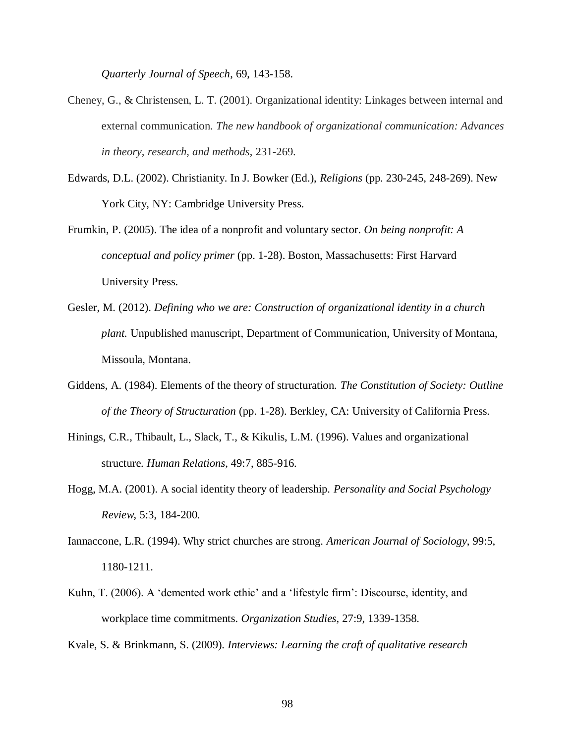*Quarterly Journal of Speech*, 69, 143-158.

Cheney, G., & Christensen, L. T. (2001). Organizational identity: Linkages between internal and external communication. *The new handbook of organizational communication: Advances in theory, research, and methods*, 231-269.

Edwards, D.L. (2002). Christianity. In J. Bowker (Ed.), *Religions* (pp. 230-245, 248-269). New York City, NY: Cambridge University Press.

Frumkin, P. (2005). The idea of a nonprofit and voluntary sector. *On being nonprofit: A conceptual and policy primer* (pp. 1-28). Boston, Massachusetts: First Harvard University Press.

Gesler, M. (2012). *Defining who we are: Construction of organizational identity in a church plant.* Unpublished manuscript, Department of Communication, University of Montana, Missoula, Montana.

Giddens, A. (1984). Elements of the theory of structuration. *The Constitution of Society: Outline of the Theory of Structuration* (pp. 1-28). Berkley, CA: University of California Press.

Hinings, C.R., Thibault, L., Slack, T., & Kikulis, L.M. (1996). Values and organizational structure. *Human Relations*, 49:7, 885-916.

Hogg, M.A. (2001). A social identity theory of leadership. *Personality and Social Psychology Review*, 5:3, 184-200.

Iannaccone, L.R. (1994). Why strict churches are strong. *American Journal of Sociology*, 99:5, 1180-1211.

Kuhn, T. (2006). A 'demented work ethic' and a 'lifestyle firm': Discourse, identity, and workplace time commitments. *Organization Studies*, 27:9, 1339-1358.

Kvale, S. & Brinkmann, S. (2009). *Interviews: Learning the craft of qualitative research*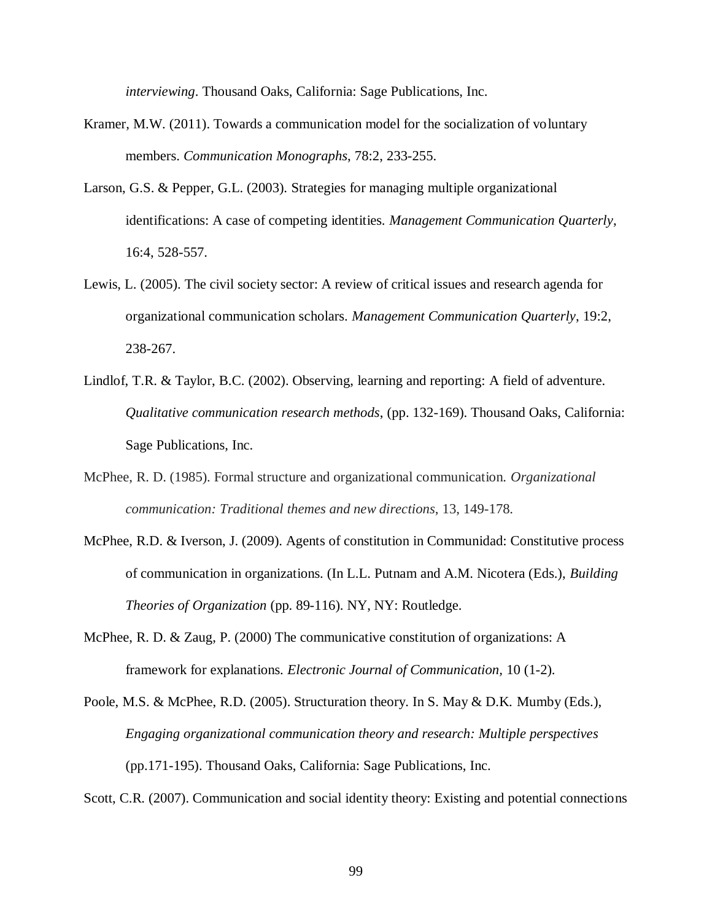*interviewing*. Thousand Oaks, California: Sage Publications, Inc.

Kramer, M.W. (2011). Towards a communication model for the socialization of voluntary members. *Communication Monographs*, 78:2, 233-255.

Larson, G.S. & Pepper, G.L. (2003). Strategies for managing multiple organizational identifications: A case of competing identities. *Management Communication Quarterly*, 16:4, 528-557.

Lewis, L. (2005). The civil society sector: A review of critical issues and research agenda for organizational communication scholars. *Management Communication Quarterly*, 19:2, 238-267.

Lindlof, T.R. & Taylor, B.C. (2002). Observing, learning and reporting: A field of adventure. *Qualitative communication research methods*, (pp. 132-169). Thousand Oaks, California: Sage Publications, Inc.

McPhee, R. D. (1985). Formal structure and organizational communication. *Organizational communication: Traditional themes and new directions*, 13, 149-178.

McPhee, R.D. & Iverson, J. (2009). Agents of constitution in Communidad: Constitutive process of communication in organizations. (In L.L. Putnam and A.M. Nicotera (Eds.), *Building Theories of Organization* (pp. 89-116). NY, NY: Routledge.

McPhee, R. D. & Zaug, P. (2000) The communicative constitution of organizations: A framework for explanations. *Electronic Journal of Communication,* 10 (1-2).

Poole, M.S. & McPhee, R.D. (2005). Structuration theory. In S. May & D.K. Mumby (Eds.), *Engaging organizational communication theory and research: Multiple perspectives* (pp.171-195). Thousand Oaks, California: Sage Publications, Inc.

Scott, C.R. (2007). Communication and social identity theory: Existing and potential connections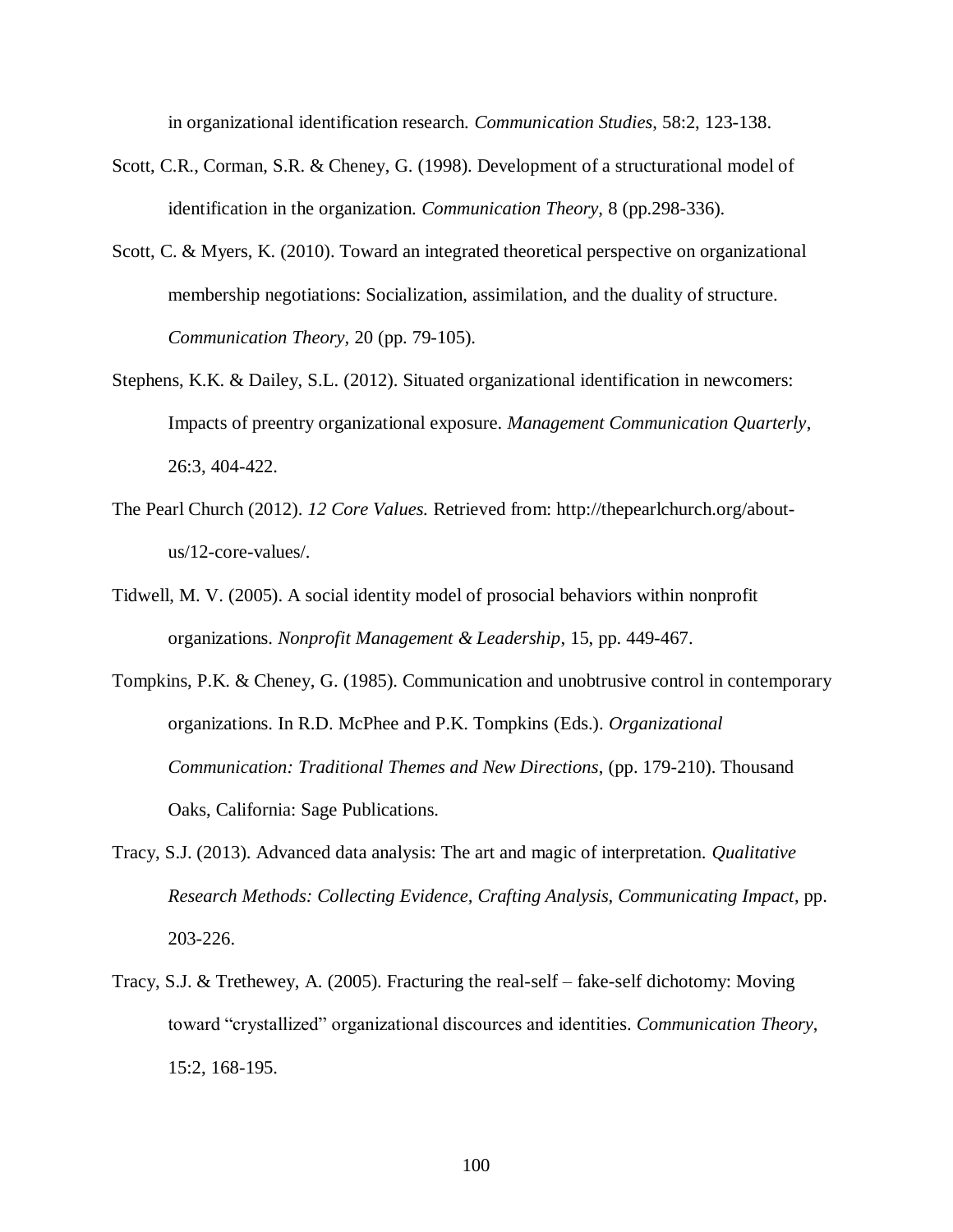in organizational identification research. *Communication Studies*, 58:2, 123-138.

Scott, C.R., Corman, S.R. & Cheney, G. (1998). Development of a structurational model of identification in the organization. *Communication Theory,* 8 (pp.298-336).

Scott, C. & Myers, K. (2010). Toward an integrated theoretical perspective on organizational membership negotiations: Socialization, assimilation, and the duality of structure. *Communication Theory,* 20 (pp. 79-105).

Stephens, K.K. & Dailey, S.L. (2012). Situated organizational identification in newcomers: Impacts of preentry organizational exposure. *Management Communication Quarterly*, 26:3, 404-422.

The Pearl Church (2012). *12 Core Values.* Retrieved from: http://thepearlchurch.org/about-us/12-core-values/.

Tidwell, M. V. (2005). A social identity model of prosocial behaviors within nonprofit organizations. *Nonprofit Management & Leadership,* 15, pp. 449-467.

Tompkins, P.K. & Cheney, G. (1985). Communication and unobtrusive control in contemporary organizations. In R.D. McPhee and P.K. Tompkins (Eds.). *Organizational Communication: Traditional Themes and New Directions*, (pp. 179-210). Thousand Oaks, California: Sage Publications.

Tracy, S.J. (2013). Advanced data analysis: The art and magic of interpretation. *Qualitative Research Methods: Collecting Evidence, Crafting Analysis, Communicating Impact*, pp. 203-226.

Tracy, S.J. & Trethewey, A. (2005). Fracturing the real-self – fake-self dichotomy: Moving toward "crystallized" organizational discources and identities. *Communication Theory,* 15:2, 168-195.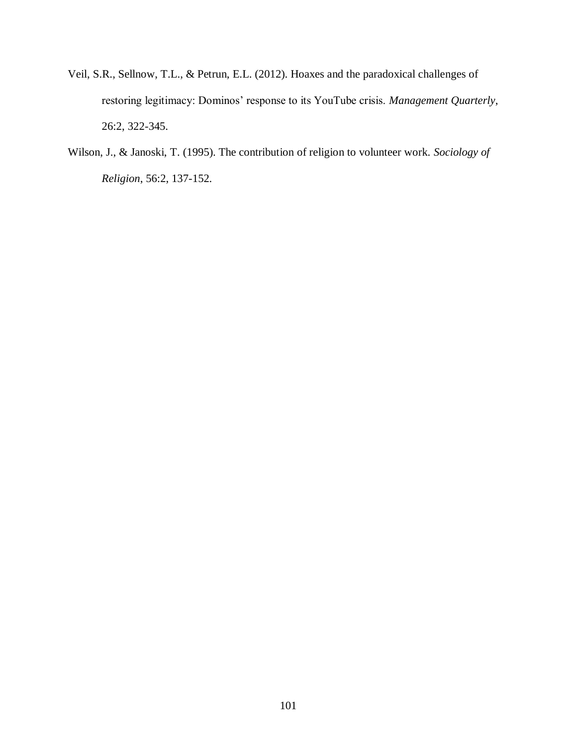Veil, S.R., Sellnow, T.L., & Petrun, E.L. (2012). Hoaxes and the paradoxical challenges of restoring legitimacy: Dominos' response to its YouTube crisis. *Management Quarterly*, 26:2, 322-345.

Wilson, J., & Janoski, T. (1995). The contribution of religion to volunteer work. *Sociology of Religion*, 56:2, 137-152.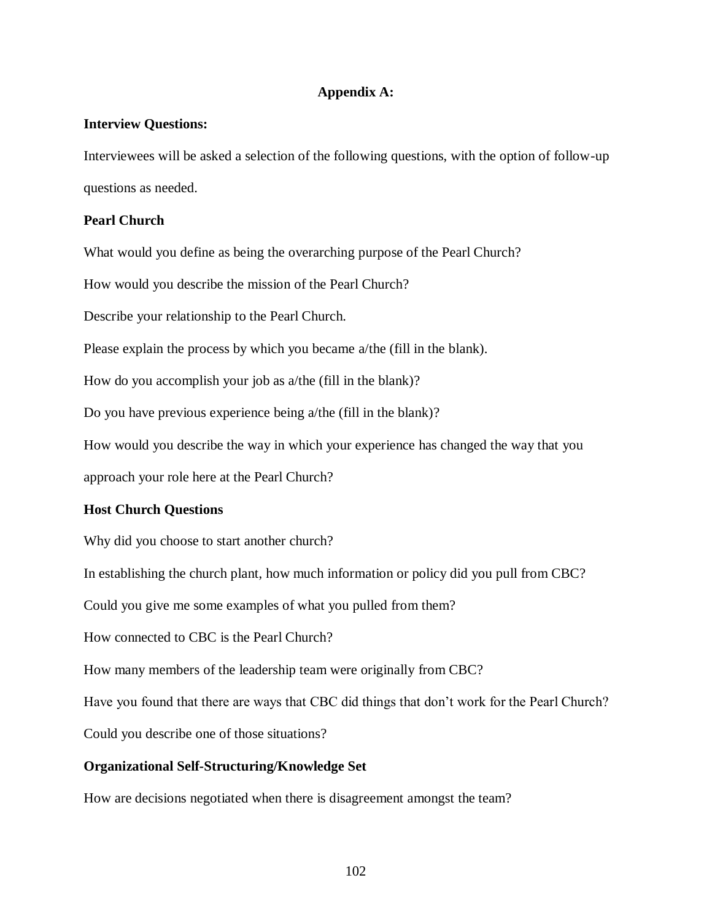# Appendix A:

**Interview Questions:**

Interviewees will be asked a selection of the following questions, with the option of follow-up questions as needed.

**Pearl Church**

What would you define as being the overarching purpose of the Pearl Church?

How would you describe the mission of the Pearl Church?

Describe your relationship to the Pearl Church.

Please explain the process by which you became a/the (fill in the blank).

How do you accomplish your job as a/the (fill in the blank)?

Do you have previous experience being a/the (fill in the blank)?

How would you describe the way in which your experience has changed the way that you approach your role here at the Pearl Church?

**Host Church Questions**

Why did you choose to start another church?

In establishing the church plant, how much information or policy did you pull from CBC?

Could you give me some examples of what you pulled from them?

How connected to CBC is the Pearl Church?

How many members of the leadership team were originally from CBC?

Have you found that there are ways that CBC did things that don't work for the Pearl Church?

Could you describe one of those situations?

**Organizational Self-Structuring/Knowledge Set**

How are decisions negotiated when there is disagreement amongst the team?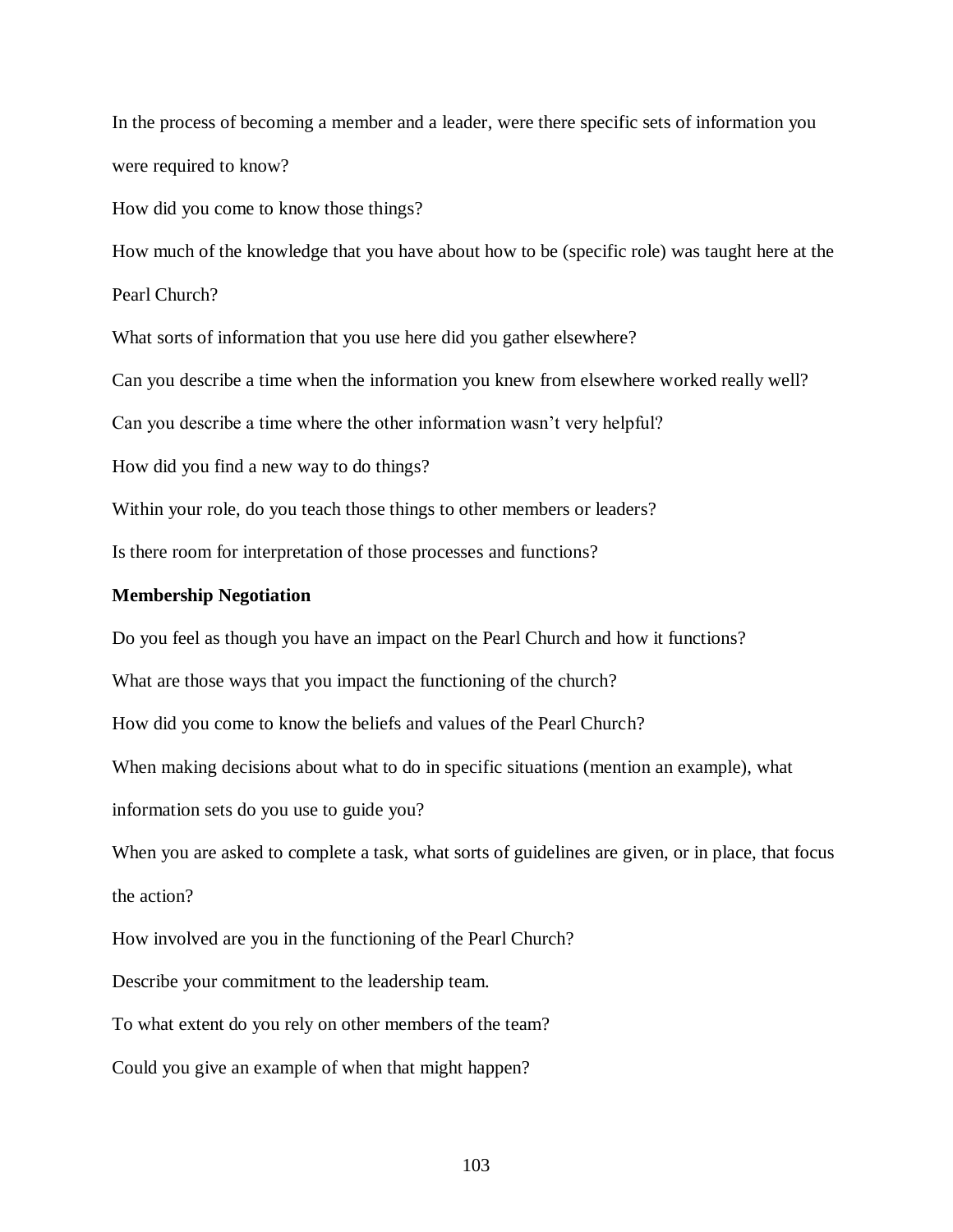In the process of becoming a member and a leader, were there specific sets of information you were required to know?

How did you come to know those things?

How much of the knowledge that you have about how to be (specific role) was taught here at the Pearl Church?

What sorts of information that you use here did you gather elsewhere?

Can you describe a time when the information you knew from elsewhere worked really well?

Can you describe a time where the other information wasn't very helpful?

How did you find a new way to do things?

Within your role, do you teach those things to other members or leaders?

Is there room for interpretation of those processes and functions?

**Membership Negotiation**

Do you feel as though you have an impact on the Pearl Church and how it functions?

What are those ways that you impact the functioning of the church?

How did you come to know the beliefs and values of the Pearl Church?

When making decisions about what to do in specific situations (mention an example), what information sets do you use to guide you?

When you are asked to complete a task, what sorts of guidelines are given, or in place, that focus the action?

How involved are you in the functioning of the Pearl Church?

Describe your commitment to the leadership team.

To what extent do you rely on other members of the team?

Could you give an example of when that might happen?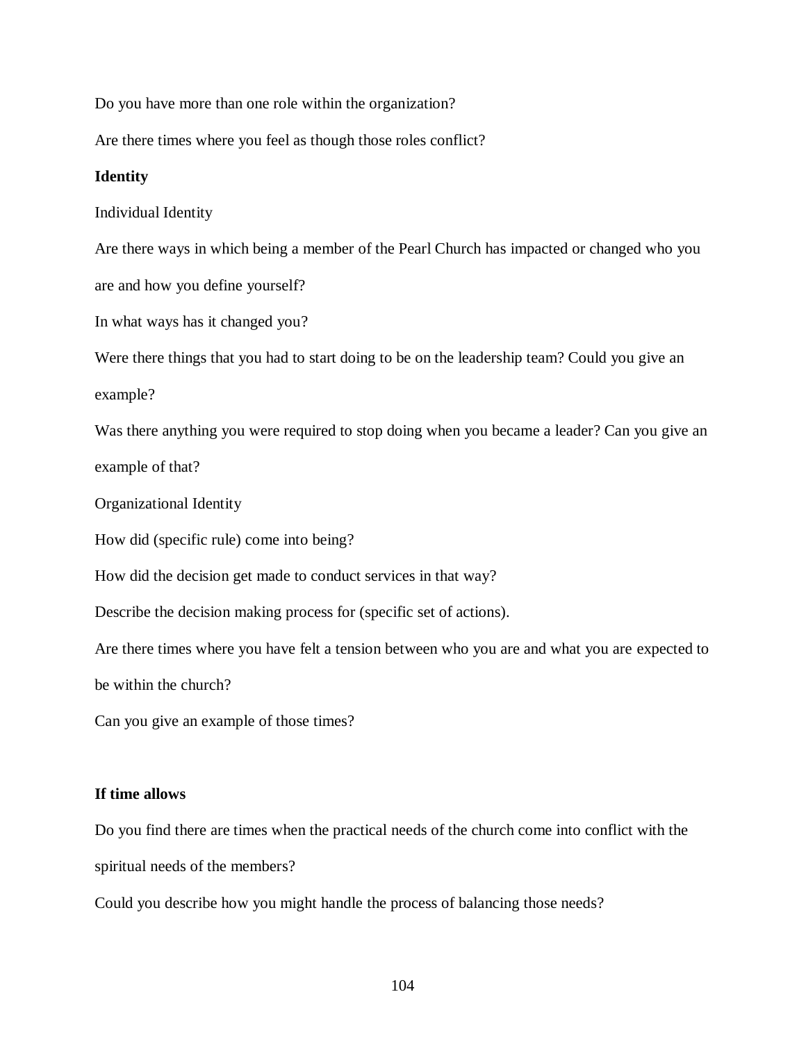Do you have more than one role within the organization?

Are there times where you feel as though those roles conflict?

**Identity**

Individual Identity

Are there ways in which being a member of the Pearl Church has impacted or changed who you are and how you define yourself?

In what ways has it changed you?

Were there things that you had to start doing to be on the leadership team? Could you give an example?

Was there anything you were required to stop doing when you became a leader? Can you give an example of that?

Organizational Identity

How did (specific rule) come into being?

How did the decision get made to conduct services in that way?

Describe the decision making process for (specific set of actions).

Are there times where you have felt a tension between who you are and what you are expected to be within the church?

Can you give an example of those times?

**If time allows**

Do you find there are times when the practical needs of the church come into conflict with the spiritual needs of the members?

Could you describe how you might handle the process of balancing those needs?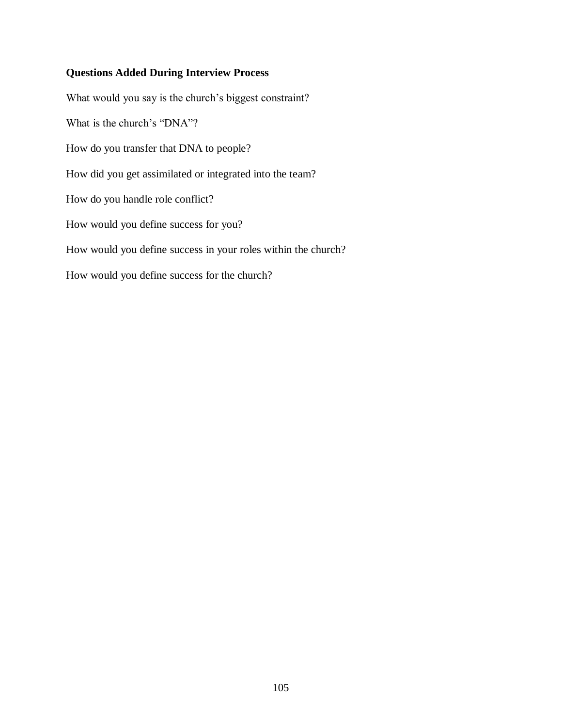**Questions Added During Interview Process**

What would you say is the church's biggest constraint?

What is the church's "DNA"?

How do you transfer that DNA to people?

How did you get assimilated or integrated into the team?

How do you handle role conflict?

How would you define success for you?

How would you define success in your roles within the church?

How would you define success for the church?